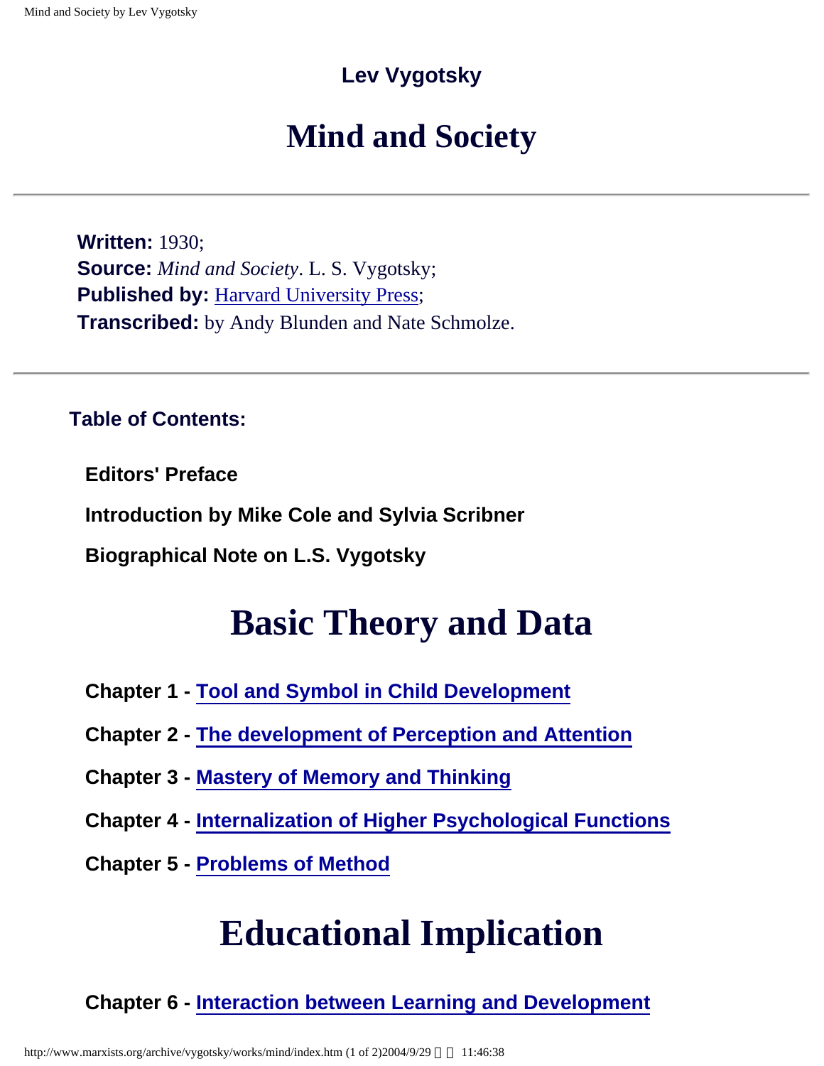**Lev Vygotsky**

# Mind and Society

---

**Written:** 1930;
**Source:** *Mind and Society*. L. S. Vygotsky;
**Published by:** Harvard University Press;
**Transcribed:** by Andy Blunden and Nate Schmolze.

---

**Table of Contents:**

**Editors' Preface**

**Introduction by Mike Cole and Sylvia Scribner**

**Biographical Note on L.S. Vygotsky**

## Basic Theory and Data

**Chapter 1 - Tool and Symbol in Child Development**

**Chapter 2 - The development of Perception and Attention**

**Chapter 3 - Mastery of Memory and Thinking**

**Chapter 4 - Internalization of Higher Psychological Functions**

**Chapter 5 - Problems of Method**

## Educational Implication

**Chapter 6 - Interaction between Learning and Development**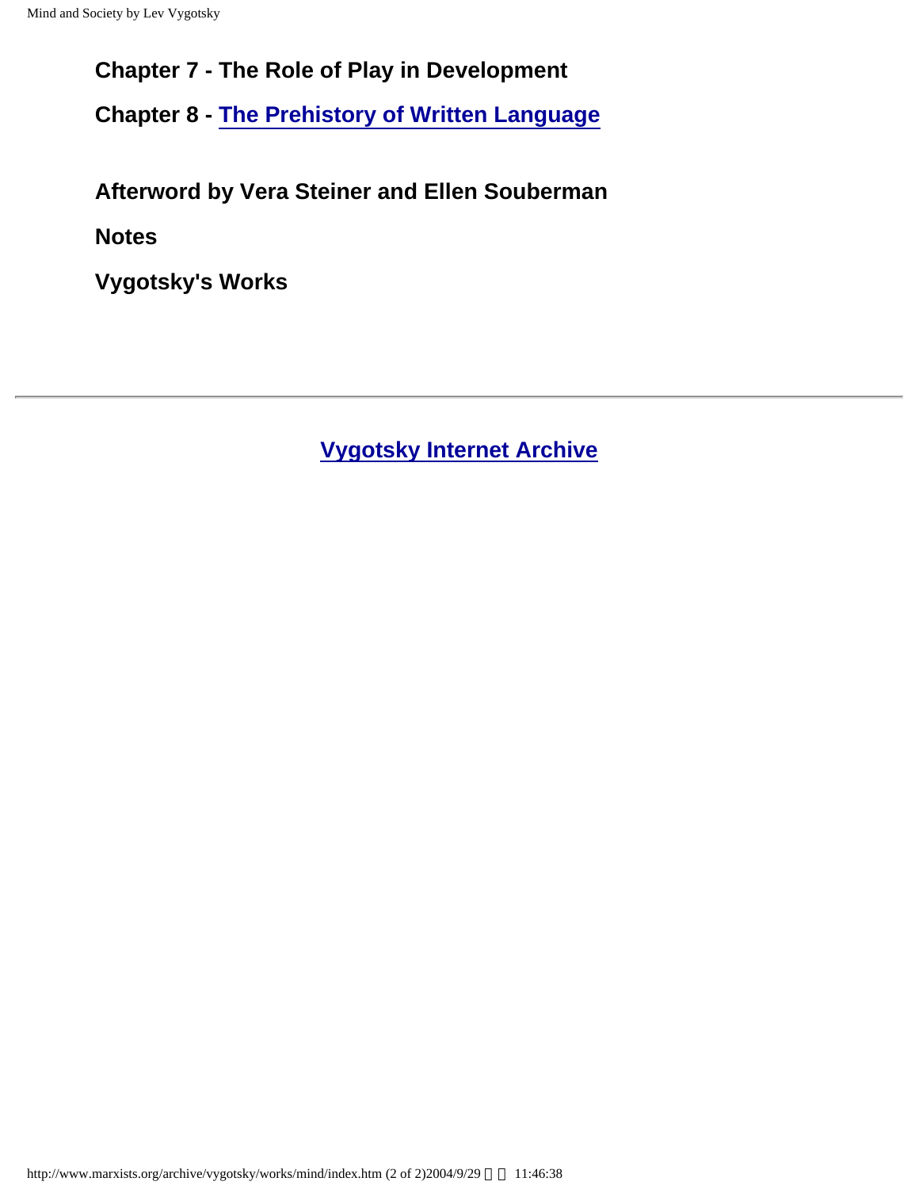**Chapter 7 - The Role of Play in Development**

**Chapter 8 - The Prehistory of Written Language**

**Afterword by Vera Steiner and Ellen Souberman**

**Notes**

**Vygotsky's Works**

---

**Vygotsky Internet Archive**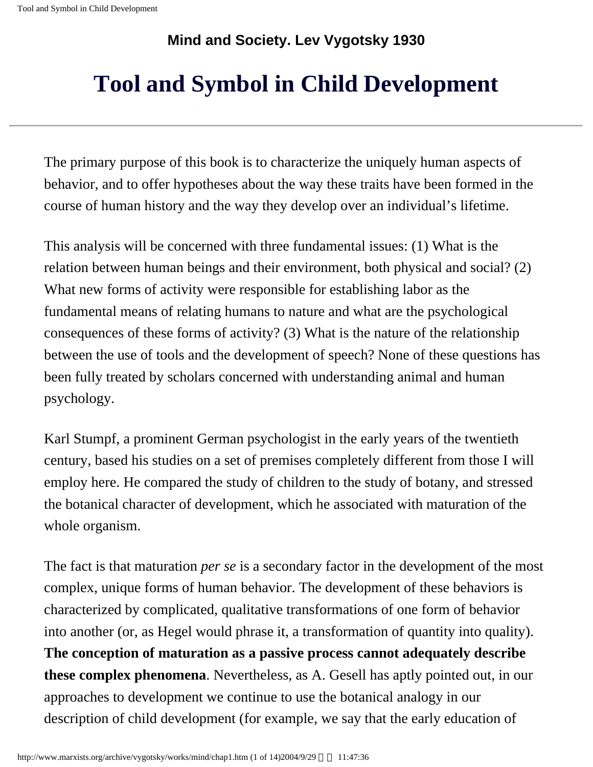**Mind and Society. Lev Vygotsky 1930**

# Tool and Symbol in Child Development

---

The primary purpose of this book is to characterize the uniquely human aspects of behavior, and to offer hypotheses about the way these traits have been formed in the course of human history and the way they develop over an individual's lifetime.

This analysis will be concerned with three fundamental issues: (1) What is the relation between human beings and their environment, both physical and social? (2) What new forms of activity were responsible for establishing labor as the fundamental means of relating humans to nature and what are the psychological consequences of these forms of activity? (3) What is the nature of the relationship between the use of tools and the development of speech? None of these questions has been fully treated by scholars concerned with understanding animal and human psychology.

Karl Stumpf, a prominent German psychologist in the early years of the twentieth century, based his studies on a set of premises completely different from those I will employ here. He compared the study of children to the study of botany, and stressed the botanical character of development, which he associated with maturation of the whole organism.

The fact is that maturation *per se* is a secondary factor in the development of the most complex, unique forms of human behavior. The development of these behaviors is characterized by complicated, qualitative transformations of one form of behavior into another (or, as Hegel would phrase it, a transformation of quantity into quality). **The conception of maturation as a passive process cannot adequately describe these complex phenomena**. Nevertheless, as A. Gesell has aptly pointed out, in our approaches to development we continue to use the botanical analogy in our description of child development (for example, we say that the early education of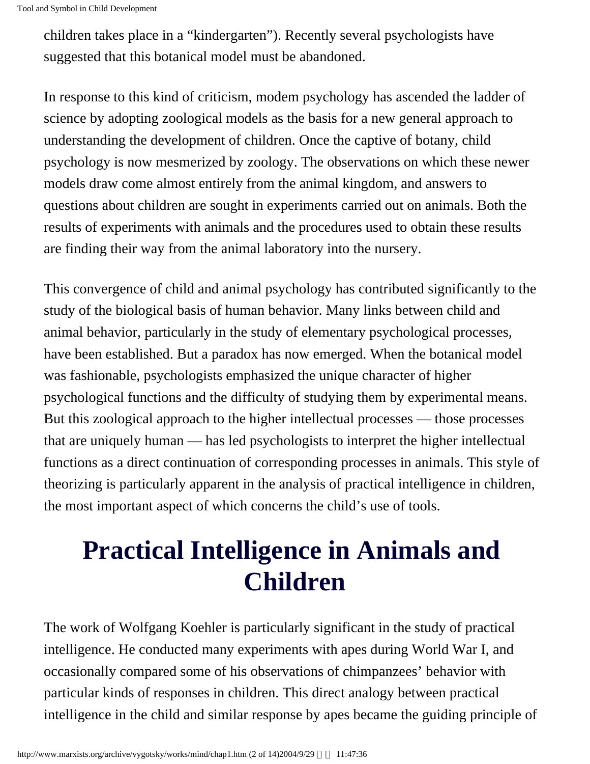children takes place in a “kindergarten”). Recently several psychologists have suggested that this botanical model must be abandoned.

In response to this kind of criticism, modem psychology has ascended the ladder of science by adopting zoological models as the basis for a new general approach to understanding the development of children. Once the captive of botany, child psychology is now mesmerized by zoology. The observations on which these newer models draw come almost entirely from the animal kingdom, and answers to questions about children are sought in experiments carried out on animals. Both the results of experiments with animals and the procedures used to obtain these results are finding their way from the animal laboratory into the nursery.

This convergence of child and animal psychology has contributed significantly to the study of the biological basis of human behavior. Many links between child and animal behavior, particularly in the study of elementary psychological processes, have been established. But a paradox has now emerged. When the botanical model was fashionable, psychologists emphasized the unique character of higher psychological functions and the difficulty of studying them by experimental means. But this zoological approach to the higher intellectual processes — those processes that are uniquely human — has led psychologists to interpret the higher intellectual functions as a direct continuation of corresponding processes in animals. This style of theorizing is particularly apparent in the analysis of practical intelligence in children, the most important aspect of which concerns the child’s use of tools.

# Practical Intelligence in Animals and Children

The work of Wolfgang Koehler is particularly significant in the study of practical intelligence. He conducted many experiments with apes during World War I, and occasionally compared some of his observations of chimpanzees’ behavior with particular kinds of responses in children. This direct analogy between practical intelligence in the child and similar response by apes became the guiding principle of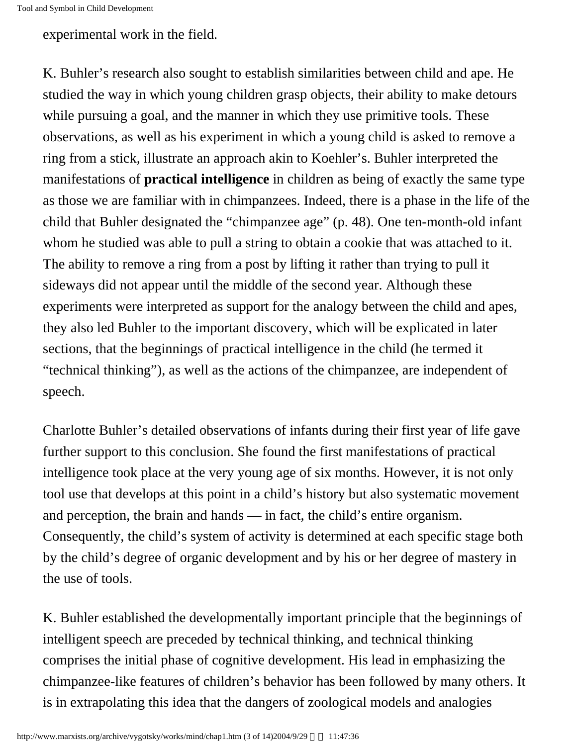experimental work in the field.

K. Buhler's research also sought to establish similarities between child and ape. He studied the way in which young children grasp objects, their ability to make detours while pursuing a goal, and the manner in which they use primitive tools. These observations, as well as his experiment in which a young child is asked to remove a ring from a stick, illustrate an approach akin to Koehler's. Buhler interpreted the manifestations of **practical intelligence** in children as being of exactly the same type as those we are familiar with in chimpanzees. Indeed, there is a phase in the life of the child that Buhler designated the "chimpanzee age" (p. 48). One ten-month-old infant whom he studied was able to pull a string to obtain a cookie that was attached to it. The ability to remove a ring from a post by lifting it rather than trying to pull it sideways did not appear until the middle of the second year. Although these experiments were interpreted as support for the analogy between the child and apes, they also led Buhler to the important discovery, which will be explicated in later sections, that the beginnings of practical intelligence in the child (he termed it "technical thinking"), as well as the actions of the chimpanzee, are independent of speech.

Charlotte Buhler's detailed observations of infants during their first year of life gave further support to this conclusion. She found the first manifestations of practical intelligence took place at the very young age of six months. However, it is not only tool use that develops at this point in a child's history but also systematic movement and perception, the brain and hands — in fact, the child's entire organism. Consequently, the child's system of activity is determined at each specific stage both by the child's degree of organic development and by his or her degree of mastery in the use of tools.

K. Buhler established the developmentally important principle that the beginnings of intelligent speech are preceded by technical thinking, and technical thinking comprises the initial phase of cognitive development. His lead in emphasizing the chimpanzee-like features of children's behavior has been followed by many others. It is in extrapolating this idea that the dangers of zoological models and analogies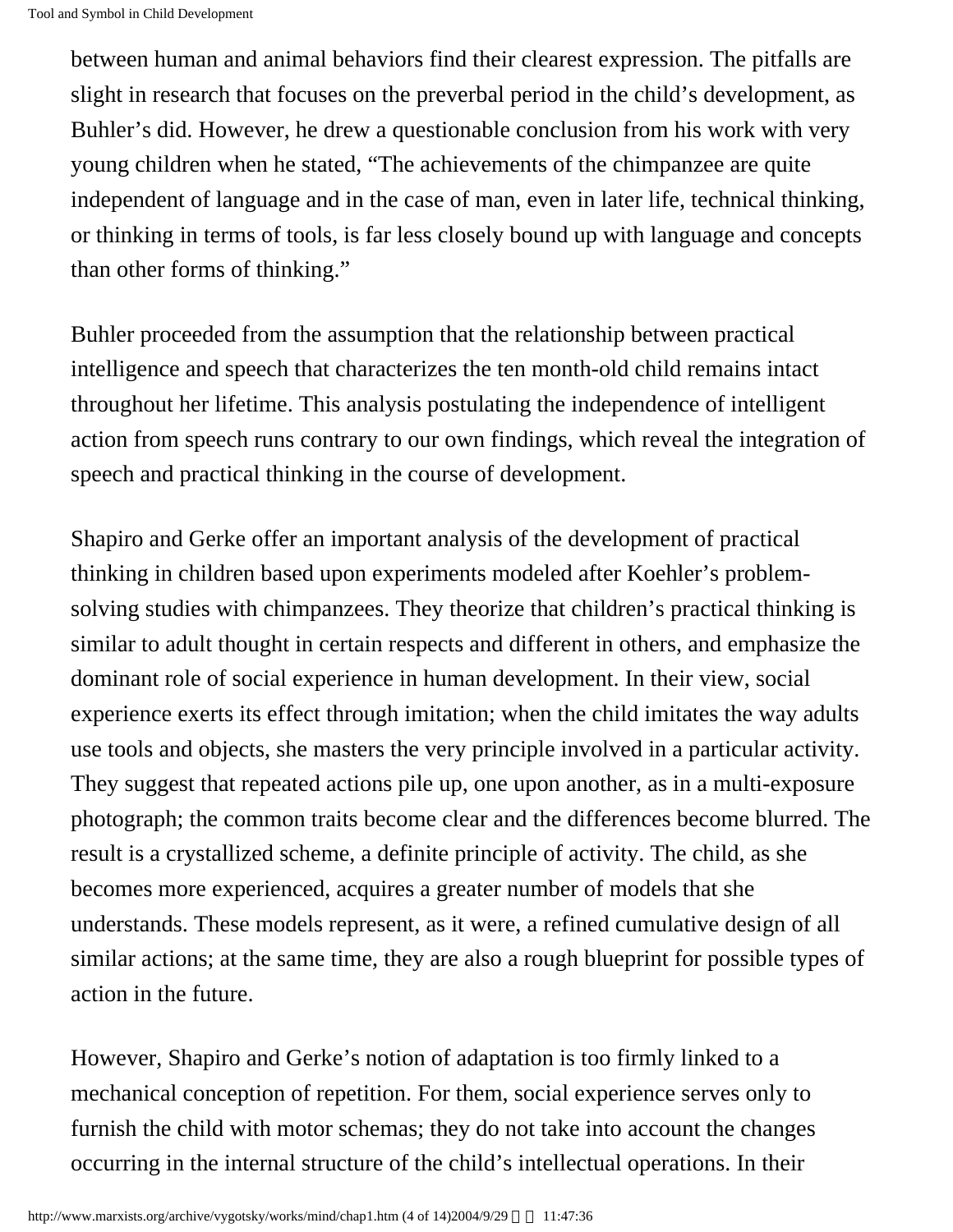between human and animal behaviors find their clearest expression. The pitfalls are slight in research that focuses on the preverbal period in the child's development, as Buhler's did. However, he drew a questionable conclusion from his work with very young children when he stated, "The achievements of the chimpanzee are quite independent of language and in the case of man, even in later life, technical thinking, or thinking in terms of tools, is far less closely bound up with language and concepts than other forms of thinking."

Buhler proceeded from the assumption that the relationship between practical intelligence and speech that characterizes the ten month-old child remains intact throughout her lifetime. This analysis postulating the independence of intelligent action from speech runs contrary to our own findings, which reveal the integration of speech and practical thinking in the course of development.

Shapiro and Gerke offer an important analysis of the development of practical thinking in children based upon experiments modeled after Koehler's problem-solving studies with chimpanzees. They theorize that children's practical thinking is similar to adult thought in certain respects and different in others, and emphasize the dominant role of social experience in human development. In their view, social experience exerts its effect through imitation; when the child imitates the way adults use tools and objects, she masters the very principle involved in a particular activity. They suggest that repeated actions pile up, one upon another, as in a multi-exposure photograph; the common traits become clear and the differences become blurred. The result is a crystallized scheme, a definite principle of activity. The child, as she becomes more experienced, acquires a greater number of models that she understands. These models represent, as it were, a refined cumulative design of all similar actions; at the same time, they are also a rough blueprint for possible types of action in the future.

However, Shapiro and Gerke's notion of adaptation is too firmly linked to a mechanical conception of repetition. For them, social experience serves only to furnish the child with motor schemas; they do not take into account the changes occurring in the internal structure of the child's intellectual operations. In their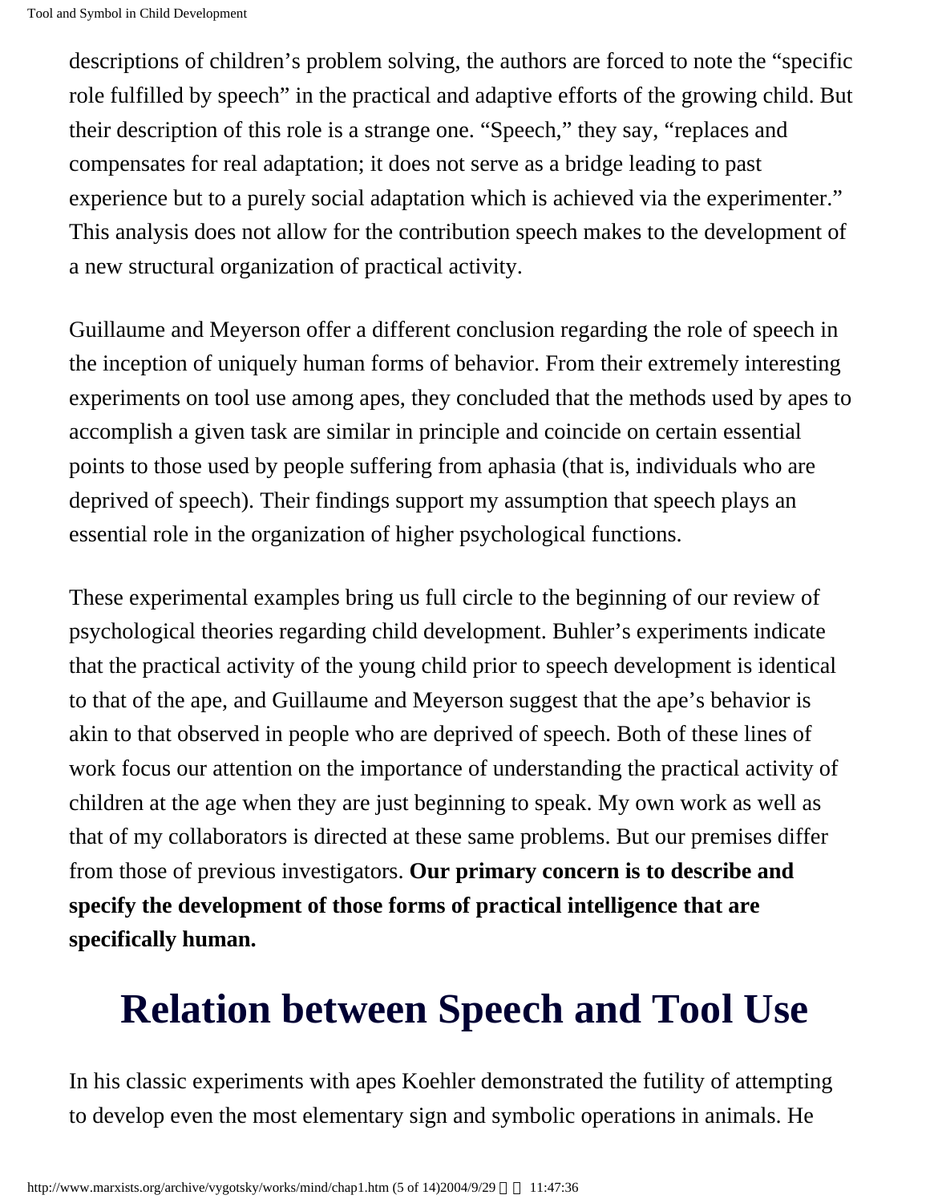descriptions of children's problem solving, the authors are forced to note the "specific role fulfilled by speech" in the practical and adaptive efforts of the growing child. But their description of this role is a strange one. "Speech," they say, "replaces and compensates for real adaptation; it does not serve as a bridge leading to past experience but to a purely social adaptation which is achieved via the experimenter." This analysis does not allow for the contribution speech makes to the development of a new structural organization of practical activity.

Guillaume and Meyerson offer a different conclusion regarding the role of speech in the inception of uniquely human forms of behavior. From their extremely interesting experiments on tool use among apes, they concluded that the methods used by apes to accomplish a given task are similar in principle and coincide on certain essential points to those used by people suffering from aphasia (that is, individuals who are deprived of speech). Their findings support my assumption that speech plays an essential role in the organization of higher psychological functions.

These experimental examples bring us full circle to the beginning of our review of psychological theories regarding child development. Buhler's experiments indicate that the practical activity of the young child prior to speech development is identical to that of the ape, and Guillaume and Meyerson suggest that the ape's behavior is akin to that observed in people who are deprived of speech. Both of these lines of work focus our attention on the importance of understanding the practical activity of children at the age when they are just beginning to speak. My own work as well as that of my collaborators is directed at these same problems. But our premises differ from those of previous investigators. **Our primary concern is to describe and specify the development of those forms of practical intelligence that are specifically human.**

# Relation between Speech and Tool Use

In his classic experiments with apes Koehler demonstrated the futility of attempting to develop even the most elementary sign and symbolic operations in animals. He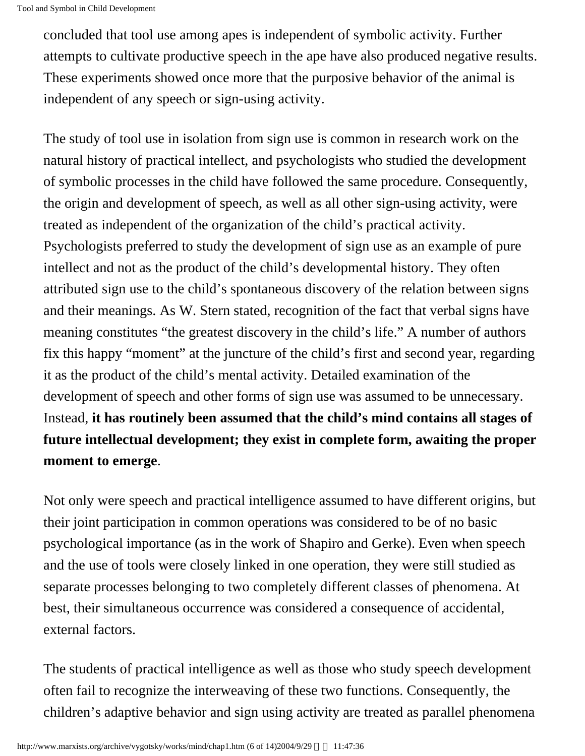concluded that tool use among apes is independent of symbolic activity. Further attempts to cultivate productive speech in the ape have also produced negative results. These experiments showed once more that the purposive behavior of the animal is independent of any speech or sign-using activity.

The study of tool use in isolation from sign use is common in research work on the natural history of practical intellect, and psychologists who studied the development of symbolic processes in the child have followed the same procedure. Consequently, the origin and development of speech, as well as all other sign-using activity, were treated as independent of the organization of the child's practical activity. Psychologists preferred to study the development of sign use as an example of pure intellect and not as the product of the child's developmental history. They often attributed sign use to the child's spontaneous discovery of the relation between signs and their meanings. As W. Stern stated, recognition of the fact that verbal signs have meaning constitutes "the greatest discovery in the child's life." A number of authors fix this happy "moment" at the juncture of the child's first and second year, regarding it as the product of the child's mental activity. Detailed examination of the development of speech and other forms of sign use was assumed to be unnecessary. Instead, **it has routinely been assumed that the child's mind contains all stages of future intellectual development; they exist in complete form, awaiting the proper moment to emerge**.

Not only were speech and practical intelligence assumed to have different origins, but their joint participation in common operations was considered to be of no basic psychological importance (as in the work of Shapiro and Gerke). Even when speech and the use of tools were closely linked in one operation, they were still studied as separate processes belonging to two completely different classes of phenomena. At best, their simultaneous occurrence was considered a consequence of accidental, external factors.

The students of practical intelligence as well as those who study speech development often fail to recognize the interweaving of these two functions. Consequently, the children's adaptive behavior and sign using activity are treated as parallel phenomena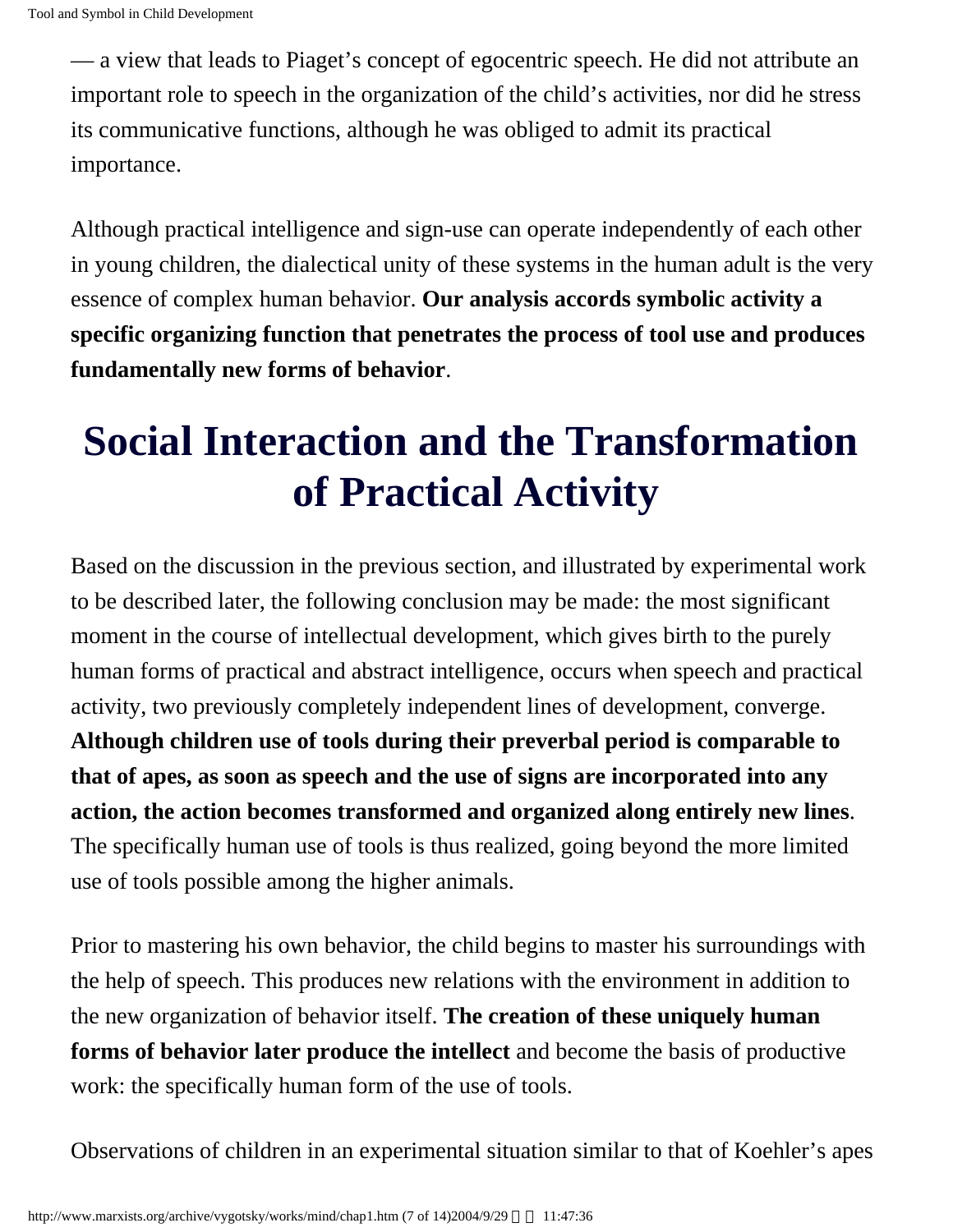— a view that leads to Piaget's concept of egocentric speech. He did not attribute an important role to speech in the organization of the child's activities, nor did he stress its communicative functions, although he was obliged to admit its practical importance.

Although practical intelligence and sign-use can operate independently of each other in young children, the dialectical unity of these systems in the human adult is the very essence of complex human behavior. **Our analysis accords symbolic activity a specific organizing function that penetrates the process of tool use and produces fundamentally new forms of behavior**.

# Social Interaction and the Transformation of Practical Activity

Based on the discussion in the previous section, and illustrated by experimental work to be described later, the following conclusion may be made: the most significant moment in the course of intellectual development, which gives birth to the purely human forms of practical and abstract intelligence, occurs when speech and practical activity, two previously completely independent lines of development, converge. **Although children use of tools during their preverbal period is comparable to that of apes, as soon as speech and the use of signs are incorporated into any action, the action becomes transformed and organized along entirely new lines**. The specifically human use of tools is thus realized, going beyond the more limited use of tools possible among the higher animals.

Prior to mastering his own behavior, the child begins to master his surroundings with the help of speech. This produces new relations with the environment in addition to the new organization of behavior itself. **The creation of these uniquely human forms of behavior later produce the intellect** and become the basis of productive work: the specifically human form of the use of tools.

Observations of children in an experimental situation similar to that of Koehler's apes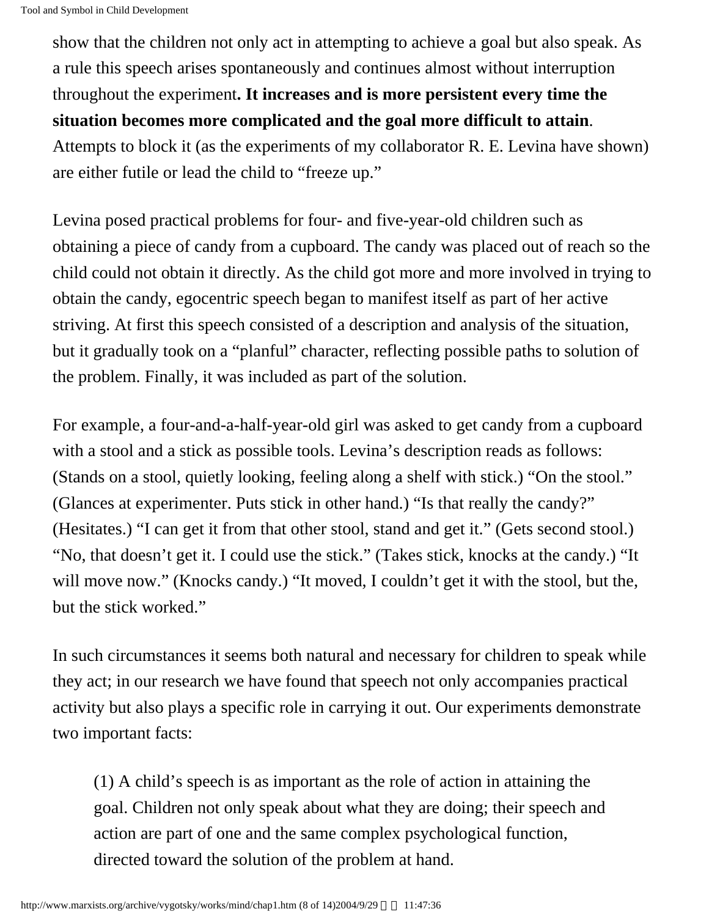show that the children not only act in attempting to achieve a goal but also speak. As a rule this speech arises spontaneously and continues almost without interruption throughout the experiment**. It increases and is more persistent every time the situation becomes more complicated and the goal more difficult to attain**. Attempts to block it (as the experiments of my collaborator R. E. Levina have shown) are either futile or lead the child to “freeze up.”

Levina posed practical problems for four- and five-year-old children such as obtaining a piece of candy from a cupboard. The candy was placed out of reach so the child could not obtain it directly. As the child got more and more involved in trying to obtain the candy, egocentric speech began to manifest itself as part of her active striving. At first this speech consisted of a description and analysis of the situation, but it gradually took on a “planful” character, reflecting possible paths to solution of the problem. Finally, it was included as part of the solution.

For example, a four-and-a-half-year-old girl was asked to get candy from a cupboard with a stool and a stick as possible tools. Levina’s description reads as follows: (Stands on a stool, quietly looking, feeling along a shelf with stick.) “On the stool.” (Glances at experimenter. Puts stick in other hand.) “Is that really the candy?” (Hesitates.) “I can get it from that other stool, stand and get it.” (Gets second stool.) “No, that doesn’t get it. I could use the stick.” (Takes stick, knocks at the candy.) “It will move now.” (Knocks candy.) “It moved, I couldn’t get it with the stool, but the, but the stick worked.”

In such circumstances it seems both natural and necessary for children to speak while they act; in our research we have found that speech not only accompanies practical activity but also plays a specific role in carrying it out. Our experiments demonstrate two important facts:

(1) A child’s speech is as important as the role of action in attaining the goal. Children not only speak about what they are doing; their speech and action are part of one and the same complex psychological function, directed toward the solution of the problem at hand.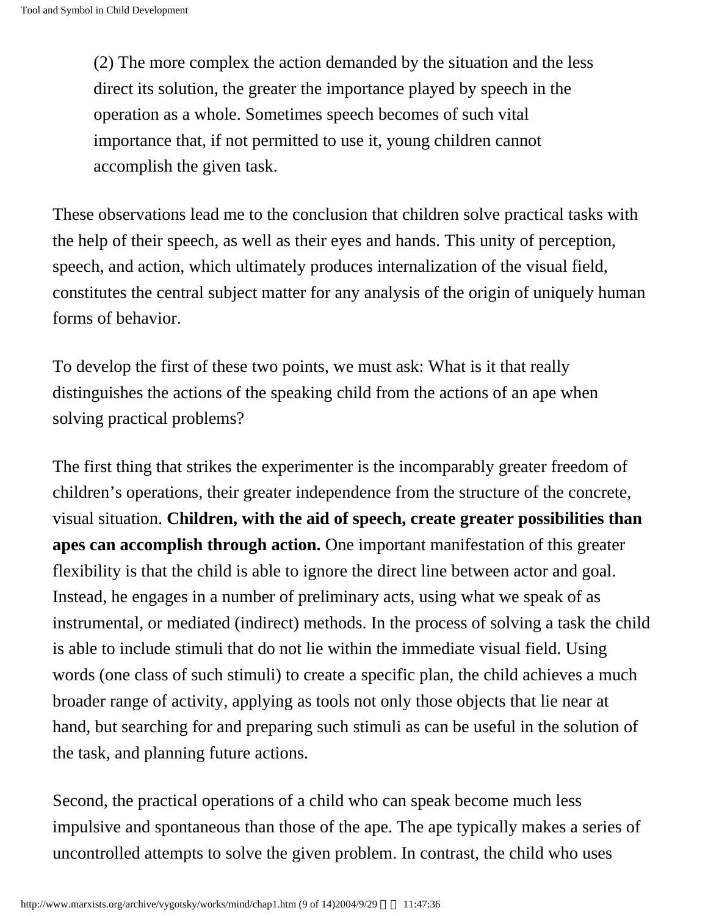(2) The more complex the action demanded by the situation and the less direct its solution, the greater the importance played by speech in the operation as a whole. Sometimes speech becomes of such vital importance that, if not permitted to use it, young children cannot accomplish the given task.

These observations lead me to the conclusion that children solve practical tasks with the help of their speech, as well as their eyes and hands. This unity of perception, speech, and action, which ultimately produces internalization of the visual field, constitutes the central subject matter for any analysis of the origin of uniquely human forms of behavior.

To develop the first of these two points, we must ask: What is it that really distinguishes the actions of the speaking child from the actions of an ape when solving practical problems?

The first thing that strikes the experimenter is the incomparably greater freedom of children's operations, their greater independence from the structure of the concrete, visual situation. **Children, with the aid of speech, create greater possibilities than apes can accomplish through action.** One important manifestation of this greater flexibility is that the child is able to ignore the direct line between actor and goal. Instead, he engages in a number of preliminary acts, using what we speak of as instrumental, or mediated (indirect) methods. In the process of solving a task the child is able to include stimuli that do not lie within the immediate visual field. Using words (one class of such stimuli) to create a specific plan, the child achieves a much broader range of activity, applying as tools not only those objects that lie near at hand, but searching for and preparing such stimuli as can be useful in the solution of the task, and planning future actions.

Second, the practical operations of a child who can speak become much less impulsive and spontaneous than those of the ape. The ape typically makes a series of uncontrolled attempts to solve the given problem. In contrast, the child who uses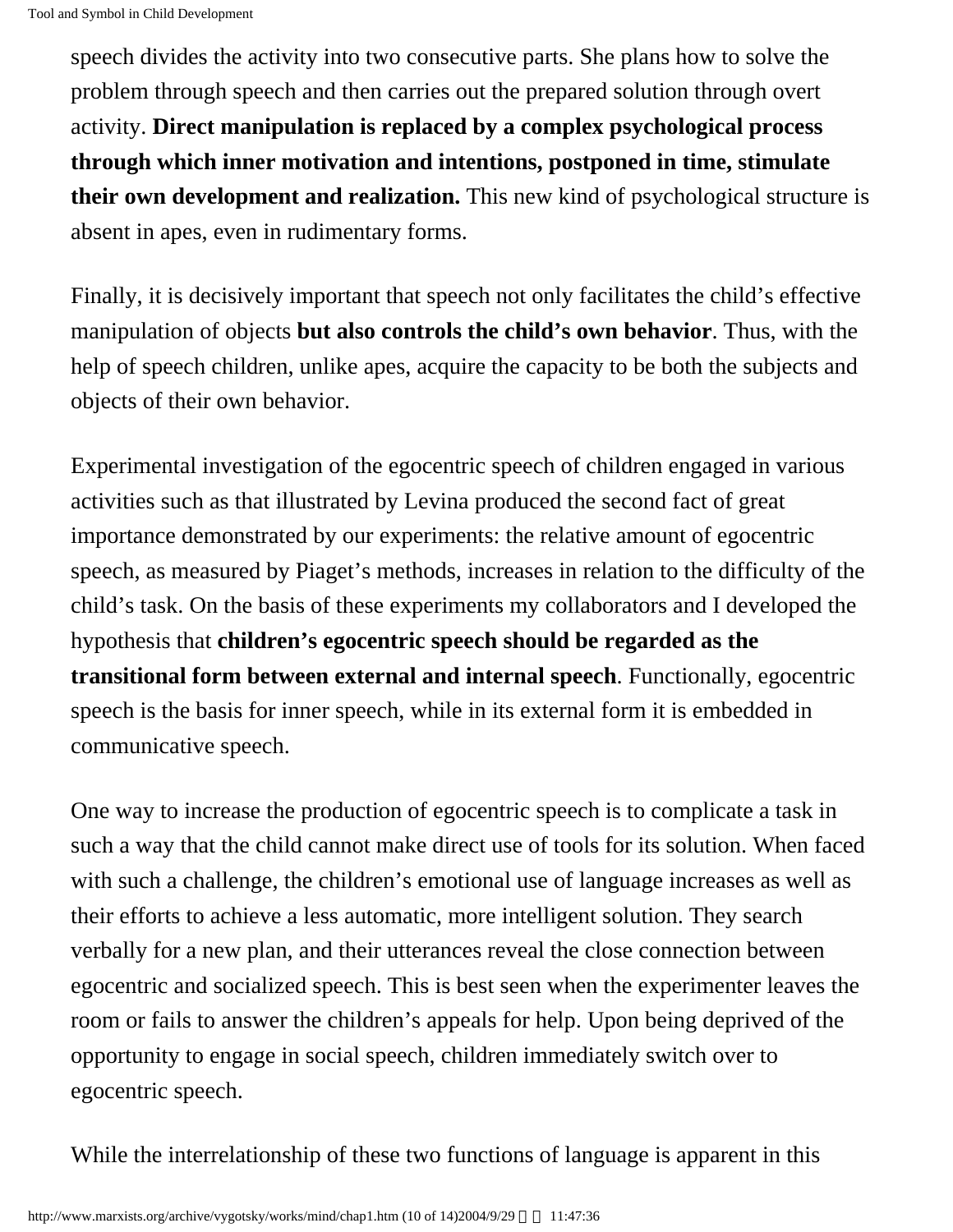speech divides the activity into two consecutive parts. She plans how to solve the problem through speech and then carries out the prepared solution through overt activity. **Direct manipulation is replaced by a complex psychological process through which inner motivation and intentions, postponed in time, stimulate their own development and realization.** This new kind of psychological structure is absent in apes, even in rudimentary forms.

Finally, it is decisively important that speech not only facilitates the child's effective manipulation of objects **but also controls the child's own behavior**. Thus, with the help of speech children, unlike apes, acquire the capacity to be both the subjects and objects of their own behavior.

Experimental investigation of the egocentric speech of children engaged in various activities such as that illustrated by Levina produced the second fact of great importance demonstrated by our experiments: the relative amount of egocentric speech, as measured by Piaget's methods, increases in relation to the difficulty of the child's task. On the basis of these experiments my collaborators and I developed the hypothesis that **children's egocentric speech should be regarded as the transitional form between external and internal speech**. Functionally, egocentric speech is the basis for inner speech, while in its external form it is embedded in communicative speech.

One way to increase the production of egocentric speech is to complicate a task in such a way that the child cannot make direct use of tools for its solution. When faced with such a challenge, the children's emotional use of language increases as well as their efforts to achieve a less automatic, more intelligent solution. They search verbally for a new plan, and their utterances reveal the close connection between egocentric and socialized speech. This is best seen when the experimenter leaves the room or fails to answer the children's appeals for help. Upon being deprived of the opportunity to engage in social speech, children immediately switch over to egocentric speech.

While the interrelationship of these two functions of language is apparent in this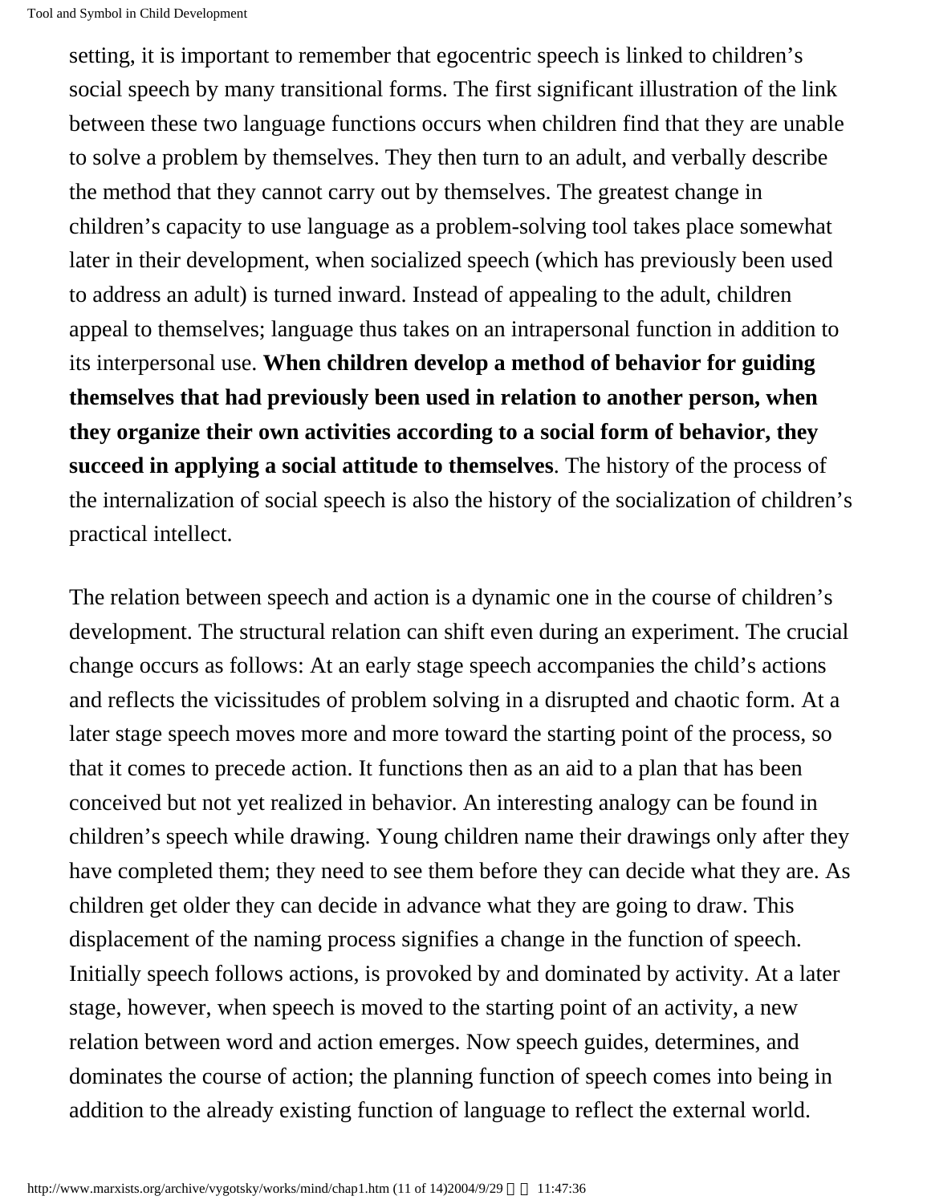setting, it is important to remember that egocentric speech is linked to children's social speech by many transitional forms. The first significant illustration of the link between these two language functions occurs when children find that they are unable to solve a problem by themselves. They then turn to an adult, and verbally describe the method that they cannot carry out by themselves. The greatest change in children's capacity to use language as a problem-solving tool takes place somewhat later in their development, when socialized speech (which has previously been used to address an adult) is turned inward. Instead of appealing to the adult, children appeal to themselves; language thus takes on an intrapersonal function in addition to its interpersonal use. **When children develop a method of behavior for guiding themselves that had previously been used in relation to another person, when they organize their own activities according to a social form of behavior, they succeed in applying a social attitude to themselves**. The history of the process of the internalization of social speech is also the history of the socialization of children's practical intellect.

The relation between speech and action is a dynamic one in the course of children's development. The structural relation can shift even during an experiment. The crucial change occurs as follows: At an early stage speech accompanies the child's actions and reflects the vicissitudes of problem solving in a disrupted and chaotic form. At a later stage speech moves more and more toward the starting point of the process, so that it comes to precede action. It functions then as an aid to a plan that has been conceived but not yet realized in behavior. An interesting analogy can be found in children's speech while drawing. Young children name their drawings only after they have completed them; they need to see them before they can decide what they are. As children get older they can decide in advance what they are going to draw. This displacement of the naming process signifies a change in the function of speech. Initially speech follows actions, is provoked by and dominated by activity. At a later stage, however, when speech is moved to the starting point of an activity, a new relation between word and action emerges. Now speech guides, determines, and dominates the course of action; the planning function of speech comes into being in addition to the already existing function of language to reflect the external world.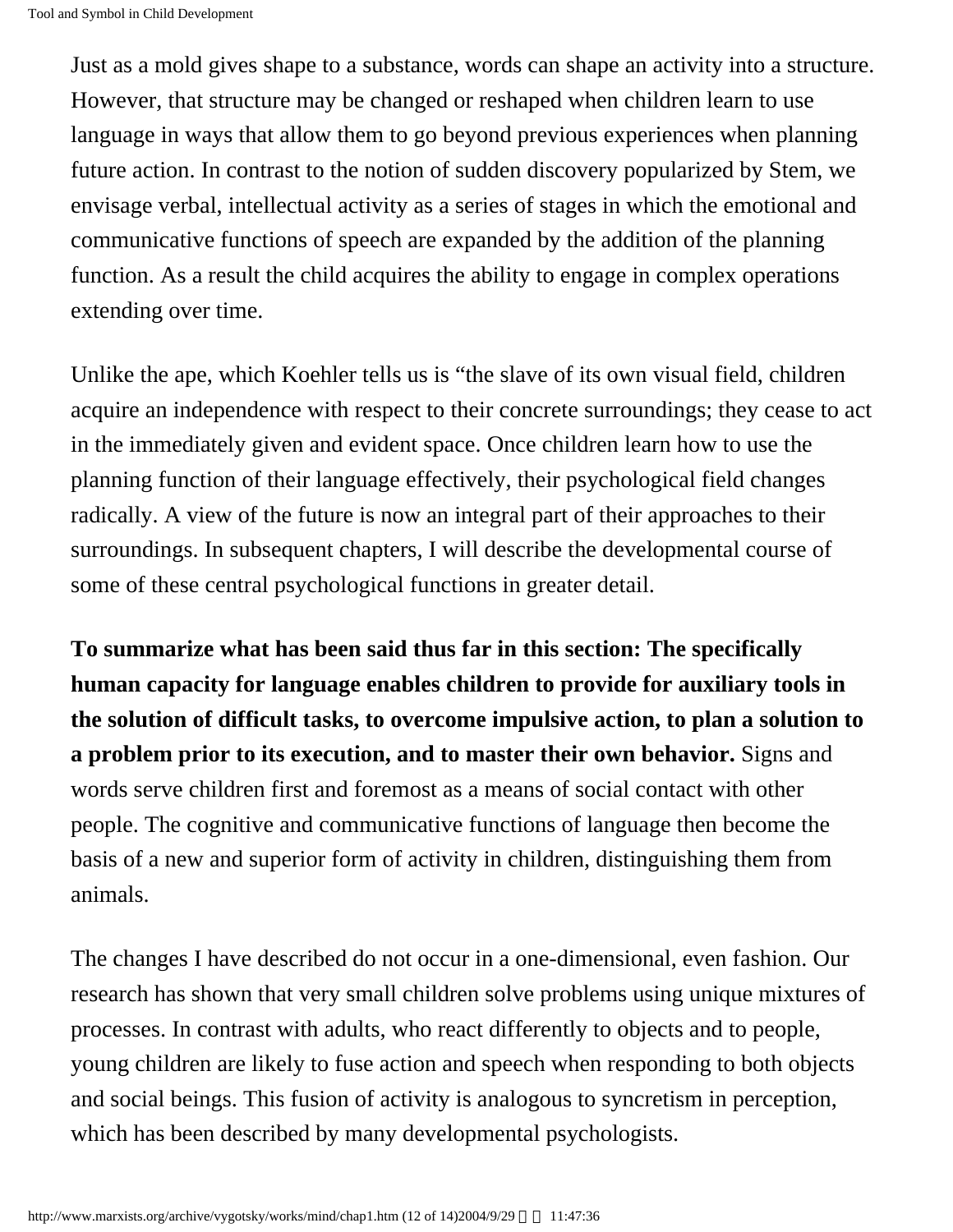Just as a mold gives shape to a substance, words can shape an activity into a structure. However, that structure may be changed or reshaped when children learn to use language in ways that allow them to go beyond previous experiences when planning future action. In contrast to the notion of sudden discovery popularized by Stem, we envisage verbal, intellectual activity as a series of stages in which the emotional and communicative functions of speech are expanded by the addition of the planning function. As a result the child acquires the ability to engage in complex operations extending over time.

Unlike the ape, which Koehler tells us is “the slave of its own visual field, children acquire an independence with respect to their concrete surroundings; they cease to act in the immediately given and evident space. Once children learn how to use the planning function of their language effectively, their psychological field changes radically. A view of the future is now an integral part of their approaches to their surroundings. In subsequent chapters, I will describe the developmental course of some of these central psychological functions in greater detail.

**To summarize what has been said thus far in this section: The specifically human capacity for language enables children to provide for auxiliary tools in the solution of difficult tasks, to overcome impulsive action, to plan a solution to a problem prior to its execution, and to master their own behavior.** Signs and words serve children first and foremost as a means of social contact with other people. The cognitive and communicative functions of language then become the basis of a new and superior form of activity in children, distinguishing them from animals.

The changes I have described do not occur in a one-dimensional, even fashion. Our research has shown that very small children solve problems using unique mixtures of processes. In contrast with adults, who react differently to objects and to people, young children are likely to fuse action and speech when responding to both objects and social beings. This fusion of activity is analogous to syncretism in perception, which has been described by many developmental psychologists.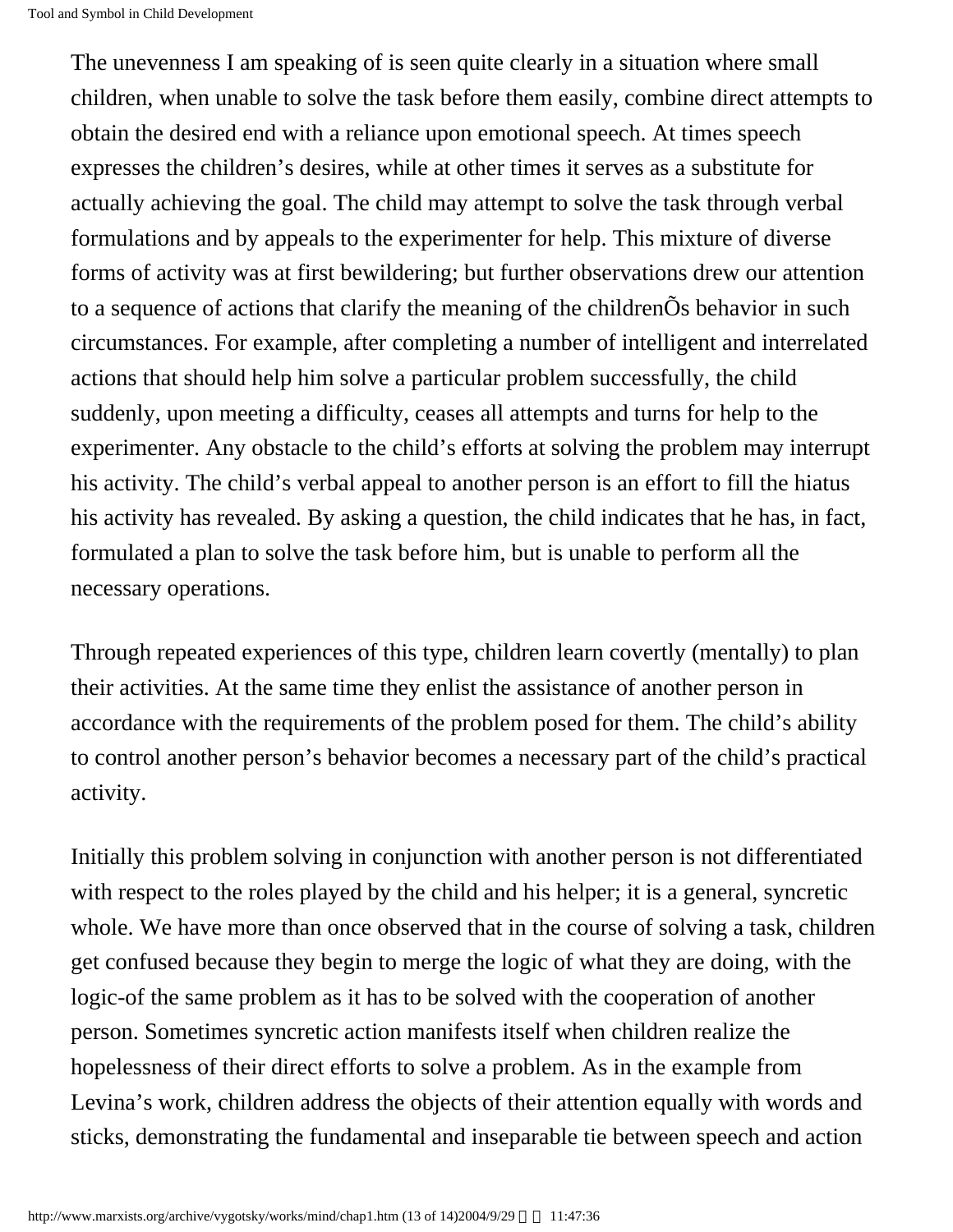The unevenness I am speaking of is seen quite clearly in a situation where small children, when unable to solve the task before them easily, combine direct attempts to obtain the desired end with a reliance upon emotional speech. At times speech expresses the children's desires, while at other times it serves as a substitute for actually achieving the goal. The child may attempt to solve the task through verbal formulations and by appeals to the experimenter for help. This mixture of diverse forms of activity was at first bewildering; but further observations drew our attention to a sequence of actions that clarify the meaning of the childrenÕs behavior in such circumstances. For example, after completing a number of intelligent and interrelated actions that should help him solve a particular problem successfully, the child suddenly, upon meeting a difficulty, ceases all attempts and turns for help to the experimenter. Any obstacle to the child's efforts at solving the problem may interrupt his activity. The child's verbal appeal to another person is an effort to fill the hiatus his activity has revealed. By asking a question, the child indicates that he has, in fact, formulated a plan to solve the task before him, but is unable to perform all the necessary operations.

Through repeated experiences of this type, children learn covertly (mentally) to plan their activities. At the same time they enlist the assistance of another person in accordance with the requirements of the problem posed for them. The child's ability to control another person's behavior becomes a necessary part of the child's practical activity.

Initially this problem solving in conjunction with another person is not differentiated with respect to the roles played by the child and his helper; it is a general, syncretic whole. We have more than once observed that in the course of solving a task, children get confused because they begin to merge the logic of what they are doing, with the logic-of the same problem as it has to be solved with the cooperation of another person. Sometimes syncretic action manifests itself when children realize the hopelessness of their direct efforts to solve a problem. As in the example from Levina's work, children address the objects of their attention equally with words and sticks, demonstrating the fundamental and inseparable tie between speech and action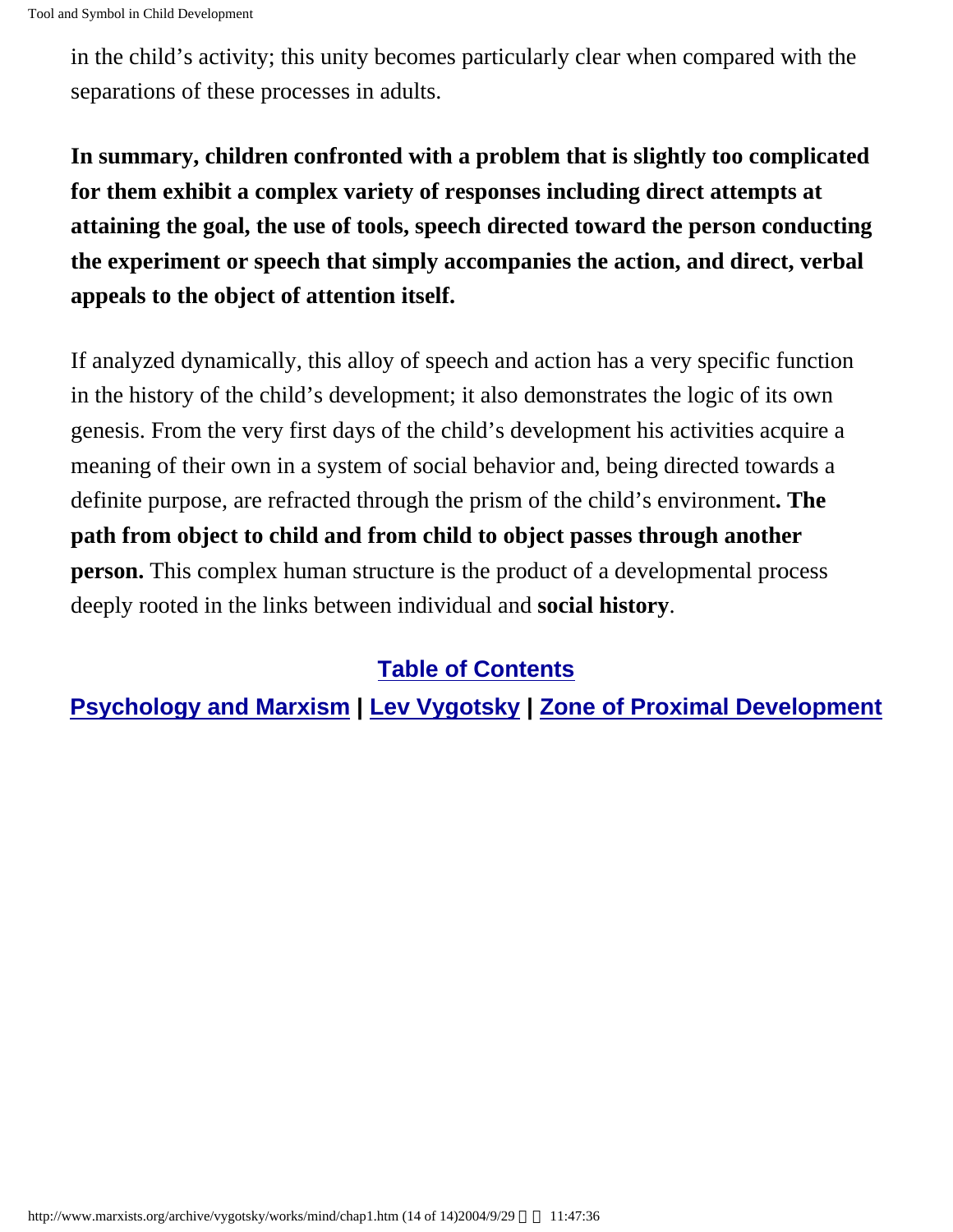in the child's activity; this unity becomes particularly clear when compared with the separations of these processes in adults.

**In summary, children confronted with a problem that is slightly too complicated for them exhibit a complex variety of responses including direct attempts at attaining the goal, the use of tools, speech directed toward the person conducting the experiment or speech that simply accompanies the action, and direct, verbal appeals to the object of attention itself.**

If analyzed dynamically, this alloy of speech and action has a very specific function in the history of the child's development; it also demonstrates the logic of its own genesis. From the very first days of the child's development his activities acquire a meaning of their own in a system of social behavior and, being directed towards a definite purpose, are refracted through the prism of the child's environment**. The path from object to child and from child to object passes through another person.** This complex human structure is the product of a developmental process deeply rooted in the links between individual and **social history**.

**Table of Contents**

**Psychology and Marxism** | **Lev Vygotsky** | **Zone of Proximal Development**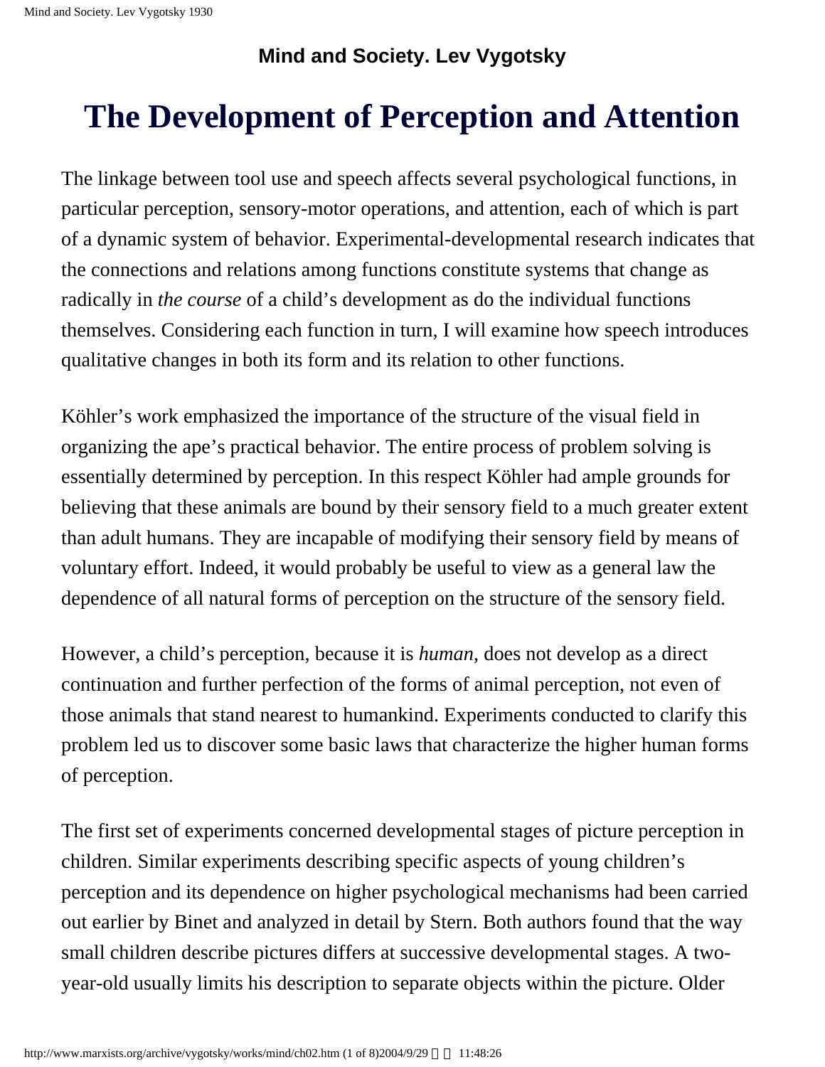**Mind and Society. Lev Vygotsky**

# The Development of Perception and Attention

The linkage between tool use and speech affects several psychological functions, in particular perception, sensory-motor operations, and attention, each of which is part of a dynamic system of behavior. Experimental-developmental research indicates that the connections and relations among functions constitute systems that change as radically in *the course* of a child's development as do the individual functions themselves. Considering each function in turn, I will examine how speech introduces qualitative changes in both its form and its relation to other functions.

Köhler's work emphasized the importance of the structure of the visual field in organizing the ape's practical behavior. The entire process of problem solving is essentially determined by perception. In this respect Köhler had ample grounds for believing that these animals are bound by their sensory field to a much greater extent than adult humans. They are incapable of modifying their sensory field by means of voluntary effort. Indeed, it would probably be useful to view as a general law the dependence of all natural forms of perception on the structure of the sensory field.

However, a child's perception, because it is *human,* does not develop as a direct continuation and further perfection of the forms of animal perception, not even of those animals that stand nearest to humankind. Experiments conducted to clarify this problem led us to discover some basic laws that characterize the higher human forms of perception.

The first set of experiments concerned developmental stages of picture perception in children. Similar experiments describing specific aspects of young children's perception and its dependence on higher psychological mechanisms had been carried out earlier by Binet and analyzed in detail by Stern. Both authors found that the way small children describe pictures differs at successive developmental stages. A two-year-old usually limits his description to separate objects within the picture. Older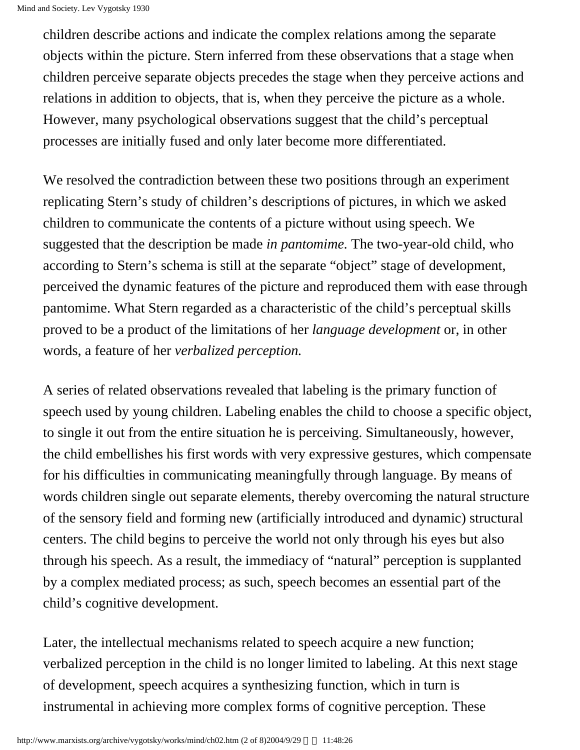children describe actions and indicate the complex relations among the separate objects within the picture. Stern inferred from these observations that a stage when children perceive separate objects precedes the stage when they perceive actions and relations in addition to objects, that is, when they perceive the picture as a whole. However, many psychological observations suggest that the child's perceptual processes are initially fused and only later become more differentiated.

We resolved the contradiction between these two positions through an experiment replicating Stern's study of children's descriptions of pictures, in which we asked children to communicate the contents of a picture without using speech. We suggested that the description be made *in pantomime.* The two-year-old child, who according to Stern's schema is still at the separate "object" stage of development, perceived the dynamic features of the picture and reproduced them with ease through pantomime. What Stern regarded as a characteristic of the child's perceptual skills proved to be a product of the limitations of her *language development* or, in other words, a feature of her *verbalized perception.*

A series of related observations revealed that labeling is the primary function of speech used by young children. Labeling enables the child to choose a specific object, to single it out from the entire situation he is perceiving. Simultaneously, however, the child embellishes his first words with very expressive gestures, which compensate for his difficulties in communicating meaningfully through language. By means of words children single out separate elements, thereby overcoming the natural structure of the sensory field and forming new (artificially introduced and dynamic) structural centers. The child begins to perceive the world not only through his eyes but also through his speech. As a result, the immediacy of "natural" perception is supplanted by a complex mediated process; as such, speech becomes an essential part of the child's cognitive development.

Later, the intellectual mechanisms related to speech acquire a new function; verbalized perception in the child is no longer limited to labeling. At this next stage of development, speech acquires a synthesizing function, which in turn is instrumental in achieving more complex forms of cognitive perception. These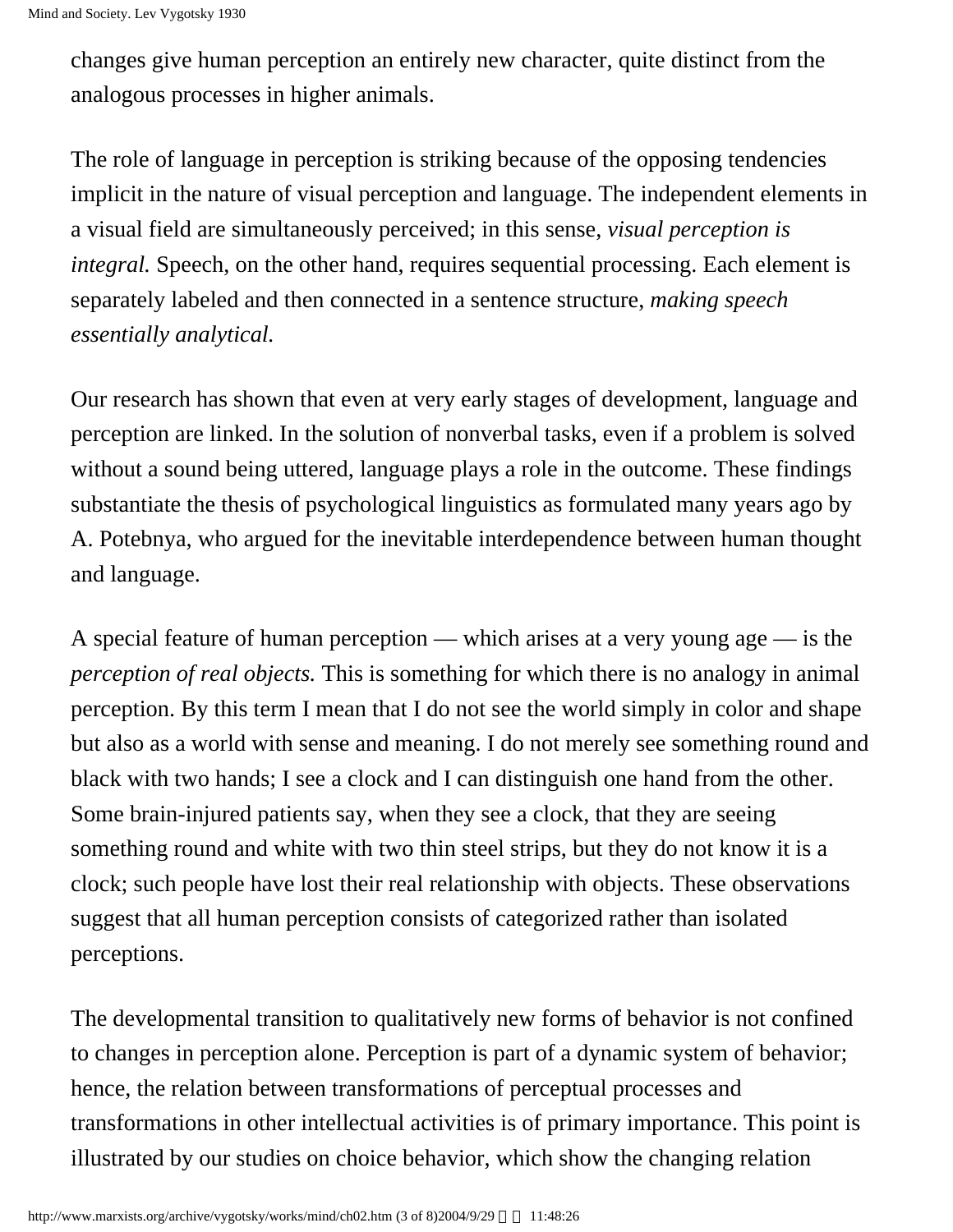changes give human perception an entirely new character, quite distinct from the analogous processes in higher animals.

The role of language in perception is striking because of the opposing tendencies implicit in the nature of visual perception and language. The independent elements in a visual field are simultaneously perceived; in this sense, *visual perception is integral.* Speech, on the other hand, requires sequential processing. Each element is separately labeled and then connected in a sentence structure, *making speech essentially analytical.*

Our research has shown that even at very early stages of development, language and perception are linked. In the solution of nonverbal tasks, even if a problem is solved without a sound being uttered, language plays a role in the outcome. These findings substantiate the thesis of psychological linguistics as formulated many years ago by A. Potebnya, who argued for the inevitable interdependence between human thought and language.

A special feature of human perception — which arises at a very young age — is the *perception of real objects.* This is something for which there is no analogy in animal perception. By this term I mean that I do not see the world simply in color and shape but also as a world with sense and meaning. I do not merely see something round and black with two hands; I see a clock and I can distinguish one hand from the other. Some brain-injured patients say, when they see a clock, that they are seeing something round and white with two thin steel strips, but they do not know it is a clock; such people have lost their real relationship with objects. These observations suggest that all human perception consists of categorized rather than isolated perceptions.

The developmental transition to qualitatively new forms of behavior is not confined to changes in perception alone. Perception is part of a dynamic system of behavior; hence, the relation between transformations of perceptual processes and transformations in other intellectual activities is of primary importance. This point is illustrated by our studies on choice behavior, which show the changing relation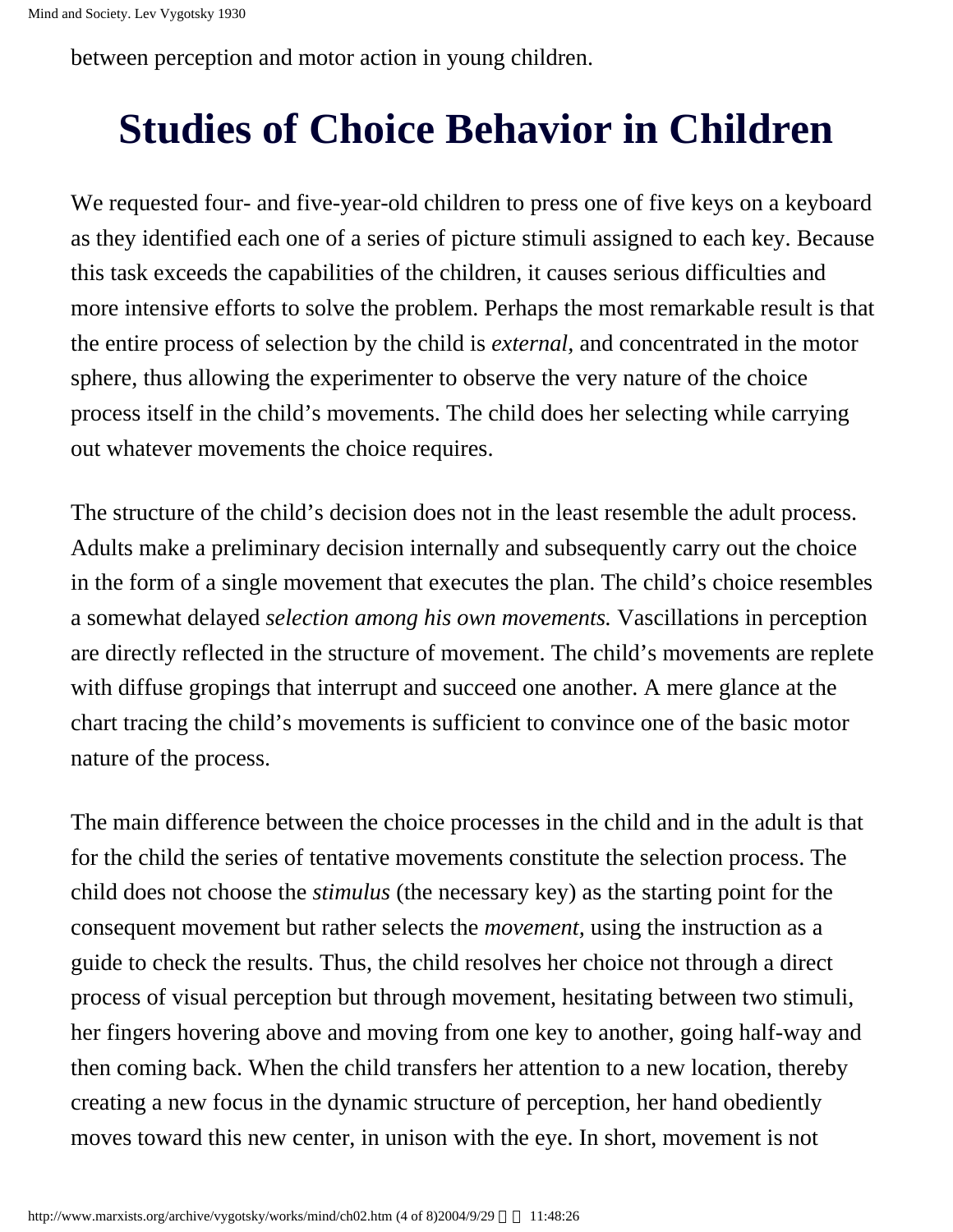between perception and motor action in young children.

# Studies of Choice Behavior in Children

We requested four- and five-year-old children to press one of five keys on a keyboard as they identified each one of a series of picture stimuli assigned to each key. Because this task exceeds the capabilities of the children, it causes serious difficulties and more intensive efforts to solve the problem. Perhaps the most remarkable result is that the entire process of selection by the child is *external,* and concentrated in the motor sphere, thus allowing the experimenter to observe the very nature of the choice process itself in the child's movements. The child does her selecting while carrying out whatever movements the choice requires.

The structure of the child's decision does not in the least resemble the adult process. Adults make a preliminary decision internally and subsequently carry out the choice in the form of a single movement that executes the plan. The child's choice resembles a somewhat delayed *selection among his own movements.* Vascillations in perception are directly reflected in the structure of movement. The child's movements are replete with diffuse gropings that interrupt and succeed one another. A mere glance at the chart tracing the child's movements is sufficient to convince one of the basic motor nature of the process.

The main difference between the choice processes in the child and in the adult is that for the child the series of tentative movements constitute the selection process. The child does not choose the *stimulus* (the necessary key) as the starting point for the consequent movement but rather selects the *movement,* using the instruction as a guide to check the results. Thus, the child resolves her choice not through a direct process of visual perception but through movement, hesitating between two stimuli, her fingers hovering above and moving from one key to another, going half-way and then coming back. When the child transfers her attention to a new location, thereby creating a new focus in the dynamic structure of perception, her hand obediently moves toward this new center, in unison with the eye. In short, movement is not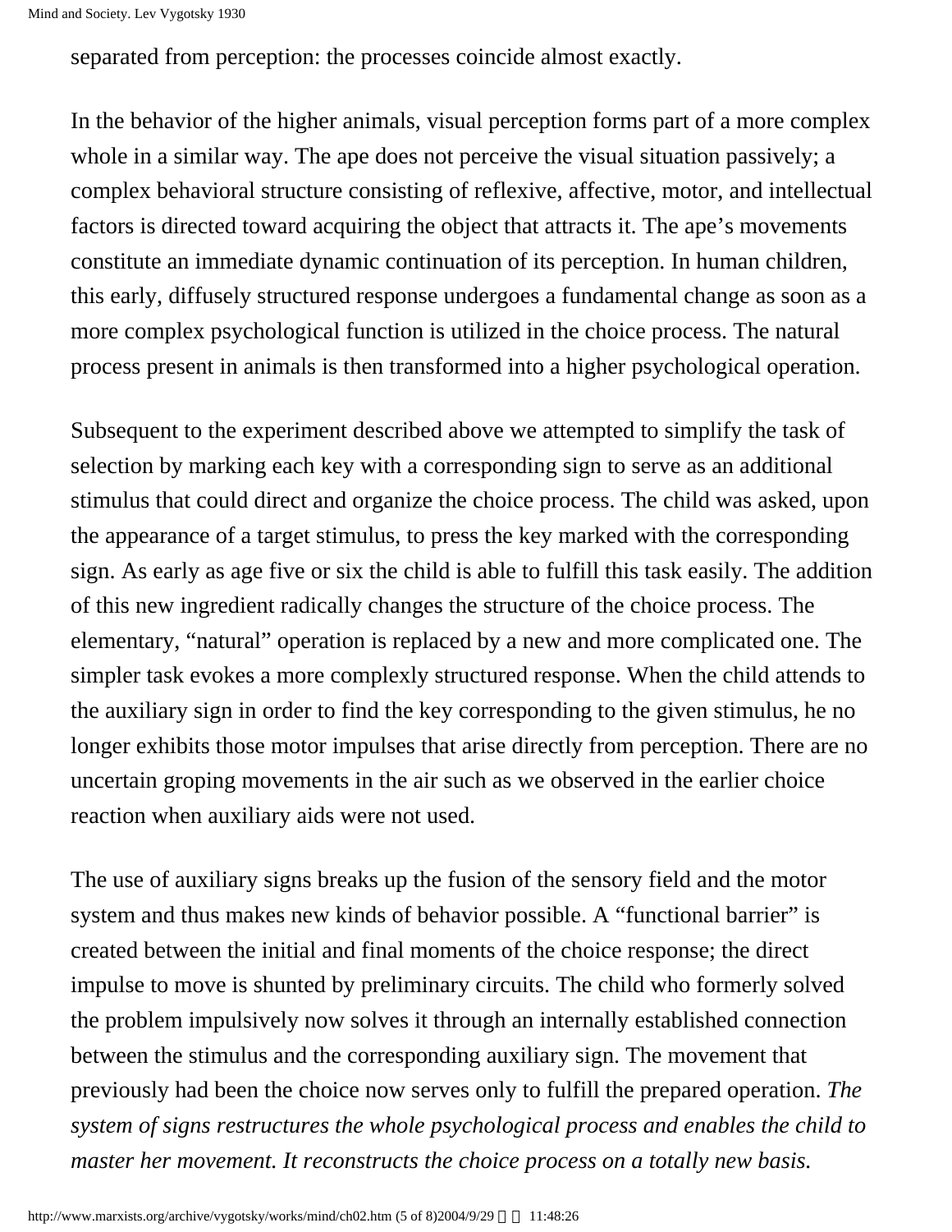separated from perception: the processes coincide almost exactly.

In the behavior of the higher animals, visual perception forms part of a more complex whole in a similar way. The ape does not perceive the visual situation passively; a complex behavioral structure consisting of reflexive, affective, motor, and intellectual factors is directed toward acquiring the object that attracts it. The ape's movements constitute an immediate dynamic continuation of its perception. In human children, this early, diffusely structured response undergoes a fundamental change as soon as a more complex psychological function is utilized in the choice process. The natural process present in animals is then transformed into a higher psychological operation.

Subsequent to the experiment described above we attempted to simplify the task of selection by marking each key with a corresponding sign to serve as an additional stimulus that could direct and organize the choice process. The child was asked, upon the appearance of a target stimulus, to press the key marked with the corresponding sign. As early as age five or six the child is able to fulfill this task easily. The addition of this new ingredient radically changes the structure of the choice process. The elementary, "natural" operation is replaced by a new and more complicated one. The simpler task evokes a more complexly structured response. When the child attends to the auxiliary sign in order to find the key corresponding to the given stimulus, he no longer exhibits those motor impulses that arise directly from perception. There are no uncertain groping movements in the air such as we observed in the earlier choice reaction when auxiliary aids were not used.

The use of auxiliary signs breaks up the fusion of the sensory field and the motor system and thus makes new kinds of behavior possible. A "functional barrier" is created between the initial and final moments of the choice response; the direct impulse to move is shunted by preliminary circuits. The child who formerly solved the problem impulsively now solves it through an internally established connection between the stimulus and the corresponding auxiliary sign. The movement that previously had been the choice now serves only to fulfill the prepared operation. *The system of signs restructures the whole psychological process and enables the child to master her movement. It reconstructs the choice process on a totally new basis.*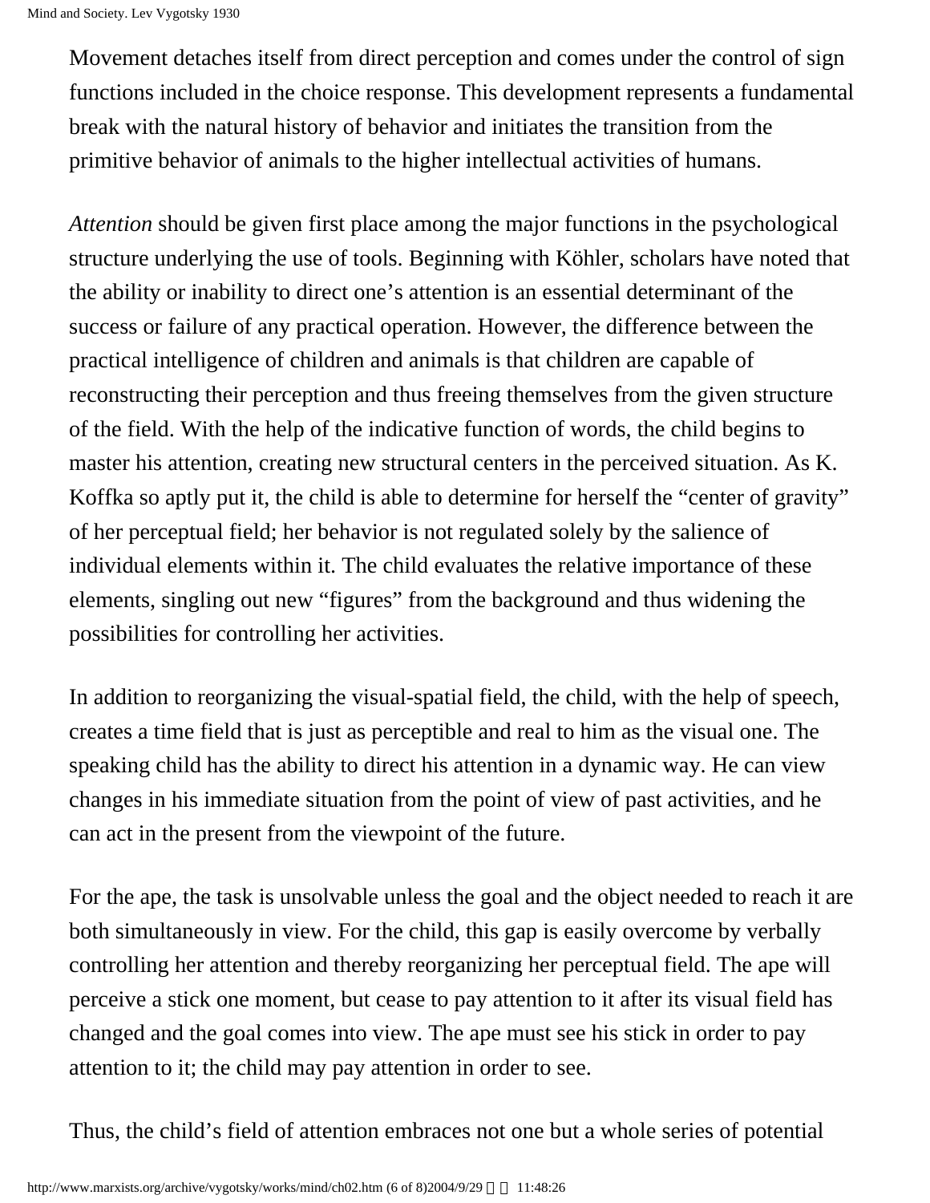Movement detaches itself from direct perception and comes under the control of sign functions included in the choice response. This development represents a fundamental break with the natural history of behavior and initiates the transition from the primitive behavior of animals to the higher intellectual activities of humans.

*Attention* should be given first place among the major functions in the psychological structure underlying the use of tools. Beginning with Köhler, scholars have noted that the ability or inability to direct one's attention is an essential determinant of the success or failure of any practical operation. However, the difference between the practical intelligence of children and animals is that children are capable of reconstructing their perception and thus freeing themselves from the given structure of the field. With the help of the indicative function of words, the child begins to master his attention, creating new structural centers in the perceived situation. As K. Koffka so aptly put it, the child is able to determine for herself the "center of gravity" of her perceptual field; her behavior is not regulated solely by the salience of individual elements within it. The child evaluates the relative importance of these elements, singling out new "figures" from the background and thus widening the possibilities for controlling her activities.

In addition to reorganizing the visual-spatial field, the child, with the help of speech, creates a time field that is just as perceptible and real to him as the visual one. The speaking child has the ability to direct his attention in a dynamic way. He can view changes in his immediate situation from the point of view of past activities, and he can act in the present from the viewpoint of the future.

For the ape, the task is unsolvable unless the goal and the object needed to reach it are both simultaneously in view. For the child, this gap is easily overcome by verbally controlling her attention and thereby reorganizing her perceptual field. The ape will perceive a stick one moment, but cease to pay attention to it after its visual field has changed and the goal comes into view. The ape must see his stick in order to pay attention to it; the child may pay attention in order to see.

Thus, the child's field of attention embraces not one but a whole series of potential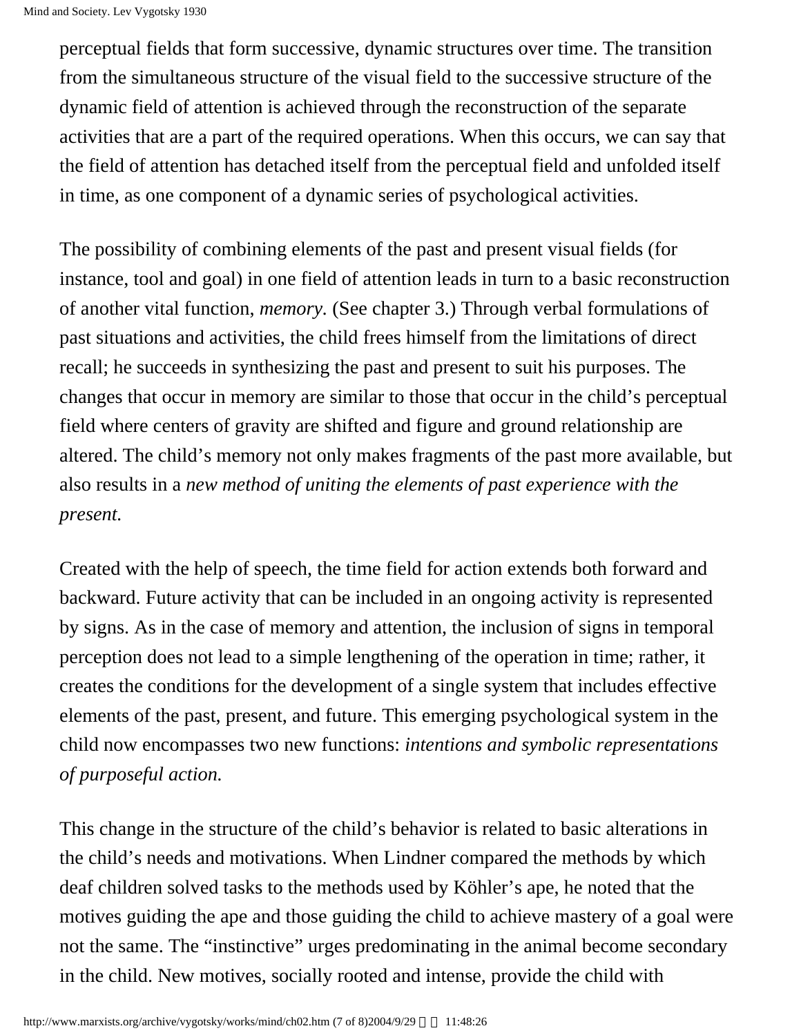perceptual fields that form successive, dynamic structures over time. The transition from the simultaneous structure of the visual field to the successive structure of the dynamic field of attention is achieved through the reconstruction of the separate activities that are a part of the required operations. When this occurs, we can say that the field of attention has detached itself from the perceptual field and unfolded itself in time, as one component of a dynamic series of psychological activities.

The possibility of combining elements of the past and present visual fields (for instance, tool and goal) in one field of attention leads in turn to a basic reconstruction of another vital function, *memory.* (See chapter 3.) Through verbal formulations of past situations and activities, the child frees himself from the limitations of direct recall; he succeeds in synthesizing the past and present to suit his purposes. The changes that occur in memory are similar to those that occur in the child's perceptual field where centers of gravity are shifted and figure and ground relationship are altered. The child's memory not only makes fragments of the past more available, but also results in a *new method of uniting the elements of past experience with the present.*

Created with the help of speech, the time field for action extends both forward and backward. Future activity that can be included in an ongoing activity is represented by signs. As in the case of memory and attention, the inclusion of signs in temporal perception does not lead to a simple lengthening of the operation in time; rather, it creates the conditions for the development of a single system that includes effective elements of the past, present, and future. This emerging psychological system in the child now encompasses two new functions: *intentions and symbolic representations of purposeful action.*

This change in the structure of the child's behavior is related to basic alterations in the child's needs and motivations. When Lindner compared the methods by which deaf children solved tasks to the methods used by Köhler's ape, he noted that the motives guiding the ape and those guiding the child to achieve mastery of a goal were not the same. The "instinctive" urges predominating in the animal become secondary in the child. New motives, socially rooted and intense, provide the child with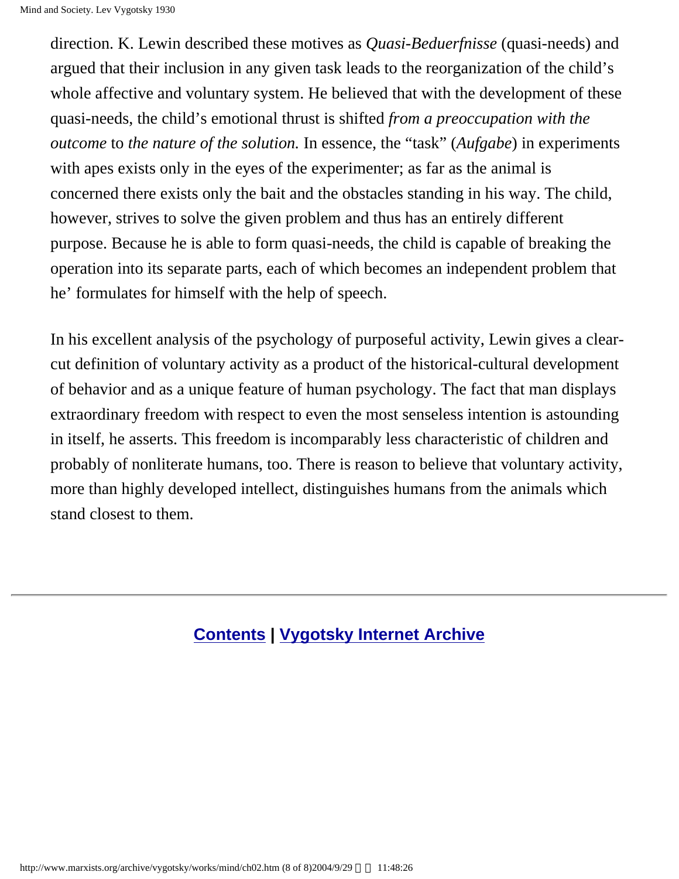direction. K. Lewin described these motives as *Quasi-Beduerfnisse* (quasi-needs) and argued that their inclusion in any given task leads to the reorganization of the child's whole affective and voluntary system. He believed that with the development of these quasi-needs, the child's emotional thrust is shifted *from a preoccupation with the outcome* to *the nature of the solution.* In essence, the "task" (*Aufgabe*) in experiments with apes exists only in the eyes of the experimenter; as far as the animal is concerned there exists only the bait and the obstacles standing in his way. The child, however, strives to solve the given problem and thus has an entirely different purpose. Because he is able to form quasi-needs, the child is capable of breaking the operation into its separate parts, each of which becomes an independent problem that he' formulates for himself with the help of speech.

In his excellent analysis of the psychology of purposeful activity, Lewin gives a clear-cut definition of voluntary activity as a product of the historical-cultural development of behavior and as a unique feature of human psychology. The fact that man displays extraordinary freedom with respect to even the most senseless intention is astounding in itself, he asserts. This freedom is incomparably less characteristic of children and probably of nonliterate humans, too. There is reason to believe that voluntary activity, more than highly developed intellect, distinguishes humans from the animals which stand closest to them.

---

**Contents | Vygotsky Internet Archive**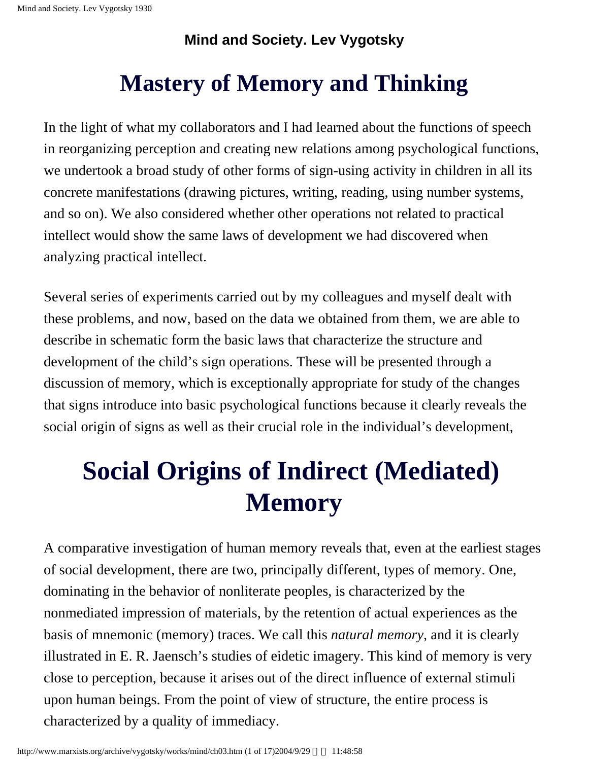**Mind and Society. Lev Vygotsky**

# Mastery of Memory and Thinking

In the light of what my collaborators and I had learned about the functions of speech in reorganizing perception and creating new relations among psychological functions, we undertook a broad study of other forms of sign-using activity in children in all its concrete manifestations (drawing pictures, writing, reading, using number systems, and so on). We also considered whether other operations not related to practical intellect would show the same laws of development we had discovered when analyzing practical intellect.

Several series of experiments carried out by my colleagues and myself dealt with these problems, and now, based on the data we obtained from them, we are able to describe in schematic form the basic laws that characterize the structure and development of the child's sign operations. These will be presented through a discussion of memory, which is exceptionally appropriate for study of the changes that signs introduce into basic psychological functions because it clearly reveals the social origin of signs as well as their crucial role in the individual's development,

# Social Origins of Indirect (Mediated) Memory

A comparative investigation of human memory reveals that, even at the earliest stages of social development, there are two, principally different, types of memory. One, dominating in the behavior of nonliterate peoples, is characterized by the nonmediated impression of materials, by the retention of actual experiences as the basis of mnemonic (memory) traces. We call this *natural memory*, and it is clearly illustrated in E. R. Jaensch's studies of eidetic imagery. This kind of memory is very close to perception, because it arises out of the direct influence of external stimuli upon human beings. From the point of view of structure, the entire process is characterized by a quality of immediacy.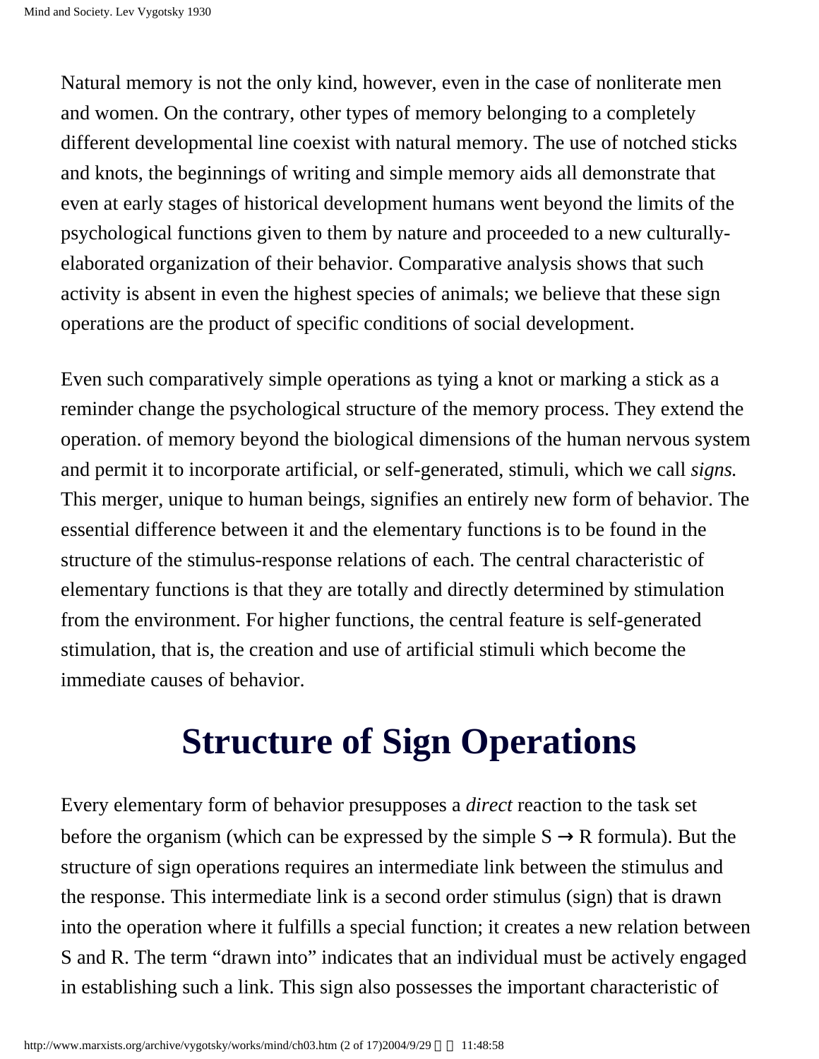Natural memory is not the only kind, however, even in the case of nonliterate men and women. On the contrary, other types of memory belonging to a completely different developmental line coexist with natural memory. The use of notched sticks and knots, the beginnings of writing and simple memory aids all demonstrate that even at early stages of historical development humans went beyond the limits of the psychological functions given to them by nature and proceeded to a new culturally-elaborated organization of their behavior. Comparative analysis shows that such activity is absent in even the highest species of animals; we believe that these sign operations are the product of specific conditions of social development.

Even such comparatively simple operations as tying a knot or marking a stick as a reminder change the psychological structure of the memory process. They extend the operation. of memory beyond the biological dimensions of the human nervous system and permit it to incorporate artificial, or self-generated, stimuli, which we call *signs.* This merger, unique to human beings, signifies an entirely new form of behavior. The essential difference between it and the elementary functions is to be found in the structure of the stimulus-response relations of each. The central characteristic of elementary functions is that they are totally and directly determined by stimulation from the environment. For higher functions, the central feature is self-generated stimulation, that is, the creation and use of artificial stimuli which become the immediate causes of behavior.

## Structure of Sign Operations

Every elementary form of behavior presupposes a *direct* reaction to the task set before the organism (which can be expressed by the simple $S \rightarrow R$ formula). But the structure of sign operations requires an intermediate link between the stimulus and the response. This intermediate link is a second order stimulus (sign) that is drawn into the operation where it fulfills a special function; it creates a new relation between S and R. The term "drawn into" indicates that an individual must be actively engaged in establishing such a link. This sign also possesses the important characteristic of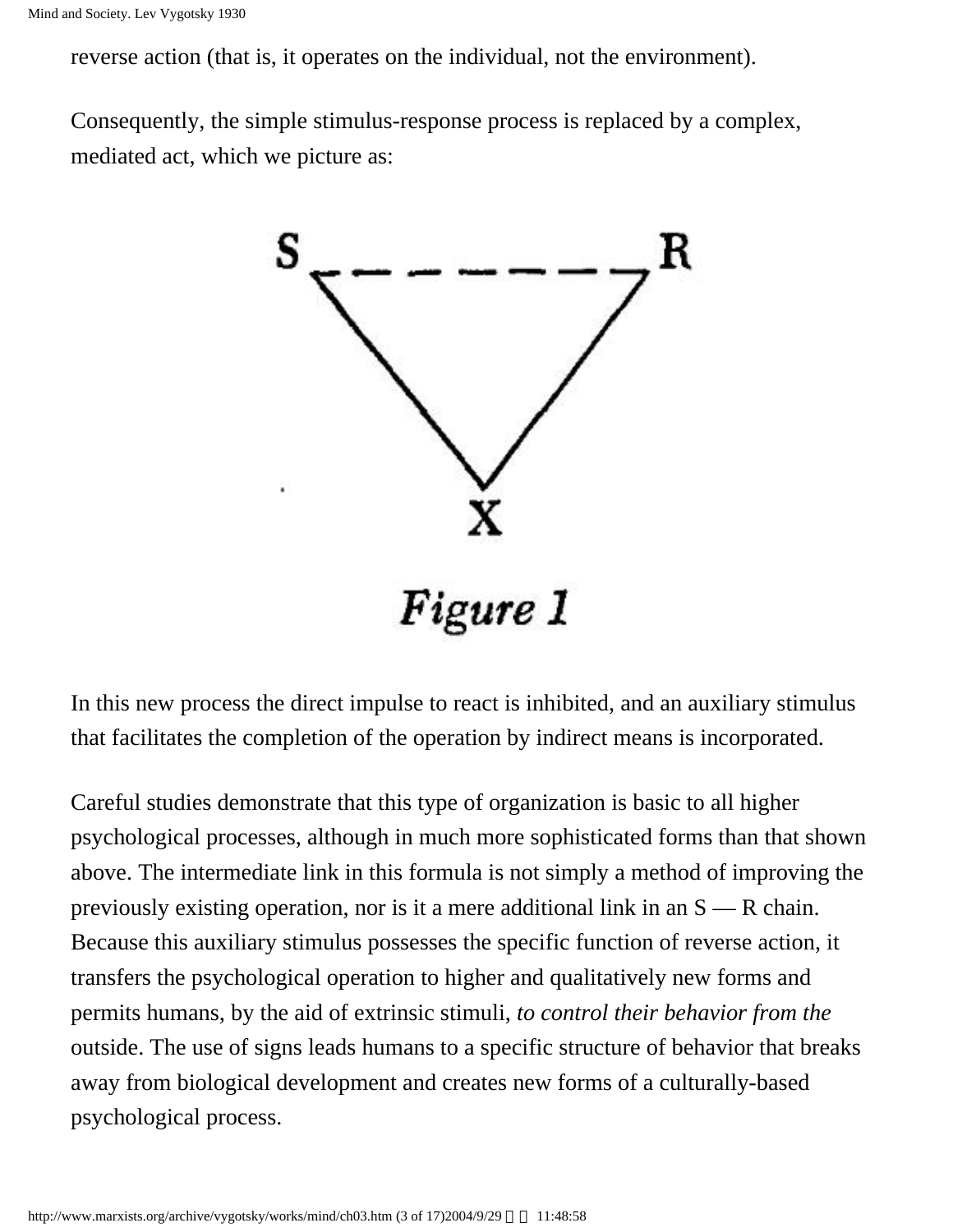reverse action (that is, it operates on the individual, not the environment).

Consequently, the simple stimulus-response process is replaced by a complex, mediated act, which we picture as:

*Figure 1*

In this new process the direct impulse to react is inhibited, and an auxiliary stimulus that facilitates the completion of the operation by indirect means is incorporated.

Careful studies demonstrate that this type of organization is basic to all higher psychological processes, although in much more sophisticated forms than that shown above. The intermediate link in this formula is not simply a method of improving the previously existing operation, nor is it a mere additional link in an S — R chain. Because this auxiliary stimulus possesses the specific function of reverse action, it transfers the psychological operation to higher and qualitatively new forms and permits humans, by the aid of extrinsic stimuli, *to control their behavior from the* outside. The use of signs leads humans to a specific structure of behavior that breaks away from biological development and creates new forms of a culturally-based psychological process.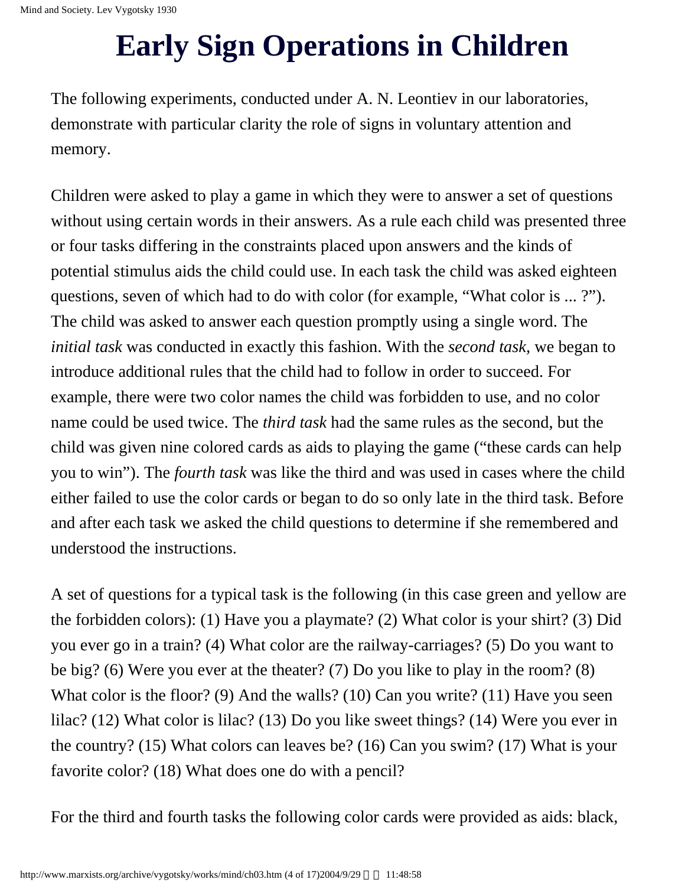# Early Sign Operations in Children

The following experiments, conducted under A. N. Leontiev in our laboratories, demonstrate with particular clarity the role of signs in voluntary attention and memory.

Children were asked to play a game in which they were to answer a set of questions without using certain words in their answers. As a rule each child was presented three or four tasks differing in the constraints placed upon answers and the kinds of potential stimulus aids the child could use. In each task the child was asked eighteen questions, seven of which had to do with color (for example, "What color is ... ?"). The child was asked to answer each question promptly using a single word. The *initial task* was conducted in exactly this fashion. With the *second task,* we began to introduce additional rules that the child had to follow in order to succeed. For example, there were two color names the child was forbidden to use, and no color name could be used twice. The *third task* had the same rules as the second, but the child was given nine colored cards as aids to playing the game ("these cards can help you to win"). The *fourth task* was like the third and was used in cases where the child either failed to use the color cards or began to do so only late in the third task. Before and after each task we asked the child questions to determine if she remembered and understood the instructions.

A set of questions for a typical task is the following (in this case green and yellow are the forbidden colors): (1) Have you a playmate? (2) What color is your shirt? (3) Did you ever go in a train? (4) What color are the railway-carriages? (5) Do you want to be big? (6) Were you ever at the theater? (7) Do you like to play in the room? (8) What color is the floor? (9) And the walls? (10) Can you write? (11) Have you seen lilac? (12) What color is lilac? (13) Do you like sweet things? (14) Were you ever in the country? (15) What colors can leaves be? (16) Can you swim? (17) What is your favorite color? (18) What does one do with a pencil?

For the third and fourth tasks the following color cards were provided as aids: black,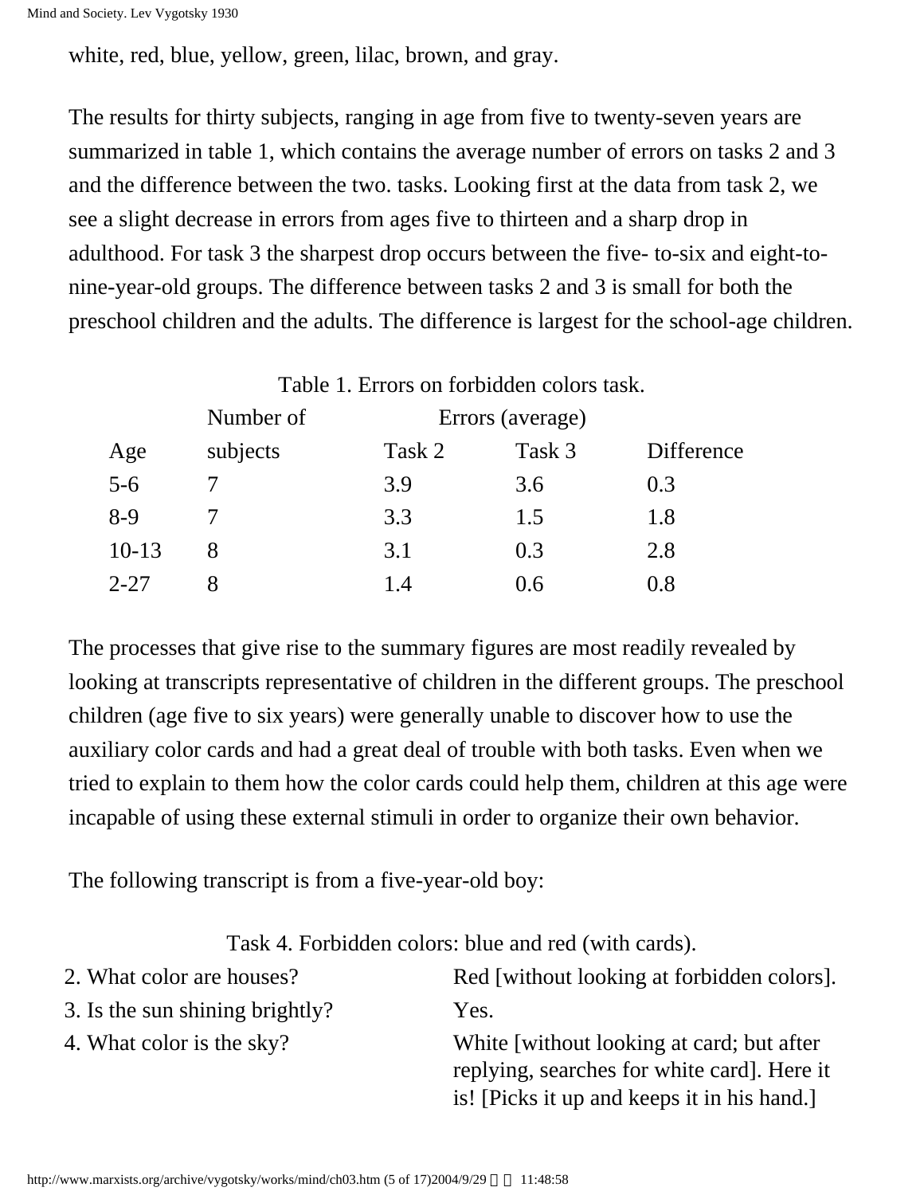white, red, blue, yellow, green, lilac, brown, and gray.

The results for thirty subjects, ranging in age from five to twenty-seven years are summarized in table 1, which contains the average number of errors on tasks 2 and 3 and the difference between the two. tasks. Looking first at the data from task 2, we see a slight decrease in errors from ages five to thirteen and a sharp drop in adulthood. For task 3 the sharpest drop occurs between the five- to-six and eight-to-nine-year-old groups. The difference between tasks 2 and 3 is small for both the preschool children and the adults. The difference is largest for the school-age children.

Table 1. Errors on forbidden colors task.

| Age | Number of subjects | Errors (average) Task 2 | Task 3 | Difference |
|---|---|---|---|---|
| 5-6 | 7 | 3.9 | 3.6 | 0.3 |
| 8-9 | 7 | 3.3 | 1.5 | 1.8 |
| 10-13 | 8 | 3.1 | 0.3 | 2.8 |
| 2-27 | 8 | 1.4 | 0.6 | 0.8 |

The processes that give rise to the summary figures are most readily revealed by looking at transcripts representative of children in the different groups. The preschool children (age five to six years) were generally unable to discover how to use the auxiliary color cards and had a great deal of trouble with both tasks. Even when we tried to explain to them how the color cards could help them, children at this age were incapable of using these external stimuli in order to organize their own behavior.

The following transcript is from a five-year-old boy:

Task 4. Forbidden colors: blue and red (with cards).

| | |
|---|---|
| 2. What color are houses? | Red [without looking at forbidden colors]. |
| 3. Is the sun shining brightly? | Yes. |
| 4. What color is the sky? | White [without looking at card; but after replying, searches for white card]. Here it is! [Picks it up and keeps it in his hand.] |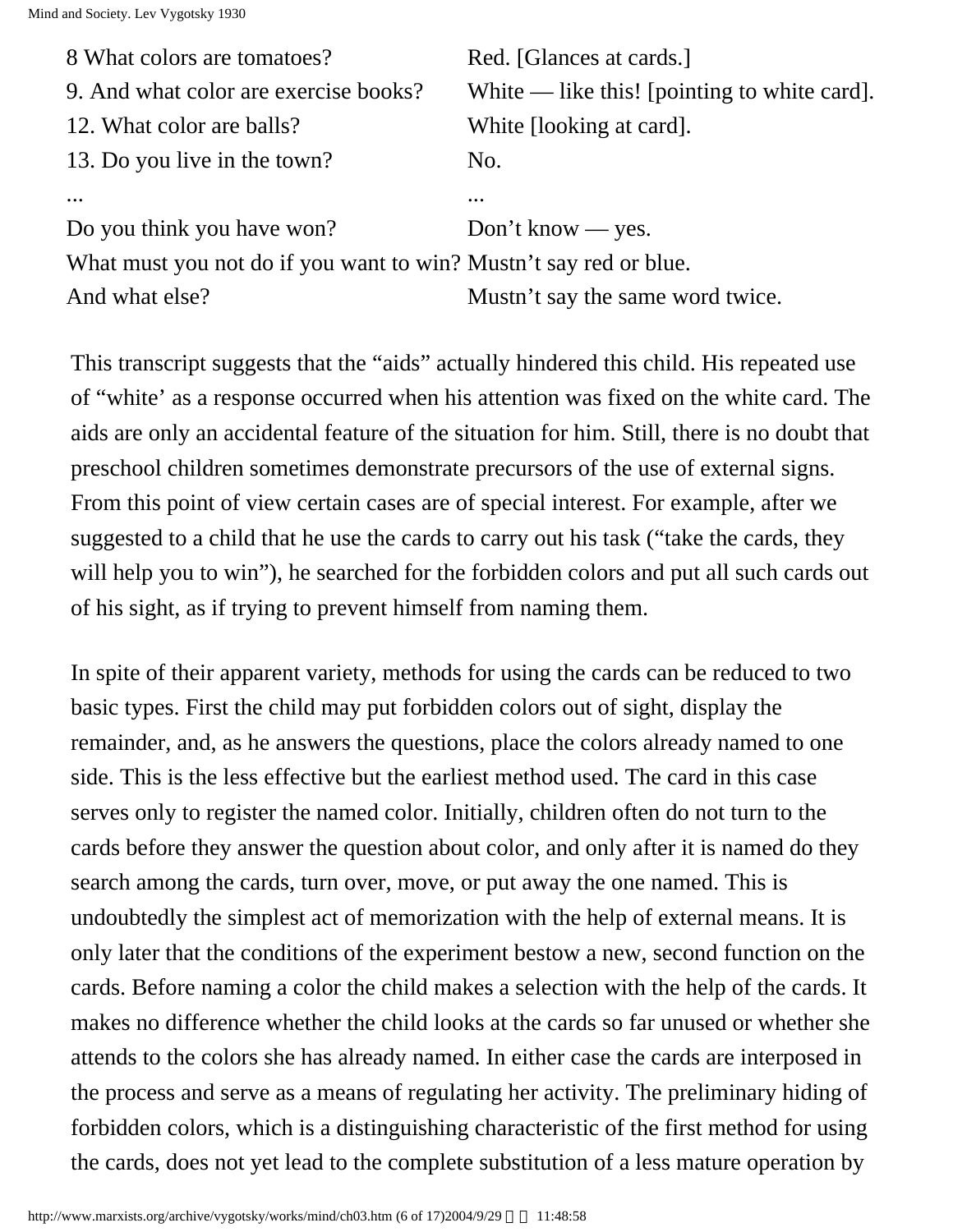| | |
|---|---|
| 8 What colors are tomatoes? | Red. [Glances at cards.] |
| 9. And what color are exercise books? | White — like this! [pointing to white card]. |
| 12. What color are balls? | White [looking at card]. |
| 13. Do you live in the town? | No. |
| ... | ... |
| Do you think you have won? | Don't know — yes. |
| What must you not do if you want to win? | Mustn't say red or blue. |
| And what else? | Mustn't say the same word twice. |

This transcript suggests that the "aids" actually hindered this child. His repeated use of "white' as a response occurred when his attention was fixed on the white card. The aids are only an accidental feature of the situation for him. Still, there is no doubt that preschool children sometimes demonstrate precursors of the use of external signs. From this point of view certain cases are of special interest. For example, after we suggested to a child that he use the cards to carry out his task ("take the cards, they will help you to win"), he searched for the forbidden colors and put all such cards out of his sight, as if trying to prevent himself from naming them.

In spite of their apparent variety, methods for using the cards can be reduced to two basic types. First the child may put forbidden colors out of sight, display the remainder, and, as he answers the questions, place the colors already named to one side. This is the less effective but the earliest method used. The card in this case serves only to register the named color. Initially, children often do not turn to the cards before they answer the question about color, and only after it is named do they search among the cards, turn over, move, or put away the one named. This is undoubtedly the simplest act of memorization with the help of external means. It is only later that the conditions of the experiment bestow a new, second function on the cards. Before naming a color the child makes a selection with the help of the cards. It makes no difference whether the child looks at the cards so far unused or whether she attends to the colors she has already named. In either case the cards are interposed in the process and serve as a means of regulating her activity. The preliminary hiding of forbidden colors, which is a distinguishing characteristic of the first method for using the cards, does not yet lead to the complete substitution of a less mature operation by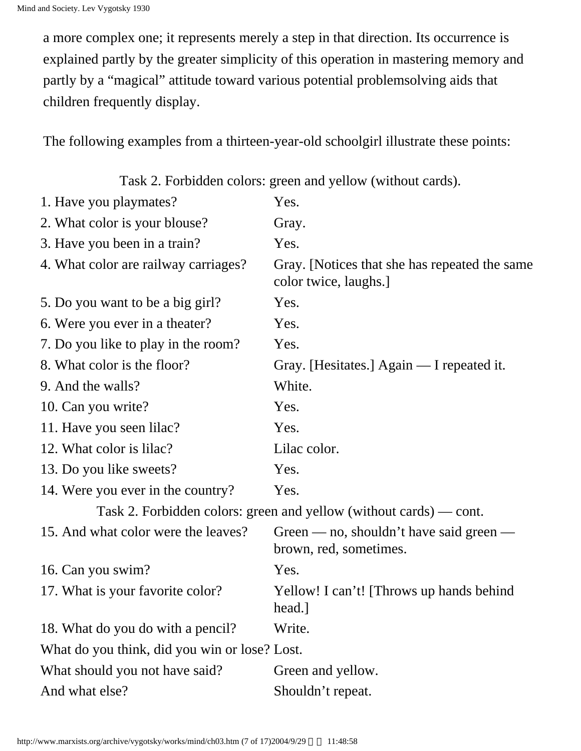a more complex one; it represents merely a step in that direction. Its occurrence is explained partly by the greater simplicity of this operation in mastering memory and partly by a "magical" attitude toward various potential problemsolving aids that children frequently display.

The following examples from a thirteen-year-old schoolgirl illustrate these points:

| Task 2. Forbidden colors: green and yellow (without cards). | |
|---|---|
| 1. Have you playmates? | Yes. |
| 2. What color is your blouse? | Gray. |
| 3. Have you been in a train? | Yes. |
| 4. What color are railway carriages? | Gray. [Notices that she has repeated the same color twice, laughs.] |
| 5. Do you want to be a big girl? | Yes. |
| 6. Were you ever in a theater? | Yes. |
| 7. Do you like to play in the room? | Yes. |
| 8. What color is the floor? | Gray. [Hesitates.] Again — I repeated it. |
| 9. And the walls? | White. |
| 10. Can you write? | Yes. |
| 11. Have you seen lilac? | Yes. |
| 12. What color is lilac? | Lilac color. |
| 13. Do you like sweets? | Yes. |
| 14. Were you ever in the country? | Yes. |
| 15. And what color were the leaves? | Green — no, shouldn't have said green — brown, red, sometimes. |
| 16. Can you swim? | Yes. |
| 17. What is your favorite color? | Yellow! I can't! [Throws up hands behind head.] |
| 18. What do you do with a pencil? | Write. |
| What do you think, did you win or lose? | Lost. |
| What should you not have said? | Green and yellow. |
| And what else? | Shouldn't repeat. |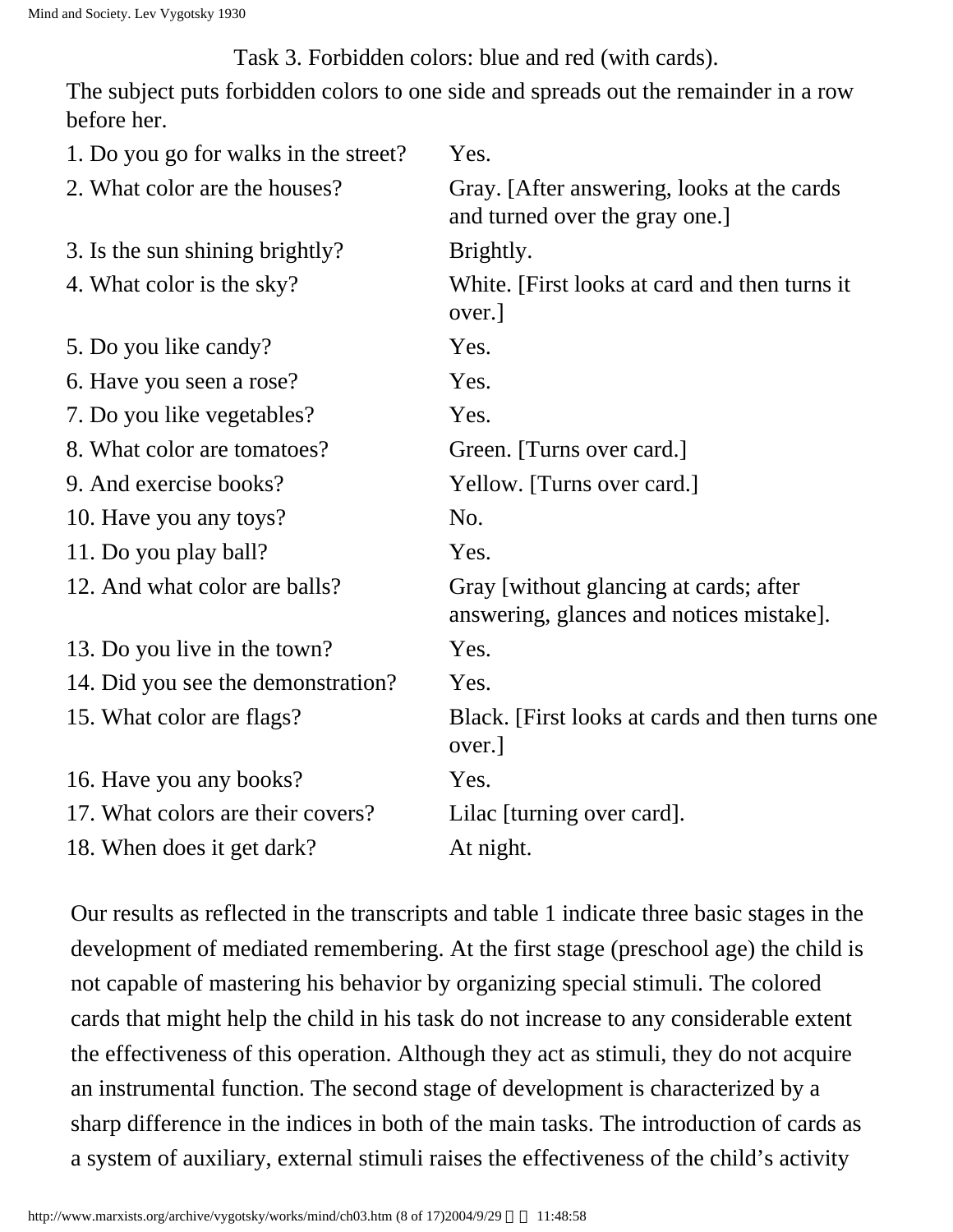Task 3. Forbidden colors: blue and red (with cards).

The subject puts forbidden colors to one side and spreads out the remainder in a row before her.

| | |
|---|---|
| 1. Do you go for walks in the street? | Yes. |
| 2. What color are the houses? | Gray. [After answering, looks at the cards and turned over the gray one.] |
| 3. Is the sun shining brightly? | Brightly. |
| 4. What color is the sky? | White. [First looks at card and then turns it over.] |
| 5. Do you like candy? | Yes. |
| 6. Have you seen a rose? | Yes. |
| 7. Do you like vegetables? | Yes. |
| 8. What color are tomatoes? | Green. [Turns over card.] |
| 9. And exercise books? | Yellow. [Turns over card.] |
| 10. Have you any toys? | No. |
| 11. Do you play ball? | Yes. |
| 12. And what color are balls? | Gray [without glancing at cards; after answering, glances and notices mistake]. |
| 13. Do you live in the town? | Yes. |
| 14. Did you see the demonstration? | Yes. |
| 15. What color are flags? | Black. [First looks at cards and then turns one over.] |
| 16. Have you any books? | Yes. |
| 17. What colors are their covers? | Lilac [turning over card]. |
| 18. When does it get dark? | At night. |

Our results as reflected in the transcripts and table 1 indicate three basic stages in the development of mediated remembering. At the first stage (preschool age) the child is not capable of mastering his behavior by organizing special stimuli. The colored cards that might help the child in his task do not increase to any considerable extent the effectiveness of this operation. Although they act as stimuli, they do not acquire an instrumental function. The second stage of development is characterized by a sharp difference in the indices in both of the main tasks. The introduction of cards as a system of auxiliary, external stimuli raises the effectiveness of the child's activity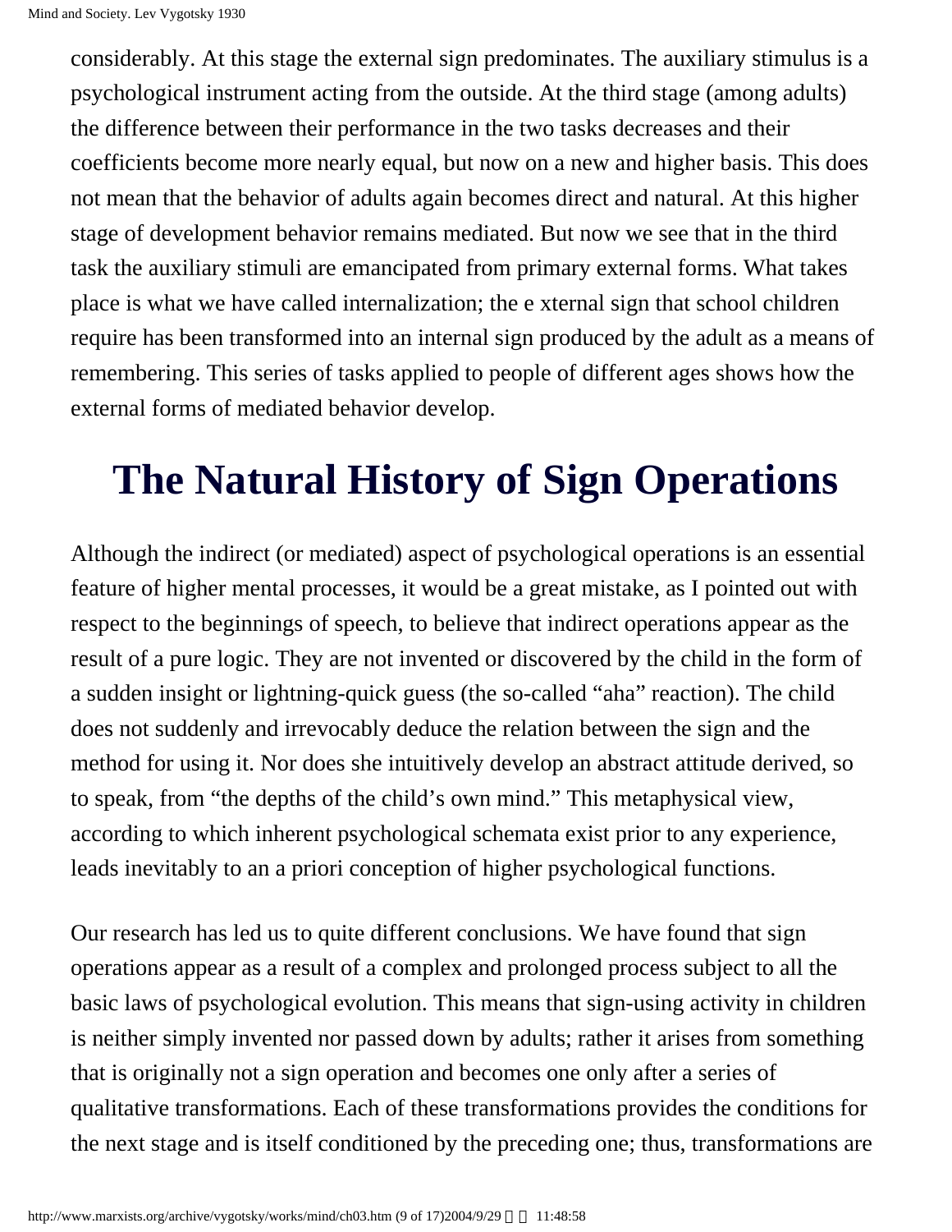considerably. At this stage the external sign predominates. The auxiliary stimulus is a psychological instrument acting from the outside. At the third stage (among adults) the difference between their performance in the two tasks decreases and their coefficients become more nearly equal, but now on a new and higher basis. This does not mean that the behavior of adults again becomes direct and natural. At this higher stage of development behavior remains mediated. But now we see that in the third task the auxiliary stimuli are emancipated from primary external forms. What takes place is what we have called internalization; the e xternal sign that school children require has been transformed into an internal sign produced by the adult as a means of remembering. This series of tasks applied to people of different ages shows how the external forms of mediated behavior develop.

# The Natural History of Sign Operations

Although the indirect (or mediated) aspect of psychological operations is an essential feature of higher mental processes, it would be a great mistake, as I pointed out with respect to the beginnings of speech, to believe that indirect operations appear as the result of a pure logic. They are not invented or discovered by the child in the form of a sudden insight or lightning-quick guess (the so-called "aha" reaction). The child does not suddenly and irrevocably deduce the relation between the sign and the method for using it. Nor does she intuitively develop an abstract attitude derived, so to speak, from "the depths of the child's own mind." This metaphysical view, according to which inherent psychological schemata exist prior to any experience, leads inevitably to an a priori conception of higher psychological functions.

Our research has led us to quite different conclusions. We have found that sign operations appear as a result of a complex and prolonged process subject to all the basic laws of psychological evolution. This means that sign-using activity in children is neither simply invented nor passed down by adults; rather it arises from something that is originally not a sign operation and becomes one only after a series of qualitative transformations. Each of these transformations provides the conditions for the next stage and is itself conditioned by the preceding one; thus, transformations are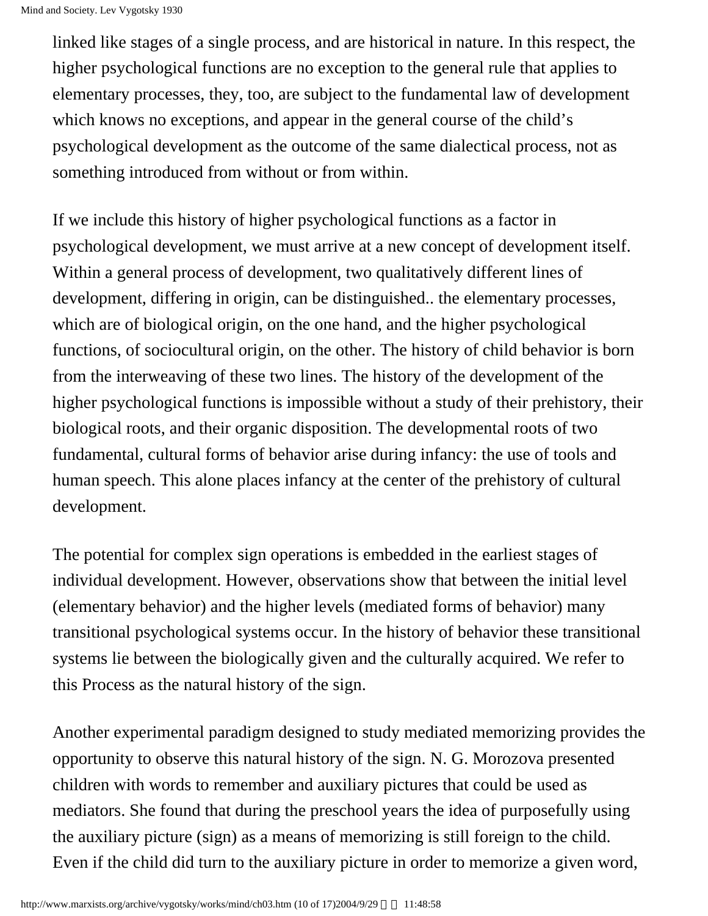linked like stages of a single process, and are historical in nature. In this respect, the higher psychological functions are no exception to the general rule that applies to elementary processes, they, too, are subject to the fundamental law of development which knows no exceptions, and appear in the general course of the child's psychological development as the outcome of the same dialectical process, not as something introduced from without or from within.

If we include this history of higher psychological functions as a factor in psychological development, we must arrive at a new concept of development itself. Within a general process of development, two qualitatively different lines of development, differing in origin, can be distinguished.. the elementary processes, which are of biological origin, on the one hand, and the higher psychological functions, of sociocultural origin, on the other. The history of child behavior is born from the interweaving of these two lines. The history of the development of the higher psychological functions is impossible without a study of their prehistory, their biological roots, and their organic disposition. The developmental roots of two fundamental, cultural forms of behavior arise during infancy: the use of tools and human speech. This alone places infancy at the center of the prehistory of cultural development.

The potential for complex sign operations is embedded in the earliest stages of individual development. However, observations show that between the initial level (elementary behavior) and the higher levels (mediated forms of behavior) many transitional psychological systems occur. In the history of behavior these transitional systems lie between the biologically given and the culturally acquired. We refer to this Process as the natural history of the sign.

Another experimental paradigm designed to study mediated memorizing provides the opportunity to observe this natural history of the sign. N. G. Morozova presented children with words to remember and auxiliary pictures that could be used as mediators. She found that during the preschool years the idea of purposefully using the auxiliary picture (sign) as a means of memorizing is still foreign to the child. Even if the child did turn to the auxiliary picture in order to memorize a given word,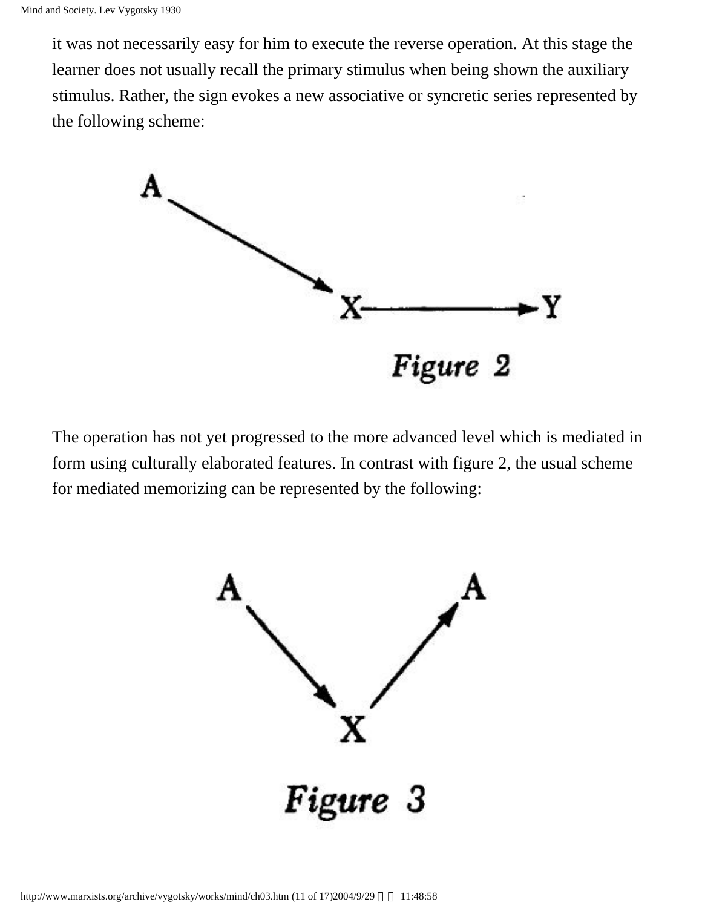it was not necessarily easy for him to execute the reverse operation. At this stage the learner does not usually recall the primary stimulus when being shown the auxiliary stimulus. Rather, the sign evokes a new associative or syncretic series represented by the following scheme:

*Figure 2*

The operation has not yet progressed to the more advanced level which is mediated in form using culturally elaborated features. In contrast with figure 2, the usual scheme for mediated memorizing can be represented by the following:

*Figure 3*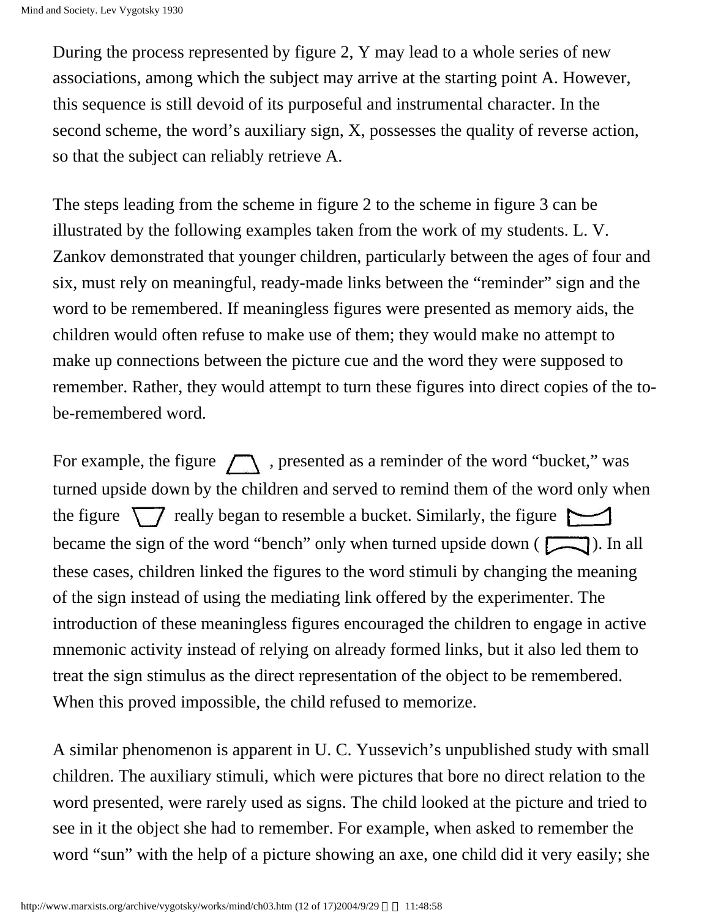During the process represented by figure 2, Y may lead to a whole series of new associations, among which the subject may arrive at the starting point A. However, this sequence is still devoid of its purposeful and instrumental character. In the second scheme, the word's auxiliary sign, X, possesses the quality of reverse action, so that the subject can reliably retrieve A.

The steps leading from the scheme in figure 2 to the scheme in figure 3 can be illustrated by the following examples taken from the work of my students. L. V. Zankov demonstrated that younger children, particularly between the ages of four and six, must rely on meaningful, ready-made links between the "reminder" sign and the word to be remembered. If meaningless figures were presented as memory aids, the children would often refuse to make use of them; they would make no attempt to make up connections between the picture cue and the word they were supposed to remember. Rather, they would attempt to turn these figures into direct copies of the to-be-remembered word.

For example, the figure ⏢ , presented as a reminder of the word "bucket," was turned upside down by the children and served to remind them of the word only when the figure ▽ really began to resemble a bucket. Similarly, the figure ⊔ became the sign of the word "bench" only when turned upside down ( ⊓ ). In all these cases, children linked the figures to the word stimuli by changing the meaning of the sign instead of using the mediating link offered by the experimenter. The introduction of these meaningless figures encouraged the children to engage in active mnemonic activity instead of relying on already formed links, but it also led them to treat the sign stimulus as the direct representation of the object to be remembered. When this proved impossible, the child refused to memorize.

A similar phenomenon is apparent in U. C. Yussevich's unpublished study with small children. The auxiliary stimuli, which were pictures that bore no direct relation to the word presented, were rarely used as signs. The child looked at the picture and tried to see in it the object she had to remember. For example, when asked to remember the word "sun" with the help of a picture showing an axe, one child did it very easily; she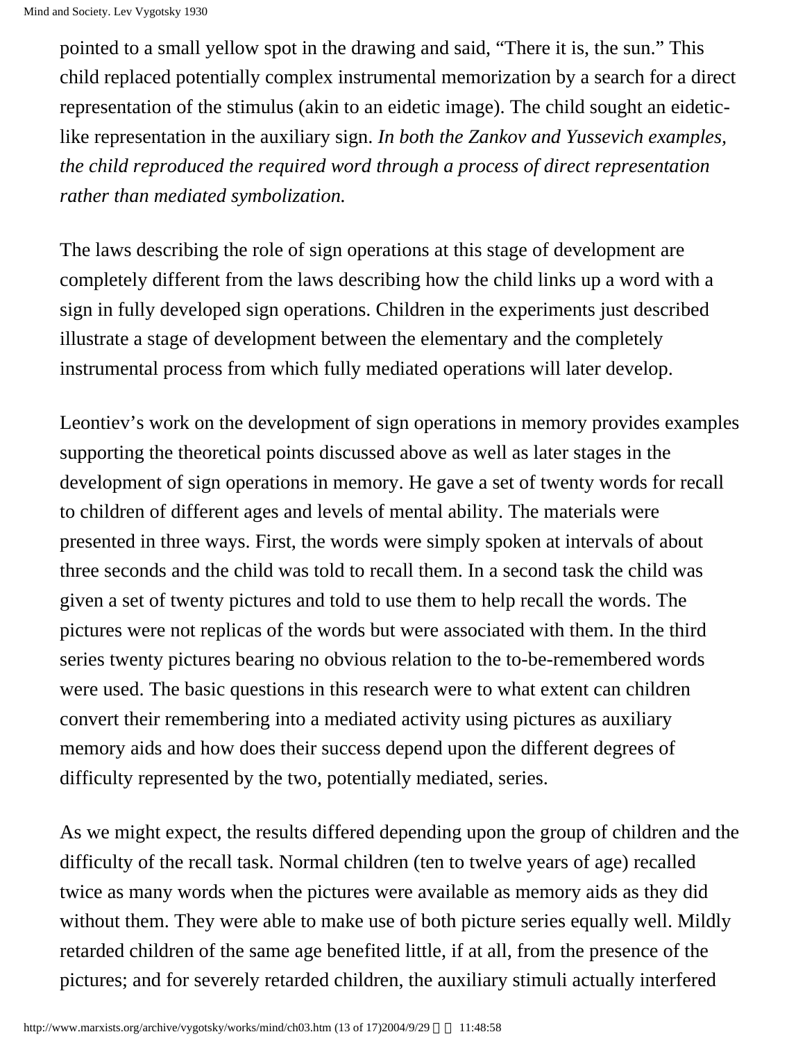pointed to a small yellow spot in the drawing and said, "There it is, the sun." This child replaced potentially complex instrumental memorization by a search for a direct representation of the stimulus (akin to an eidetic image). The child sought an eidetic-like representation in the auxiliary sign. *In both the Zankov and Yussevich examples, the child reproduced the required word through a process of direct representation rather than mediated symbolization.*

The laws describing the role of sign operations at this stage of development are completely different from the laws describing how the child links up a word with a sign in fully developed sign operations. Children in the experiments just described illustrate a stage of development between the elementary and the completely instrumental process from which fully mediated operations will later develop.

Leontiev's work on the development of sign operations in memory provides examples supporting the theoretical points discussed above as well as later stages in the development of sign operations in memory. He gave a set of twenty words for recall to children of different ages and levels of mental ability. The materials were presented in three ways. First, the words were simply spoken at intervals of about three seconds and the child was told to recall them. In a second task the child was given a set of twenty pictures and told to use them to help recall the words. The pictures were not replicas of the words but were associated with them. In the third series twenty pictures bearing no obvious relation to the to-be-remembered words were used. The basic questions in this research were to what extent can children convert their remembering into a mediated activity using pictures as auxiliary memory aids and how does their success depend upon the different degrees of difficulty represented by the two, potentially mediated, series.

As we might expect, the results differed depending upon the group of children and the difficulty of the recall task. Normal children (ten to twelve years of age) recalled twice as many words when the pictures were available as memory aids as they did without them. They were able to make use of both picture series equally well. Mildly retarded children of the same age benefited little, if at all, from the presence of the pictures; and for severely retarded children, the auxiliary stimuli actually interfered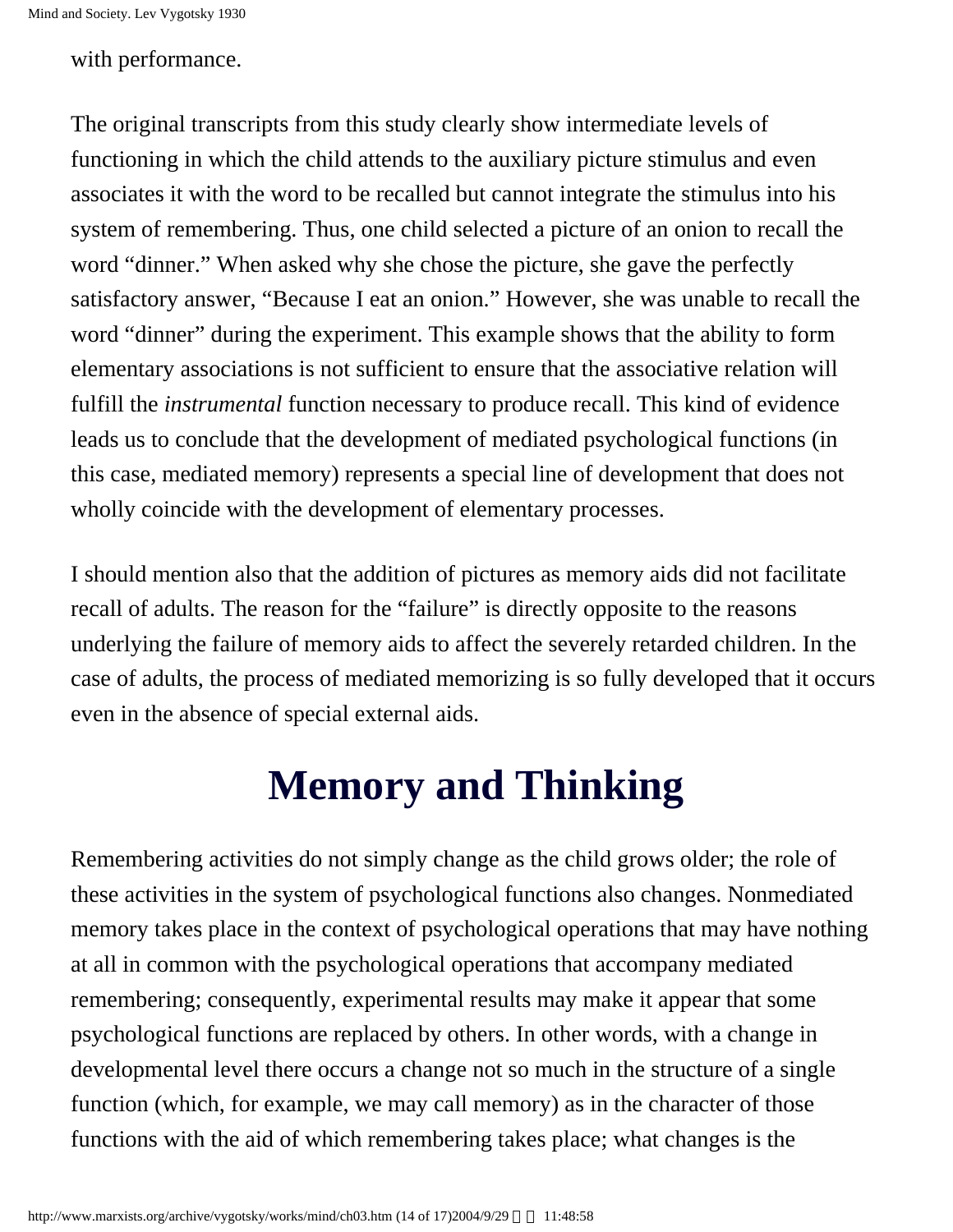with performance.

The original transcripts from this study clearly show intermediate levels of functioning in which the child attends to the auxiliary picture stimulus and even associates it with the word to be recalled but cannot integrate the stimulus into his system of remembering. Thus, one child selected a picture of an onion to recall the word "dinner." When asked why she chose the picture, she gave the perfectly satisfactory answer, "Because I eat an onion." However, she was unable to recall the word "dinner" during the experiment. This example shows that the ability to form elementary associations is not sufficient to ensure that the associative relation will fulfill the *instrumental* function necessary to produce recall. This kind of evidence leads us to conclude that the development of mediated psychological functions (in this case, mediated memory) represents a special line of development that does not wholly coincide with the development of elementary processes.

I should mention also that the addition of pictures as memory aids did not facilitate recall of adults. The reason for the "failure" is directly opposite to the reasons underlying the failure of memory aids to affect the severely retarded children. In the case of adults, the process of mediated memorizing is so fully developed that it occurs even in the absence of special external aids.

# Memory and Thinking

Remembering activities do not simply change as the child grows older; the role of these activities in the system of psychological functions also changes. Nonmediated memory takes place in the context of psychological operations that may have nothing at all in common with the psychological operations that accompany mediated remembering; consequently, experimental results may make it appear that some psychological functions are replaced by others. In other words, with a change in developmental level there occurs a change not so much in the structure of a single function (which, for example, we may call memory) as in the character of those functions with the aid of which remembering takes place; what changes is the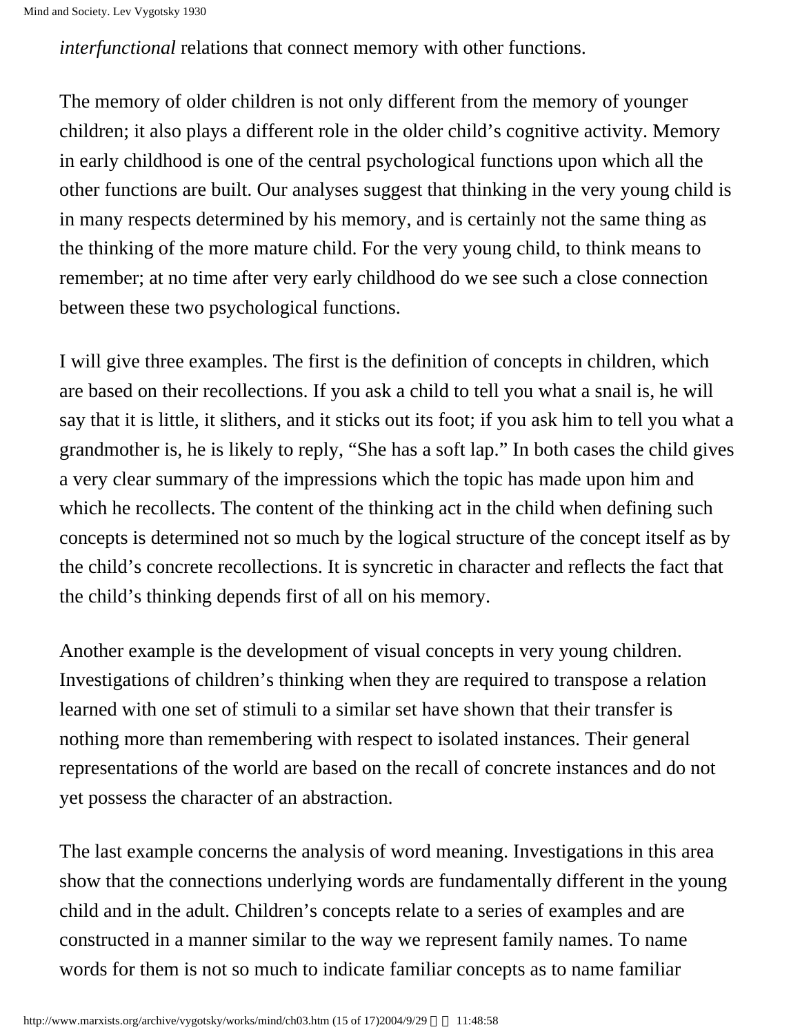*interfunctional* relations that connect memory with other functions.

The memory of older children is not only different from the memory of younger children; it also plays a different role in the older child's cognitive activity. Memory in early childhood is one of the central psychological functions upon which all the other functions are built. Our analyses suggest that thinking in the very young child is in many respects determined by his memory, and is certainly not the same thing as the thinking of the more mature child. For the very young child, to think means to remember; at no time after very early childhood do we see such a close connection between these two psychological functions.

I will give three examples. The first is the definition of concepts in children, which are based on their recollections. If you ask a child to tell you what a snail is, he will say that it is little, it slithers, and it sticks out its foot; if you ask him to tell you what a grandmother is, he is likely to reply, "She has a soft lap." In both cases the child gives a very clear summary of the impressions which the topic has made upon him and which he recollects. The content of the thinking act in the child when defining such concepts is determined not so much by the logical structure of the concept itself as by the child's concrete recollections. It is syncretic in character and reflects the fact that the child's thinking depends first of all on his memory.

Another example is the development of visual concepts in very young children. Investigations of children's thinking when they are required to transpose a relation learned with one set of stimuli to a similar set have shown that their transfer is nothing more than remembering with respect to isolated instances. Their general representations of the world are based on the recall of concrete instances and do not yet possess the character of an abstraction.

The last example concerns the analysis of word meaning. Investigations in this area show that the connections underlying words are fundamentally different in the young child and in the adult. Children's concepts relate to a series of examples and are constructed in a manner similar to the way we represent family names. To name words for them is not so much to indicate familiar concepts as to name familiar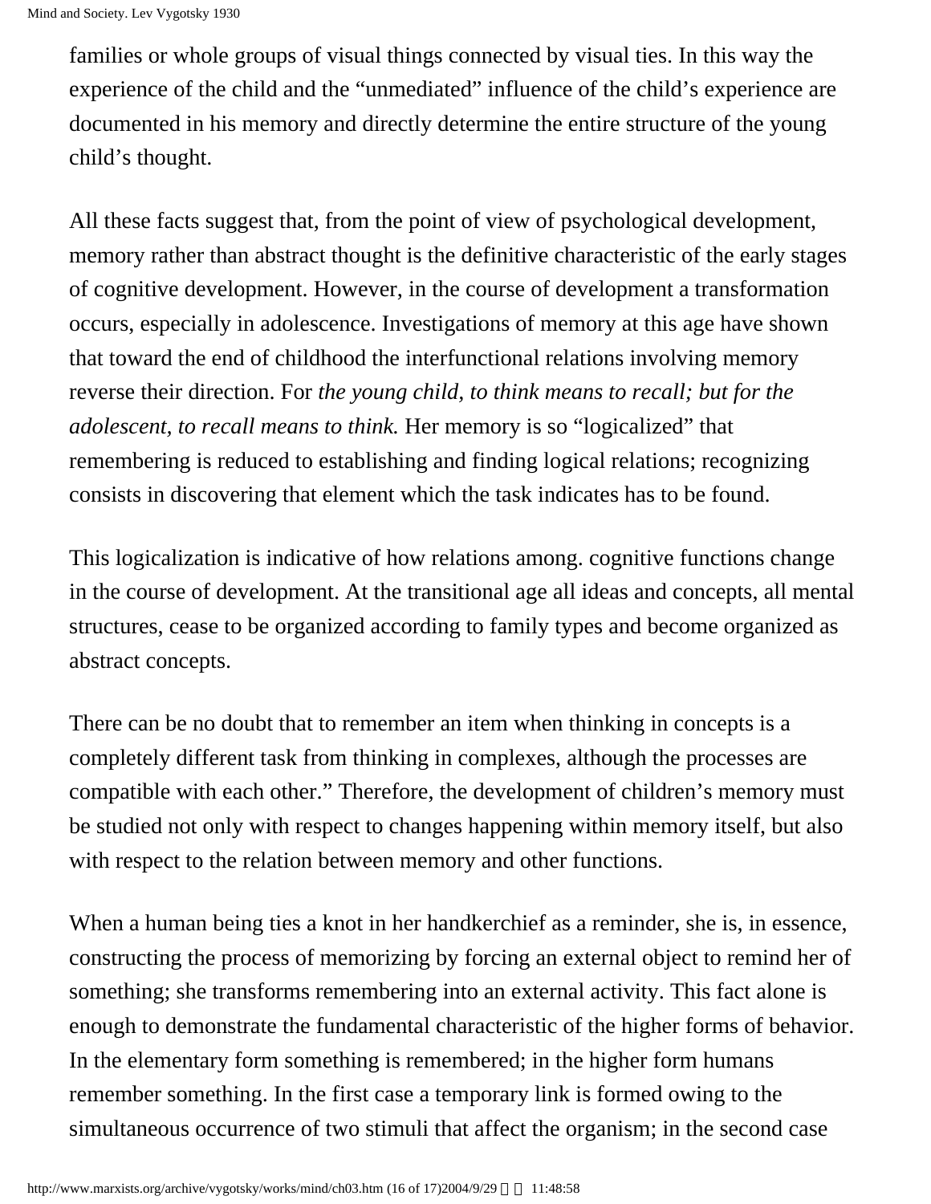families or whole groups of visual things connected by visual ties. In this way the experience of the child and the "unmediated" influence of the child's experience are documented in his memory and directly determine the entire structure of the young child's thought.

All these facts suggest that, from the point of view of psychological development, memory rather than abstract thought is the definitive characteristic of the early stages of cognitive development. However, in the course of development a transformation occurs, especially in adolescence. Investigations of memory at this age have shown that toward the end of childhood the interfunctional relations involving memory reverse their direction. For *the young child, to think means to recall; but for the adolescent, to recall means to think.* Her memory is so "logicalized" that remembering is reduced to establishing and finding logical relations; recognizing consists in discovering that element which the task indicates has to be found.

This logicalization is indicative of how relations among. cognitive functions change in the course of development. At the transitional age all ideas and concepts, all mental structures, cease to be organized according to family types and become organized as abstract concepts.

There can be no doubt that to remember an item when thinking in concepts is a completely different task from thinking in complexes, although the processes are compatible with each other." Therefore, the development of children's memory must be studied not only with respect to changes happening within memory itself, but also with respect to the relation between memory and other functions.

When a human being ties a knot in her handkerchief as a reminder, she is, in essence, constructing the process of memorizing by forcing an external object to remind her of something; she transforms remembering into an external activity. This fact alone is enough to demonstrate the fundamental characteristic of the higher forms of behavior. In the elementary form something is remembered; in the higher form humans remember something. In the first case a temporary link is formed owing to the simultaneous occurrence of two stimuli that affect the organism; in the second case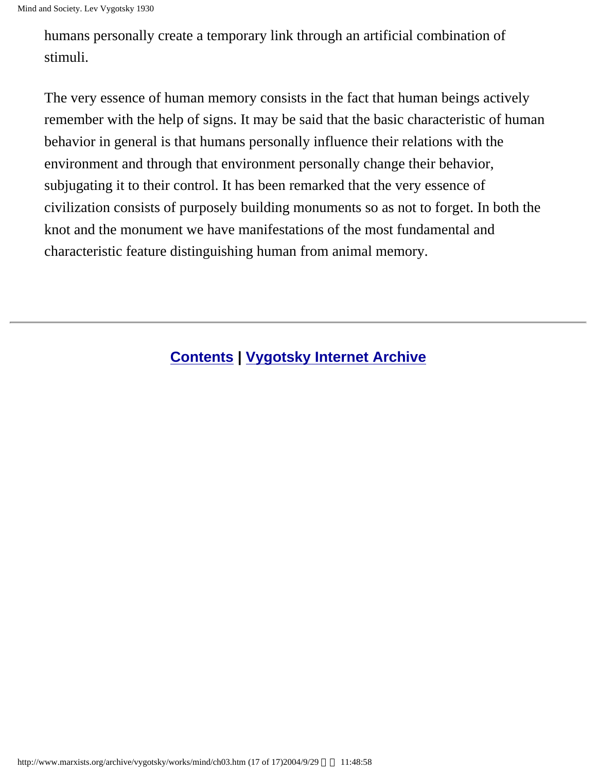humans personally create a temporary link through an artificial combination of stimuli.

The very essence of human memory consists in the fact that human beings actively remember with the help of signs. It may be said that the basic characteristic of human behavior in general is that humans personally influence their relations with the environment and through that environment personally change their behavior, subjugating it to their control. It has been remarked that the very essence of civilization consists of purposely building monuments so as not to forget. In both the knot and the monument we have manifestations of the most fundamental and characteristic feature distinguishing human from animal memory.

---

**Contents** | **Vygotsky Internet Archive**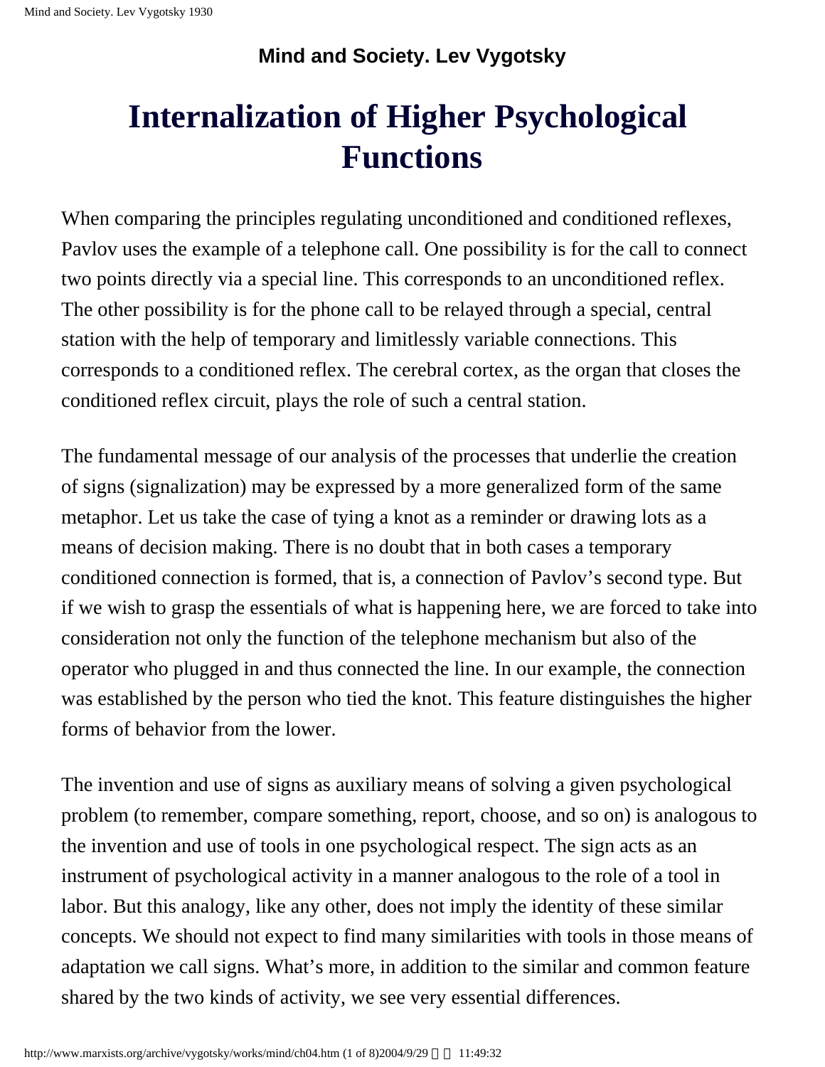**Mind and Society. Lev Vygotsky**

# Internalization of Higher Psychological Functions

When comparing the principles regulating unconditioned and conditioned reflexes, Pavlov uses the example of a telephone call. One possibility is for the call to connect two points directly via a special line. This corresponds to an unconditioned reflex. The other possibility is for the phone call to be relayed through a special, central station with the help of temporary and limitlessly variable connections. This corresponds to a conditioned reflex. The cerebral cortex, as the organ that closes the conditioned reflex circuit, plays the role of such a central station.

The fundamental message of our analysis of the processes that underlie the creation of signs (signalization) may be expressed by a more generalized form of the same metaphor. Let us take the case of tying a knot as a reminder or drawing lots as a means of decision making. There is no doubt that in both cases a temporary conditioned connection is formed, that is, a connection of Pavlov's second type. But if we wish to grasp the essentials of what is happening here, we are forced to take into consideration not only the function of the telephone mechanism but also of the operator who plugged in and thus connected the line. In our example, the connection was established by the person who tied the knot. This feature distinguishes the higher forms of behavior from the lower.

The invention and use of signs as auxiliary means of solving a given psychological problem (to remember, compare something, report, choose, and so on) is analogous to the invention and use of tools in one psychological respect. The sign acts as an instrument of psychological activity in a manner analogous to the role of a tool in labor. But this analogy, like any other, does not imply the identity of these similar concepts. We should not expect to find many similarities with tools in those means of adaptation we call signs. What's more, in addition to the similar and common feature shared by the two kinds of activity, we see very essential differences.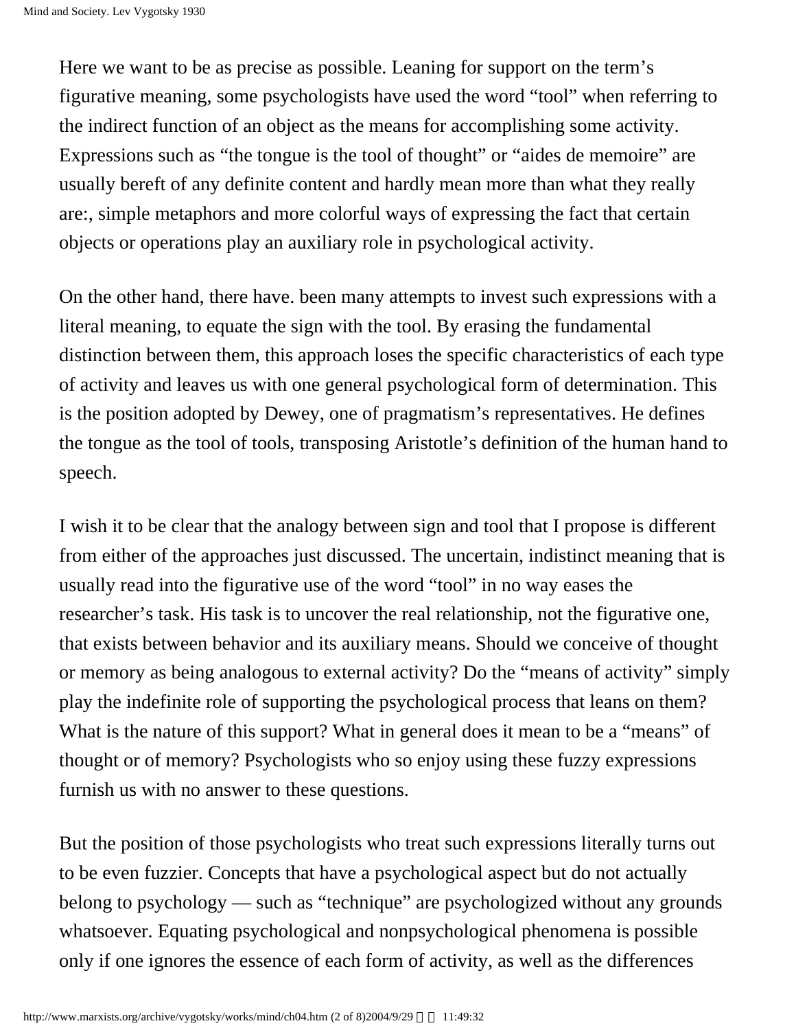Here we want to be as precise as possible. Leaning for support on the term's figurative meaning, some psychologists have used the word "tool" when referring to the indirect function of an object as the means for accomplishing some activity. Expressions such as "the tongue is the tool of thought" or "aides de memoire" are usually bereft of any definite content and hardly mean more than what they really are:, simple metaphors and more colorful ways of expressing the fact that certain objects or operations play an auxiliary role in psychological activity.

On the other hand, there have. been many attempts to invest such expressions with a literal meaning, to equate the sign with the tool. By erasing the fundamental distinction between them, this approach loses the specific characteristics of each type of activity and leaves us with one general psychological form of determination. This is the position adopted by Dewey, one of pragmatism's representatives. He defines the tongue as the tool of tools, transposing Aristotle's definition of the human hand to speech.

I wish it to be clear that the analogy between sign and tool that I propose is different from either of the approaches just discussed. The uncertain, indistinct meaning that is usually read into the figurative use of the word "tool" in no way eases the researcher's task. His task is to uncover the real relationship, not the figurative one, that exists between behavior and its auxiliary means. Should we conceive of thought or memory as being analogous to external activity? Do the "means of activity" simply play the indefinite role of supporting the psychological process that leans on them? What is the nature of this support? What in general does it mean to be a "means" of thought or of memory? Psychologists who so enjoy using these fuzzy expressions furnish us with no answer to these questions.

But the position of those psychologists who treat such expressions literally turns out to be even fuzzier. Concepts that have a psychological aspect but do not actually belong to psychology — such as "technique" are psychologized without any grounds whatsoever. Equating psychological and nonpsychological phenomena is possible only if one ignores the essence of each form of activity, as well as the differences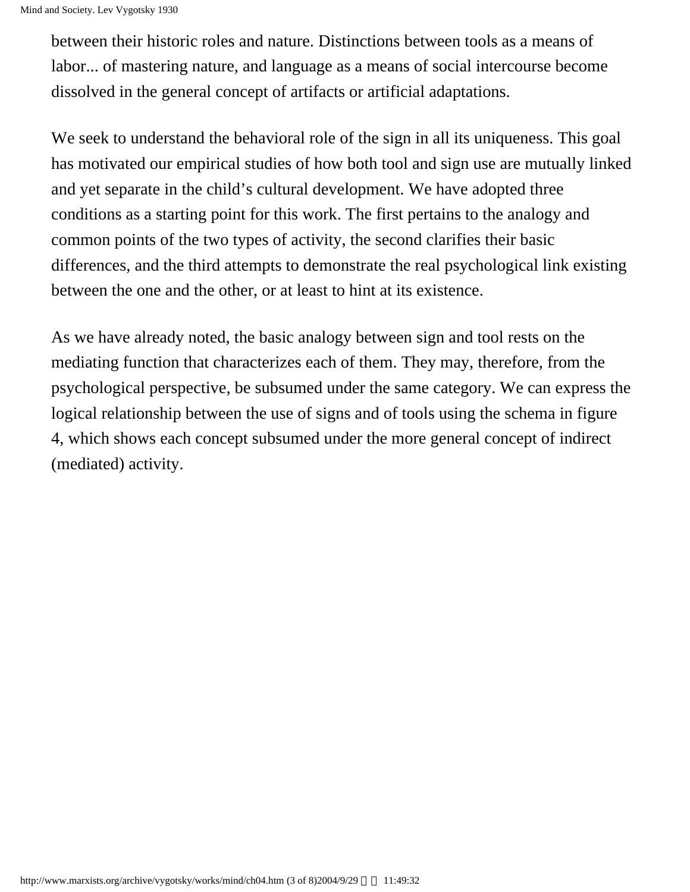between their historic roles and nature. Distinctions between tools as a means of labor... of mastering nature, and language as a means of social intercourse become dissolved in the general concept of artifacts or artificial adaptations.

We seek to understand the behavioral role of the sign in all its uniqueness. This goal has motivated our empirical studies of how both tool and sign use are mutually linked and yet separate in the child's cultural development. We have adopted three conditions as a starting point for this work. The first pertains to the analogy and common points of the two types of activity, the second clarifies their basic differences, and the third attempts to demonstrate the real psychological link existing between the one and the other, or at least to hint at its existence.

As we have already noted, the basic analogy between sign and tool rests on the mediating function that characterizes each of them. They may, therefore, from the psychological perspective, be subsumed under the same category. We can express the logical relationship between the use of signs and of tools using the schema in figure 4, which shows each concept subsumed under the more general concept of indirect (mediated) activity.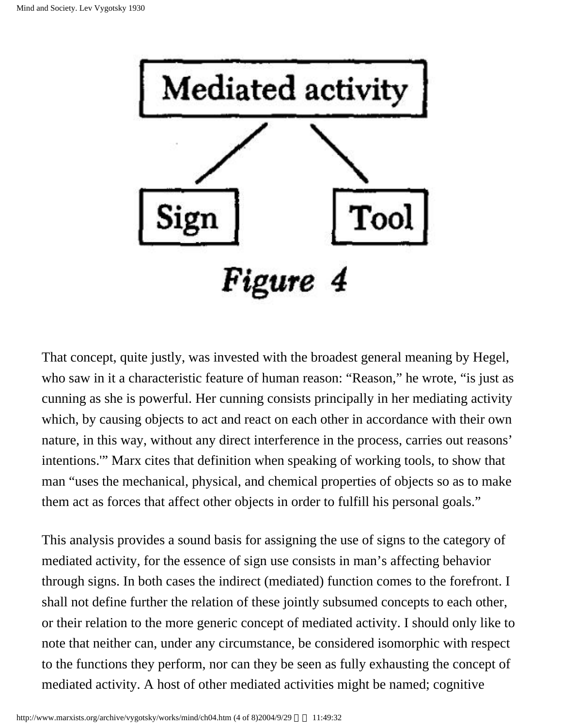Mediated activity

Sign Tool

*Figure 4*

That concept, quite justly, was invested with the broadest general meaning by Hegel, who saw in it a characteristic feature of human reason: "Reason," he wrote, "is just as cunning as she is powerful. Her cunning consists principally in her mediating activity which, by causing objects to act and react on each other in accordance with their own nature, in this way, without any direct interference in the process, carries out reasons' intentions.'" Marx cites that definition when speaking of working tools, to show that man "uses the mechanical, physical, and chemical properties of objects so as to make them act as forces that affect other objects in order to fulfill his personal goals."

This analysis provides a sound basis for assigning the use of signs to the category of mediated activity, for the essence of sign use consists in man's affecting behavior through signs. In both cases the indirect (mediated) function comes to the forefront. I shall not define further the relation of these jointly subsumed concepts to each other, or their relation to the more generic concept of mediated activity. I should only like to note that neither can, under any circumstance, be considered isomorphic with respect to the functions they perform, nor can they be seen as fully exhausting the concept of mediated activity. A host of other mediated activities might be named; cognitive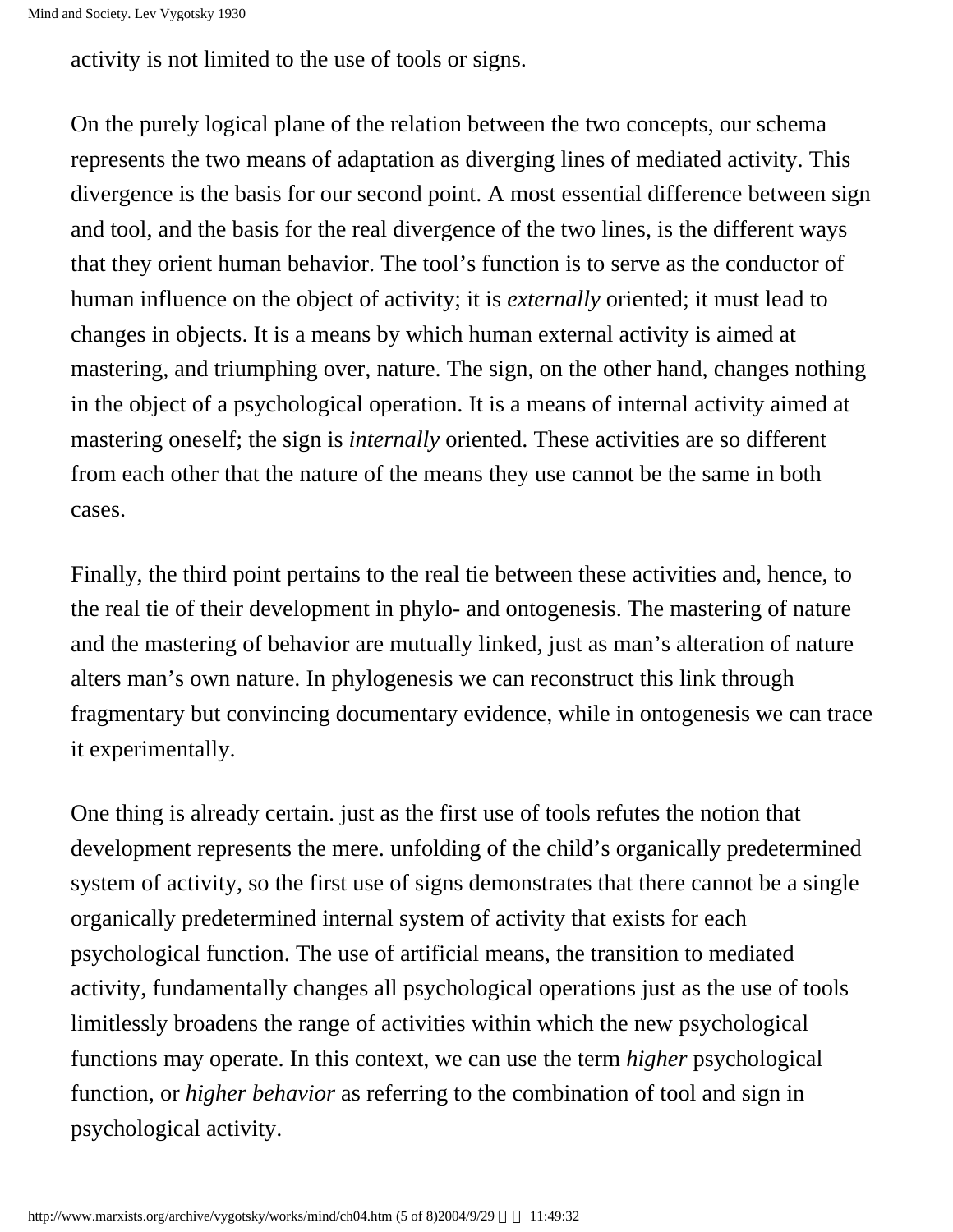activity is not limited to the use of tools or signs.

On the purely logical plane of the relation between the two concepts, our schema represents the two means of adaptation as diverging lines of mediated activity. This divergence is the basis for our second point. A most essential difference between sign and tool, and the basis for the real divergence of the two lines, is the different ways that they orient human behavior. The tool's function is to serve as the conductor of human influence on the object of activity; it is *externally* oriented; it must lead to changes in objects. It is a means by which human external activity is aimed at mastering, and triumphing over, nature. The sign, on the other hand, changes nothing in the object of a psychological operation. It is a means of internal activity aimed at mastering oneself; the sign is *internally* oriented. These activities are so different from each other that the nature of the means they use cannot be the same in both cases.

Finally, the third point pertains to the real tie between these activities and, hence, to the real tie of their development in phylo- and ontogenesis. The mastering of nature and the mastering of behavior are mutually linked, just as man's alteration of nature alters man's own nature. In phylogenesis we can reconstruct this link through fragmentary but convincing documentary evidence, while in ontogenesis we can trace it experimentally.

One thing is already certain. just as the first use of tools refutes the notion that development represents the mere. unfolding of the child's organically predetermined system of activity, so the first use of signs demonstrates that there cannot be a single organically predetermined internal system of activity that exists for each psychological function. The use of artificial means, the transition to mediated activity, fundamentally changes all psychological operations just as the use of tools limitlessly broadens the range of activities within which the new psychological functions may operate. In this context, we can use the term *higher* psychological function, or *higher behavior* as referring to the combination of tool and sign in psychological activity.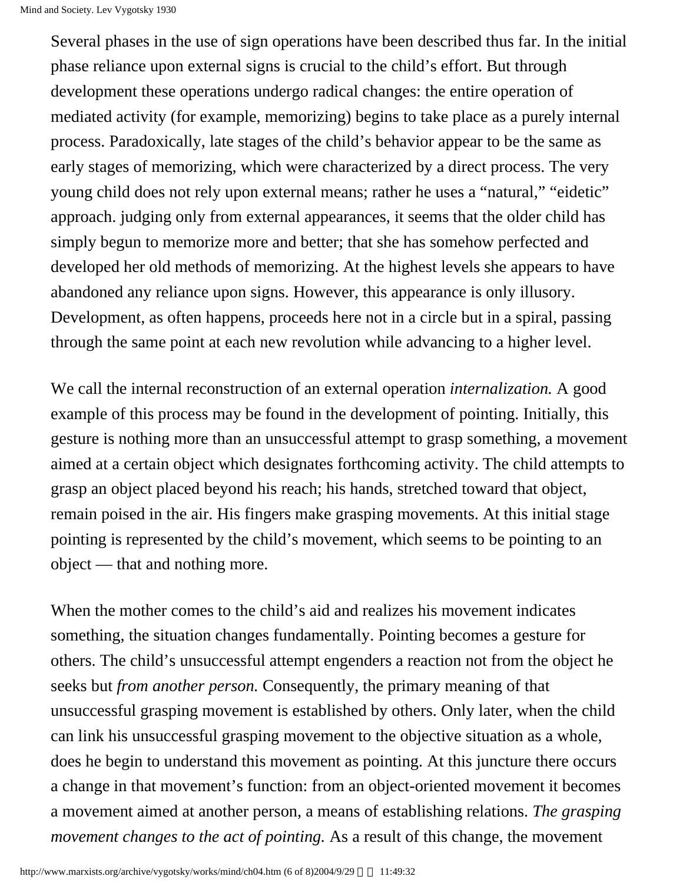Several phases in the use of sign operations have been described thus far. In the initial phase reliance upon external signs is crucial to the child's effort. But through development these operations undergo radical changes: the entire operation of mediated activity (for example, memorizing) begins to take place as a purely internal process. Paradoxically, late stages of the child's behavior appear to be the same as early stages of memorizing, which were characterized by a direct process. The very young child does not rely upon external means; rather he uses a "natural," "eidetic" approach. judging only from external appearances, it seems that the older child has simply begun to memorize more and better; that she has somehow perfected and developed her old methods of memorizing. At the highest levels she appears to have abandoned any reliance upon signs. However, this appearance is only illusory. Development, as often happens, proceeds here not in a circle but in a spiral, passing through the same point at each new revolution while advancing to a higher level.

We call the internal reconstruction of an external operation *internalization.* A good example of this process may be found in the development of pointing. Initially, this gesture is nothing more than an unsuccessful attempt to grasp something, a movement aimed at a certain object which designates forthcoming activity. The child attempts to grasp an object placed beyond his reach; his hands, stretched toward that object, remain poised in the air. His fingers make grasping movements. At this initial stage pointing is represented by the child's movement, which seems to be pointing to an object — that and nothing more.

When the mother comes to the child's aid and realizes his movement indicates something, the situation changes fundamentally. Pointing becomes a gesture for others. The child's unsuccessful attempt engenders a reaction not from the object he seeks but *from another person.* Consequently, the primary meaning of that unsuccessful grasping movement is established by others. Only later, when the child can link his unsuccessful grasping movement to the objective situation as a whole, does he begin to understand this movement as pointing. At this juncture there occurs a change in that movement's function: from an object-oriented movement it becomes a movement aimed at another person, a means of establishing relations. *The grasping movement changes to the act of pointing.* As a result of this change, the movement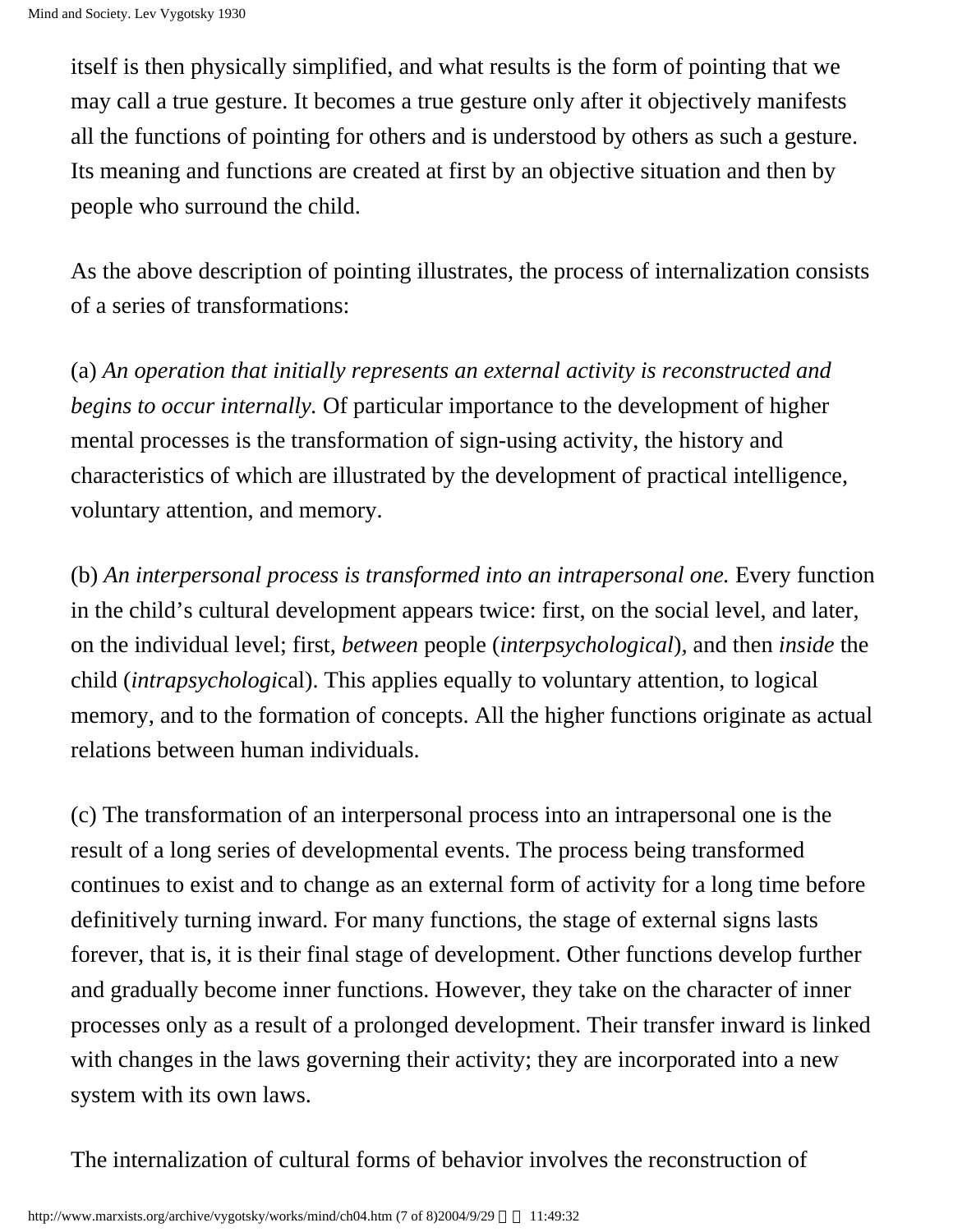itself is then physically simplified, and what results is the form of pointing that we may call a true gesture. It becomes a true gesture only after it objectively manifests all the functions of pointing for others and is understood by others as such a gesture. Its meaning and functions are created at first by an objective situation and then by people who surround the child.

As the above description of pointing illustrates, the process of internalization consists of a series of transformations:

(a) *An operation that initially represents an external activity is reconstructed and begins to occur internally.* Of particular importance to the development of higher mental processes is the transformation of sign-using activity, the history and characteristics of which are illustrated by the development of practical intelligence, voluntary attention, and memory.

(b) *An interpersonal process is transformed into an intrapersonal one.* Every function in the child's cultural development appears twice: first, on the social level, and later, on the individual level; first, *between* people (*interpsychological*), and then *inside* the child (*intrapsychological*). This applies equally to voluntary attention, to logical memory, and to the formation of concepts. All the higher functions originate as actual relations between human individuals.

(c) The transformation of an interpersonal process into an intrapersonal one is the result of a long series of developmental events. The process being transformed continues to exist and to change as an external form of activity for a long time before definitively turning inward. For many functions, the stage of external signs lasts forever, that is, it is their final stage of development. Other functions develop further and gradually become inner functions. However, they take on the character of inner processes only as a result of a prolonged development. Their transfer inward is linked with changes in the laws governing their activity; they are incorporated into a new system with its own laws.

The internalization of cultural forms of behavior involves the reconstruction of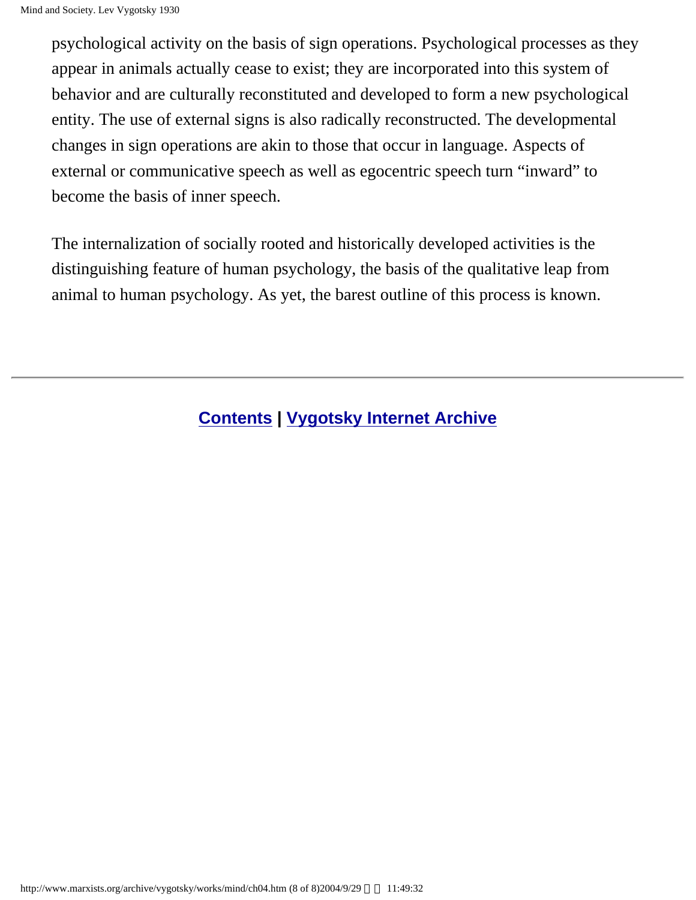psychological activity on the basis of sign operations. Psychological processes as they appear in animals actually cease to exist; they are incorporated into this system of behavior and are culturally reconstituted and developed to form a new psychological entity. The use of external signs is also radically reconstructed. The developmental changes in sign operations are akin to those that occur in language. Aspects of external or communicative speech as well as egocentric speech turn “inward” to become the basis of inner speech.

The internalization of socially rooted and historically developed activities is the distinguishing feature of human psychology, the basis of the qualitative leap from animal to human psychology. As yet, the barest outline of this process is known.

---

**Contents** | **Vygotsky Internet Archive**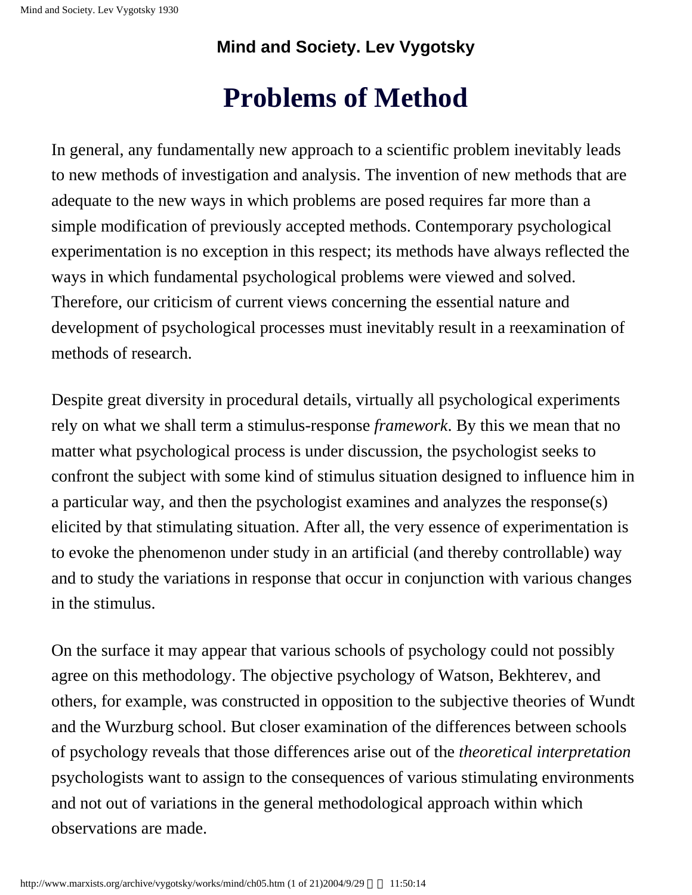**Mind and Society. Lev Vygotsky**

# Problems of Method

In general, any fundamentally new approach to a scientific problem inevitably leads to new methods of investigation and analysis. The invention of new methods that are adequate to the new ways in which problems are posed requires far more than a simple modification of previously accepted methods. Contemporary psychological experimentation is no exception in this respect; its methods have always reflected the ways in which fundamental psychological problems were viewed and solved. Therefore, our criticism of current views concerning the essential nature and development of psychological processes must inevitably result in a reexamination of methods of research.

Despite great diversity in procedural details, virtually all psychological experiments rely on what we shall term a stimulus-response *framework*. By this we mean that no matter what psychological process is under discussion, the psychologist seeks to confront the subject with some kind of stimulus situation designed to influence him in a particular way, and then the psychologist examines and analyzes the response(s) elicited by that stimulating situation. After all, the very essence of experimentation is to evoke the phenomenon under study in an artificial (and thereby controllable) way and to study the variations in response that occur in conjunction with various changes in the stimulus.

On the surface it may appear that various schools of psychology could not possibly agree on this methodology. The objective psychology of Watson, Bekhterev, and others, for example, was constructed in opposition to the subjective theories of Wundt and the Wurzburg school. But closer examination of the differences between schools of psychology reveals that those differences arise out of the *theoretical interpretation* psychologists want to assign to the consequences of various stimulating environments and not out of variations in the general methodological approach within which observations are made.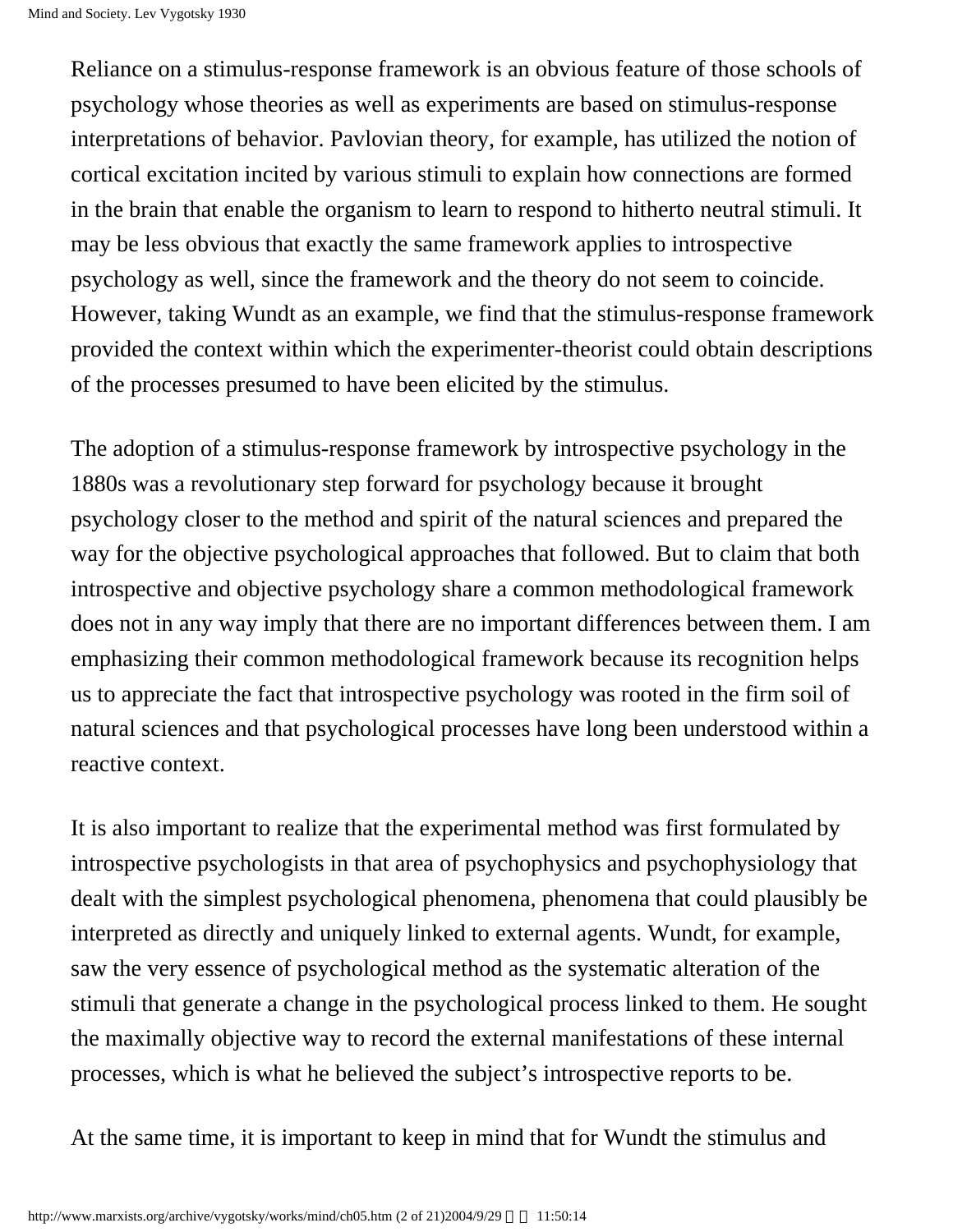Reliance on a stimulus-response framework is an obvious feature of those schools of psychology whose theories as well as experiments are based on stimulus-response interpretations of behavior. Pavlovian theory, for example, has utilized the notion of cortical excitation incited by various stimuli to explain how connections are formed in the brain that enable the organism to learn to respond to hitherto neutral stimuli. It may be less obvious that exactly the same framework applies to introspective psychology as well, since the framework and the theory do not seem to coincide. However, taking Wundt as an example, we find that the stimulus-response framework provided the context within which the experimenter-theorist could obtain descriptions of the processes presumed to have been elicited by the stimulus.

The adoption of a stimulus-response framework by introspective psychology in the 1880s was a revolutionary step forward for psychology because it brought psychology closer to the method and spirit of the natural sciences and prepared the way for the objective psychological approaches that followed. But to claim that both introspective and objective psychology share a common methodological framework does not in any way imply that there are no important differences between them. I am emphasizing their common methodological framework because its recognition helps us to appreciate the fact that introspective psychology was rooted in the firm soil of natural sciences and that psychological processes have long been understood within a reactive context.

It is also important to realize that the experimental method was first formulated by introspective psychologists in that area of psychophysics and psychophysiology that dealt with the simplest psychological phenomena, phenomena that could plausibly be interpreted as directly and uniquely linked to external agents. Wundt, for example, saw the very essence of psychological method as the systematic alteration of the stimuli that generate a change in the psychological process linked to them. He sought the maximally objective way to record the external manifestations of these internal processes, which is what he believed the subject's introspective reports to be.

At the same time, it is important to keep in mind that for Wundt the stimulus and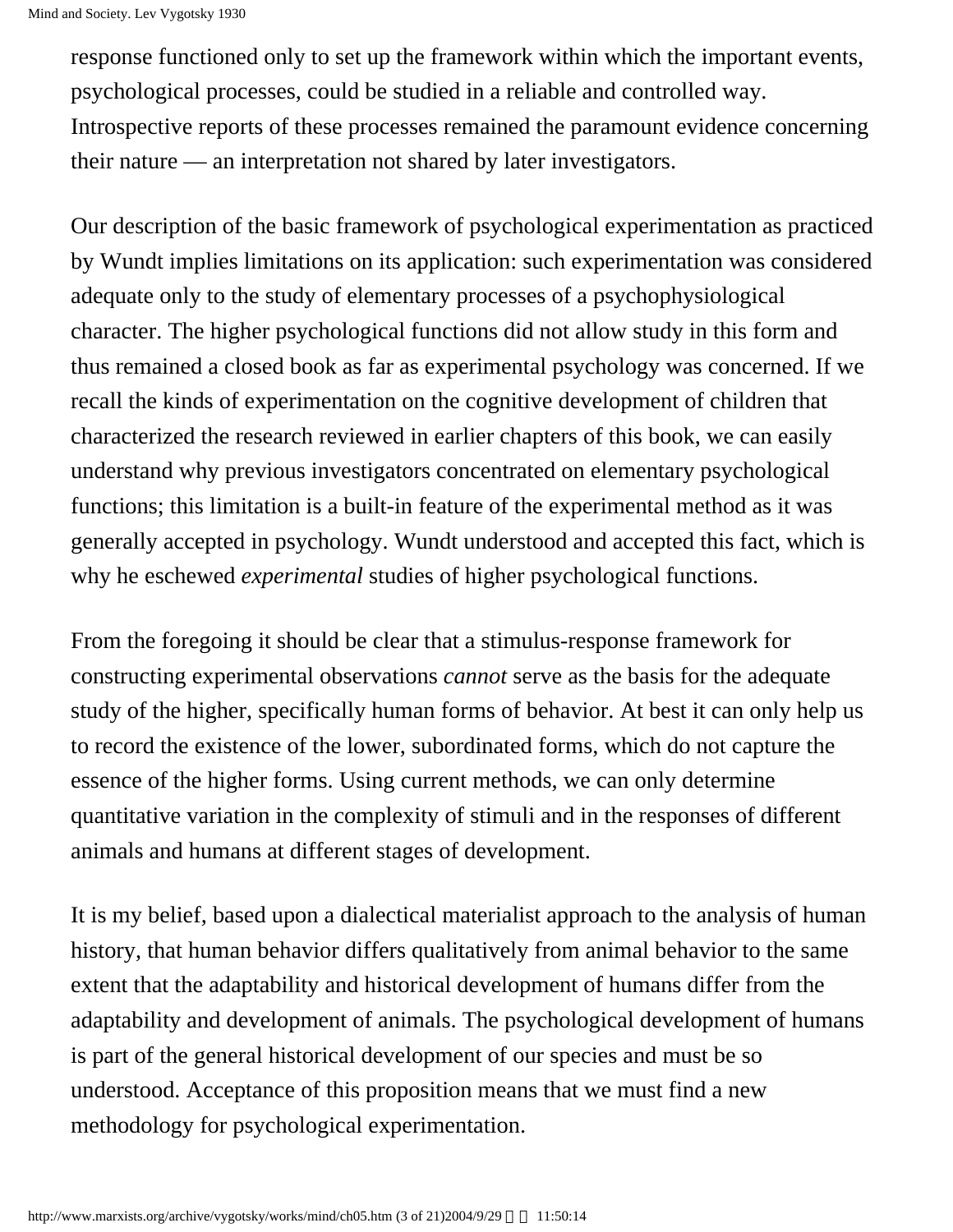response functioned only to set up the framework within which the important events, psychological processes, could be studied in a reliable and controlled way. Introspective reports of these processes remained the paramount evidence concerning their nature — an interpretation not shared by later investigators.

Our description of the basic framework of psychological experimentation as practiced by Wundt implies limitations on its application: such experimentation was considered adequate only to the study of elementary processes of a psychophysiological character. The higher psychological functions did not allow study in this form and thus remained a closed book as far as experimental psychology was concerned. If we recall the kinds of experimentation on the cognitive development of children that characterized the research reviewed in earlier chapters of this book, we can easily understand why previous investigators concentrated on elementary psychological functions; this limitation is a built-in feature of the experimental method as it was generally accepted in psychology. Wundt understood and accepted this fact, which is why he eschewed *experimental* studies of higher psychological functions.

From the foregoing it should be clear that a stimulus-response framework for constructing experimental observations *cannot* serve as the basis for the adequate study of the higher, specifically human forms of behavior. At best it can only help us to record the existence of the lower, subordinated forms, which do not capture the essence of the higher forms. Using current methods, we can only determine quantitative variation in the complexity of stimuli and in the responses of different animals and humans at different stages of development.

It is my belief, based upon a dialectical materialist approach to the analysis of human history, that human behavior differs qualitatively from animal behavior to the same extent that the adaptability and historical development of humans differ from the adaptability and development of animals. The psychological development of humans is part of the general historical development of our species and must be so understood. Acceptance of this proposition means that we must find a new methodology for psychological experimentation.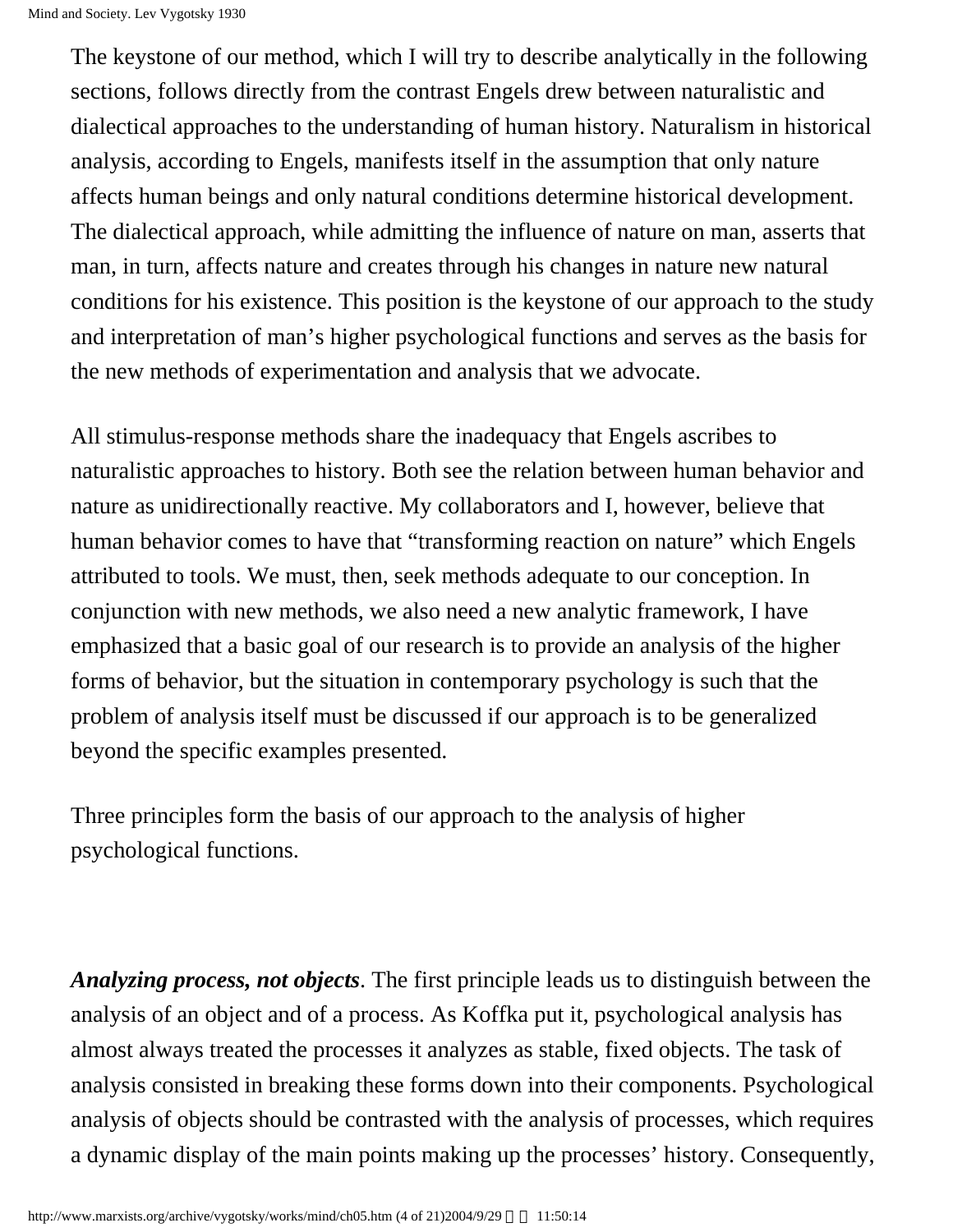The keystone of our method, which I will try to describe analytically in the following sections, follows directly from the contrast Engels drew between naturalistic and dialectical approaches to the understanding of human history. Naturalism in historical analysis, according to Engels, manifests itself in the assumption that only nature affects human beings and only natural conditions determine historical development. The dialectical approach, while admitting the influence of nature on man, asserts that man, in turn, affects nature and creates through his changes in nature new natural conditions for his existence. This position is the keystone of our approach to the study and interpretation of man's higher psychological functions and serves as the basis for the new methods of experimentation and analysis that we advocate.

All stimulus-response methods share the inadequacy that Engels ascribes to naturalistic approaches to history. Both see the relation between human behavior and nature as unidirectionally reactive. My collaborators and I, however, believe that human behavior comes to have that "transforming reaction on nature" which Engels attributed to tools. We must, then, seek methods adequate to our conception. In conjunction with new methods, we also need a new analytic framework, I have emphasized that a basic goal of our research is to provide an analysis of the higher forms of behavior, but the situation in contemporary psychology is such that the problem of analysis itself must be discussed if our approach is to be generalized beyond the specific examples presented.

Three principles form the basis of our approach to the analysis of higher psychological functions.

***Analyzing process, not objects***. The first principle leads us to distinguish between the analysis of an object and of a process. As Koffka put it, psychological analysis has almost always treated the processes it analyzes as stable, fixed objects. The task of analysis consisted in breaking these forms down into their components. Psychological analysis of objects should be contrasted with the analysis of processes, which requires a dynamic display of the main points making up the processes' history. Consequently,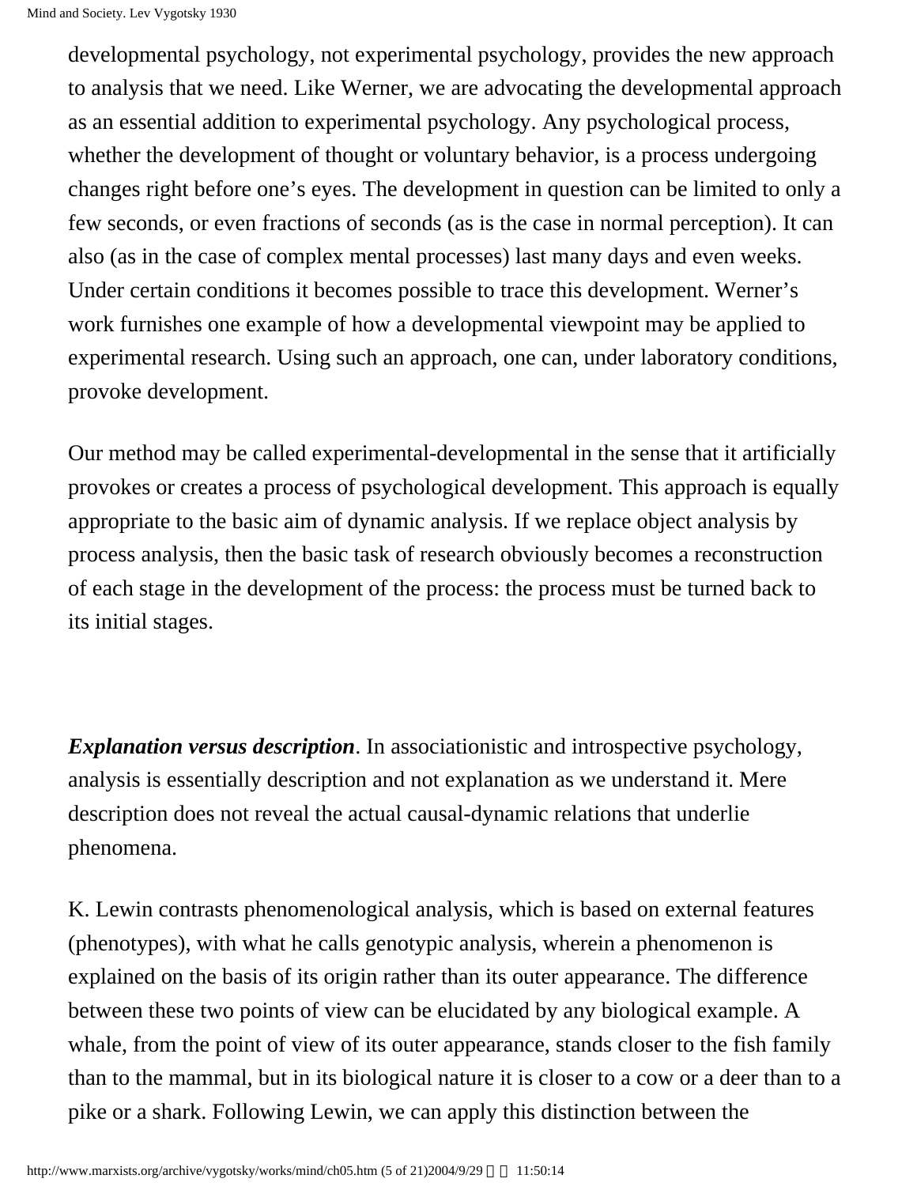developmental psychology, not experimental psychology, provides the new approach to analysis that we need. Like Werner, we are advocating the developmental approach as an essential addition to experimental psychology. Any psychological process, whether the development of thought or voluntary behavior, is a process undergoing changes right before one's eyes. The development in question can be limited to only a few seconds, or even fractions of seconds (as is the case in normal perception). It can also (as in the case of complex mental processes) last many days and even weeks. Under certain conditions it becomes possible to trace this development. Werner's work furnishes one example of how a developmental viewpoint may be applied to experimental research. Using such an approach, one can, under laboratory conditions, provoke development.

Our method may be called experimental-developmental in the sense that it artificially provokes or creates a process of psychological development. This approach is equally appropriate to the basic aim of dynamic analysis. If we replace object analysis by process analysis, then the basic task of research obviously becomes a reconstruction of each stage in the development of the process: the process must be turned back to its initial stages.

***Explanation versus description***. In associationistic and introspective psychology, analysis is essentially description and not explanation as we understand it. Mere description does not reveal the actual causal-dynamic relations that underlie phenomena.

K. Lewin contrasts phenomenological analysis, which is based on external features (phenotypes), with what he calls genotypic analysis, wherein a phenomenon is explained on the basis of its origin rather than its outer appearance. The difference between these two points of view can be elucidated by any biological example. A whale, from the point of view of its outer appearance, stands closer to the fish family than to the mammal, but in its biological nature it is closer to a cow or a deer than to a pike or a shark. Following Lewin, we can apply this distinction between the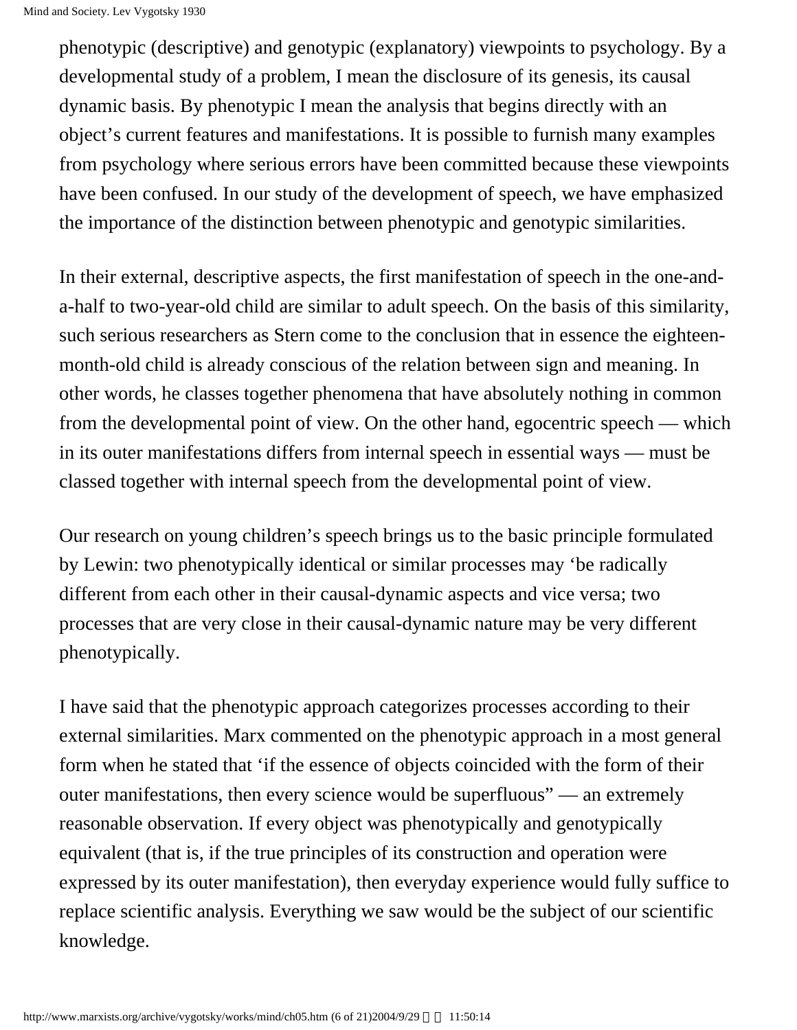phenotypic (descriptive) and genotypic (explanatory) viewpoints to psychology. By a developmental study of a problem, I mean the disclosure of its genesis, its causal dynamic basis. By phenotypic I mean the analysis that begins directly with an object's current features and manifestations. It is possible to furnish many examples from psychology where serious errors have been committed because these viewpoints have been confused. In our study of the development of speech, we have emphasized the importance of the distinction between phenotypic and genotypic similarities.

In their external, descriptive aspects, the first manifestation of speech in the one-and-a-half to two-year-old child are similar to adult speech. On the basis of this similarity, such serious researchers as Stern come to the conclusion that in essence the eighteen-month-old child is already conscious of the relation between sign and meaning. In other words, he classes together phenomena that have absolutely nothing in common from the developmental point of view. On the other hand, egocentric speech — which in its outer manifestations differs from internal speech in essential ways — must be classed together with internal speech from the developmental point of view.

Our research on young children's speech brings us to the basic principle formulated by Lewin: two phenotypically identical or similar processes may 'be radically different from each other in their causal-dynamic aspects and vice versa; two processes that are very close in their causal-dynamic nature may be very different phenotypically.

I have said that the phenotypic approach categorizes processes according to their external similarities. Marx commented on the phenotypic approach in a most general form when he stated that 'if the essence of objects coincided with the form of their outer manifestations, then every science would be superfluous" — an extremely reasonable observation. If every object was phenotypically and genotypically equivalent (that is, if the true principles of its construction and operation were expressed by its outer manifestation), then everyday experience would fully suffice to replace scientific analysis. Everything we saw would be the subject of our scientific knowledge.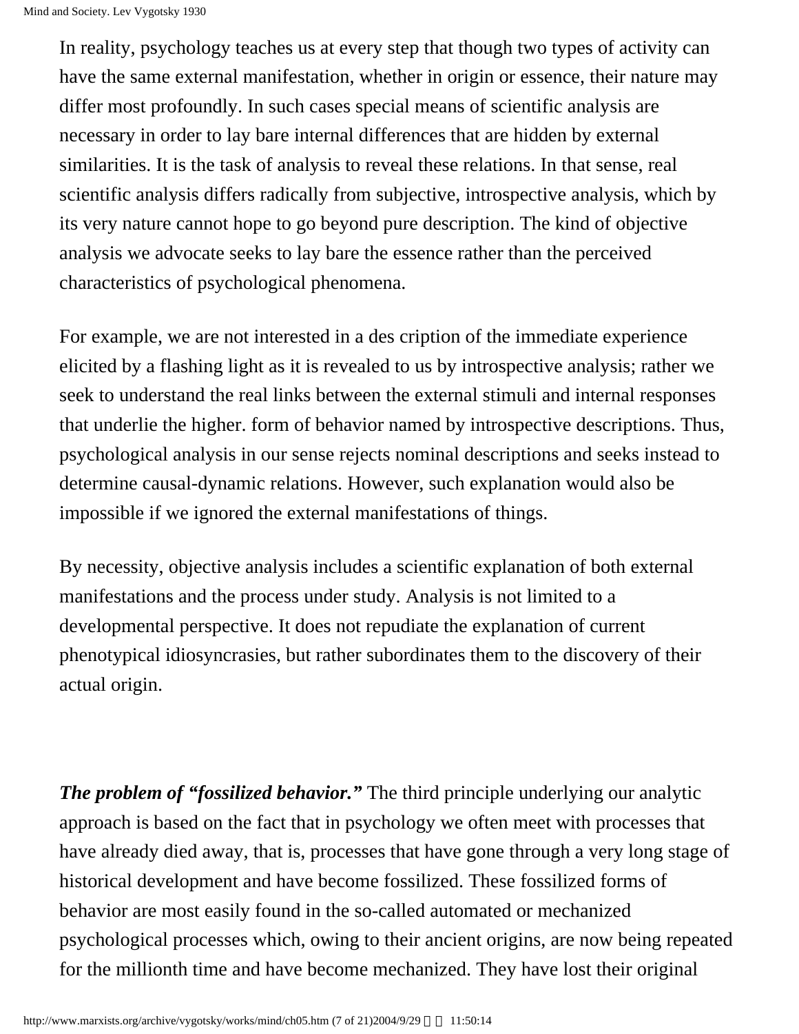In reality, psychology teaches us at every step that though two types of activity can have the same external manifestation, whether in origin or essence, their nature may differ most profoundly. In such cases special means of scientific analysis are necessary in order to lay bare internal differences that are hidden by external similarities. It is the task of analysis to reveal these relations. In that sense, real scientific analysis differs radically from subjective, introspective analysis, which by its very nature cannot hope to go beyond pure description. The kind of objective analysis we advocate seeks to lay bare the essence rather than the perceived characteristics of psychological phenomena.

For example, we are not interested in a des cription of the immediate experience elicited by a flashing light as it is revealed to us by introspective analysis; rather we seek to understand the real links between the external stimuli and internal responses that underlie the higher. form of behavior named by introspective descriptions. Thus, psychological analysis in our sense rejects nominal descriptions and seeks instead to determine causal-dynamic relations. However, such explanation would also be impossible if we ignored the external manifestations of things.

By necessity, objective analysis includes a scientific explanation of both external manifestations and the process under study. Analysis is not limited to a developmental perspective. It does not repudiate the explanation of current phenotypical idiosyncrasies, but rather subordinates them to the discovery of their actual origin.

***The problem of "fossilized behavior."*** The third principle underlying our analytic approach is based on the fact that in psychology we often meet with processes that have already died away, that is, processes that have gone through a very long stage of historical development and have become fossilized. These fossilized forms of behavior are most easily found in the so-called automated or mechanized psychological processes which, owing to their ancient origins, are now being repeated for the millionth time and have become mechanized. They have lost their original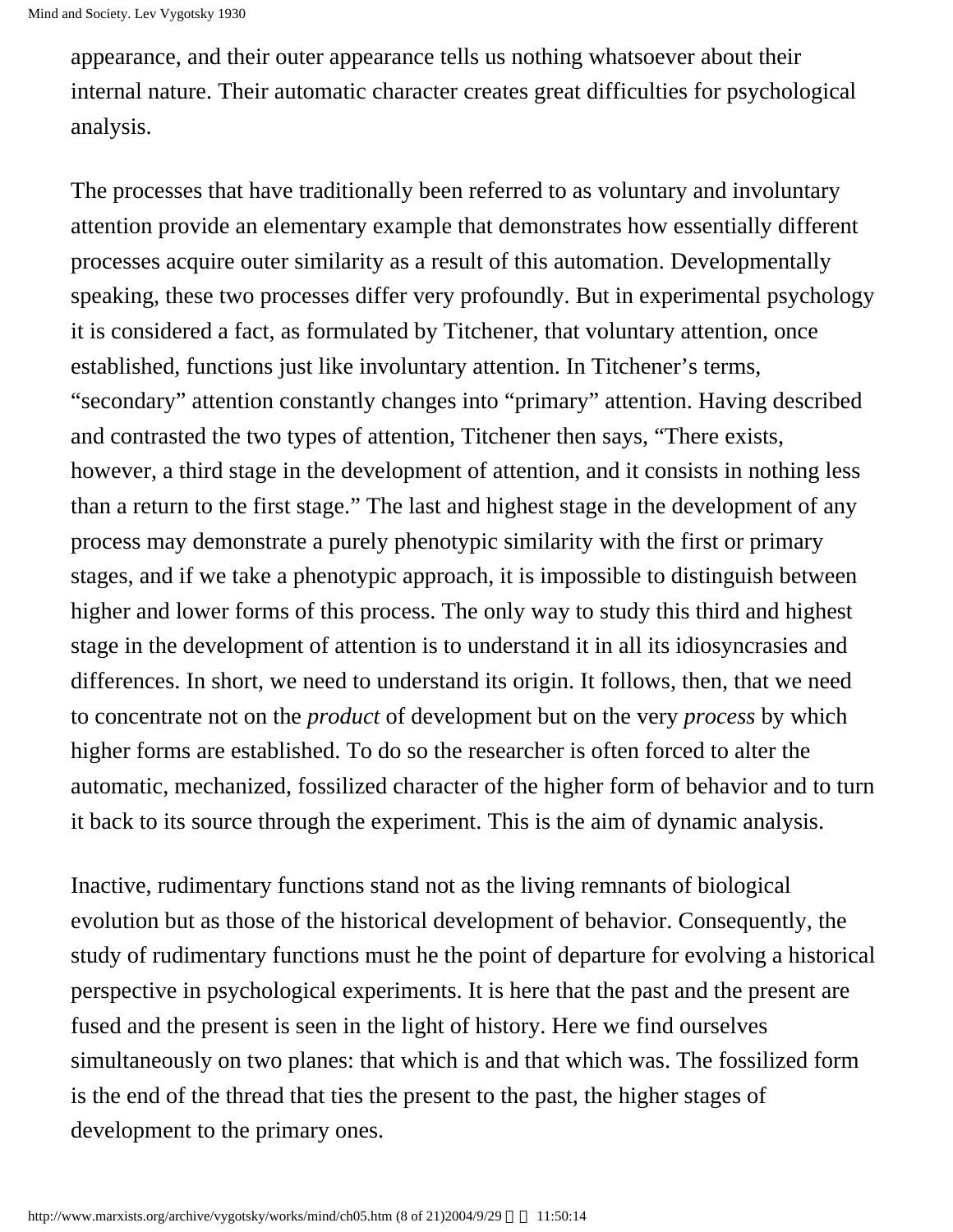appearance, and their outer appearance tells us nothing whatsoever about their internal nature. Their automatic character creates great difficulties for psychological analysis.

The processes that have traditionally been referred to as voluntary and involuntary attention provide an elementary example that demonstrates how essentially different processes acquire outer similarity as a result of this automation. Developmentally speaking, these two processes differ very profoundly. But in experimental psychology it is considered a fact, as formulated by Titchener, that voluntary attention, once established, functions just like involuntary attention. In Titchener's terms, "secondary" attention constantly changes into "primary" attention. Having described and contrasted the two types of attention, Titchener then says, "There exists, however, a third stage in the development of attention, and it consists in nothing less than a return to the first stage." The last and highest stage in the development of any process may demonstrate a purely phenotypic similarity with the first or primary stages, and if we take a phenotypic approach, it is impossible to distinguish between higher and lower forms of this process. The only way to study this third and highest stage in the development of attention is to understand it in all its idiosyncrasies and differences. In short, we need to understand its origin. It follows, then, that we need to concentrate not on the *product* of development but on the very *process* by which higher forms are established. To do so the researcher is often forced to alter the automatic, mechanized, fossilized character of the higher form of behavior and to turn it back to its source through the experiment. This is the aim of dynamic analysis.

Inactive, rudimentary functions stand not as the living remnants of biological evolution but as those of the historical development of behavior. Consequently, the study of rudimentary functions must he the point of departure for evolving a historical perspective in psychological experiments. It is here that the past and the present are fused and the present is seen in the light of history. Here we find ourselves simultaneously on two planes: that which is and that which was. The fossilized form is the end of the thread that ties the present to the past, the higher stages of development to the primary ones.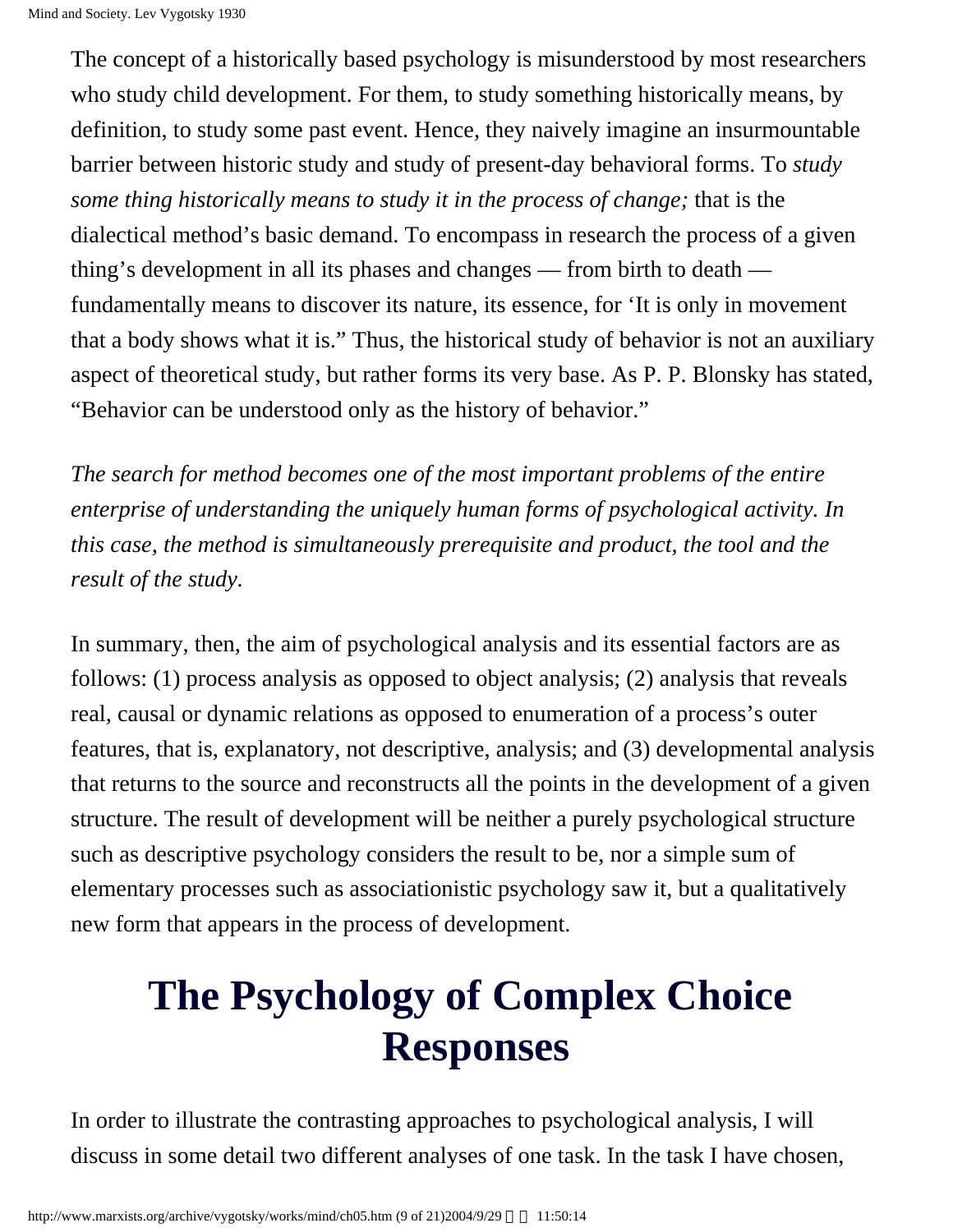The concept of a historically based psychology is misunderstood by most researchers who study child development. For them, to study something historically means, by definition, to study some past event. Hence, they naively imagine an insurmountable barrier between historic study and study of present-day behavioral forms. To *study some thing historically means to study it in the process of change;* that is the dialectical method's basic demand. To encompass in research the process of a given thing's development in all its phases and changes — from birth to death — fundamentally means to discover its nature, its essence, for 'It is only in movement that a body shows what it is." Thus, the historical study of behavior is not an auxiliary aspect of theoretical study, but rather forms its very base. As P. P. Blonsky has stated, "Behavior can be understood only as the history of behavior."

*The search for method becomes one of the most important problems of the entire enterprise of understanding the uniquely human forms of psychological activity. In this case, the method is simultaneously prerequisite and product, the tool and the result of the study.*

In summary, then, the aim of psychological analysis and its essential factors are as follows: (1) process analysis as opposed to object analysis; (2) analysis that reveals real, causal or dynamic relations as opposed to enumeration of a process's outer features, that is, explanatory, not descriptive, analysis; and (3) developmental analysis that returns to the source and reconstructs all the points in the development of a given structure. The result of development will be neither a purely psychological structure such as descriptive psychology considers the result to be, nor a simple sum of elementary processes such as associationistic psychology saw it, but a qualitatively new form that appears in the process of development.

# The Psychology of Complex Choice Responses

In order to illustrate the contrasting approaches to psychological analysis, I will discuss in some detail two different analyses of one task. In the task I have chosen,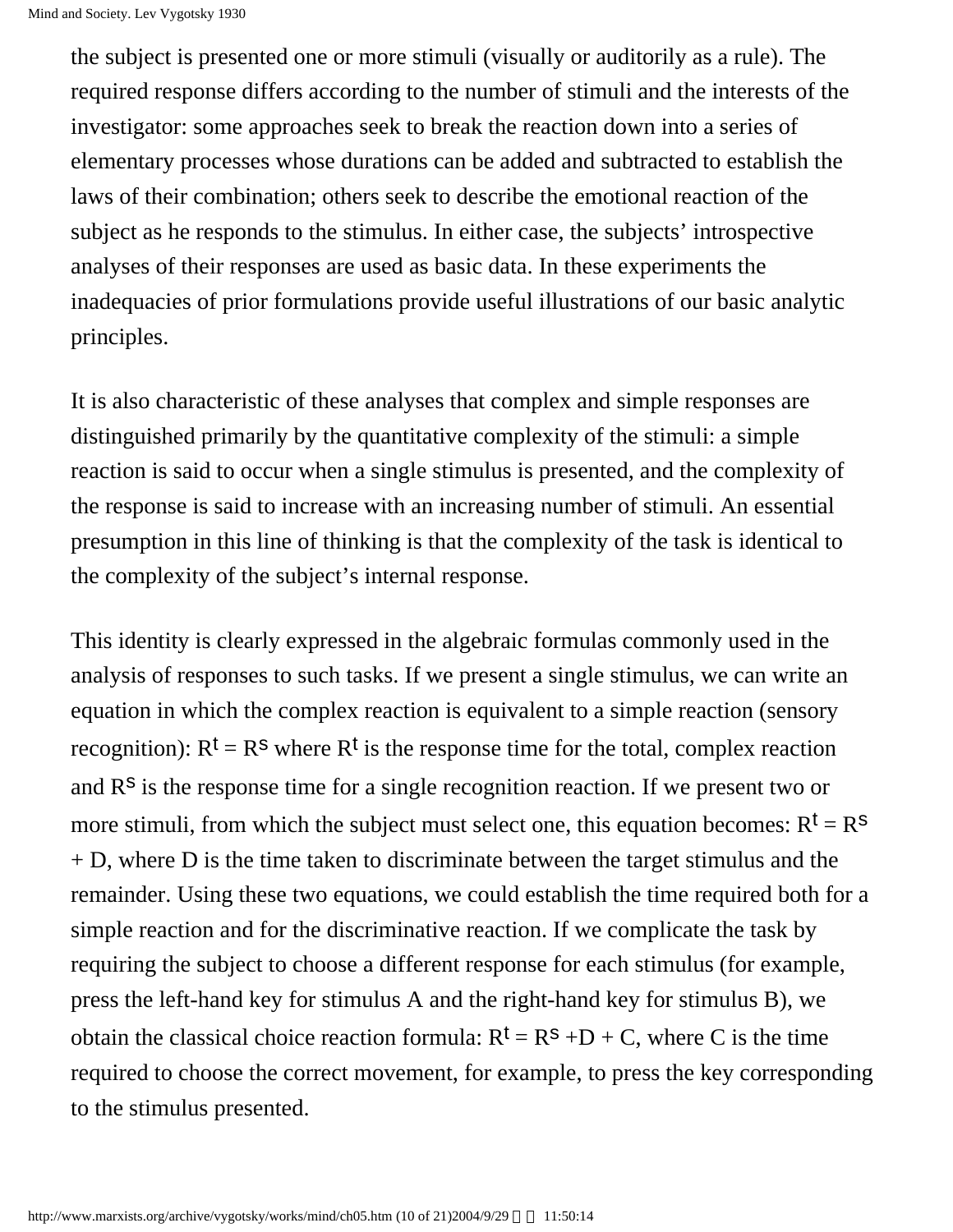the subject is presented one or more stimuli (visually or auditorily as a rule). The required response differs according to the number of stimuli and the interests of the investigator: some approaches seek to break the reaction down into a series of elementary processes whose durations can be added and subtracted to establish the laws of their combination; others seek to describe the emotional reaction of the subject as he responds to the stimulus. In either case, the subjects' introspective analyses of their responses are used as basic data. In these experiments the inadequacies of prior formulations provide useful illustrations of our basic analytic principles.

It is also characteristic of these analyses that complex and simple responses are distinguished primarily by the quantitative complexity of the stimuli: a simple reaction is said to occur when a single stimulus is presented, and the complexity of the response is said to increase with an increasing number of stimuli. An essential presumption in this line of thinking is that the complexity of the task is identical to the complexity of the subject's internal response.

This identity is clearly expressed in the algebraic formulas commonly used in the analysis of responses to such tasks. If we present a single stimulus, we can write an equation in which the complex reaction is equivalent to a simple reaction (sensory recognition): $R^t = R^s$ where $R^t$ is the response time for the total, complex reaction and $R^s$ is the response time for a single recognition reaction. If we present two or more stimuli, from which the subject must select one, this equation becomes: $R^t = R^s + D$, where D is the time taken to discriminate between the target stimulus and the remainder. Using these two equations, we could establish the time required both for a simple reaction and for the discriminative reaction. If we complicate the task by requiring the subject to choose a different response for each stimulus (for example, press the left-hand key for stimulus A and the right-hand key for stimulus B), we obtain the classical choice reaction formula: $R^t = R^s + D + C$, where C is the time required to choose the correct movement, for example, to press the key corresponding to the stimulus presented.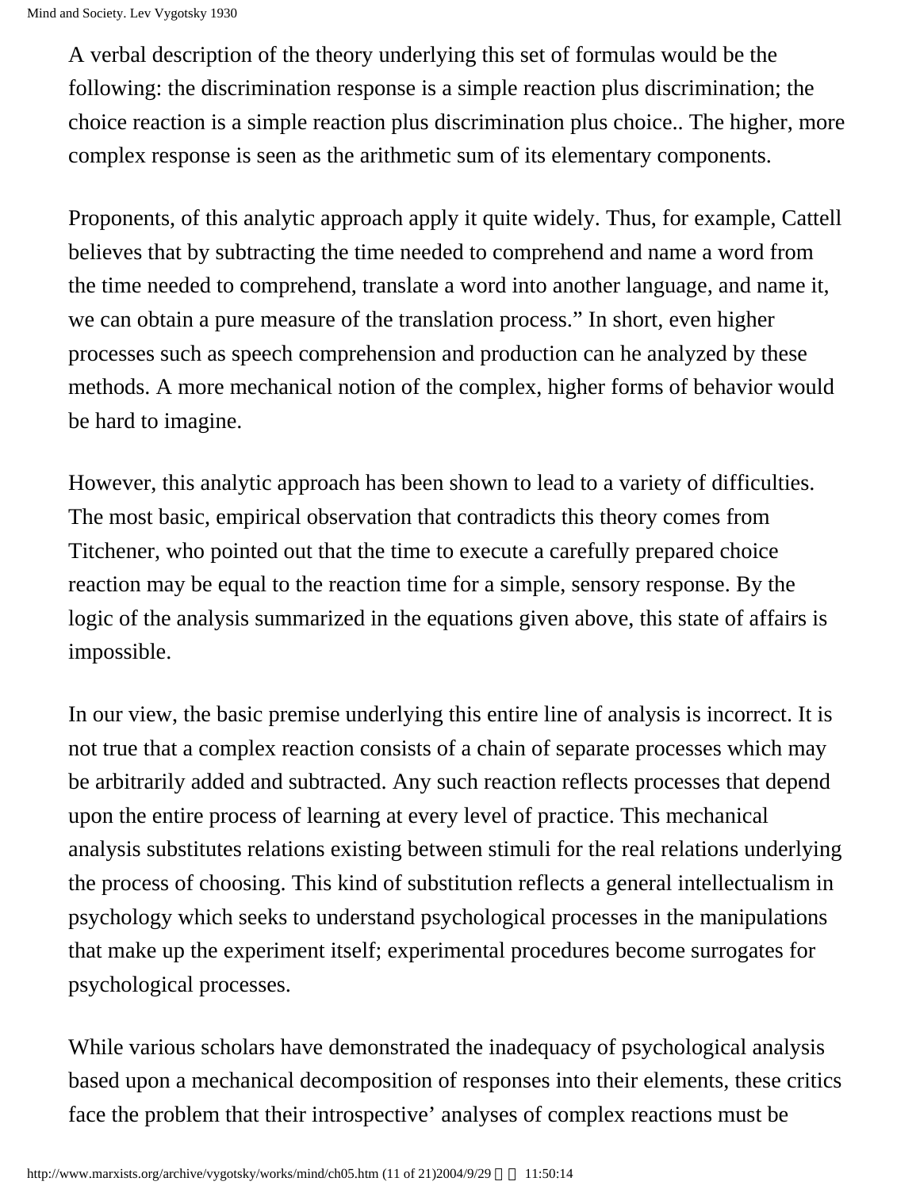A verbal description of the theory underlying this set of formulas would be the following: the discrimination response is a simple reaction plus discrimination; the choice reaction is a simple reaction plus discrimination plus choice.. The higher, more complex response is seen as the arithmetic sum of its elementary components.

Proponents, of this analytic approach apply it quite widely. Thus, for example, Cattell believes that by subtracting the time needed to comprehend and name a word from the time needed to comprehend, translate a word into another language, and name it, we can obtain a pure measure of the translation process." In short, even higher processes such as speech comprehension and production can he analyzed by these methods. A more mechanical notion of the complex, higher forms of behavior would be hard to imagine.

However, this analytic approach has been shown to lead to a variety of difficulties. The most basic, empirical observation that contradicts this theory comes from Titchener, who pointed out that the time to execute a carefully prepared choice reaction may be equal to the reaction time for a simple, sensory response. By the logic of the analysis summarized in the equations given above, this state of affairs is impossible.

In our view, the basic premise underlying this entire line of analysis is incorrect. It is not true that a complex reaction consists of a chain of separate processes which may be arbitrarily added and subtracted. Any such reaction reflects processes that depend upon the entire process of learning at every level of practice. This mechanical analysis substitutes relations existing between stimuli for the real relations underlying the process of choosing. This kind of substitution reflects a general intellectualism in psychology which seeks to understand psychological processes in the manipulations that make up the experiment itself; experimental procedures become surrogates for psychological processes.

While various scholars have demonstrated the inadequacy of psychological analysis based upon a mechanical decomposition of responses into their elements, these critics face the problem that their introspective' analyses of complex reactions must be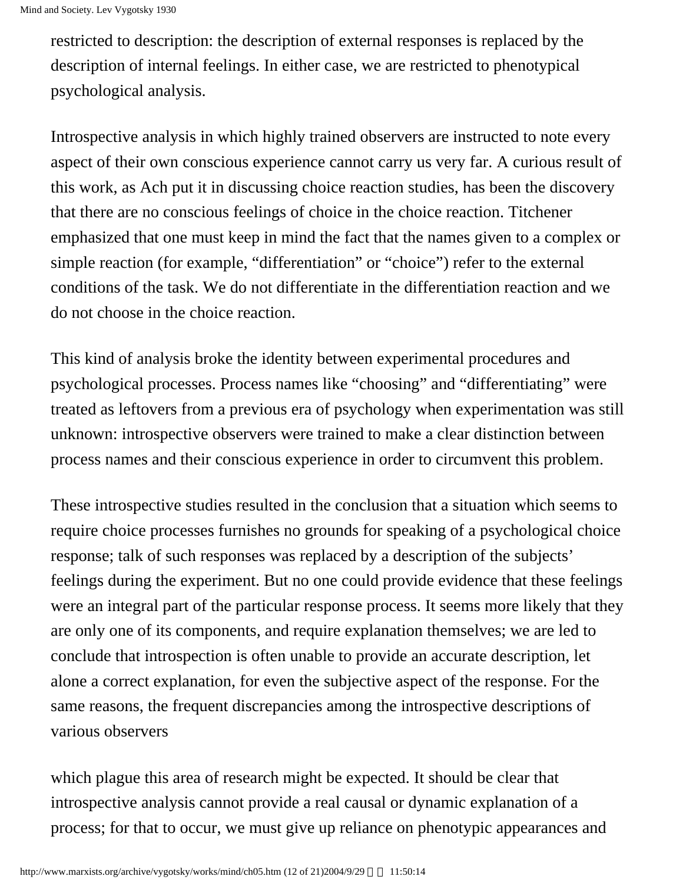restricted to description: the description of external responses is replaced by the description of internal feelings. In either case, we are restricted to phenotypical psychological analysis.

Introspective analysis in which highly trained observers are instructed to note every aspect of their own conscious experience cannot carry us very far. A curious result of this work, as Ach put it in discussing choice reaction studies, has been the discovery that there are no conscious feelings of choice in the choice reaction. Titchener emphasized that one must keep in mind the fact that the names given to a complex or simple reaction (for example, "differentiation" or "choice") refer to the external conditions of the task. We do not differentiate in the differentiation reaction and we do not choose in the choice reaction.

This kind of analysis broke the identity between experimental procedures and psychological processes. Process names like "choosing" and "differentiating" were treated as leftovers from a previous era of psychology when experimentation was still unknown: introspective observers were trained to make a clear distinction between process names and their conscious experience in order to circumvent this problem.

These introspective studies resulted in the conclusion that a situation which seems to require choice processes furnishes no grounds for speaking of a psychological choice response; talk of such responses was replaced by a description of the subjects' feelings during the experiment. But no one could provide evidence that these feelings were an integral part of the particular response process. It seems more likely that they are only one of its components, and require explanation themselves; we are led to conclude that introspection is often unable to provide an accurate description, let alone a correct explanation, for even the subjective aspect of the response. For the same reasons, the frequent discrepancies among the introspective descriptions of various observers which plague this area of research might be expected. It should be clear that introspective analysis cannot provide a real causal or dynamic explanation of a process; for that to occur, we must give up reliance on phenotypic appearances and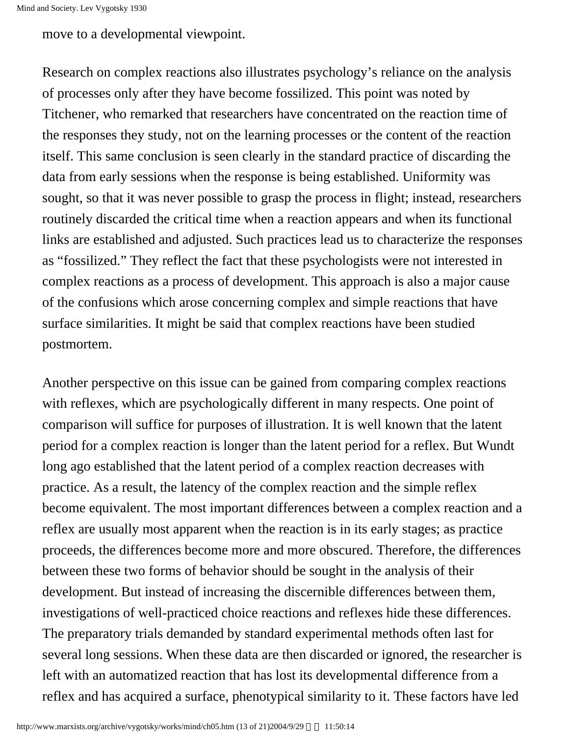move to a developmental viewpoint.

Research on complex reactions also illustrates psychology's reliance on the analysis of processes only after they have become fossilized. This point was noted by Titchener, who remarked that researchers have concentrated on the reaction time of the responses they study, not on the learning processes or the content of the reaction itself. This same conclusion is seen clearly in the standard practice of discarding the data from early sessions when the response is being established. Uniformity was sought, so that it was never possible to grasp the process in flight; instead, researchers routinely discarded the critical time when a reaction appears and when its functional links are established and adjusted. Such practices lead us to characterize the responses as "fossilized." They reflect the fact that these psychologists were not interested in complex reactions as a process of development. This approach is also a major cause of the confusions which arose concerning complex and simple reactions that have surface similarities. It might be said that complex reactions have been studied postmortem.

Another perspective on this issue can be gained from comparing complex reactions with reflexes, which are psychologically different in many respects. One point of comparison will suffice for purposes of illustration. It is well known that the latent period for a complex reaction is longer than the latent period for a reflex. But Wundt long ago established that the latent period of a complex reaction decreases with practice. As a result, the latency of the complex reaction and the simple reflex become equivalent. The most important differences between a complex reaction and a reflex are usually most apparent when the reaction is in its early stages; as practice proceeds, the differences become more and more obscured. Therefore, the differences between these two forms of behavior should be sought in the analysis of their development. But instead of increasing the discernible differences between them, investigations of well-practiced choice reactions and reflexes hide these differences. The preparatory trials demanded by standard experimental methods often last for several long sessions. When these data are then discarded or ignored, the researcher is left with an automatized reaction that has lost its developmental difference from a reflex and has acquired a surface, phenotypical similarity to it. These factors have led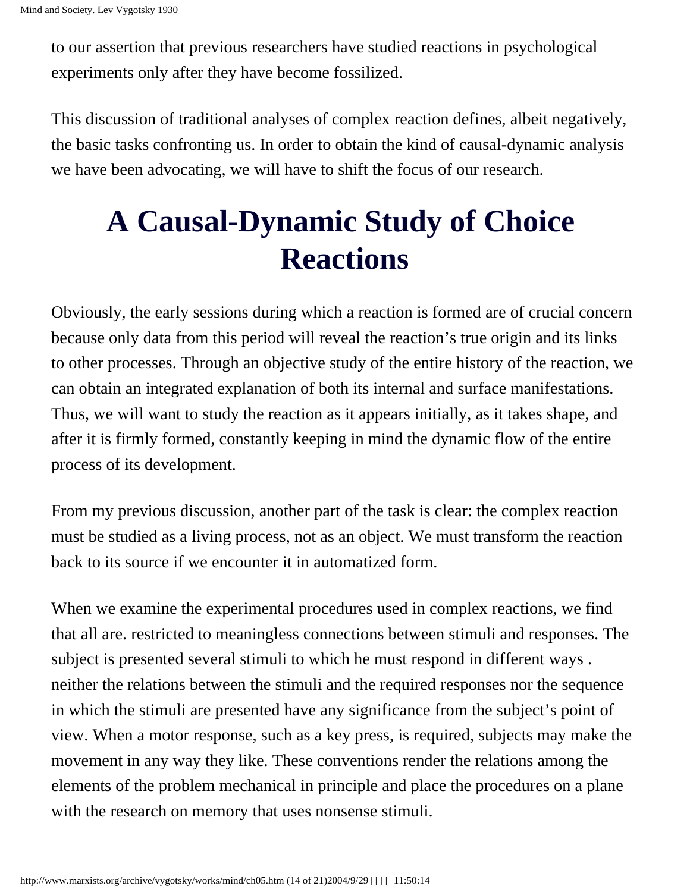to our assertion that previous researchers have studied reactions in psychological experiments only after they have become fossilized.

This discussion of traditional analyses of complex reaction defines, albeit negatively, the basic tasks confronting us. In order to obtain the kind of causal-dynamic analysis we have been advocating, we will have to shift the focus of our research.

# A Causal-Dynamic Study of Choice Reactions

Obviously, the early sessions during which a reaction is formed are of crucial concern because only data from this period will reveal the reaction's true origin and its links to other processes. Through an objective study of the entire history of the reaction, we can obtain an integrated explanation of both its internal and surface manifestations. Thus, we will want to study the reaction as it appears initially, as it takes shape, and after it is firmly formed, constantly keeping in mind the dynamic flow of the entire process of its development.

From my previous discussion, another part of the task is clear: the complex reaction must be studied as a living process, not as an object. We must transform the reaction back to its source if we encounter it in automatized form.

When we examine the experimental procedures used in complex reactions, we find that all are. restricted to meaningless connections between stimuli and responses. The subject is presented several stimuli to which he must respond in different ways . neither the relations between the stimuli and the required responses nor the sequence in which the stimuli are presented have any significance from the subject's point of view. When a motor response, such as a key press, is required, subjects may make the movement in any way they like. These conventions render the relations among the elements of the problem mechanical in principle and place the procedures on a plane with the research on memory that uses nonsense stimuli.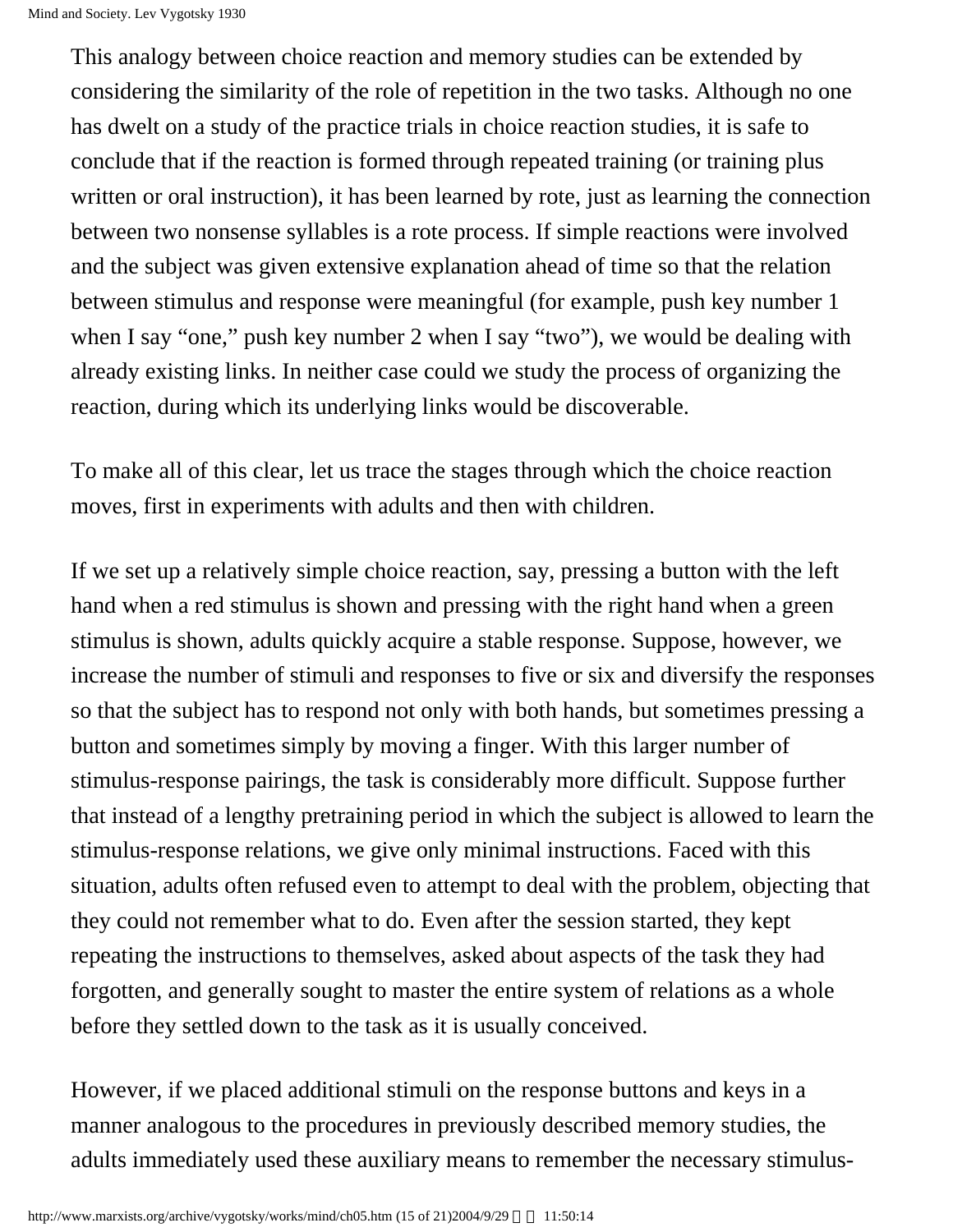This analogy between choice reaction and memory studies can be extended by considering the similarity of the role of repetition in the two tasks. Although no one has dwelt on a study of the practice trials in choice reaction studies, it is safe to conclude that if the reaction is formed through repeated training (or training plus written or oral instruction), it has been learned by rote, just as learning the connection between two nonsense syllables is a rote process. If simple reactions were involved and the subject was given extensive explanation ahead of time so that the relation between stimulus and response were meaningful (for example, push key number 1 when I say "one," push key number 2 when I say "two"), we would be dealing with already existing links. In neither case could we study the process of organizing the reaction, during which its underlying links would be discoverable.

To make all of this clear, let us trace the stages through which the choice reaction moves, first in experiments with adults and then with children.

If we set up a relatively simple choice reaction, say, pressing a button with the left hand when a red stimulus is shown and pressing with the right hand when a green stimulus is shown, adults quickly acquire a stable response. Suppose, however, we increase the number of stimuli and responses to five or six and diversify the responses so that the subject has to respond not only with both hands, but sometimes pressing a button and sometimes simply by moving a finger. With this larger number of stimulus-response pairings, the task is considerably more difficult. Suppose further that instead of a lengthy pretraining period in which the subject is allowed to learn the stimulus-response relations, we give only minimal instructions. Faced with this situation, adults often refused even to attempt to deal with the problem, objecting that they could not remember what to do. Even after the session started, they kept repeating the instructions to themselves, asked about aspects of the task they had forgotten, and generally sought to master the entire system of relations as a whole before they settled down to the task as it is usually conceived.

However, if we placed additional stimuli on the response buttons and keys in a manner analogous to the procedures in previously described memory studies, the adults immediately used these auxiliary means to remember the necessary stimulus-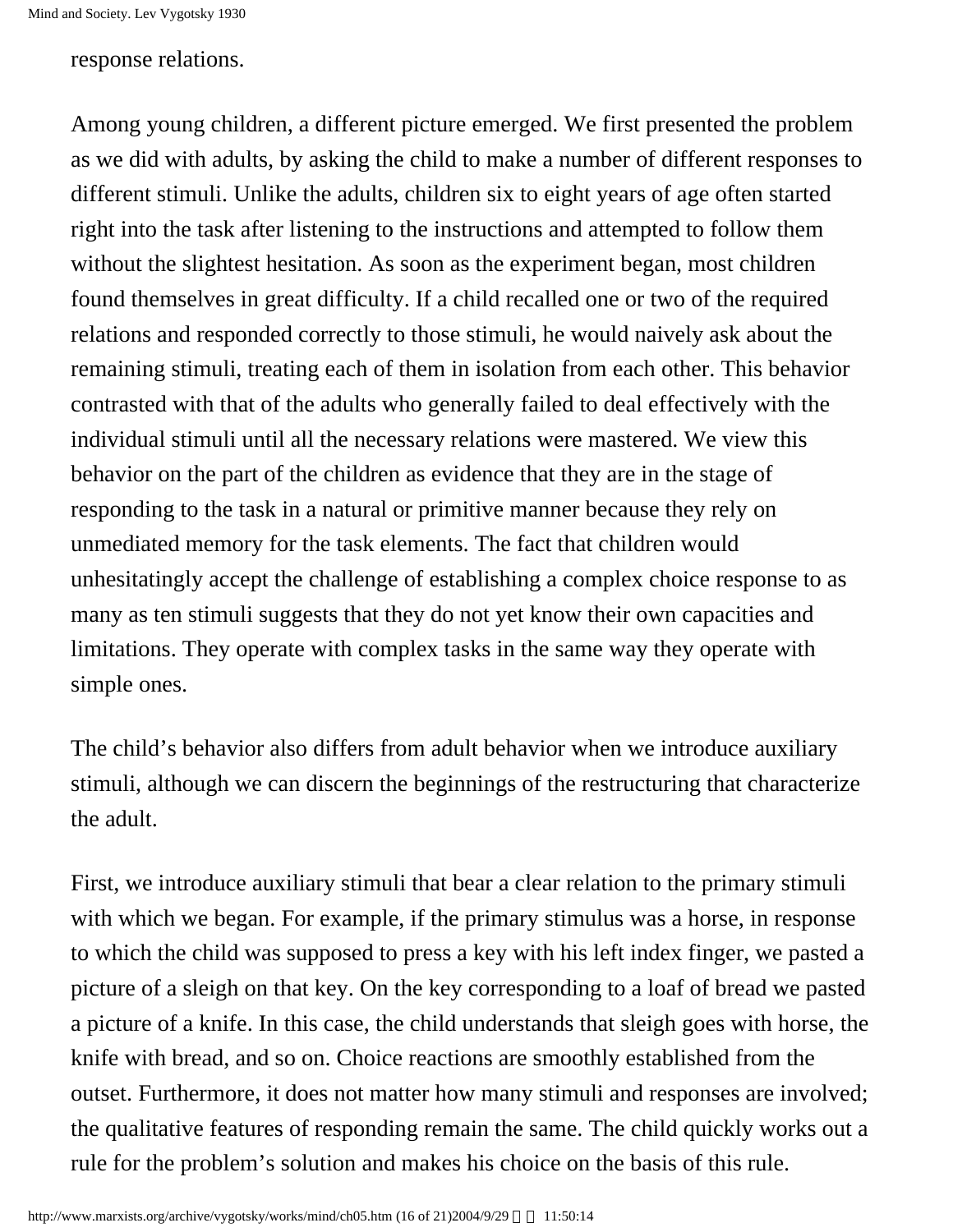response relations.

Among young children, a different picture emerged. We first presented the problem as we did with adults, by asking the child to make a number of different responses to different stimuli. Unlike the adults, children six to eight years of age often started right into the task after listening to the instructions and attempted to follow them without the slightest hesitation. As soon as the experiment began, most children found themselves in great difficulty. If a child recalled one or two of the required relations and responded correctly to those stimuli, he would naively ask about the remaining stimuli, treating each of them in isolation from each other. This behavior contrasted with that of the adults who generally failed to deal effectively with the individual stimuli until all the necessary relations were mastered. We view this behavior on the part of the children as evidence that they are in the stage of responding to the task in a natural or primitive manner because they rely on unmediated memory for the task elements. The fact that children would unhesitatingly accept the challenge of establishing a complex choice response to as many as ten stimuli suggests that they do not yet know their own capacities and limitations. They operate with complex tasks in the same way they operate with simple ones.

The child's behavior also differs from adult behavior when we introduce auxiliary stimuli, although we can discern the beginnings of the restructuring that characterize the adult.

First, we introduce auxiliary stimuli that bear a clear relation to the primary stimuli with which we began. For example, if the primary stimulus was a horse, in response to which the child was supposed to press a key with his left index finger, we pasted a picture of a sleigh on that key. On the key corresponding to a loaf of bread we pasted a picture of a knife. In this case, the child understands that sleigh goes with horse, the knife with bread, and so on. Choice reactions are smoothly established from the outset. Furthermore, it does not matter how many stimuli and responses are involved; the qualitative features of responding remain the same. The child quickly works out a rule for the problem's solution and makes his choice on the basis of this rule.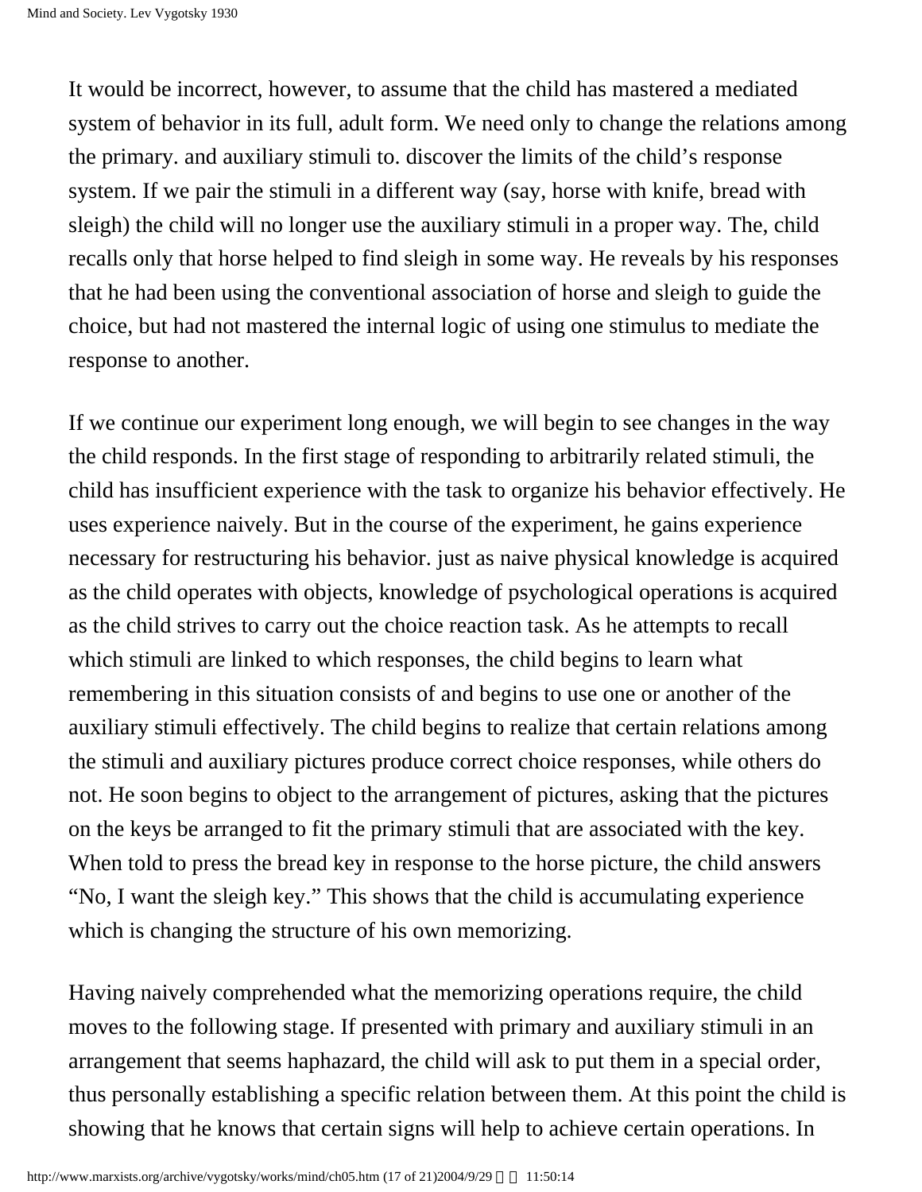It would be incorrect, however, to assume that the child has mastered a mediated system of behavior in its full, adult form. We need only to change the relations among the primary. and auxiliary stimuli to. discover the limits of the child's response system. If we pair the stimuli in a different way (say, horse with knife, bread with sleigh) the child will no longer use the auxiliary stimuli in a proper way. The, child recalls only that horse helped to find sleigh in some way. He reveals by his responses that he had been using the conventional association of horse and sleigh to guide the choice, but had not mastered the internal logic of using one stimulus to mediate the response to another.

If we continue our experiment long enough, we will begin to see changes in the way the child responds. In the first stage of responding to arbitrarily related stimuli, the child has insufficient experience with the task to organize his behavior effectively. He uses experience naively. But in the course of the experiment, he gains experience necessary for restructuring his behavior. just as naive physical knowledge is acquired as the child operates with objects, knowledge of psychological operations is acquired as the child strives to carry out the choice reaction task. As he attempts to recall which stimuli are linked to which responses, the child begins to learn what remembering in this situation consists of and begins to use one or another of the auxiliary stimuli effectively. The child begins to realize that certain relations among the stimuli and auxiliary pictures produce correct choice responses, while others do not. He soon begins to object to the arrangement of pictures, asking that the pictures on the keys be arranged to fit the primary stimuli that are associated with the key. When told to press the bread key in response to the horse picture, the child answers "No, I want the sleigh key." This shows that the child is accumulating experience which is changing the structure of his own memorizing.

Having naively comprehended what the memorizing operations require, the child moves to the following stage. If presented with primary and auxiliary stimuli in an arrangement that seems haphazard, the child will ask to put them in a special order, thus personally establishing a specific relation between them. At this point the child is showing that he knows that certain signs will help to achieve certain operations. In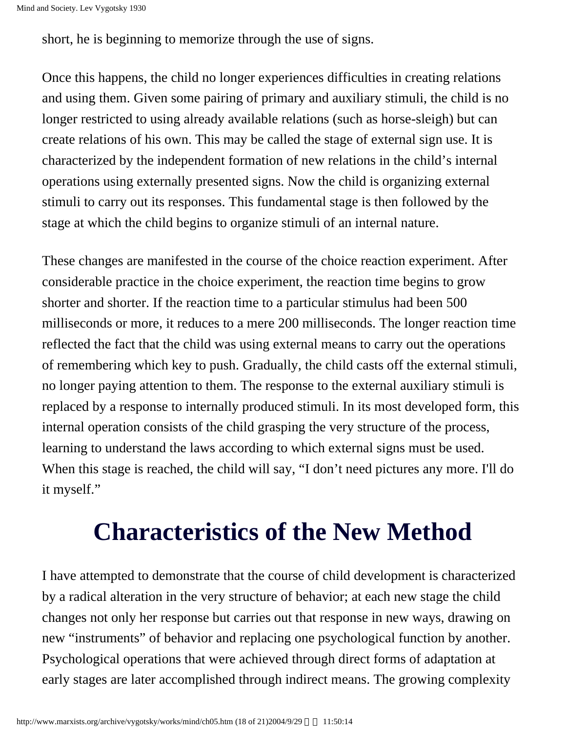short, he is beginning to memorize through the use of signs.

Once this happens, the child no longer experiences difficulties in creating relations and using them. Given some pairing of primary and auxiliary stimuli, the child is no longer restricted to using already available relations (such as horse-sleigh) but can create relations of his own. This may be called the stage of external sign use. It is characterized by the independent formation of new relations in the child's internal operations using externally presented signs. Now the child is organizing external stimuli to carry out its responses. This fundamental stage is then followed by the stage at which the child begins to organize stimuli of an internal nature.

These changes are manifested in the course of the choice reaction experiment. After considerable practice in the choice experiment, the reaction time begins to grow shorter and shorter. If the reaction time to a particular stimulus had been 500 milliseconds or more, it reduces to a mere 200 milliseconds. The longer reaction time reflected the fact that the child was using external means to carry out the operations of remembering which key to push. Gradually, the child casts off the external stimuli, no longer paying attention to them. The response to the external auxiliary stimuli is replaced by a response to internally produced stimuli. In its most developed form, this internal operation consists of the child grasping the very structure of the process, learning to understand the laws according to which external signs must be used. When this stage is reached, the child will say, "I don't need pictures any more. I'll do it myself."

## Characteristics of the New Method

I have attempted to demonstrate that the course of child development is characterized by a radical alteration in the very structure of behavior; at each new stage the child changes not only her response but carries out that response in new ways, drawing on new "instruments" of behavior and replacing one psychological function by another. Psychological operations that were achieved through direct forms of adaptation at early stages are later accomplished through indirect means. The growing complexity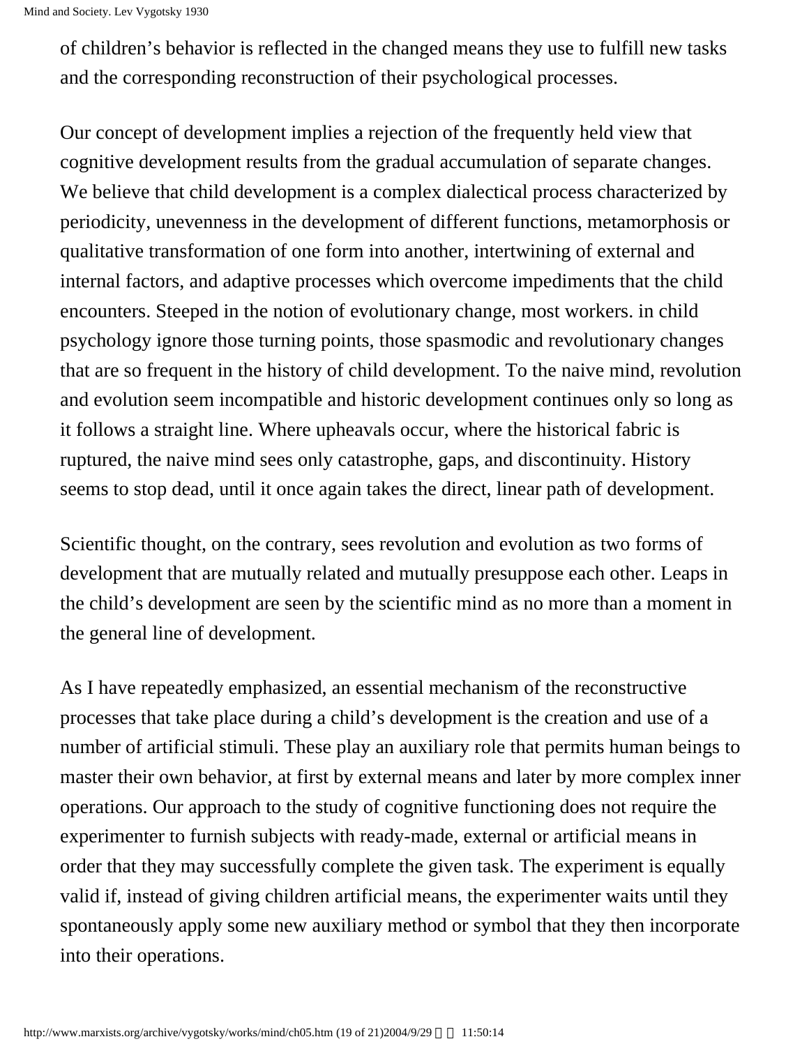of children's behavior is reflected in the changed means they use to fulfill new tasks and the corresponding reconstruction of their psychological processes.

Our concept of development implies a rejection of the frequently held view that cognitive development results from the gradual accumulation of separate changes. We believe that child development is a complex dialectical process characterized by periodicity, unevenness in the development of different functions, metamorphosis or qualitative transformation of one form into another, intertwining of external and internal factors, and adaptive processes which overcome impediments that the child encounters. Steeped in the notion of evolutionary change, most workers. in child psychology ignore those turning points, those spasmodic and revolutionary changes that are so frequent in the history of child development. To the naive mind, revolution and evolution seem incompatible and historic development continues only so long as it follows a straight line. Where upheavals occur, where the historical fabric is ruptured, the naive mind sees only catastrophe, gaps, and discontinuity. History seems to stop dead, until it once again takes the direct, linear path of development.

Scientific thought, on the contrary, sees revolution and evolution as two forms of development that are mutually related and mutually presuppose each other. Leaps in the child's development are seen by the scientific mind as no more than a moment in the general line of development.

As I have repeatedly emphasized, an essential mechanism of the reconstructive processes that take place during a child's development is the creation and use of a number of artificial stimuli. These play an auxiliary role that permits human beings to master their own behavior, at first by external means and later by more complex inner operations. Our approach to the study of cognitive functioning does not require the experimenter to furnish subjects with ready-made, external or artificial means in order that they may successfully complete the given task. The experiment is equally valid if, instead of giving children artificial means, the experimenter waits until they spontaneously apply some new auxiliary method or symbol that they then incorporate into their operations.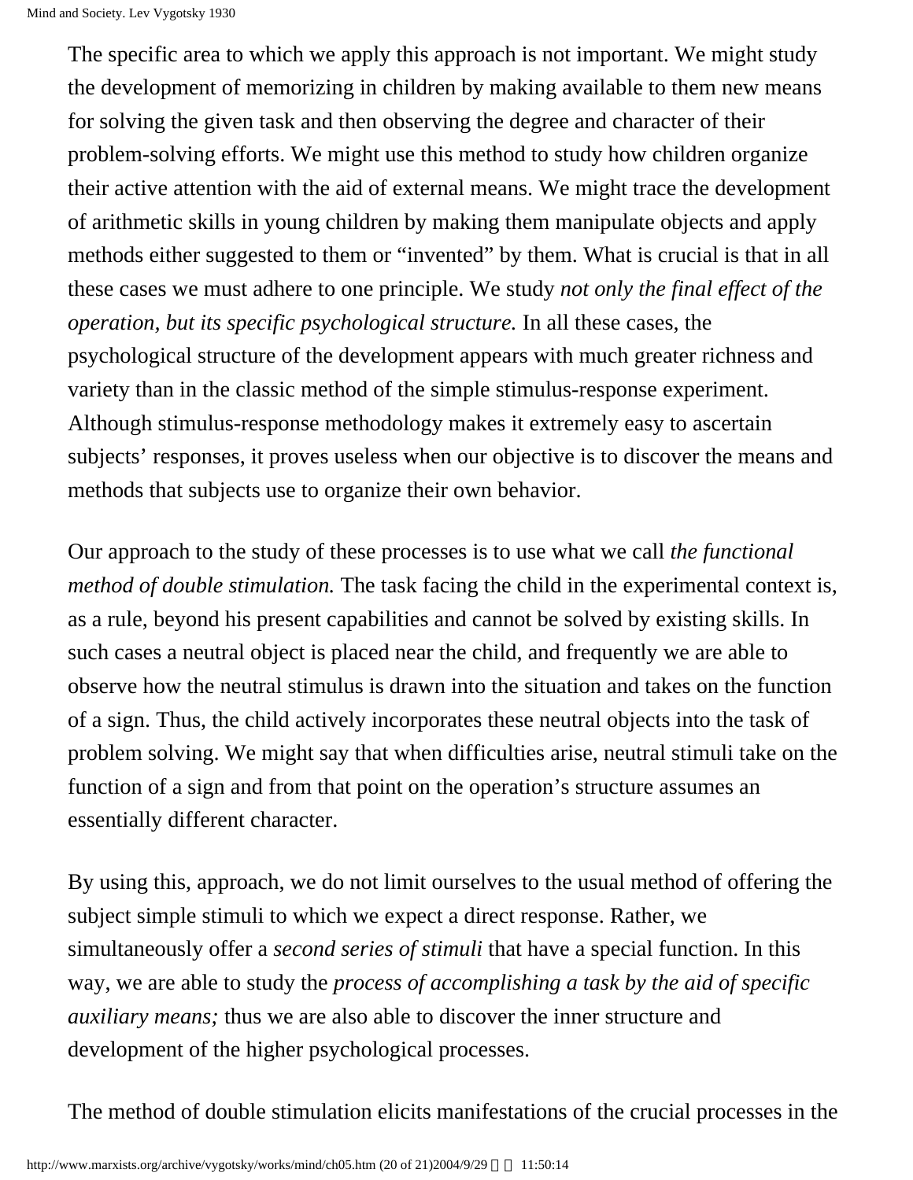The specific area to which we apply this approach is not important. We might study the development of memorizing in children by making available to them new means for solving the given task and then observing the degree and character of their problem-solving efforts. We might use this method to study how children organize their active attention with the aid of external means. We might trace the development of arithmetic skills in young children by making them manipulate objects and apply methods either suggested to them or "invented" by them. What is crucial is that in all these cases we must adhere to one principle. We study *not only the final effect of the operation, but its specific psychological structure.* In all these cases, the psychological structure of the development appears with much greater richness and variety than in the classic method of the simple stimulus-response experiment. Although stimulus-response methodology makes it extremely easy to ascertain subjects' responses, it proves useless when our objective is to discover the means and methods that subjects use to organize their own behavior.

Our approach to the study of these processes is to use what we call *the functional method of double stimulation.* The task facing the child in the experimental context is, as a rule, beyond his present capabilities and cannot be solved by existing skills. In such cases a neutral object is placed near the child, and frequently we are able to observe how the neutral stimulus is drawn into the situation and takes on the function of a sign. Thus, the child actively incorporates these neutral objects into the task of problem solving. We might say that when difficulties arise, neutral stimuli take on the function of a sign and from that point on the operation's structure assumes an essentially different character.

By using this, approach, we do not limit ourselves to the usual method of offering the subject simple stimuli to which we expect a direct response. Rather, we simultaneously offer a *second series of stimuli* that have a special function. In this way, we are able to study the *process of accomplishing a task by the aid of specific auxiliary means;* thus we are also able to discover the inner structure and development of the higher psychological processes.

The method of double stimulation elicits manifestations of the crucial processes in the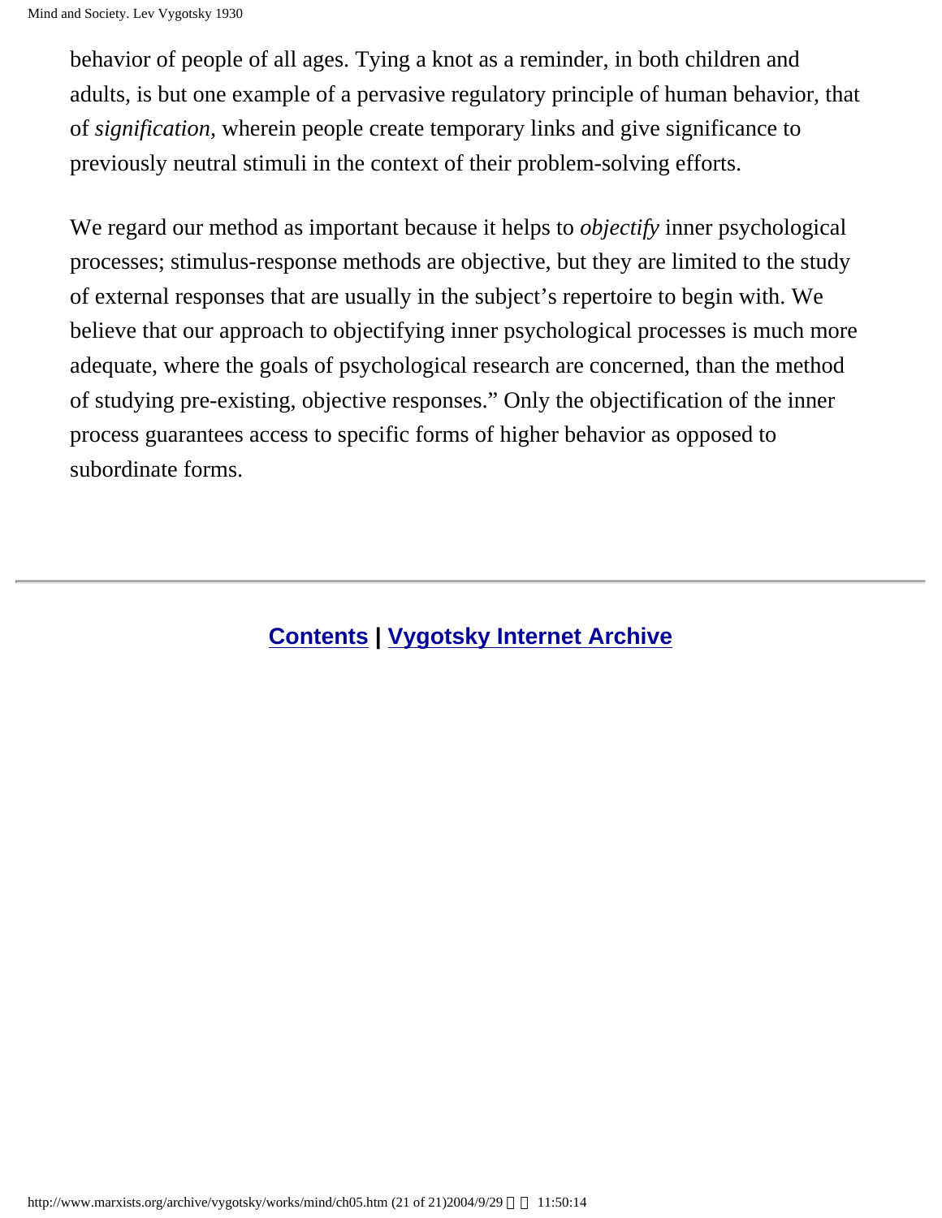behavior of people of all ages. Tying a knot as a reminder, in both children and adults, is but one example of a pervasive regulatory principle of human behavior, that of *signification,* wherein people create temporary links and give significance to previously neutral stimuli in the context of their problem-solving efforts.

We regard our method as important because it helps to *objectify* inner psychological processes; stimulus-response methods are objective, but they are limited to the study of external responses that are usually in the subject's repertoire to begin with. We believe that our approach to objectifying inner psychological processes is much more adequate, where the goals of psychological research are concerned, than the method of studying pre-existing, objective responses." Only the objectification of the inner process guarantees access to specific forms of higher behavior as opposed to subordinate forms.

---

**Contents** | **Vygotsky Internet Archive**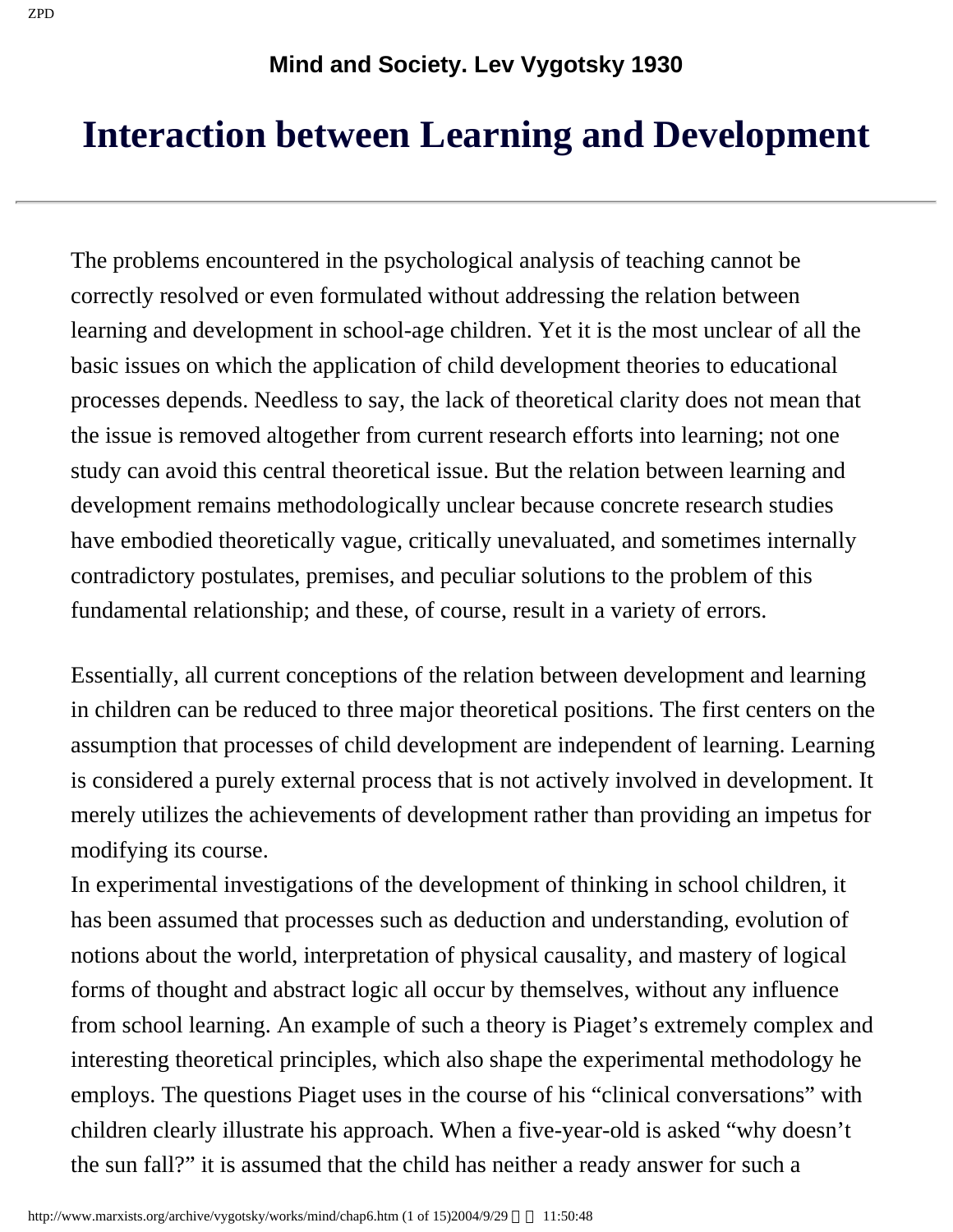**Mind and Society. Lev Vygotsky 1930**

# Interaction between Learning and Development

---

The problems encountered in the psychological analysis of teaching cannot be correctly resolved or even formulated without addressing the relation between learning and development in school-age children. Yet it is the most unclear of all the basic issues on which the application of child development theories to educational processes depends. Needless to say, the lack of theoretical clarity does not mean that the issue is removed altogether from current research efforts into learning; not one study can avoid this central theoretical issue. But the relation between learning and development remains methodologically unclear because concrete research studies have embodied theoretically vague, critically unevaluated, and sometimes internally contradictory postulates, premises, and peculiar solutions to the problem of this fundamental relationship; and these, of course, result in a variety of errors.

Essentially, all current conceptions of the relation between development and learning in children can be reduced to three major theoretical positions. The first centers on the assumption that processes of child development are independent of learning. Learning is considered a purely external process that is not actively involved in development. It merely utilizes the achievements of development rather than providing an impetus for modifying its course.

In experimental investigations of the development of thinking in school children, it has been assumed that processes such as deduction and understanding, evolution of notions about the world, interpretation of physical causality, and mastery of logical forms of thought and abstract logic all occur by themselves, without any influence from school learning. An example of such a theory is Piaget's extremely complex and interesting theoretical principles, which also shape the experimental methodology he employs. The questions Piaget uses in the course of his "clinical conversations" with children clearly illustrate his approach. When a five-year-old is asked "why doesn't the sun fall?" it is assumed that the child has neither a ready answer for such a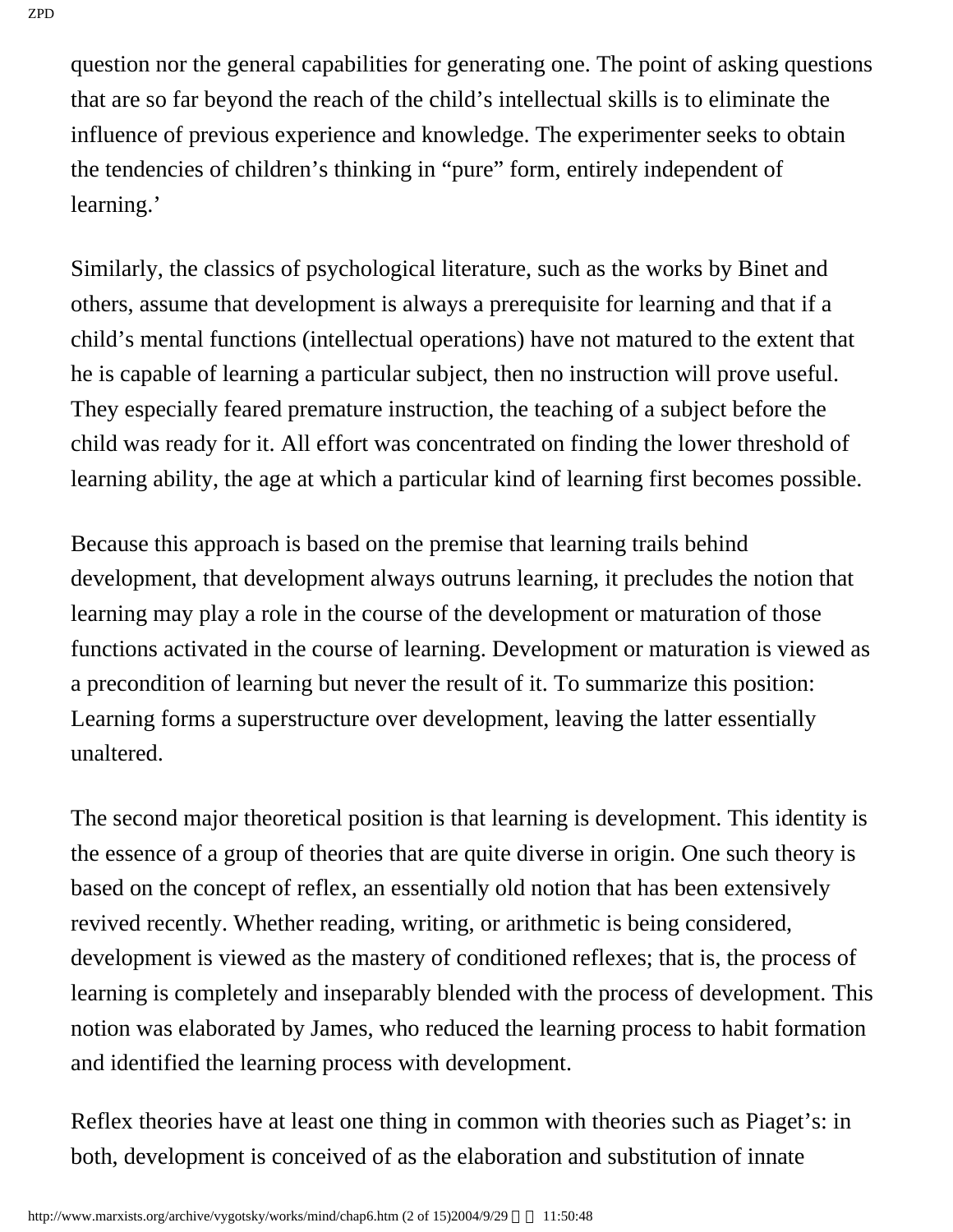question nor the general capabilities for generating one. The point of asking questions that are so far beyond the reach of the child's intellectual skills is to eliminate the influence of previous experience and knowledge. The experimenter seeks to obtain the tendencies of children's thinking in "pure" form, entirely independent of learning.'

Similarly, the classics of psychological literature, such as the works by Binet and others, assume that development is always a prerequisite for learning and that if a child's mental functions (intellectual operations) have not matured to the extent that he is capable of learning a particular subject, then no instruction will prove useful. They especially feared premature instruction, the teaching of a subject before the child was ready for it. All effort was concentrated on finding the lower threshold of learning ability, the age at which a particular kind of learning first becomes possible.

Because this approach is based on the premise that learning trails behind development, that development always outruns learning, it precludes the notion that learning may play a role in the course of the development or maturation of those functions activated in the course of learning. Development or maturation is viewed as a precondition of learning but never the result of it. To summarize this position: Learning forms a superstructure over development, leaving the latter essentially unaltered.

The second major theoretical position is that learning is development. This identity is the essence of a group of theories that are quite diverse in origin. One such theory is based on the concept of reflex, an essentially old notion that has been extensively revived recently. Whether reading, writing, or arithmetic is being considered, development is viewed as the mastery of conditioned reflexes; that is, the process of learning is completely and inseparably blended with the process of development. This notion was elaborated by James, who reduced the learning process to habit formation and identified the learning process with development.

Reflex theories have at least one thing in common with theories such as Piaget's: in both, development is conceived of as the elaboration and substitution of innate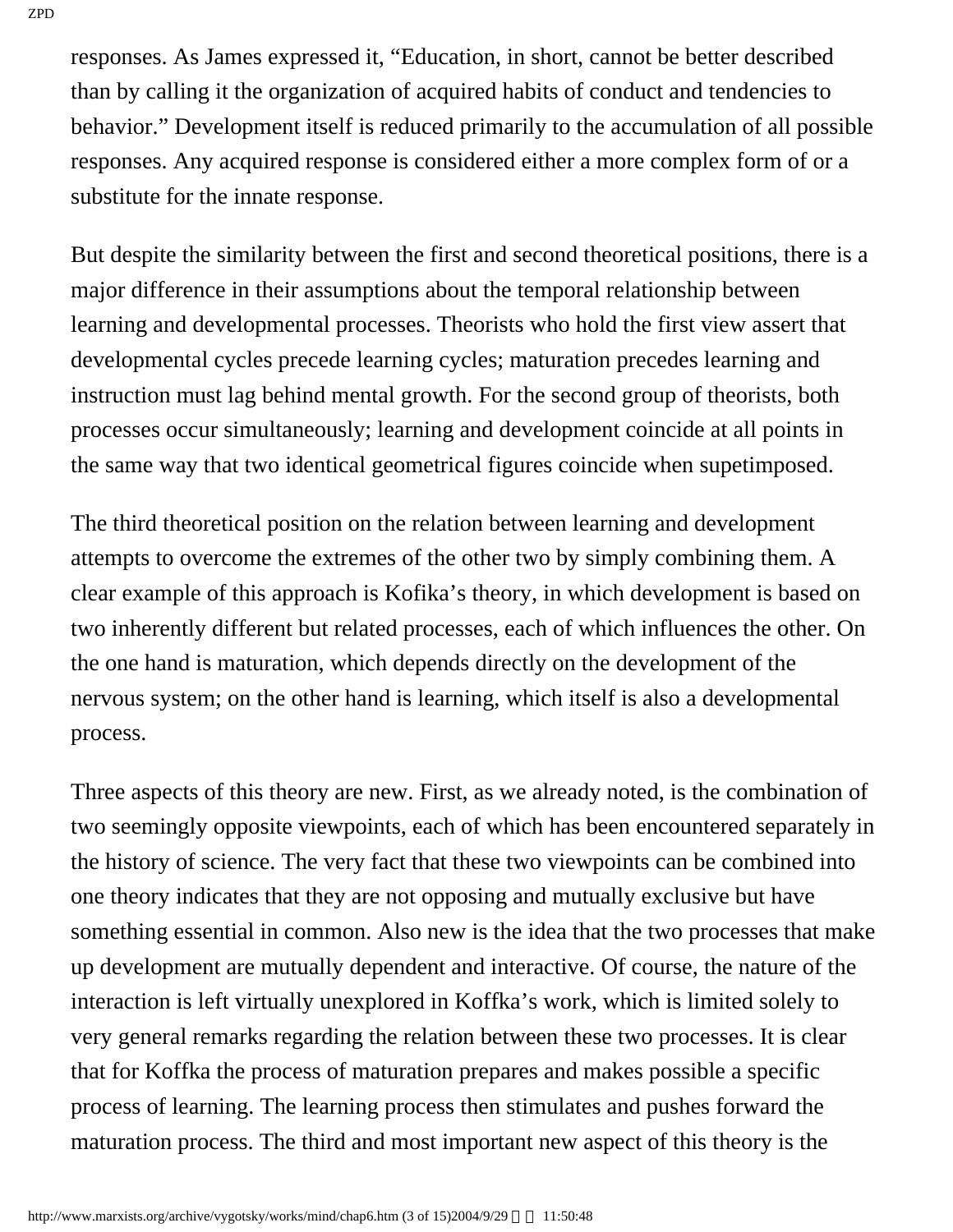responses. As James expressed it, “Education, in short, cannot be better described than by calling it the organization of acquired habits of conduct and tendencies to behavior.” Development itself is reduced primarily to the accumulation of all possible responses. Any acquired response is considered either a more complex form of or a substitute for the innate response.

But despite the similarity between the first and second theoretical positions, there is a major difference in their assumptions about the temporal relationship between learning and developmental processes. Theorists who hold the first view assert that developmental cycles precede learning cycles; maturation precedes learning and instruction must lag behind mental growth. For the second group of theorists, both processes occur simultaneously; learning and development coincide at all points in the same way that two identical geometrical figures coincide when supetimposed.

The third theoretical position on the relation between learning and development attempts to overcome the extremes of the other two by simply combining them. A clear example of this approach is Kofika’s theory, in which development is based on two inherently different but related processes, each of which influences the other. On the one hand is maturation, which depends directly on the development of the nervous system; on the other hand is learning, which itself is also a developmental process.

Three aspects of this theory are new. First, as we already noted, is the combination of two seemingly opposite viewpoints, each of which has been encountered separately in the history of science. The very fact that these two viewpoints can be combined into one theory indicates that they are not opposing and mutually exclusive but have something essential in common. Also new is the idea that the two processes that make up development are mutually dependent and interactive. Of course, the nature of the interaction is left virtually unexplored in Koffka’s work, which is limited solely to very general remarks regarding the relation between these two processes. It is clear that for Koffka the process of maturation prepares and makes possible a specific process of learning. The learning process then stimulates and pushes forward the maturation process. The third and most important new aspect of this theory is the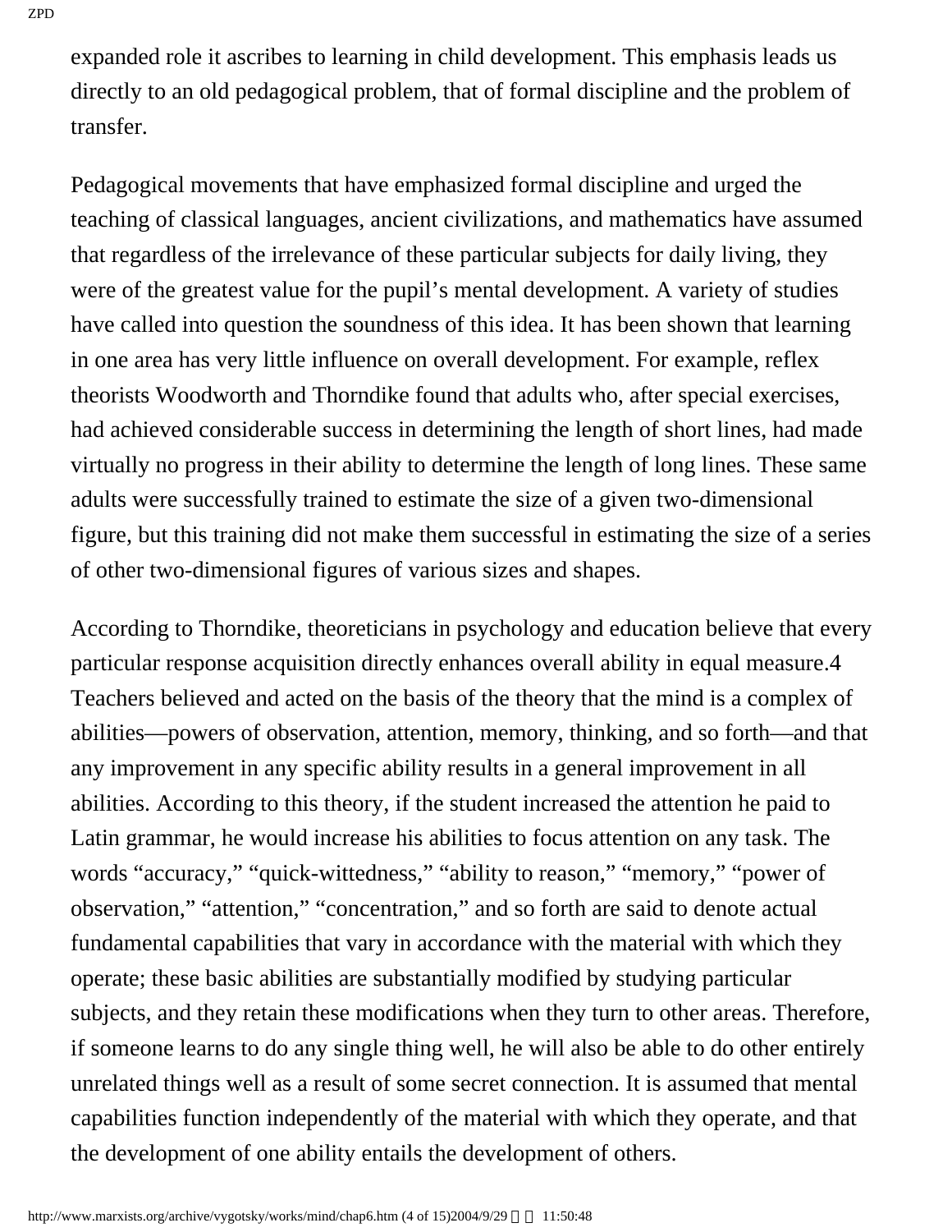expanded role it ascribes to learning in child development. This emphasis leads us directly to an old pedagogical problem, that of formal discipline and the problem of transfer.

Pedagogical movements that have emphasized formal discipline and urged the teaching of classical languages, ancient civilizations, and mathematics have assumed that regardless of the irrelevance of these particular subjects for daily living, they were of the greatest value for the pupil's mental development. A variety of studies have called into question the soundness of this idea. It has been shown that learning in one area has very little influence on overall development. For example, reflex theorists Woodworth and Thorndike found that adults who, after special exercises, had achieved considerable success in determining the length of short lines, had made virtually no progress in their ability to determine the length of long lines. These same adults were successfully trained to estimate the size of a given two-dimensional figure, but this training did not make them successful in estimating the size of a series of other two-dimensional figures of various sizes and shapes.

According to Thorndike, theoreticians in psychology and education believe that every particular response acquisition directly enhances overall ability in equal measure.4 Teachers believed and acted on the basis of the theory that the mind is a complex of abilities—powers of observation, attention, memory, thinking, and so forth—and that any improvement in any specific ability results in a general improvement in all abilities. According to this theory, if the student increased the attention he paid to Latin grammar, he would increase his abilities to focus attention on any task. The words "accuracy," "quick-wittedness," "ability to reason," "memory," "power of observation," "attention," "concentration," and so forth are said to denote actual fundamental capabilities that vary in accordance with the material with which they operate; these basic abilities are substantially modified by studying particular subjects, and they retain these modifications when they turn to other areas. Therefore, if someone learns to do any single thing well, he will also be able to do other entirely unrelated things well as a result of some secret connection. It is assumed that mental capabilities function independently of the material with which they operate, and that the development of one ability entails the development of others.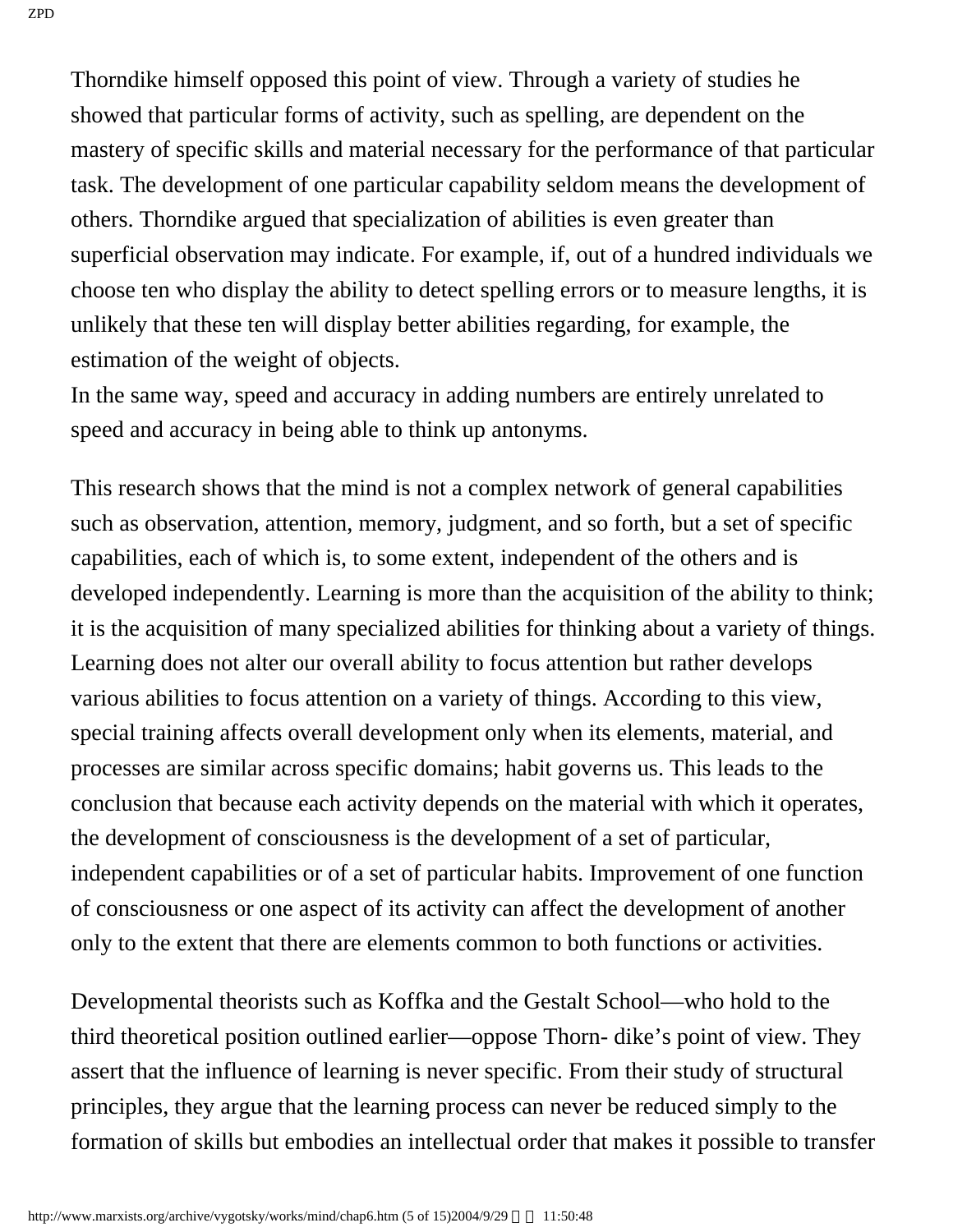Thorndike himself opposed this point of view. Through a variety of studies he showed that particular forms of activity, such as spelling, are dependent on the mastery of specific skills and material necessary for the performance of that particular task. The development of one particular capability seldom means the development of others. Thorndike argued that specialization of abilities is even greater than superficial observation may indicate. For example, if, out of a hundred individuals we choose ten who display the ability to detect spelling errors or to measure lengths, it is unlikely that these ten will display better abilities regarding, for example, the estimation of the weight of objects.
In the same way, speed and accuracy in adding numbers are entirely unrelated to speed and accuracy in being able to think up antonyms.

This research shows that the mind is not a complex network of general capabilities such as observation, attention, memory, judgment, and so forth, but a set of specific capabilities, each of which is, to some extent, independent of the others and is developed independently. Learning is more than the acquisition of the ability to think; it is the acquisition of many specialized abilities for thinking about a variety of things. Learning does not alter our overall ability to focus attention but rather develops various abilities to focus attention on a variety of things. According to this view, special training affects overall development only when its elements, material, and processes are similar across specific domains; habit governs us. This leads to the conclusion that because each activity depends on the material with which it operates, the development of consciousness is the development of a set of particular, independent capabilities or of a set of particular habits. Improvement of one function of consciousness or one aspect of its activity can affect the development of another only to the extent that there are elements common to both functions or activities.

Developmental theorists such as Koffka and the Gestalt School—who hold to the third theoretical position outlined earlier—oppose Thorn- dike's point of view. They assert that the influence of learning is never specific. From their study of structural principles, they argue that the learning process can never be reduced simply to the formation of skills but embodies an intellectual order that makes it possible to transfer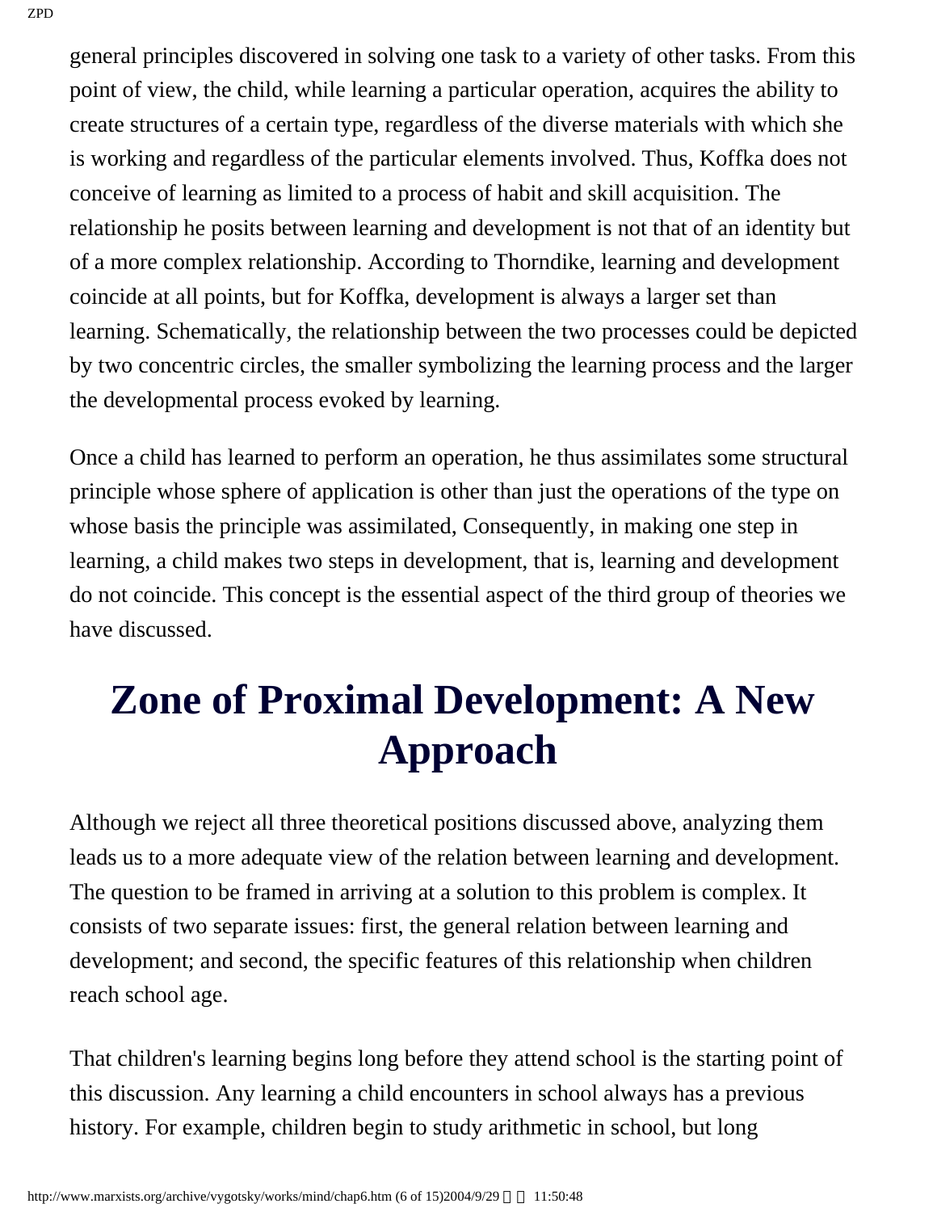general principles discovered in solving one task to a variety of other tasks. From this point of view, the child, while learning a particular operation, acquires the ability to create structures of a certain type, regardless of the diverse materials with which she is working and regardless of the particular elements involved. Thus, Koffka does not conceive of learning as limited to a process of habit and skill acquisition. The relationship he posits between learning and development is not that of an identity but of a more complex relationship. According to Thorndike, learning and development coincide at all points, but for Koffka, development is always a larger set than learning. Schematically, the relationship between the two processes could be depicted by two concentric circles, the smaller symbolizing the learning process and the larger the developmental process evoked by learning.

Once a child has learned to perform an operation, he thus assimilates some structural principle whose sphere of application is other than just the operations of the type on whose basis the principle was assimilated, Consequently, in making one step in learning, a child makes two steps in development, that is, learning and development do not coincide. This concept is the essential aspect of the third group of theories we have discussed.

# Zone of Proximal Development: A New Approach

Although we reject all three theoretical positions discussed above, analyzing them leads us to a more adequate view of the relation between learning and development. The question to be framed in arriving at a solution to this problem is complex. It consists of two separate issues: first, the general relation between learning and development; and second, the specific features of this relationship when children reach school age.

That children's learning begins long before they attend school is the starting point of this discussion. Any learning a child encounters in school always has a previous history. For example, children begin to study arithmetic in school, but long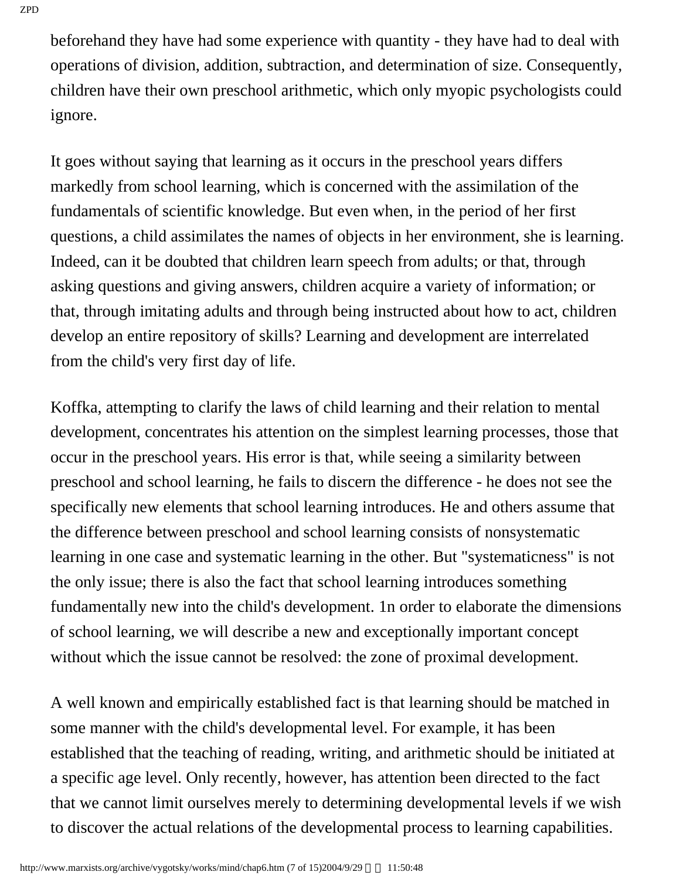beforehand they have had some experience with quantity - they have had to deal with operations of division, addition, subtraction, and determination of size. Consequently, children have their own preschool arithmetic, which only myopic psychologists could ignore.

It goes without saying that learning as it occurs in the preschool years differs markedly from school learning, which is concerned with the assimilation of the fundamentals of scientific knowledge. But even when, in the period of her first questions, a child assimilates the names of objects in her environment, she is learning. Indeed, can it be doubted that children learn speech from adults; or that, through asking questions and giving answers, children acquire a variety of information; or that, through imitating adults and through being instructed about how to act, children develop an entire repository of skills? Learning and development are interrelated from the child's very first day of life.

Koffka, attempting to clarify the laws of child learning and their relation to mental development, concentrates his attention on the simplest learning processes, those that occur in the preschool years. His error is that, while seeing a similarity between preschool and school learning, he fails to discern the difference - he does not see the specifically new elements that school learning introduces. He and others assume that the difference between preschool and school learning consists of nonsystematic learning in one case and systematic learning in the other. But "systematicness" is not the only issue; there is also the fact that school learning introduces something fundamentally new into the child's development. 1n order to elaborate the dimensions of school learning, we will describe a new and exceptionally important concept without which the issue cannot be resolved: the zone of proximal development.

A well known and empirically established fact is that learning should be matched in some manner with the child's developmental level. For example, it has been established that the teaching of reading, writing, and arithmetic should be initiated at a specific age level. Only recently, however, has attention been directed to the fact that we cannot limit ourselves merely to determining developmental levels if we wish to discover the actual relations of the developmental process to learning capabilities.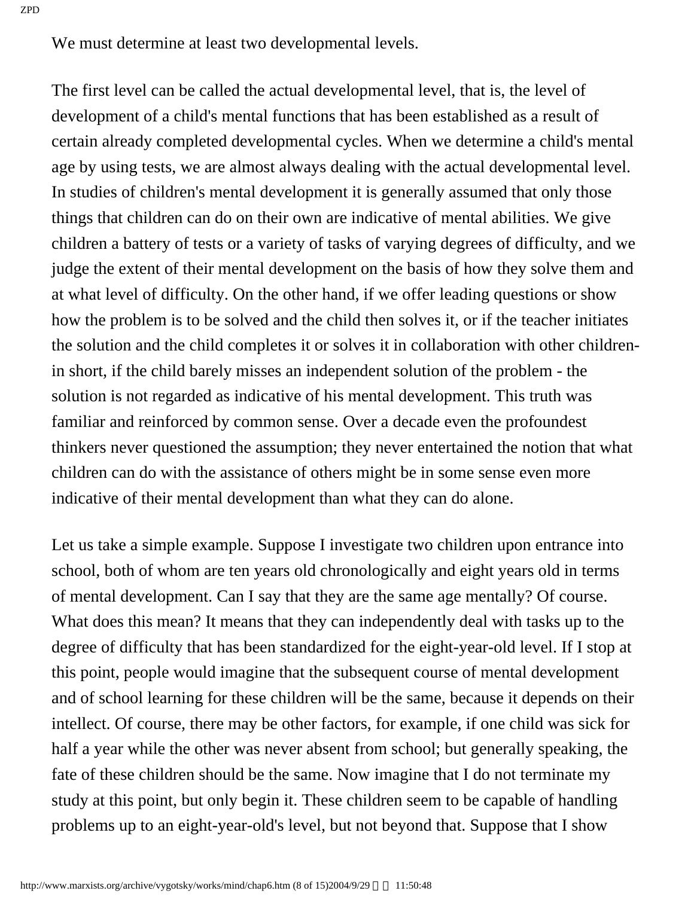We must determine at least two developmental levels.

The first level can be called the actual developmental level, that is, the level of development of a child's mental functions that has been established as a result of certain already completed developmental cycles. When we determine a child's mental age by using tests, we are almost always dealing with the actual developmental level. In studies of children's mental development it is generally assumed that only those things that children can do on their own are indicative of mental abilities. We give children a battery of tests or a variety of tasks of varying degrees of difficulty, and we judge the extent of their mental development on the basis of how they solve them and at what level of difficulty. On the other hand, if we offer leading questions or show how the problem is to be solved and the child then solves it, or if the teacher initiates the solution and the child completes it or solves it in collaboration with other children- in short, if the child barely misses an independent solution of the problem - the solution is not regarded as indicative of his mental development. This truth was familiar and reinforced by common sense. Over a decade even the profoundest thinkers never questioned the assumption; they never entertained the notion that what children can do with the assistance of others might be in some sense even more indicative of their mental development than what they can do alone.

Let us take a simple example. Suppose I investigate two children upon entrance into school, both of whom are ten years old chronologically and eight years old in terms of mental development. Can I say that they are the same age mentally? Of course. What does this mean? It means that they can independently deal with tasks up to the degree of difficulty that has been standardized for the eight-year-old level. If I stop at this point, people would imagine that the subsequent course of mental development and of school learning for these children will be the same, because it depends on their intellect. Of course, there may be other factors, for example, if one child was sick for half a year while the other was never absent from school; but generally speaking, the fate of these children should be the same. Now imagine that I do not terminate my study at this point, but only begin it. These children seem to be capable of handling problems up to an eight-year-old's level, but not beyond that. Suppose that I show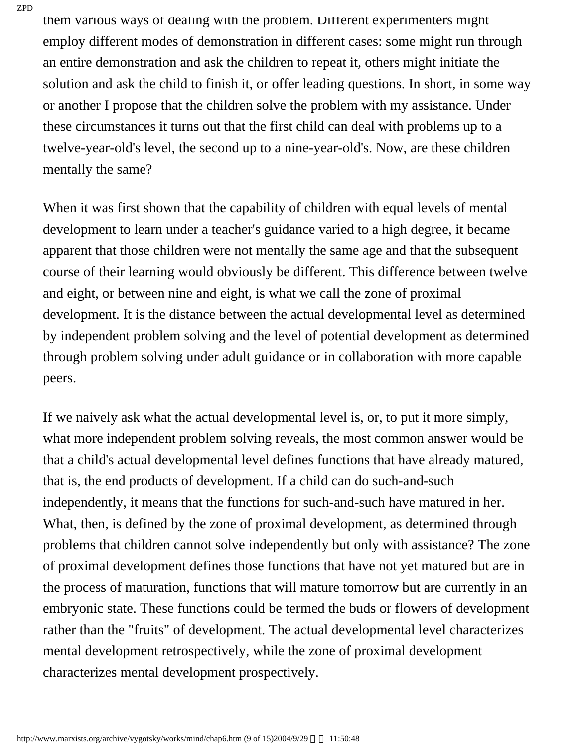them various ways of dealing with the problem. Different experimenters might employ different modes of demonstration in different cases: some might run through an entire demonstration and ask the children to repeat it, others might initiate the solution and ask the child to finish it, or offer leading questions. In short, in some way or another I propose that the children solve the problem with my assistance. Under these circumstances it turns out that the first child can deal with problems up to a twelve-year-old's level, the second up to a nine-year-old's. Now, are these children mentally the same?

When it was first shown that the capability of children with equal levels of mental development to learn under a teacher's guidance varied to a high degree, it became apparent that those children were not mentally the same age and that the subsequent course of their learning would obviously be different. This difference between twelve and eight, or between nine and eight, is what we call the zone of proximal development. It is the distance between the actual developmental level as determined by independent problem solving and the level of potential development as determined through problem solving under adult guidance or in collaboration with more capable peers.

If we naively ask what the actual developmental level is, or, to put it more simply, what more independent problem solving reveals, the most common answer would be that a child's actual developmental level defines functions that have already matured, that is, the end products of development. If a child can do such-and-such independently, it means that the functions for such-and-such have matured in her. What, then, is defined by the zone of proximal development, as determined through problems that children cannot solve independently but only with assistance? The zone of proximal development defines those functions that have not yet matured but are in the process of maturation, functions that will mature tomorrow but are currently in an embryonic state. These functions could be termed the buds or flowers of development rather than the "fruits" of development. The actual developmental level characterizes mental development retrospectively, while the zone of proximal development characterizes mental development prospectively.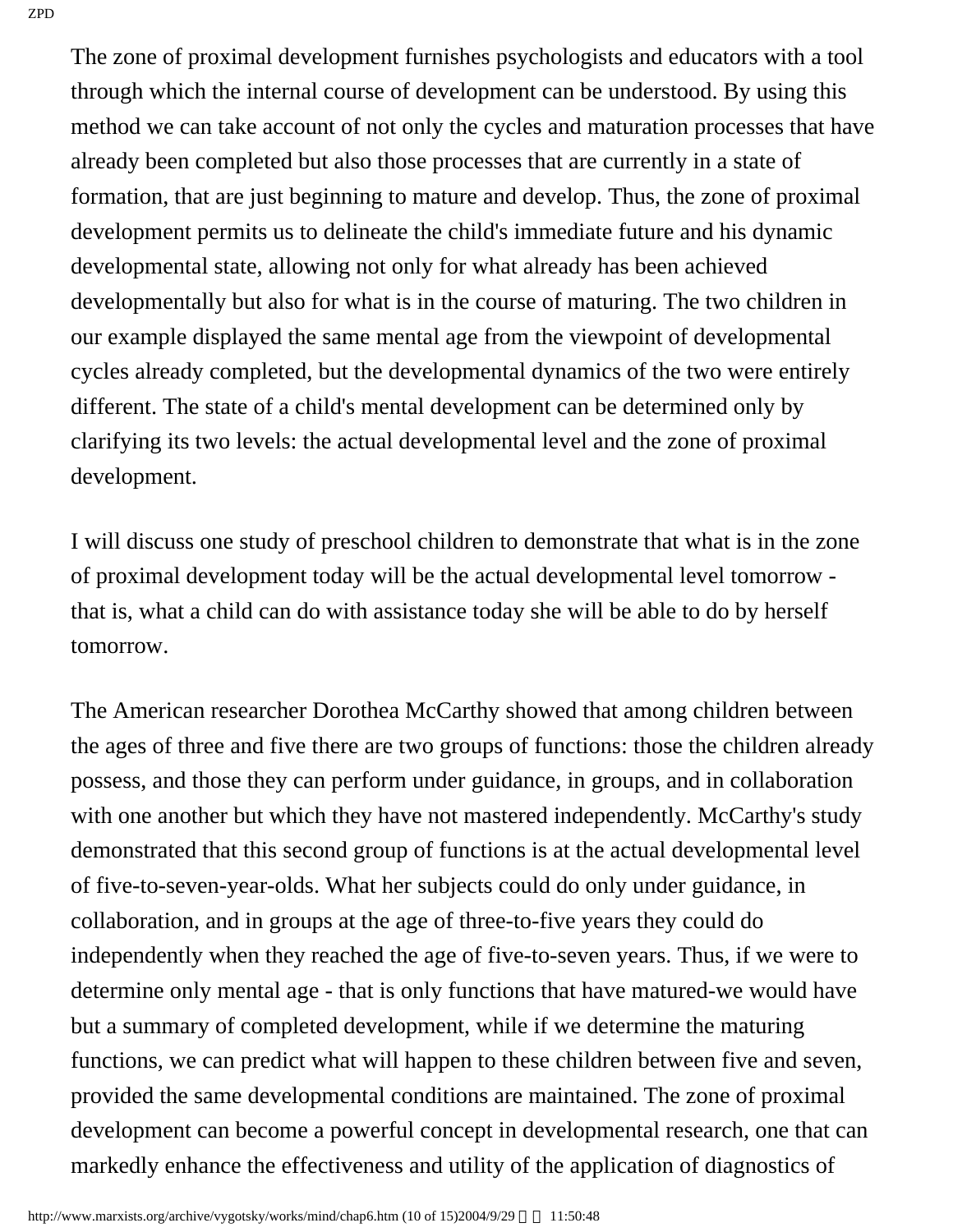The zone of proximal development furnishes psychologists and educators with a tool through which the internal course of development can be understood. By using this method we can take account of not only the cycles and maturation processes that have already been completed but also those processes that are currently in a state of formation, that are just beginning to mature and develop. Thus, the zone of proximal development permits us to delineate the child's immediate future and his dynamic developmental state, allowing not only for what already has been achieved developmentally but also for what is in the course of maturing. The two children in our example displayed the same mental age from the viewpoint of developmental cycles already completed, but the developmental dynamics of the two were entirely different. The state of a child's mental development can be determined only by clarifying its two levels: the actual developmental level and the zone of proximal development.

I will discuss one study of preschool children to demonstrate that what is in the zone of proximal development today will be the actual developmental level tomorrow - that is, what a child can do with assistance today she will be able to do by herself tomorrow.

The American researcher Dorothea McCarthy showed that among children between the ages of three and five there are two groups of functions: those the children already possess, and those they can perform under guidance, in groups, and in collaboration with one another but which they have not mastered independently. McCarthy's study demonstrated that this second group of functions is at the actual developmental level of five-to-seven-year-olds. What her subjects could do only under guidance, in collaboration, and in groups at the age of three-to-five years they could do independently when they reached the age of five-to-seven years. Thus, if we were to determine only mental age - that is only functions that have matured-we would have but a summary of completed development, while if we determine the maturing functions, we can predict what will happen to these children between five and seven, provided the same developmental conditions are maintained. The zone of proximal development can become a powerful concept in developmental research, one that can markedly enhance the effectiveness and utility of the application of diagnostics of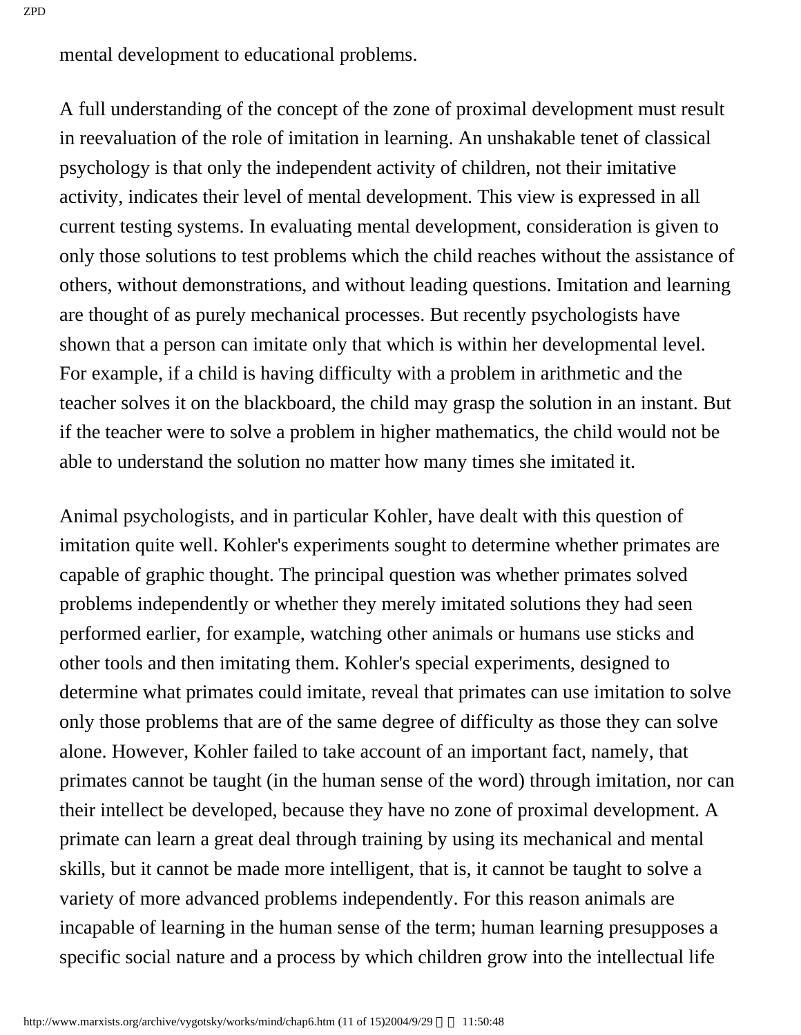mental development to educational problems.

A full understanding of the concept of the zone of proximal development must result in reevaluation of the role of imitation in learning. An unshakable tenet of classical psychology is that only the independent activity of children, not their imitative activity, indicates their level of mental development. This view is expressed in all current testing systems. In evaluating mental development, consideration is given to only those solutions to test problems which the child reaches without the assistance of others, without demonstrations, and without leading questions. Imitation and learning are thought of as purely mechanical processes. But recently psychologists have shown that a person can imitate only that which is within her developmental level. For example, if a child is having difficulty with a problem in arithmetic and the teacher solves it on the blackboard, the child may grasp the solution in an instant. But if the teacher were to solve a problem in higher mathematics, the child would not be able to understand the solution no matter how many times she imitated it.

Animal psychologists, and in particular Kohler, have dealt with this question of imitation quite well. Kohler's experiments sought to determine whether primates are capable of graphic thought. The principal question was whether primates solved problems independently or whether they merely imitated solutions they had seen performed earlier, for example, watching other animals or humans use sticks and other tools and then imitating them. Kohler's special experiments, designed to determine what primates could imitate, reveal that primates can use imitation to solve only those problems that are of the same degree of difficulty as those they can solve alone. However, Kohler failed to take account of an important fact, namely, that primates cannot be taught (in the human sense of the word) through imitation, nor can their intellect be developed, because they have no zone of proximal development. A primate can learn a great deal through training by using its mechanical and mental skills, but it cannot be made more intelligent, that is, it cannot be taught to solve a variety of more advanced problems independently. For this reason animals are incapable of learning in the human sense of the term; human learning presupposes a specific social nature and a process by which children grow into the intellectual life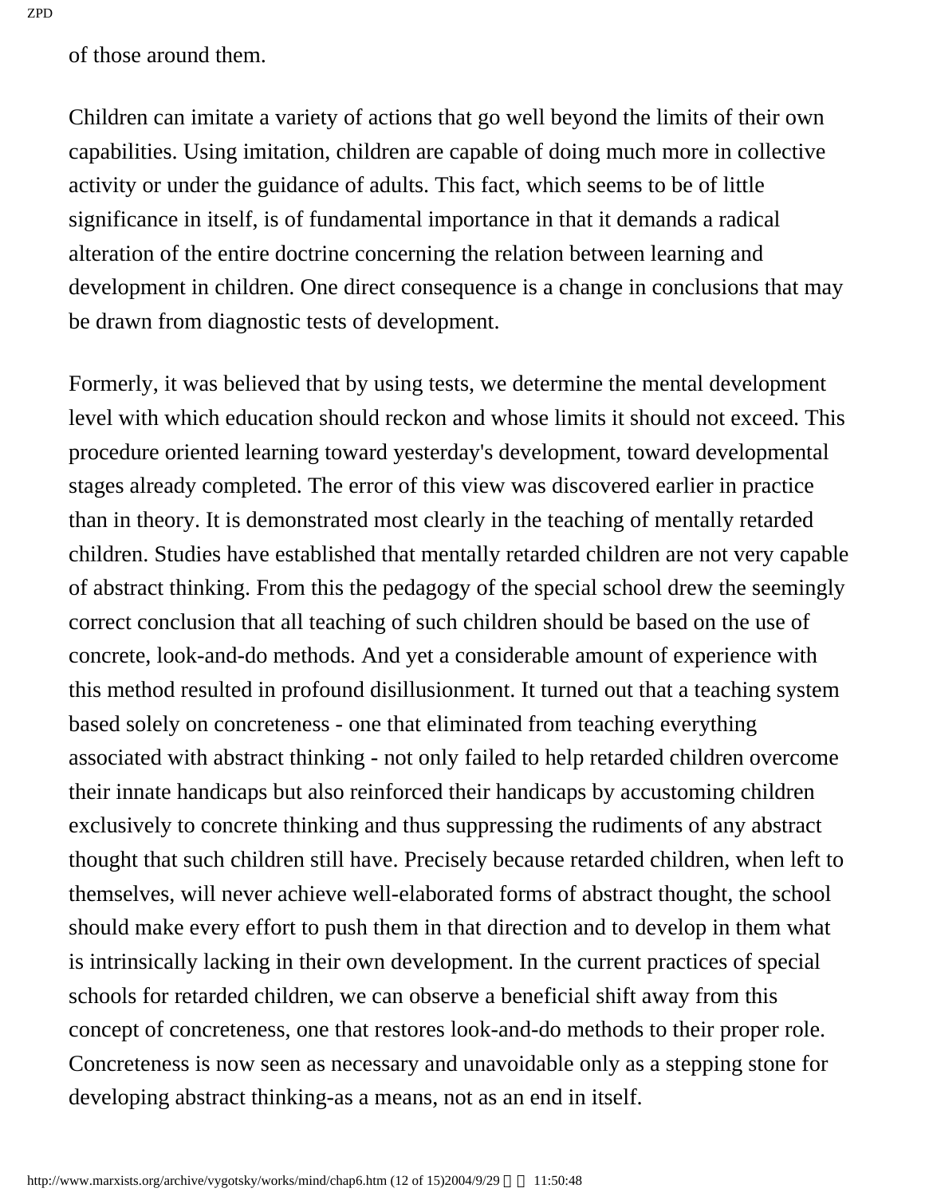of those around them.

Children can imitate a variety of actions that go well beyond the limits of their own capabilities. Using imitation, children are capable of doing much more in collective activity or under the guidance of adults. This fact, which seems to be of little significance in itself, is of fundamental importance in that it demands a radical alteration of the entire doctrine concerning the relation between learning and development in children. One direct consequence is a change in conclusions that may be drawn from diagnostic tests of development.

Formerly, it was believed that by using tests, we determine the mental development level with which education should reckon and whose limits it should not exceed. This procedure oriented learning toward yesterday's development, toward developmental stages already completed. The error of this view was discovered earlier in practice than in theory. It is demonstrated most clearly in the teaching of mentally retarded children. Studies have established that mentally retarded children are not very capable of abstract thinking. From this the pedagogy of the special school drew the seemingly correct conclusion that all teaching of such children should be based on the use of concrete, look-and-do methods. And yet a considerable amount of experience with this method resulted in profound disillusionment. It turned out that a teaching system based solely on concreteness - one that eliminated from teaching everything associated with abstract thinking - not only failed to help retarded children overcome their innate handicaps but also reinforced their handicaps by accustoming children exclusively to concrete thinking and thus suppressing the rudiments of any abstract thought that such children still have. Precisely because retarded children, when left to themselves, will never achieve well-elaborated forms of abstract thought, the school should make every effort to push them in that direction and to develop in them what is intrinsically lacking in their own development. In the current practices of special schools for retarded children, we can observe a beneficial shift away from this concept of concreteness, one that restores look-and-do methods to their proper role. Concreteness is now seen as necessary and unavoidable only as a stepping stone for developing abstract thinking-as a means, not as an end in itself.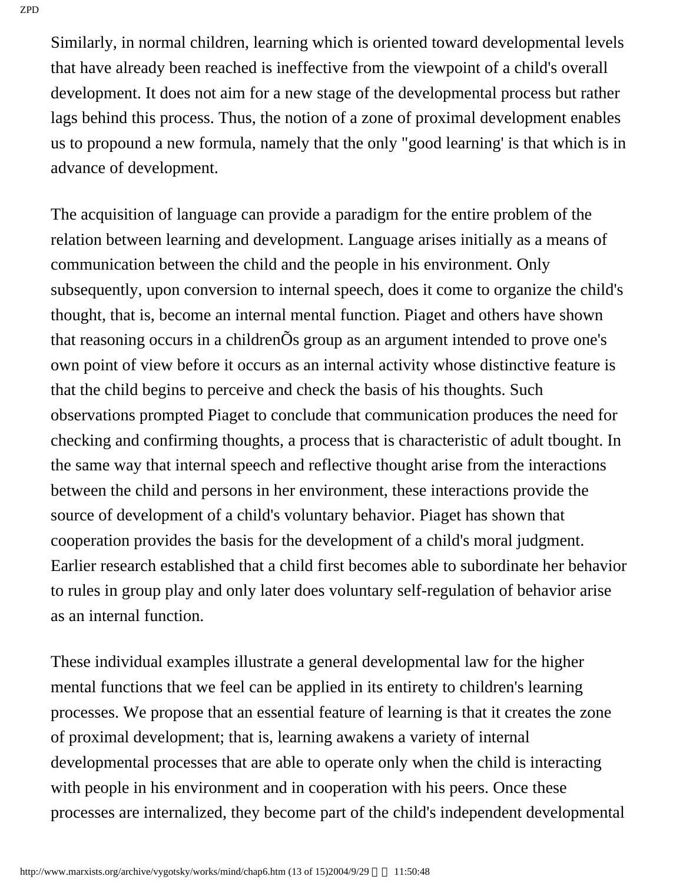Similarly, in normal children, learning which is oriented toward developmental levels that have already been reached is ineffective from the viewpoint of a child's overall development. It does not aim for a new stage of the developmental process but rather lags behind this process. Thus, the notion of a zone of proximal development enables us to propound a new formula, namely that the only "good learning' is that which is in advance of development.

The acquisition of language can provide a paradigm for the entire problem of the relation between learning and development. Language arises initially as a means of communication between the child and the people in his environment. Only subsequently, upon conversion to internal speech, does it come to organize the child's thought, that is, become an internal mental function. Piaget and others have shown that reasoning occurs in a childrenÕs group as an argument intended to prove one's own point of view before it occurs as an internal activity whose distinctive feature is that the child begins to perceive and check the basis of his thoughts. Such observations prompted Piaget to conclude that communication produces the need for checking and confirming thoughts, a process that is characteristic of adult tbought. In the same way that internal speech and reflective thought arise from the interactions between the child and persons in her environment, these interactions provide the source of development of a child's voluntary behavior. Piaget has shown that cooperation provides the basis for the development of a child's moral judgment. Earlier research established that a child first becomes able to subordinate her behavior to rules in group play and only later does voluntary self-regulation of behavior arise as an internal function.

These individual examples illustrate a general developmental law for the higher mental functions that we feel can be applied in its entirety to children's learning processes. We propose that an essential feature of learning is that it creates the zone of proximal development; that is, learning awakens a variety of internal developmental processes that are able to operate only when the child is interacting with people in his environment and in cooperation with his peers. Once these processes are internalized, they become part of the child's independent developmental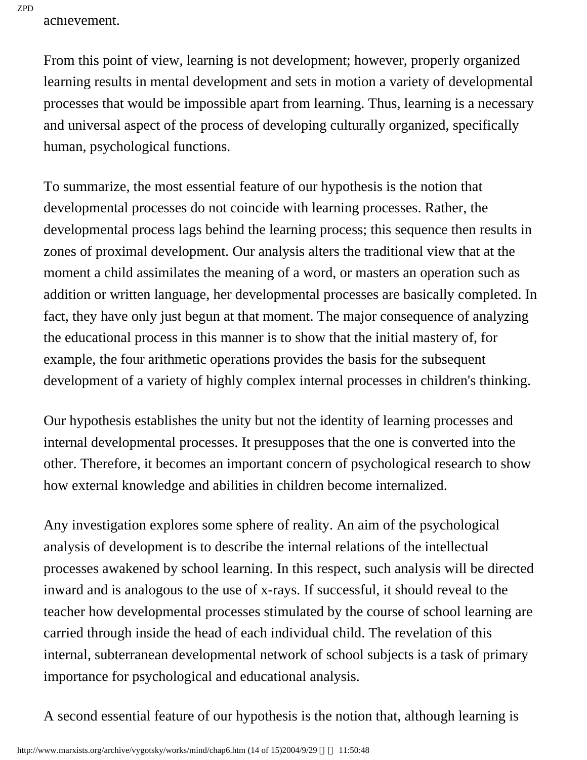achievement.

From this point of view, learning is not development; however, properly organized learning results in mental development and sets in motion a variety of developmental processes that would be impossible apart from learning. Thus, learning is a necessary and universal aspect of the process of developing culturally organized, specifically human, psychological functions.

To summarize, the most essential feature of our hypothesis is the notion that developmental processes do not coincide with learning processes. Rather, the developmental process lags behind the learning process; this sequence then results in zones of proximal development. Our analysis alters the traditional view that at the moment a child assimilates the meaning of a word, or masters an operation such as addition or written language, her developmental processes are basically completed. In fact, they have only just begun at that moment. The major consequence of analyzing the educational process in this manner is to show that the initial mastery of, for example, the four arithmetic operations provides the basis for the subsequent development of a variety of highly complex internal processes in children's thinking.

Our hypothesis establishes the unity but not the identity of learning processes and internal developmental processes. It presupposes that the one is converted into the other. Therefore, it becomes an important concern of psychological research to show how external knowledge and abilities in children become internalized.

Any investigation explores some sphere of reality. An aim of the psychological analysis of development is to describe the internal relations of the intellectual processes awakened by school learning. In this respect, such analysis will be directed inward and is analogous to the use of x-rays. If successful, it should reveal to the teacher how developmental processes stimulated by the course of school learning are carried through inside the head of each individual child. The revelation of this internal, subterranean developmental network of school subjects is a task of primary importance for psychological and educational analysis.

A second essential feature of our hypothesis is the notion that, although learning is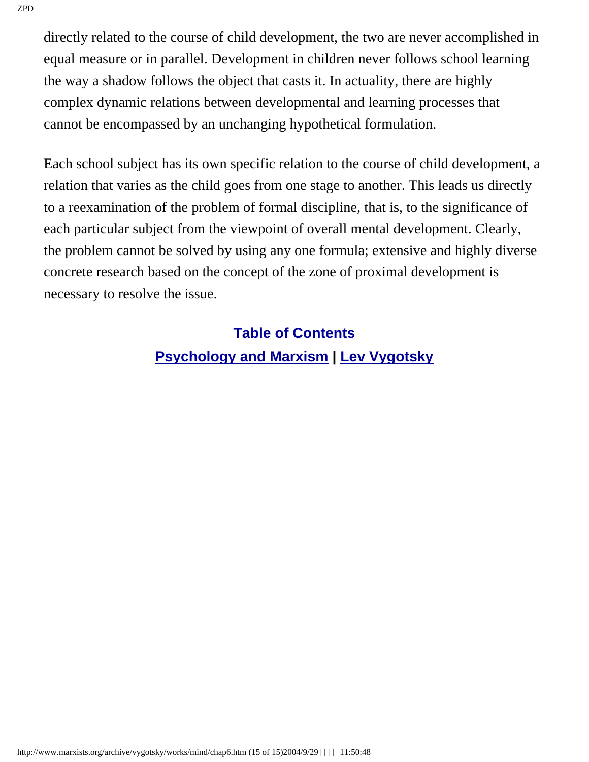directly related to the course of child development, the two are never accomplished in equal measure or in parallel. Development in children never follows school learning the way a shadow follows the object that casts it. In actuality, there are highly complex dynamic relations between developmental and learning processes that cannot be encompassed by an unchanging hypothetical formulation.

Each school subject has its own specific relation to the course of child development, a relation that varies as the child goes from one stage to another. This leads us directly to a reexamination of the problem of formal discipline, that is, to the significance of each particular subject from the viewpoint of overall mental development. Clearly, the problem cannot be solved by using any one formula; extensive and highly diverse concrete research based on the concept of the zone of proximal development is necessary to resolve the issue.

**Table of Contents**
**Psychology and Marxism** | **Lev Vygotsky**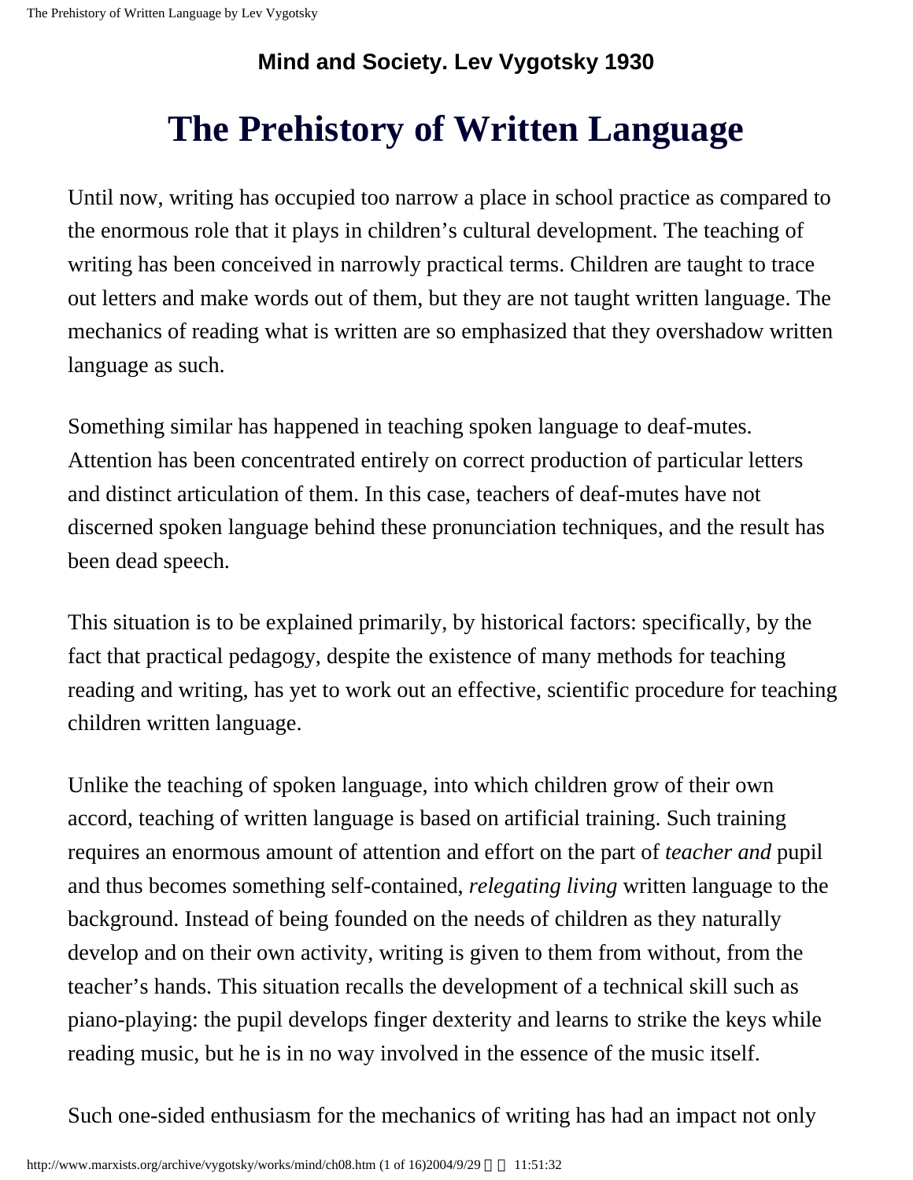**Mind and Society. Lev Vygotsky 1930**

# The Prehistory of Written Language

Until now, writing has occupied too narrow a place in school practice as compared to the enormous role that it plays in children's cultural development. The teaching of writing has been conceived in narrowly practical terms. Children are taught to trace out letters and make words out of them, but they are not taught written language. The mechanics of reading what is written are so emphasized that they overshadow written language as such.

Something similar has happened in teaching spoken language to deaf-mutes. Attention has been concentrated entirely on correct production of particular letters and distinct articulation of them. In this case, teachers of deaf-mutes have not discerned spoken language behind these pronunciation techniques, and the result has been dead speech.

This situation is to be explained primarily, by historical factors: specifically, by the fact that practical pedagogy, despite the existence of many methods for teaching reading and writing, has yet to work out an effective, scientific procedure for teaching children written language.

Unlike the teaching of spoken language, into which children grow of their own accord, teaching of written language is based on artificial training. Such training requires an enormous amount of attention and effort on the part of *teacher and* pupil and thus becomes something self-contained, *relegating living* written language to the background. Instead of being founded on the needs of children as they naturally develop and on their own activity, writing is given to them from without, from the teacher's hands. This situation recalls the development of a technical skill such as piano-playing: the pupil develops finger dexterity and learns to strike the keys while reading music, but he is in no way involved in the essence of the music itself.

Such one-sided enthusiasm for the mechanics of writing has had an impact not only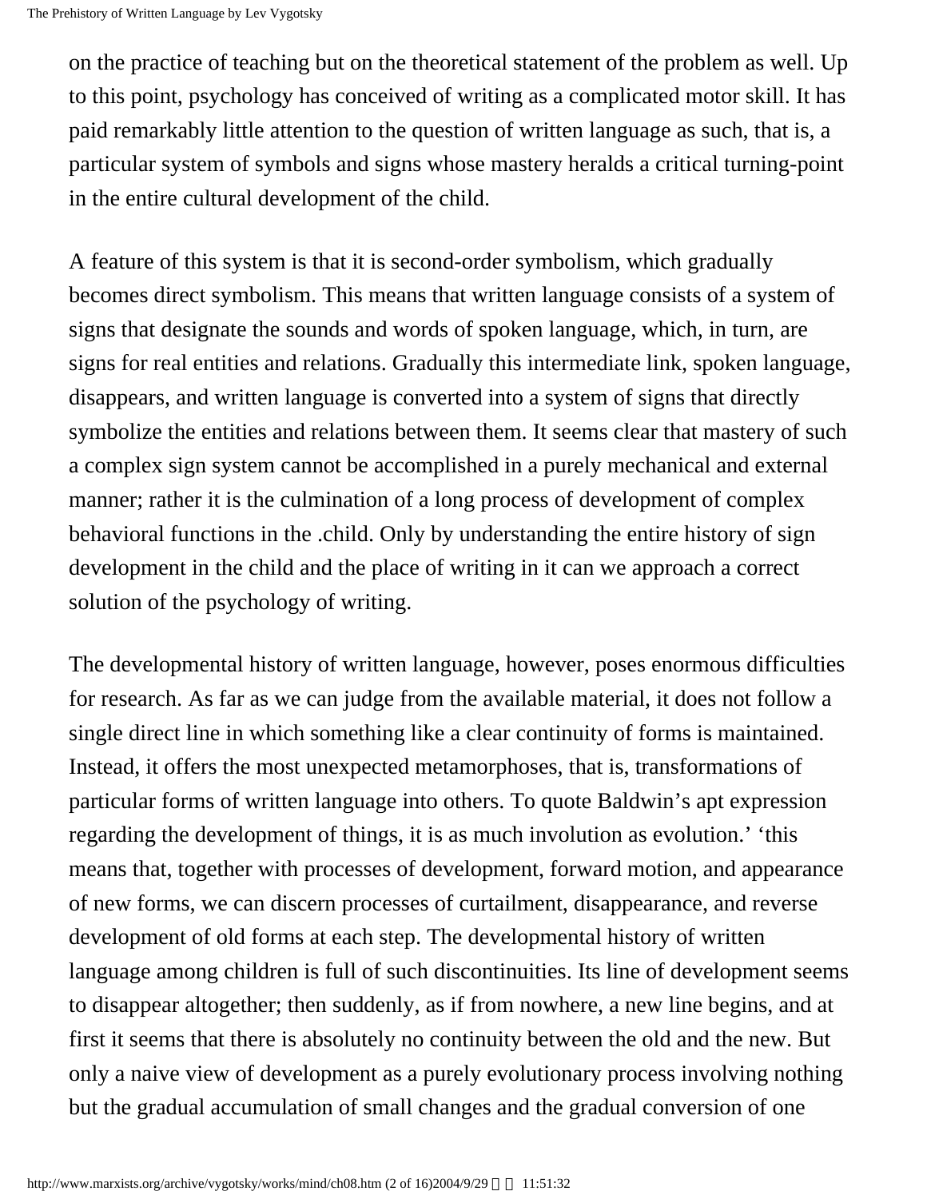on the practice of teaching but on the theoretical statement of the problem as well. Up to this point, psychology has conceived of writing as a complicated motor skill. It has paid remarkably little attention to the question of written language as such, that is, a particular system of symbols and signs whose mastery heralds a critical turning-point in the entire cultural development of the child.

A feature of this system is that it is second-order symbolism, which gradually becomes direct symbolism. This means that written language consists of a system of signs that designate the sounds and words of spoken language, which, in turn, are signs for real entities and relations. Gradually this intermediate link, spoken language, disappears, and written language is converted into a system of signs that directly symbolize the entities and relations between them. It seems clear that mastery of such a complex sign system cannot be accomplished in a purely mechanical and external manner; rather it is the culmination of a long process of development of complex behavioral functions in the .child. Only by understanding the entire history of sign development in the child and the place of writing in it can we approach a correct solution of the psychology of writing.

The developmental history of written language, however, poses enormous difficulties for research. As far as we can judge from the available material, it does not follow a single direct line in which something like a clear continuity of forms is maintained. Instead, it offers the most unexpected metamorphoses, that is, transformations of particular forms of written language into others. To quote Baldwin's apt expression regarding the development of things, it is as much involution as evolution.' 'this means that, together with processes of development, forward motion, and appearance of new forms, we can discern processes of curtailment, disappearance, and reverse development of old forms at each step. The developmental history of written language among children is full of such discontinuities. Its line of development seems to disappear altogether; then suddenly, as if from nowhere, a new line begins, and at first it seems that there is absolutely no continuity between the old and the new. But only a naive view of development as a purely evolutionary process involving nothing but the gradual accumulation of small changes and the gradual conversion of one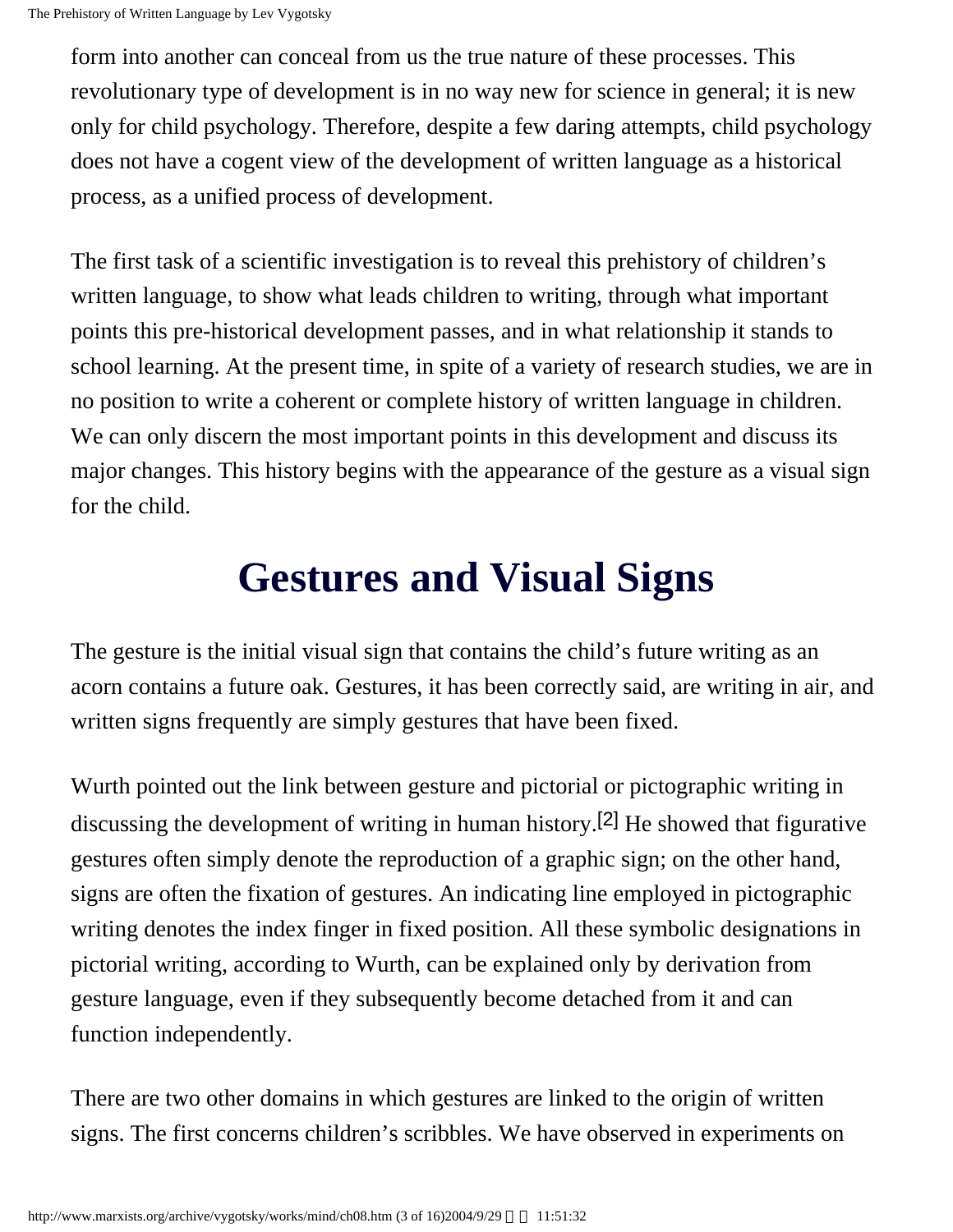form into another can conceal from us the true nature of these processes. This revolutionary type of development is in no way new for science in general; it is new only for child psychology. Therefore, despite a few daring attempts, child psychology does not have a cogent view of the development of written language as a historical process, as a unified process of development.

The first task of a scientific investigation is to reveal this prehistory of children's written language, to show what leads children to writing, through what important points this pre-historical development passes, and in what relationship it stands to school learning. At the present time, in spite of a variety of research studies, we are in no position to write a coherent or complete history of written language in children. We can only discern the most important points in this development and discuss its major changes. This history begins with the appearance of the gesture as a visual sign for the child.

# Gestures and Visual Signs

The gesture is the initial visual sign that contains the child's future writing as an acorn contains a future oak. Gestures, it has been correctly said, are writing in air, and written signs frequently are simply gestures that have been fixed.

Wurth pointed out the link between gesture and pictorial or pictographic writing in discussing the development of writing in human history.[2] He showed that figurative gestures often simply denote the reproduction of a graphic sign; on the other hand, signs are often the fixation of gestures. An indicating line employed in pictographic writing denotes the index finger in fixed position. All these symbolic designations in pictorial writing, according to Wurth, can be explained only by derivation from gesture language, even if they subsequently become detached from it and can function independently.

There are two other domains in which gestures are linked to the origin of written signs. The first concerns children's scribbles. We have observed in experiments on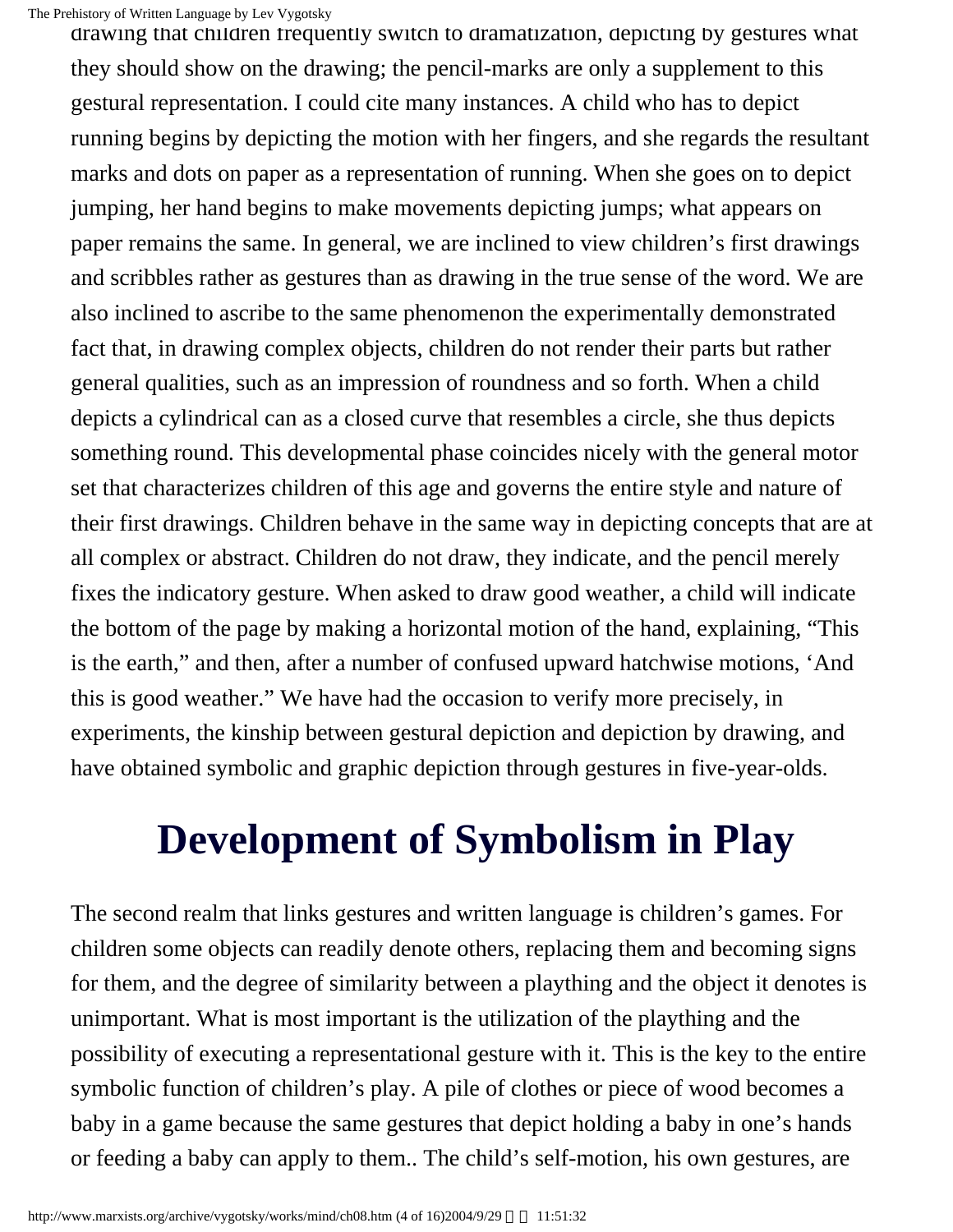drawing that children frequently switch to dramatization, depicting by gestures what they should show on the drawing; the pencil-marks are only a supplement to this gestural representation. I could cite many instances. A child who has to depict running begins by depicting the motion with her fingers, and she regards the resultant marks and dots on paper as a representation of running. When she goes on to depict jumping, her hand begins to make movements depicting jumps; what appears on paper remains the same. In general, we are inclined to view children's first drawings and scribbles rather as gestures than as drawing in the true sense of the word. We are also inclined to ascribe to the same phenomenon the experimentally demonstrated fact that, in drawing complex objects, children do not render their parts but rather general qualities, such as an impression of roundness and so forth. When a child depicts a cylindrical can as a closed curve that resembles a circle, she thus depicts something round. This developmental phase coincides nicely with the general motor set that characterizes children of this age and governs the entire style and nature of their first drawings. Children behave in the same way in depicting concepts that are at all complex or abstract. Children do not draw, they indicate, and the pencil merely fixes the indicatory gesture. When asked to draw good weather, a child will indicate the bottom of the page by making a horizontal motion of the hand, explaining, "This is the earth," and then, after a number of confused upward hatchwise motions, 'And this is good weather." We have had the occasion to verify more precisely, in experiments, the kinship between gestural depiction and depiction by drawing, and have obtained symbolic and graphic depiction through gestures in five-year-olds.

# Development of Symbolism in Play

The second realm that links gestures and written language is children's games. For children some objects can readily denote others, replacing them and becoming signs for them, and the degree of similarity between a plaything and the object it denotes is unimportant. What is most important is the utilization of the plaything and the possibility of executing a representational gesture with it. This is the key to the entire symbolic function of children's play. A pile of clothes or piece of wood becomes a baby in a game because the same gestures that depict holding a baby in one's hands or feeding a baby can apply to them.. The child's self-motion, his own gestures, are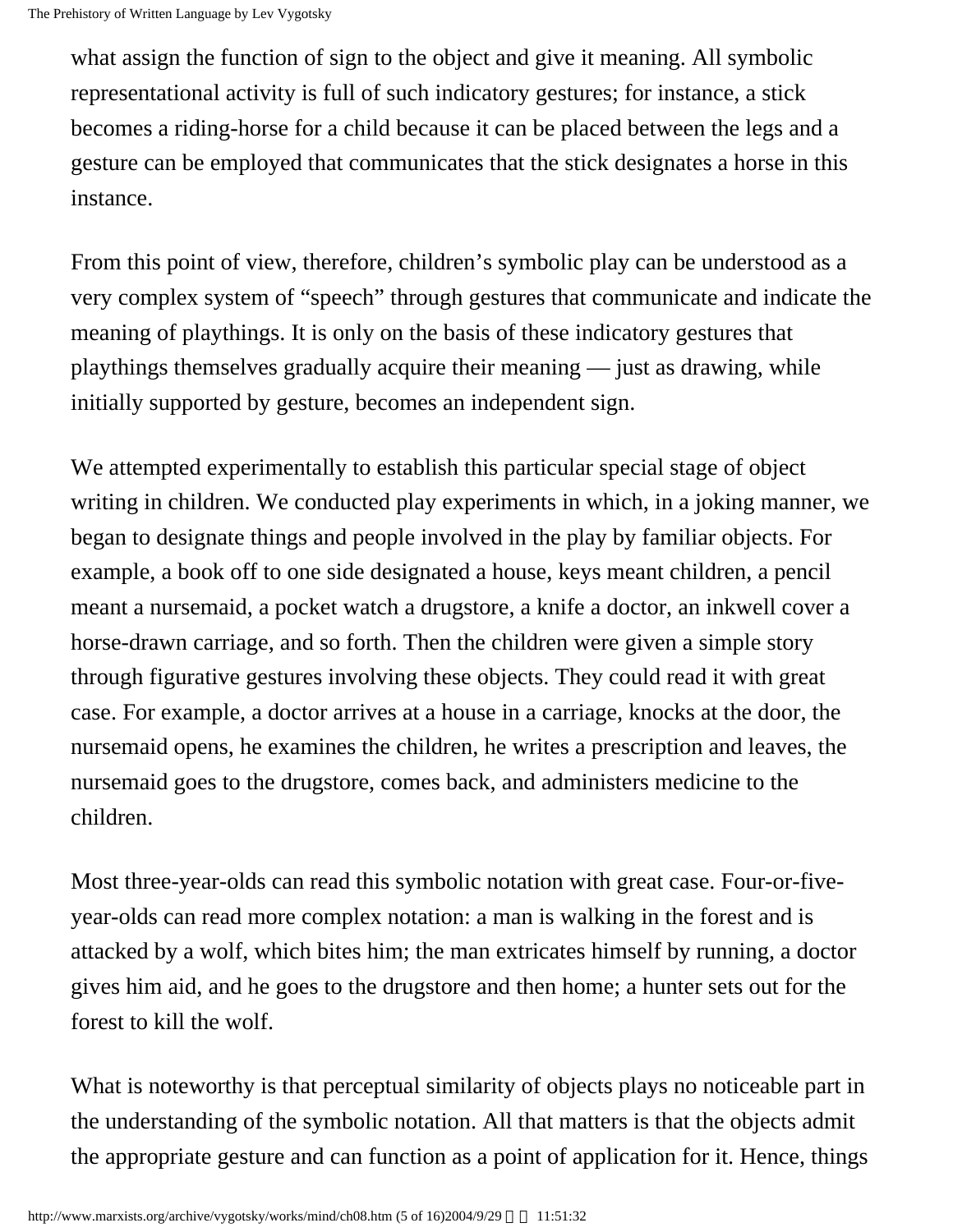what assign the function of sign to the object and give it meaning. All symbolic representational activity is full of such indicatory gestures; for instance, a stick becomes a riding-horse for a child because it can be placed between the legs and a gesture can be employed that communicates that the stick designates a horse in this instance.

From this point of view, therefore, children's symbolic play can be understood as a very complex system of "speech" through gestures that communicate and indicate the meaning of playthings. It is only on the basis of these indicatory gestures that playthings themselves gradually acquire their meaning — just as drawing, while initially supported by gesture, becomes an independent sign.

We attempted experimentally to establish this particular special stage of object writing in children. We conducted play experiments in which, in a joking manner, we began to designate things and people involved in the play by familiar objects. For example, a book off to one side designated a house, keys meant children, a pencil meant a nursemaid, a pocket watch a drugstore, a knife a doctor, an inkwell cover a horse-drawn carriage, and so forth. Then the children were given a simple story through figurative gestures involving these objects. They could read it with great case. For example, a doctor arrives at a house in a carriage, knocks at the door, the nursemaid opens, he examines the children, he writes a prescription and leaves, the nursemaid goes to the drugstore, comes back, and administers medicine to the children.

Most three-year-olds can read this symbolic notation with great case. Four-or-five-year-olds can read more complex notation: a man is walking in the forest and is attacked by a wolf, which bites him; the man extricates himself by running, a doctor gives him aid, and he goes to the drugstore and then home; a hunter sets out for the forest to kill the wolf.

What is noteworthy is that perceptual similarity of objects plays no noticeable part in the understanding of the symbolic notation. All that matters is that the objects admit the appropriate gesture and can function as a point of application for it. Hence, things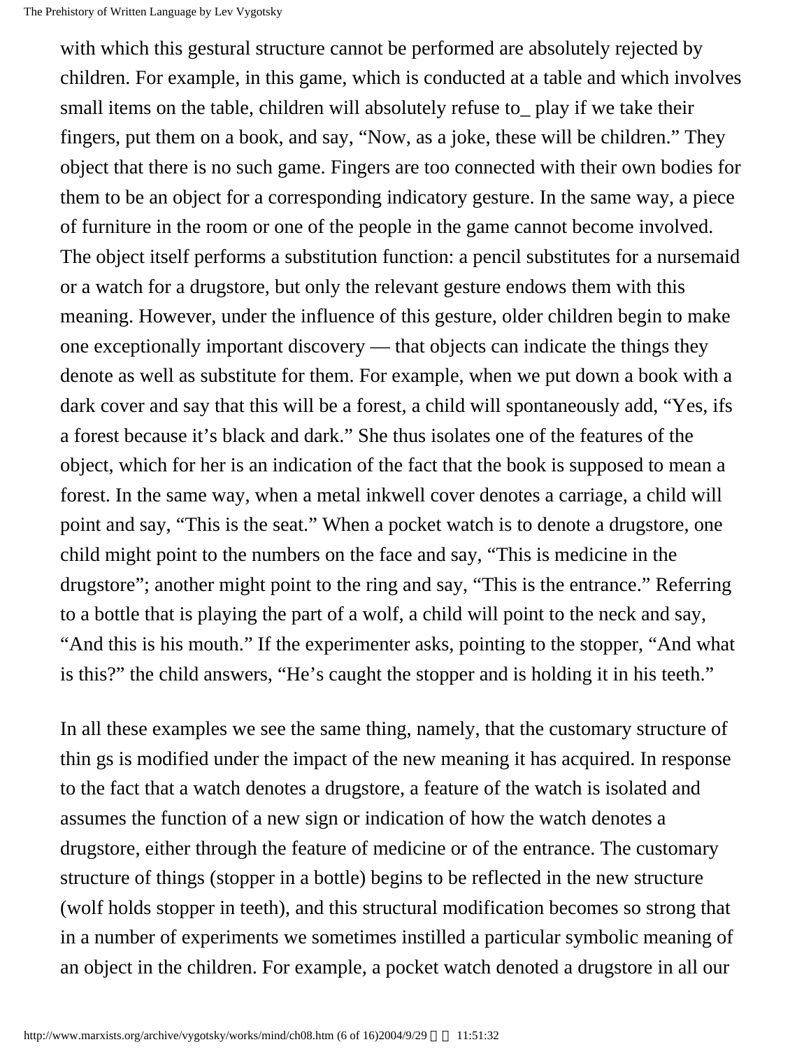with which this gestural structure cannot be performed are absolutely rejected by children. For example, in this game, which is conducted at a table and which involves small items on the table, children will absolutely refuse to_ play if we take their fingers, put them on a book, and say, "Now, as a joke, these will be children." They object that there is no such game. Fingers are too connected with their own bodies for them to be an object for a corresponding indicatory gesture. In the same way, a piece of furniture in the room or one of the people in the game cannot become involved. The object itself performs a substitution function: a pencil substitutes for a nursemaid or a watch for a drugstore, but only the relevant gesture endows them with this meaning. However, under the influence of this gesture, older children begin to make one exceptionally important discovery — that objects can indicate the things they denote as well as substitute for them. For example, when we put down a book with a dark cover and say that this will be a forest, a child will spontaneously add, "Yes, ifs a forest because it's black and dark." She thus isolates one of the features of the object, which for her is an indication of the fact that the book is supposed to mean a forest. In the same way, when a metal inkwell cover denotes a carriage, a child will point and say, "This is the seat." When a pocket watch is to denote a drugstore, one child might point to the numbers on the face and say, "This is medicine in the drugstore"; another might point to the ring and say, "This is the entrance." Referring to a bottle that is playing the part of a wolf, a child will point to the neck and say, "And this is his mouth." If the experimenter asks, pointing to the stopper, "And what is this?" the child answers, "He's caught the stopper and is holding it in his teeth."

In all these examples we see the same thing, namely, that the customary structure of thin gs is modified under the impact of the new meaning it has acquired. In response to the fact that a watch denotes a drugstore, a feature of the watch is isolated and assumes the function of a new sign or indication of how the watch denotes a drugstore, either through the feature of medicine or of the entrance. The customary structure of things (stopper in a bottle) begins to be reflected in the new structure (wolf holds stopper in teeth), and this structural modification becomes so strong that in a number of experiments we sometimes instilled a particular symbolic meaning of an object in the children. For example, a pocket watch denoted a drugstore in all our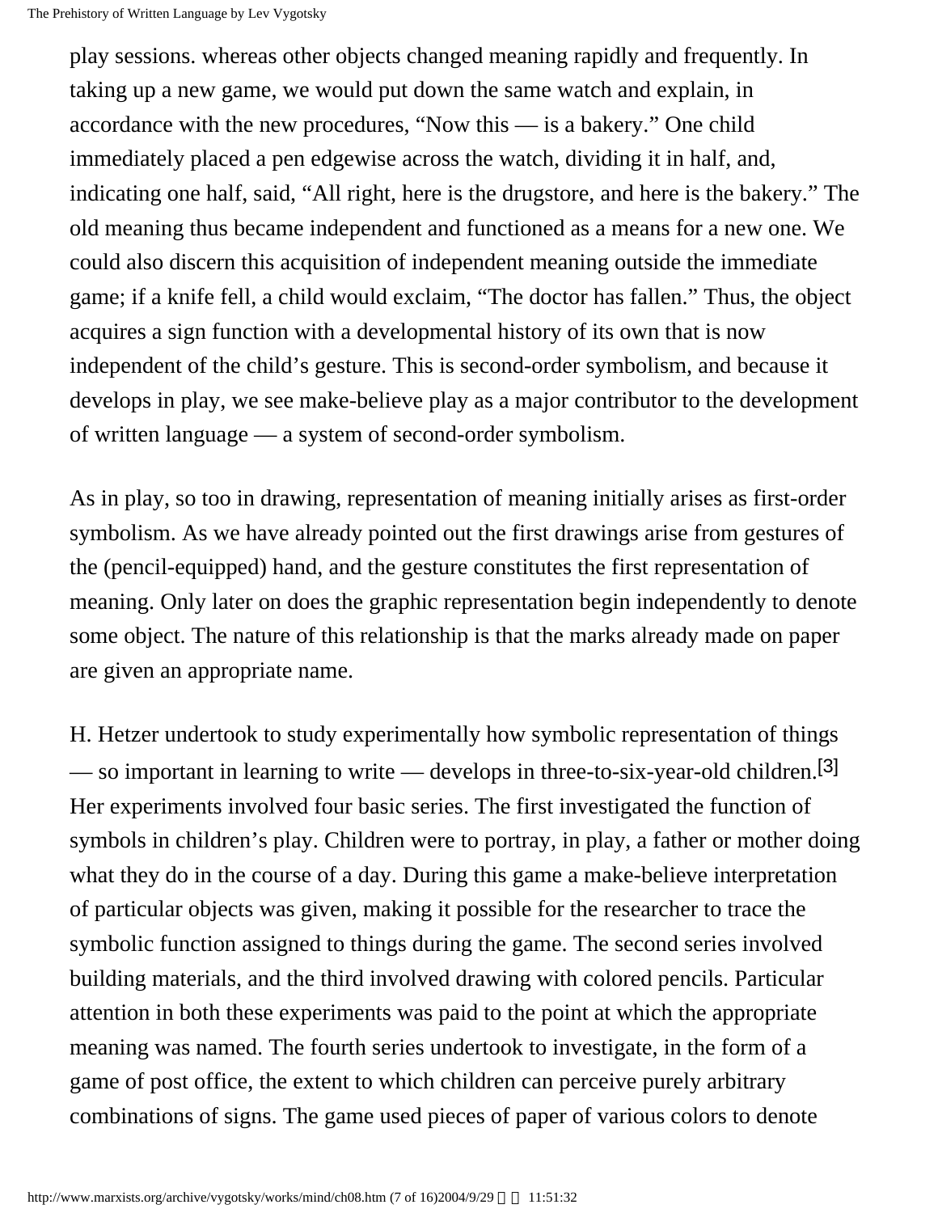play sessions. whereas other objects changed meaning rapidly and frequently. In taking up a new game, we would put down the same watch and explain, in accordance with the new procedures, "Now this — is a bakery." One child immediately placed a pen edgewise across the watch, dividing it in half, and, indicating one half, said, "All right, here is the drugstore, and here is the bakery." The old meaning thus became independent and functioned as a means for a new one. We could also discern this acquisition of independent meaning outside the immediate game; if a knife fell, a child would exclaim, "The doctor has fallen." Thus, the object acquires a sign function with a developmental history of its own that is now independent of the child's gesture. This is second-order symbolism, and because it develops in play, we see make-believe play as a major contributor to the development of written language — a system of second-order symbolism.

As in play, so too in drawing, representation of meaning initially arises as first-order symbolism. As we have already pointed out the first drawings arise from gestures of the (pencil-equipped) hand, and the gesture constitutes the first representation of meaning. Only later on does the graphic representation begin independently to denote some object. The nature of this relationship is that the marks already made on paper are given an appropriate name.

H. Hetzer undertook to study experimentally how symbolic representation of things — so important in learning to write — develops in three-to-six-year-old children.[3] Her experiments involved four basic series. The first investigated the function of symbols in children's play. Children were to portray, in play, a father or mother doing what they do in the course of a day. During this game a make-believe interpretation of particular objects was given, making it possible for the researcher to trace the symbolic function assigned to things during the game. The second series involved building materials, and the third involved drawing with colored pencils. Particular attention in both these experiments was paid to the point at which the appropriate meaning was named. The fourth series undertook to investigate, in the form of a game of post office, the extent to which children can perceive purely arbitrary combinations of signs. The game used pieces of paper of various colors to denote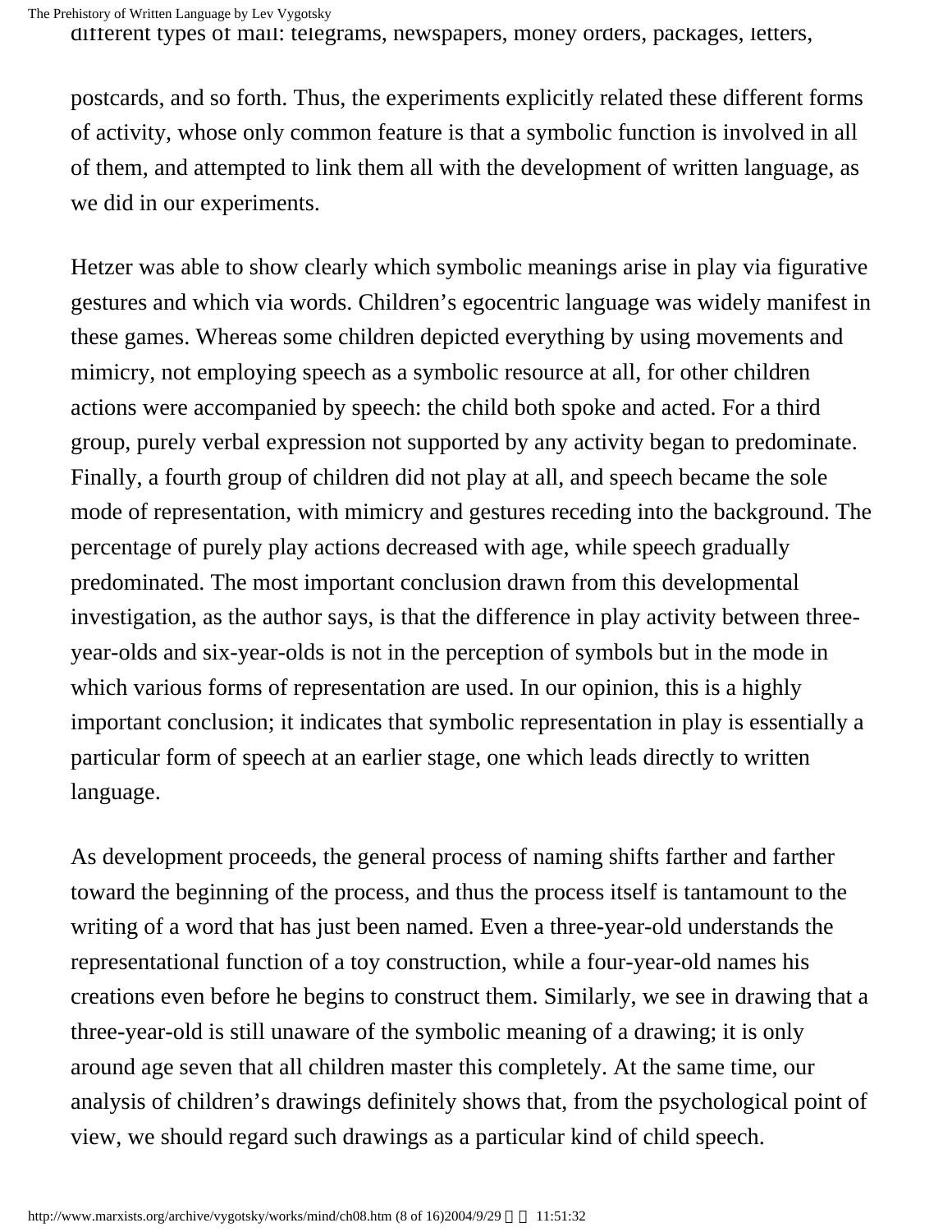different types of mail: telegrams, newspapers, money orders, packages, letters,

postcards, and so forth. Thus, the experiments explicitly related these different forms of activity, whose only common feature is that a symbolic function is involved in all of them, and attempted to link them all with the development of written language, as we did in our experiments.

Hetzer was able to show clearly which symbolic meanings arise in play via figurative gestures and which via words. Children's egocentric language was widely manifest in these games. Whereas some children depicted everything by using movements and mimicry, not employing speech as a symbolic resource at all, for other children actions were accompanied by speech: the child both spoke and acted. For a third group, purely verbal expression not supported by any activity began to predominate. Finally, a fourth group of children did not play at all, and speech became the sole mode of representation, with mimicry and gestures receding into the background. The percentage of purely play actions decreased with age, while speech gradually predominated. The most important conclusion drawn from this developmental investigation, as the author says, is that the difference in play activity between three-year-olds and six-year-olds is not in the perception of symbols but in the mode in which various forms of representation are used. In our opinion, this is a highly important conclusion; it indicates that symbolic representation in play is essentially a particular form of speech at an earlier stage, one which leads directly to written language.

As development proceeds, the general process of naming shifts farther and farther toward the beginning of the process, and thus the process itself is tantamount to the writing of a word that has just been named. Even a three-year-old understands the representational function of a toy construction, while a four-year-old names his creations even before he begins to construct them. Similarly, we see in drawing that a three-year-old is still unaware of the symbolic meaning of a drawing; it is only around age seven that all children master this completely. At the same time, our analysis of children's drawings definitely shows that, from the psychological point of view, we should regard such drawings as a particular kind of child speech.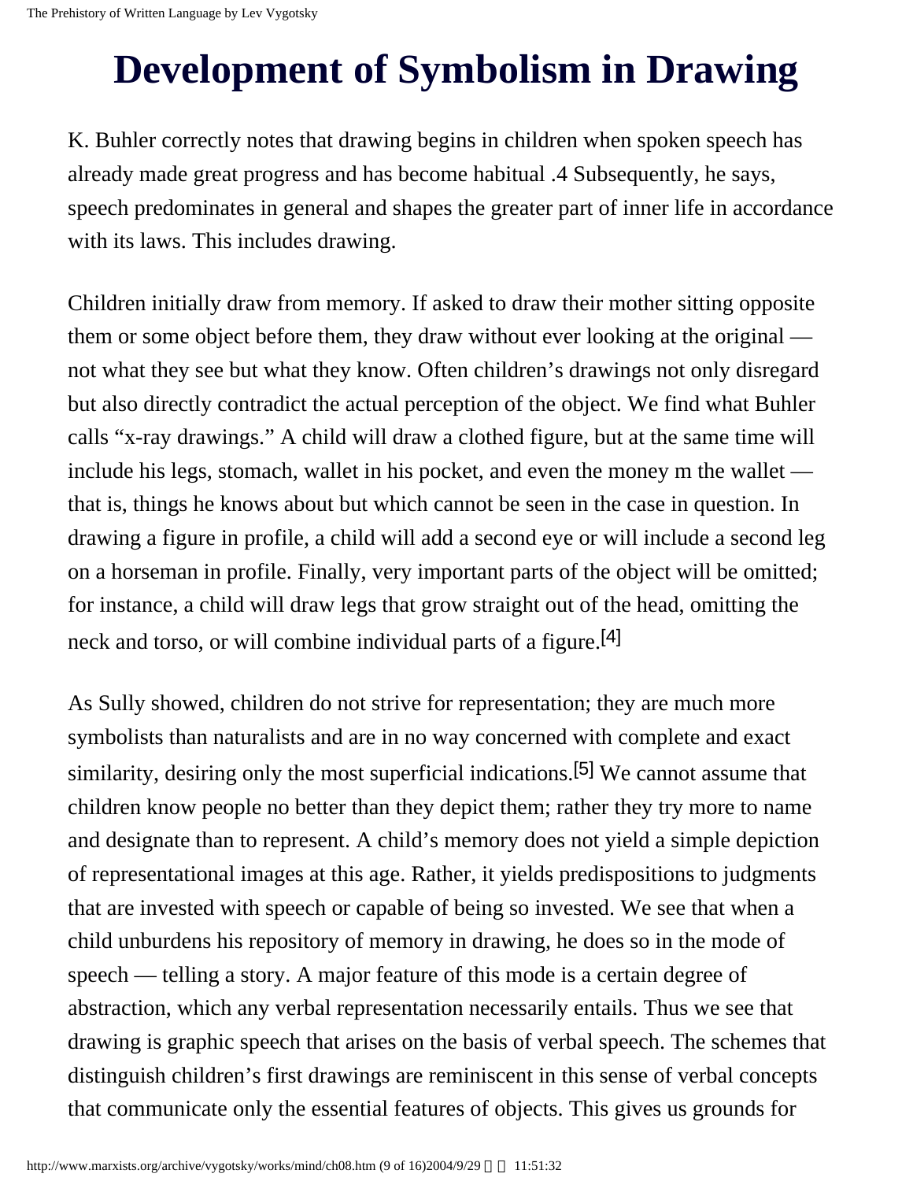# Development of Symbolism in Drawing

K. Buhler correctly notes that drawing begins in children when spoken speech has already made great progress and has become habitual .4 Subsequently, he says, speech predominates in general and shapes the greater part of inner life in accordance with its laws. This includes drawing.

Children initially draw from memory. If asked to draw their mother sitting opposite them or some object before them, they draw without ever looking at the original — not what they see but what they know. Often children's drawings not only disregard but also directly contradict the actual perception of the object. We find what Buhler calls "x-ray drawings." A child will draw a clothed figure, but at the same time will include his legs, stomach, wallet in his pocket, and even the money m the wallet — that is, things he knows about but which cannot be seen in the case in question. In drawing a figure in profile, a child will add a second eye or will include a second leg on a horseman in profile. Finally, very important parts of the object will be omitted; for instance, a child will draw legs that grow straight out of the head, omitting the neck and torso, or will combine individual parts of a figure.[4]

As Sully showed, children do not strive for representation; they are much more symbolists than naturalists and are in no way concerned with complete and exact similarity, desiring only the most superficial indications.[5] We cannot assume that children know people no better than they depict them; rather they try more to name and designate than to represent. A child's memory does not yield a simple depiction of representational images at this age. Rather, it yields predispositions to judgments that are invested with speech or capable of being so invested. We see that when a child unburdens his repository of memory in drawing, he does so in the mode of speech — telling a story. A major feature of this mode is a certain degree of abstraction, which any verbal representation necessarily entails. Thus we see that drawing is graphic speech that arises on the basis of verbal speech. The schemes that distinguish children's first drawings are reminiscent in this sense of verbal concepts that communicate only the essential features of objects. This gives us grounds for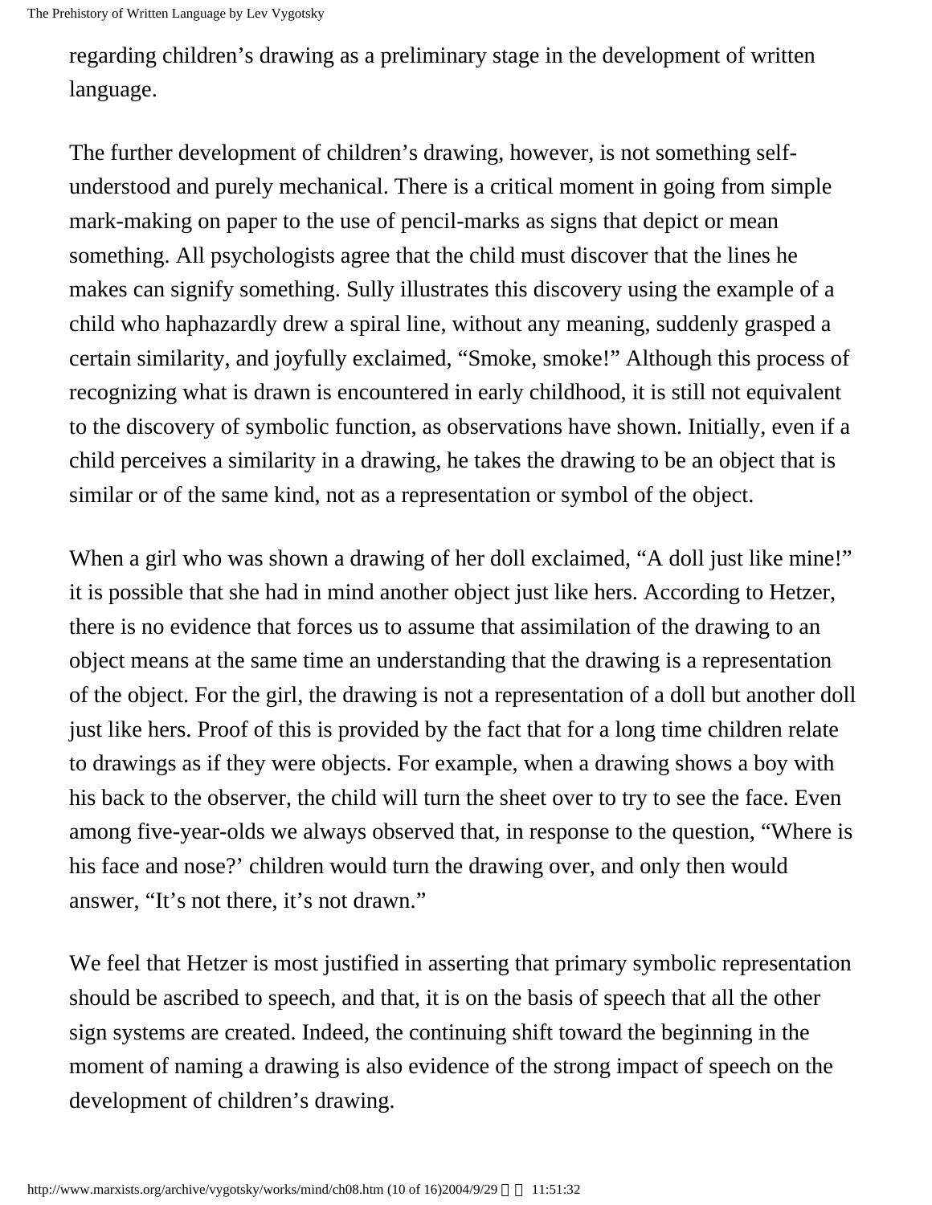regarding children's drawing as a preliminary stage in the development of written language.

The further development of children's drawing, however, is not something self-understood and purely mechanical. There is a critical moment in going from simple mark-making on paper to the use of pencil-marks as signs that depict or mean something. All psychologists agree that the child must discover that the lines he makes can signify something. Sully illustrates this discovery using the example of a child who haphazardly drew a spiral line, without any meaning, suddenly grasped a certain similarity, and joyfully exclaimed, "Smoke, smoke!" Although this process of recognizing what is drawn is encountered in early childhood, it is still not equivalent to the discovery of symbolic function, as observations have shown. Initially, even if a child perceives a similarity in a drawing, he takes the drawing to be an object that is similar or of the same kind, not as a representation or symbol of the object.

When a girl who was shown a drawing of her doll exclaimed, "A doll just like mine!" it is possible that she had in mind another object just like hers. According to Hetzer, there is no evidence that forces us to assume that assimilation of the drawing to an object means at the same time an understanding that the drawing is a representation of the object. For the girl, the drawing is not a representation of a doll but another doll just like hers. Proof of this is provided by the fact that for a long time children relate to drawings as if they were objects. For example, when a drawing shows a boy with his back to the observer, the child will turn the sheet over to try to see the face. Even among five-year-olds we always observed that, in response to the question, "Where is his face and nose?' children would turn the drawing over, and only then would answer, "It's not there, it's not drawn."

We feel that Hetzer is most justified in asserting that primary symbolic representation should be ascribed to speech, and that, it is on the basis of speech that all the other sign systems are created. Indeed, the continuing shift toward the beginning in the moment of naming a drawing is also evidence of the strong impact of speech on the development of children's drawing.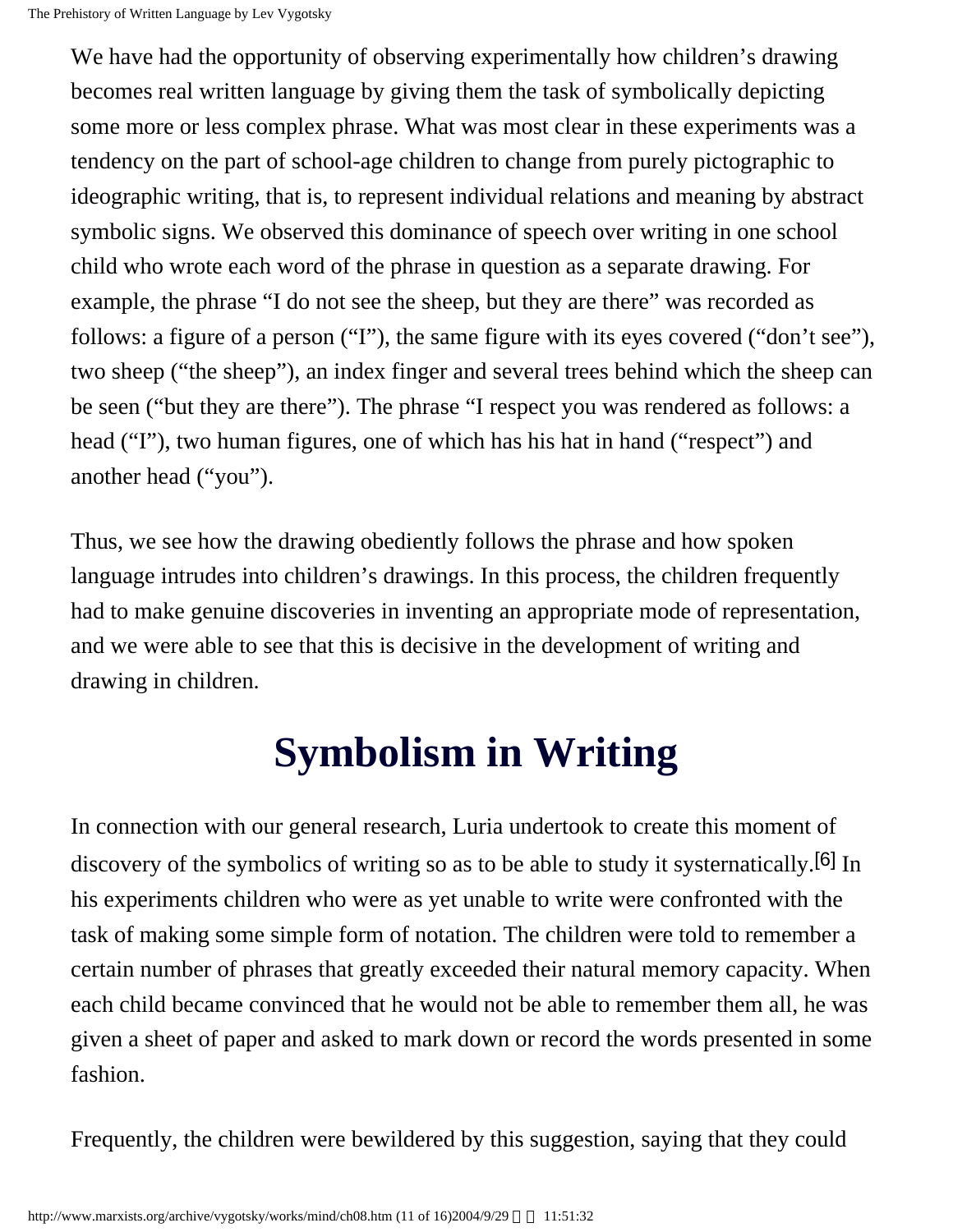We have had the opportunity of observing experimentally how children's drawing becomes real written language by giving them the task of symbolically depicting some more or less complex phrase. What was most clear in these experiments was a tendency on the part of school-age children to change from purely pictographic to ideographic writing, that is, to represent individual relations and meaning by abstract symbolic signs. We observed this dominance of speech over writing in one school child who wrote each word of the phrase in question as a separate drawing. For example, the phrase "I do not see the sheep, but they are there" was recorded as follows: a figure of a person ("I"), the same figure with its eyes covered ("don't see"), two sheep ("the sheep"), an index finger and several trees behind which the sheep can be seen ("but they are there"). The phrase "I respect you was rendered as follows: a head ("I"), two human figures, one of which has his hat in hand ("respect") and another head ("you").

Thus, we see how the drawing obediently follows the phrase and how spoken language intrudes into children's drawings. In this process, the children frequently had to make genuine discoveries in inventing an appropriate mode of representation, and we were able to see that this is decisive in the development of writing and drawing in children.

# Symbolism in Writing

In connection with our general research, Luria undertook to create this moment of discovery of the symbolics of writing so as to be able to study it systernatically.[6] In his experiments children who were as yet unable to write were confronted with the task of making some simple form of notation. The children were told to remember a certain number of phrases that greatly exceeded their natural memory capacity. When each child became convinced that he would not be able to remember them all, he was given a sheet of paper and asked to mark down or record the words presented in some fashion.

Frequently, the children were bewildered by this suggestion, saying that they could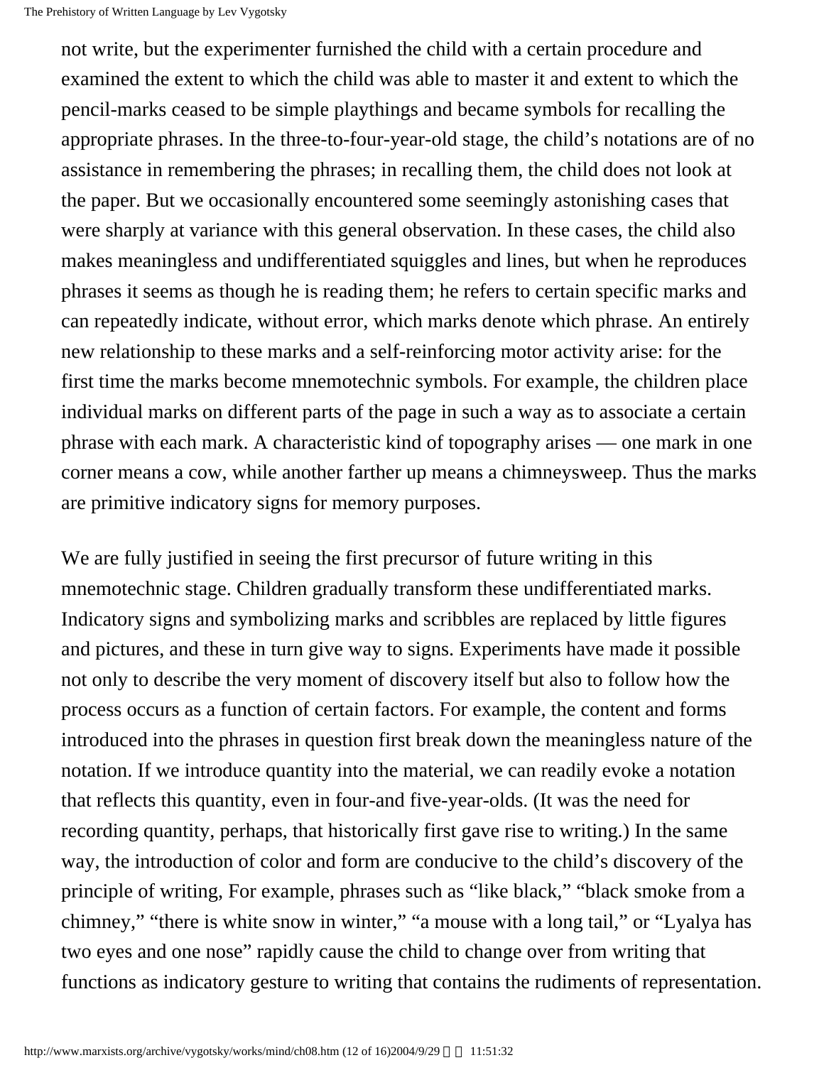not write, but the experimenter furnished the child with a certain procedure and examined the extent to which the child was able to master it and extent to which the pencil-marks ceased to be simple playthings and became symbols for recalling the appropriate phrases. In the three-to-four-year-old stage, the child's notations are of no assistance in remembering the phrases; in recalling them, the child does not look at the paper. But we occasionally encountered some seemingly astonishing cases that were sharply at variance with this general observation. In these cases, the child also makes meaningless and undifferentiated squiggles and lines, but when he reproduces phrases it seems as though he is reading them; he refers to certain specific marks and can repeatedly indicate, without error, which marks denote which phrase. An entirely new relationship to these marks and a self-reinforcing motor activity arise: for the first time the marks become mnemotechnic symbols. For example, the children place individual marks on different parts of the page in such a way as to associate a certain phrase with each mark. A characteristic kind of topography arises — one mark in one corner means a cow, while another farther up means a chimneysweep. Thus the marks are primitive indicatory signs for memory purposes.

We are fully justified in seeing the first precursor of future writing in this mnemotechnic stage. Children gradually transform these undifferentiated marks. Indicatory signs and symbolizing marks and scribbles are replaced by little figures and pictures, and these in turn give way to signs. Experiments have made it possible not only to describe the very moment of discovery itself but also to follow how the process occurs as a function of certain factors. For example, the content and forms introduced into the phrases in question first break down the meaningless nature of the notation. If we introduce quantity into the material, we can readily evoke a notation that reflects this quantity, even in four-and five-year-olds. (It was the need for recording quantity, perhaps, that historically first gave rise to writing.) In the same way, the introduction of color and form are conducive to the child's discovery of the principle of writing, For example, phrases such as "like black," "black smoke from a chimney," "there is white snow in winter," "a mouse with a long tail," or "Lyalya has two eyes and one nose" rapidly cause the child to change over from writing that functions as indicatory gesture to writing that contains the rudiments of representation.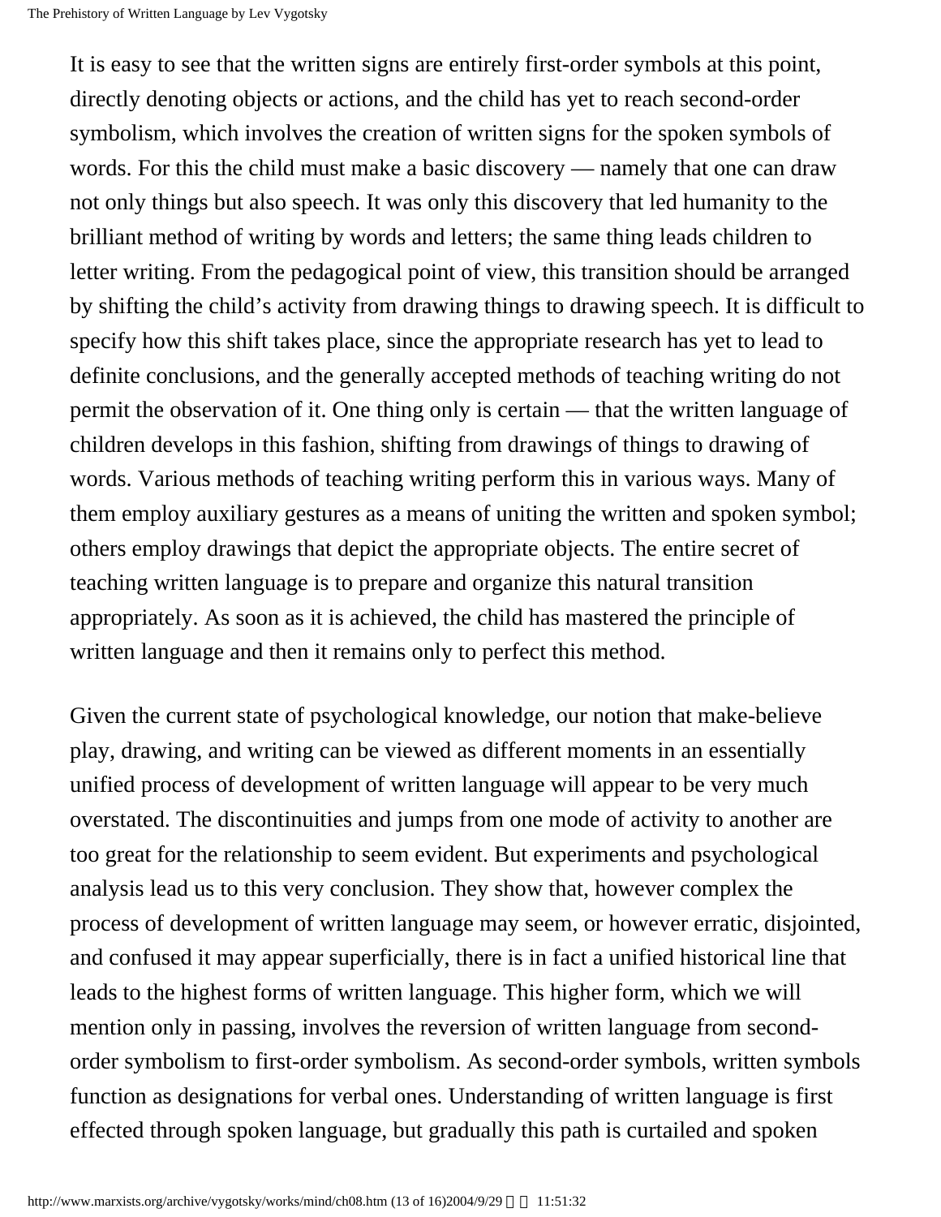It is easy to see that the written signs are entirely first-order symbols at this point, directly denoting objects or actions, and the child has yet to reach second-order symbolism, which involves the creation of written signs for the spoken symbols of words. For this the child must make a basic discovery — namely that one can draw not only things but also speech. It was only this discovery that led humanity to the brilliant method of writing by words and letters; the same thing leads children to letter writing. From the pedagogical point of view, this transition should be arranged by shifting the child's activity from drawing things to drawing speech. It is difficult to specify how this shift takes place, since the appropriate research has yet to lead to definite conclusions, and the generally accepted methods of teaching writing do not permit the observation of it. One thing only is certain — that the written language of children develops in this fashion, shifting from drawings of things to drawing of words. Various methods of teaching writing perform this in various ways. Many of them employ auxiliary gestures as a means of uniting the written and spoken symbol; others employ drawings that depict the appropriate objects. The entire secret of teaching written language is to prepare and organize this natural transition appropriately. As soon as it is achieved, the child has mastered the principle of written language and then it remains only to perfect this method.

Given the current state of psychological knowledge, our notion that make-believe play, drawing, and writing can be viewed as different moments in an essentially unified process of development of written language will appear to be very much overstated. The discontinuities and jumps from one mode of activity to another are too great for the relationship to seem evident. But experiments and psychological analysis lead us to this very conclusion. They show that, however complex the process of development of written language may seem, or however erratic, disjointed, and confused it may appear superficially, there is in fact a unified historical line that leads to the highest forms of written language. This higher form, which we will mention only in passing, involves the reversion of written language from second-order symbolism to first-order symbolism. As second-order symbols, written symbols function as designations for verbal ones. Understanding of written language is first effected through spoken language, but gradually this path is curtailed and spoken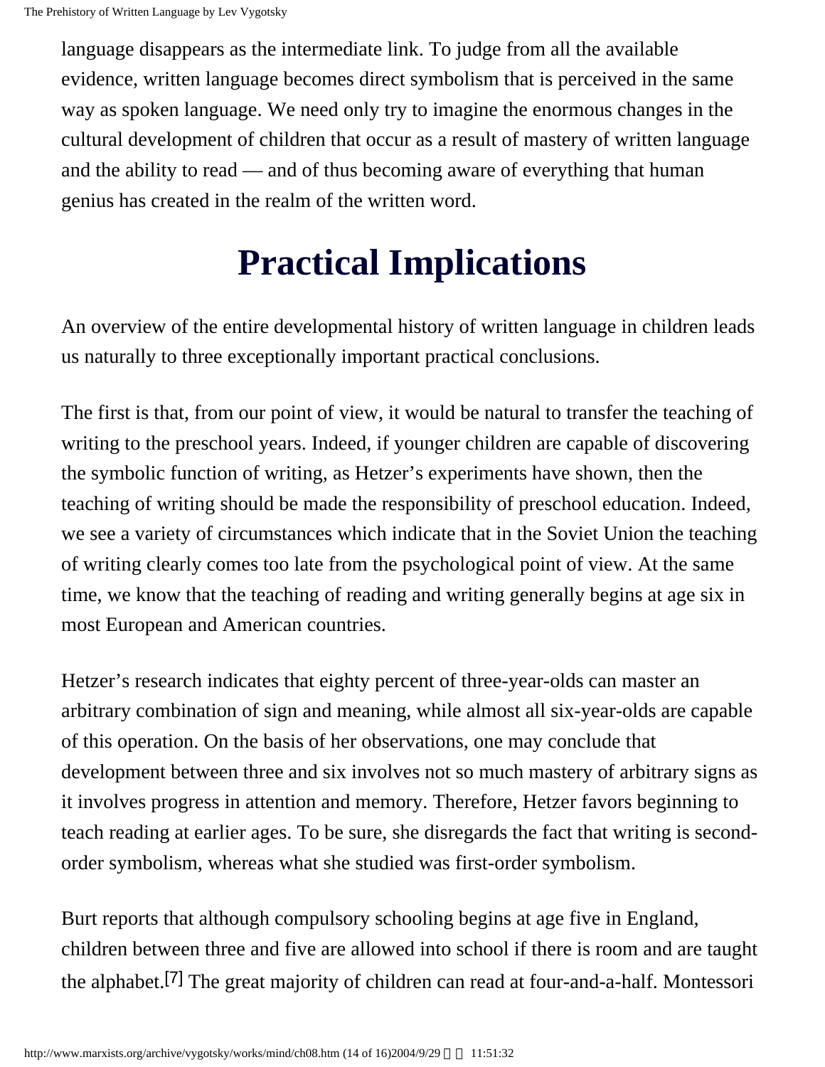language disappears as the intermediate link. To judge from all the available evidence, written language becomes direct symbolism that is perceived in the same way as spoken language. We need only try to imagine the enormous changes in the cultural development of children that occur as a result of mastery of written language and the ability to read — and of thus becoming aware of everything that human genius has created in the realm of the written word.

# Practical Implications

An overview of the entire developmental history of written language in children leads us naturally to three exceptionally important practical conclusions.

The first is that, from our point of view, it would be natural to transfer the teaching of writing to the preschool years. Indeed, if younger children are capable of discovering the symbolic function of writing, as Hetzer's experiments have shown, then the teaching of writing should be made the responsibility of preschool education. Indeed, we see a variety of circumstances which indicate that in the Soviet Union the teaching of writing clearly comes too late from the psychological point of view. At the same time, we know that the teaching of reading and writing generally begins at age six in most European and American countries.

Hetzer's research indicates that eighty percent of three-year-olds can master an arbitrary combination of sign and meaning, while almost all six-year-olds are capable of this operation. On the basis of her observations, one may conclude that development between three and six involves not so much mastery of arbitrary signs as it involves progress in attention and memory. Therefore, Hetzer favors beginning to teach reading at earlier ages. To be sure, she disregards the fact that writing is second-order symbolism, whereas what she studied was first-order symbolism.

Burt reports that although compulsory schooling begins at age five in England, children between three and five are allowed into school if there is room and are taught the alphabet.[7] The great majority of children can read at four-and-a-half. Montessori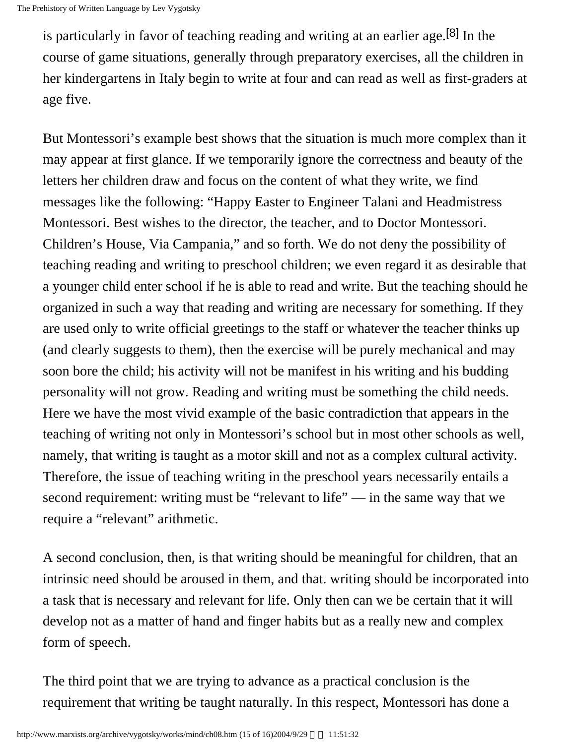is particularly in favor of teaching reading and writing at an earlier age.[8] In the course of game situations, generally through preparatory exercises, all the children in her kindergartens in Italy begin to write at four and can read as well as first-graders at age five.

But Montessori's example best shows that the situation is much more complex than it may appear at first glance. If we temporarily ignore the correctness and beauty of the letters her children draw and focus on the content of what they write, we find messages like the following: "Happy Easter to Engineer Talani and Headmistress Montessori. Best wishes to the director, the teacher, and to Doctor Montessori. Children's House, Via Campania," and so forth. We do not deny the possibility of teaching reading and writing to preschool children; we even regard it as desirable that a younger child enter school if he is able to read and write. But the teaching should he organized in such a way that reading and writing are necessary for something. If they are used only to write official greetings to the staff or whatever the teacher thinks up (and clearly suggests to them), then the exercise will be purely mechanical and may soon bore the child; his activity will not be manifest in his writing and his budding personality will not grow. Reading and writing must be something the child needs. Here we have the most vivid example of the basic contradiction that appears in the teaching of writing not only in Montessori's school but in most other schools as well, namely, that writing is taught as a motor skill and not as a complex cultural activity. Therefore, the issue of teaching writing in the preschool years necessarily entails a second requirement: writing must be "relevant to life" — in the same way that we require a "relevant" arithmetic.

A second conclusion, then, is that writing should be meaningful for children, that an intrinsic need should be aroused in them, and that. writing should be incorporated into a task that is necessary and relevant for life. Only then can we be certain that it will develop not as a matter of hand and finger habits but as a really new and complex form of speech.

The third point that we are trying to advance as a practical conclusion is the requirement that writing be taught naturally. In this respect, Montessori has done a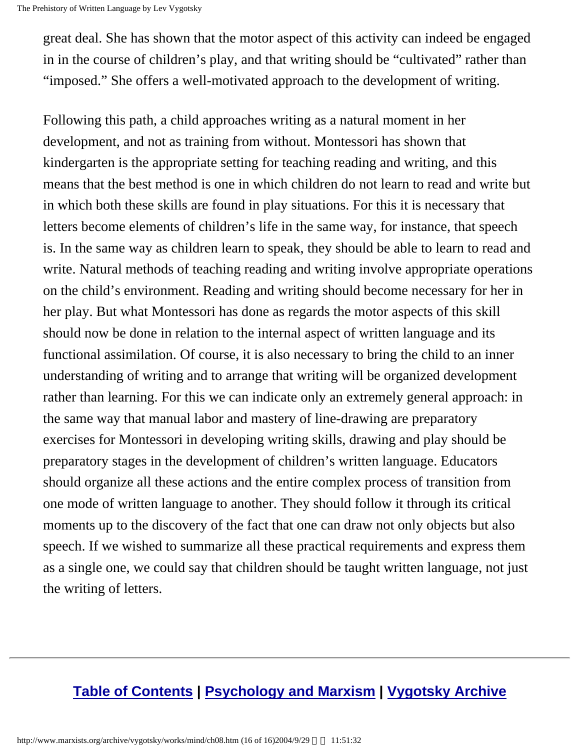great deal. She has shown that the motor aspect of this activity can indeed be engaged in in the course of children's play, and that writing should be "cultivated" rather than "imposed." She offers a well-motivated approach to the development of writing.

Following this path, a child approaches writing as a natural moment in her development, and not as training from without. Montessori has shown that kindergarten is the appropriate setting for teaching reading and writing, and this means that the best method is one in which children do not learn to read and write but in which both these skills are found in play situations. For this it is necessary that letters become elements of children's life in the same way, for instance, that speech is. In the same way as children learn to speak, they should be able to learn to read and write. Natural methods of teaching reading and writing involve appropriate operations on the child's environment. Reading and writing should become necessary for her in her play. But what Montessori has done as regards the motor aspects of this skill should now be done in relation to the internal aspect of written language and its functional assimilation. Of course, it is also necessary to bring the child to an inner understanding of writing and to arrange that writing will be organized development rather than learning. For this we can indicate only an extremely general approach: in the same way that manual labor and mastery of line-drawing are preparatory exercises for Montessori in developing writing skills, drawing and play should be preparatory stages in the development of children's written language. Educators should organize all these actions and the entire complex process of transition from one mode of written language to another. They should follow it through its critical moments up to the discovery of the fact that one can draw not only objects but also speech. If we wished to summarize all these practical requirements and express them as a single one, we could say that children should be taught written language, not just the writing of letters.

---

**Table of Contents** | **Psychology and Marxism** | **Vygotsky Archive**